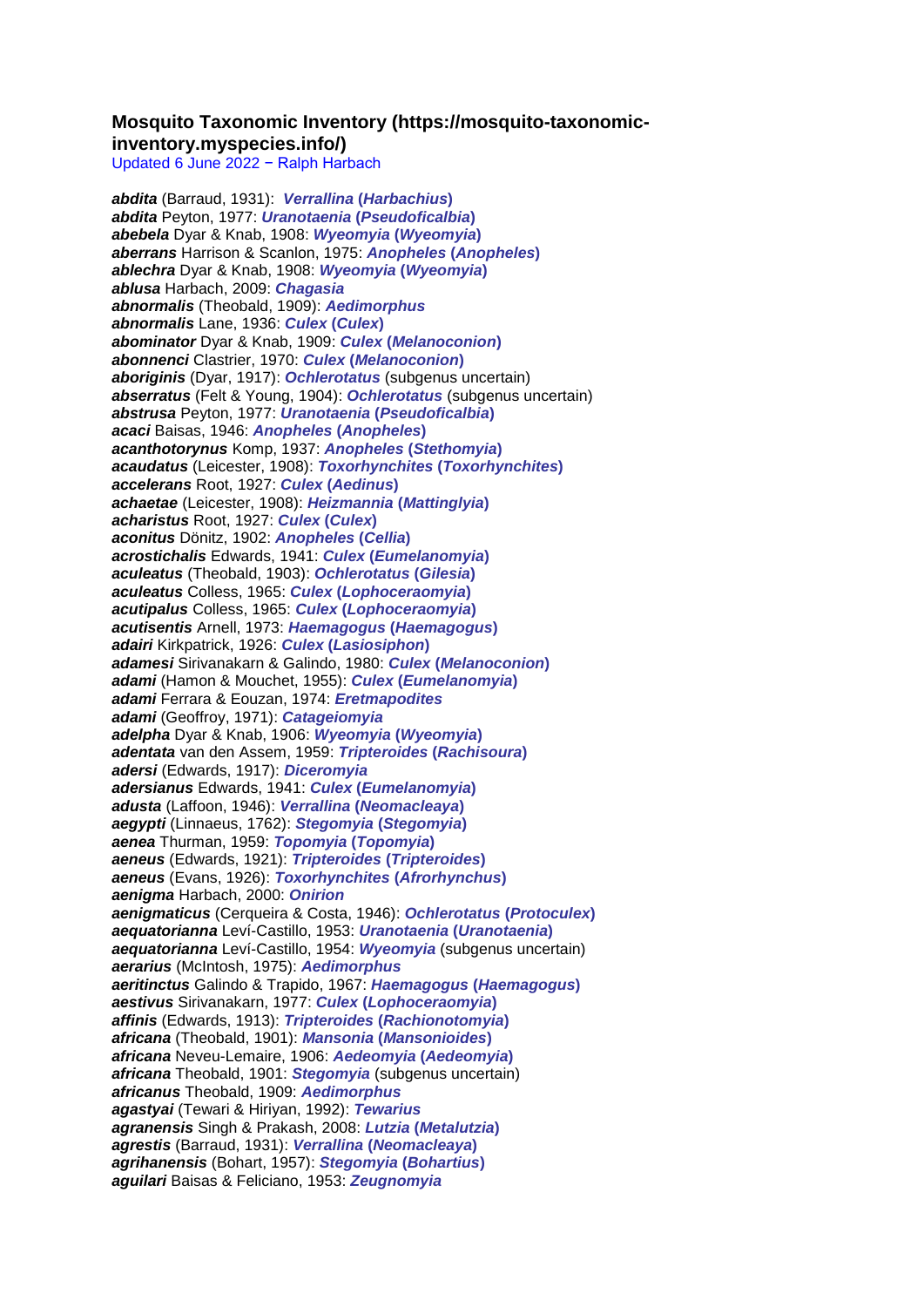### Mosquito Taxonomic Inventory (https://mosquito-taxonomic-inventory.myspecies.info/)

Updated 6 June 2022 − Ralph Harbach

***abdita*** (Barraud, 1931): ***Verrallina* (*Harbachius*)**
***abdita*** Peyton, 1977: ***Uranotaenia* (*Pseudoficalbia*)**
***abebela*** Dyar & Knab, 1908: ***Wyeomyia* (*Wyeomyia*)**
***aberrans*** Harrison & Scanlon, 1975: ***Anopheles* (*Anopheles*)**
***ablechra*** Dyar & Knab, 1908: ***Wyeomyia* (*Wyeomyia*)**
***ablusa*** Harbach, 2009: ***Chagasia***
***abnormalis*** (Theobald, 1909): ***Aedimorphus***
***abnormalis*** Lane, 1936: ***Culex* (*Culex*)**
***abominator*** Dyar & Knab, 1909: ***Culex* (*Melanoconion*)**
***abonnenci*** Clastrier, 1970: ***Culex* (*Melanoconion*)**
***aboriginis*** (Dyar, 1917): ***Ochlerotatus*** (subgenus uncertain)
***abserratus*** (Felt & Young, 1904): ***Ochlerotatus*** (subgenus uncertain)
***abstrusa*** Peyton, 1977: ***Uranotaenia* (*Pseudoficalbia*)**
***acaci*** Baisas, 1946: ***Anopheles* (*Anopheles*)**
***acanthotorynus*** Komp, 1937: ***Anopheles* (*Stethomyia*)**
***acaudatus*** (Leicester, 1908): ***Toxorhynchites* (*Toxorhynchites*)**
***accelerans*** Root, 1927: ***Culex* (*Aedinus*)**
***achaetae*** (Leicester, 1908): ***Heizmannia* (*Mattinglyia*)**
***acharistus*** Root, 1927: ***Culex* (*Culex*)**
***aconitus*** Dönitz, 1902: ***Anopheles* (*Cellia*)**
***acrostichalis*** Edwards, 1941: ***Culex* (*Eumelanomyia*)**
***aculeatus*** (Theobald, 1903): ***Ochlerotatus* (*Gilesia*)**
***aculeatus*** Colless, 1965: ***Culex* (*Lophoceraomyia*)**
***acutipalus*** Colless, 1965: ***Culex* (*Lophoceraomyia*)**
***acutisentis*** Arnell, 1973: ***Haemagogus* (*Haemagogus*)**
***adairi*** Kirkpatrick, 1926: ***Culex* (*Lasiosiphon*)**
***adamesi*** Sirivanakarn & Galindo, 1980: ***Culex* (*Melanoconion*)**
***adami*** (Hamon & Mouchet, 1955): ***Culex* (*Eumelanomyia*)**
***adami*** Ferrara & Eouzan, 1974: ***Eretmapodites***
***adami*** (Geoffroy, 1971): ***Catageiomyia***
***adelpha*** Dyar & Knab, 1906: ***Wyeomyia* (*Wyeomyia*)**
***adentata*** van den Assem, 1959: ***Tripteroides* (*Rachisoura*)**
***adersi*** (Edwards, 1917): ***Diceromyia***
***adersianus*** Edwards, 1941: ***Culex* (*Eumelanomyia*)**
***adusta*** (Laffoon, 1946): ***Verrallina* (*Neomacleaya*)**
***aegypti*** (Linnaeus, 1762): ***Stegomyia* (*Stegomyia*)**
***aenea*** Thurman, 1959: ***Topomyia* (*Topomyia*)**
***aeneus*** (Edwards, 1921): ***Tripteroides* (*Tripteroides*)**
***aeneus*** (Evans, 1926): ***Toxorhynchites* (*Afrorhynchus*)**
***aenigma*** Harbach, 2000: ***Onirion***
***aenigmaticus*** (Cerqueira & Costa, 1946): ***Ochlerotatus* (*Protoculex*)**
***aequatorianna*** Leví-Castillo, 1953: ***Uranotaenia* (*Uranotaenia*)**
***aequatorianna*** Leví-Castillo, 1954: ***Wyeomyia*** (subgenus uncertain)
***aerarius*** (McIntosh, 1975): ***Aedimorphus***
***aeritinctus*** Galindo & Trapido, 1967: ***Haemagogus* (*Haemagogus*)**
***aestivus*** Sirivanakarn, 1977: ***Culex* (*Lophoceraomyia*)**
***affinis*** (Edwards, 1913): ***Tripteroides* (*Rachionotomyia*)**
***africana*** (Theobald, 1901): ***Mansonia* (*Mansonioides*)**
***africana*** Neveu-Lemaire, 1906: ***Aedeomyia* (*Aedeomyia*)**
***africana*** Theobald, 1901: ***Stegomyia*** (subgenus uncertain)
***africanus*** Theobald, 1909: ***Aedimorphus***
***agastyai*** (Tewari & Hiriyan, 1992): ***Tewarius***
***agranensis*** Singh & Prakash, 2008: ***Lutzia* (*Metalutzia*)**
***agrestis*** (Barraud, 1931): ***Verrallina* (*Neomacleaya*)**
***agrihanensis*** (Bohart, 1957): ***Stegomyia* (*Bohartius*)**
***aguilari*** Baisas & Feliciano, 1953: ***Zeugnomyia***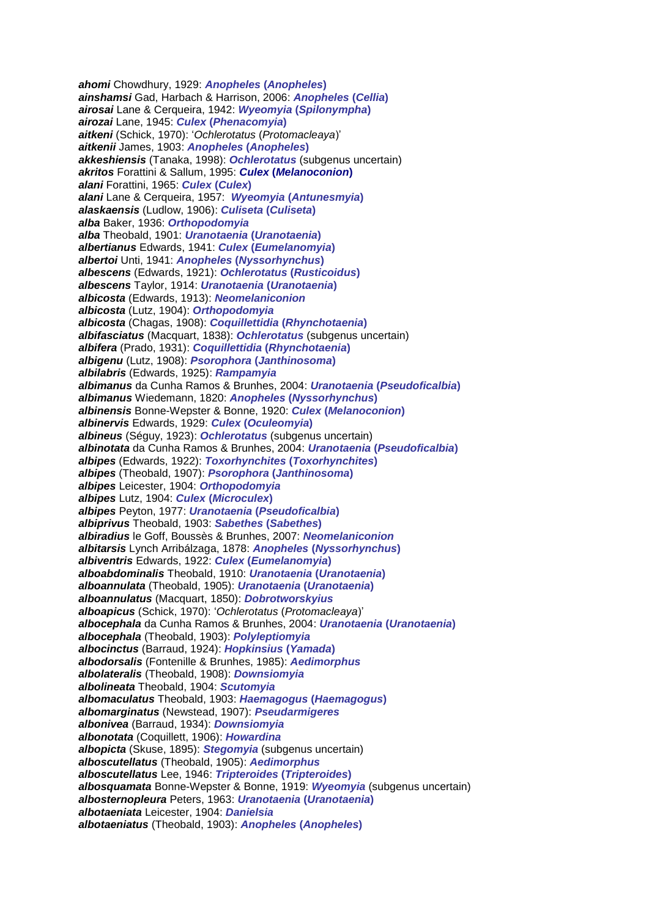***ahomi*** Chowdhury, 1929: ***Anopheles* (*Anopheles*)**
***ainshamsi*** Gad, Harbach & Harrison, 2006: ***Anopheles* (*Cellia*)**
***airosai*** Lane & Cerqueira, 1942: ***Wyeomyia* (*Spilonympha*)**
***airozai*** Lane, 1945: ***Culex* (*Phenacomyia*)**
***aitkeni*** (Schick, 1970): '*Ochlerotatus* (*Protomacleaya*)'
***aitkenii*** James, 1903: ***Anopheles* (*Anopheles*)**
***akkeshiensis*** (Tanaka, 1998): ***Ochlerotatus*** (subgenus uncertain)
***akritos*** Forattini & Sallum, 1995: ***Culex* (*Melanoconion*)**
***alani*** Forattini, 1965: ***Culex* (*Culex*)**
***alani*** Lane & Cerqueira, 1957: ***Wyeomyia* (*Antunesmyia*)**
***alaskaensis*** (Ludlow, 1906): ***Culiseta* (*Culiseta*)**
***alba*** Baker, 1936: ***Orthopodomyia***
***alba*** Theobald, 1901: ***Uranotaenia* (*Uranotaenia*)**
***albertianus*** Edwards, 1941: ***Culex* (*Eumelanomyia*)**
***albertoi*** Unti, 1941: ***Anopheles* (*Nyssorhynchus*)**
***albescens*** (Edwards, 1921): ***Ochlerotatus* (*Rusticoidus*)**
***albescens*** Taylor, 1914: ***Uranotaenia* (*Uranotaenia*)**
***albicosta*** (Edwards, 1913): ***Neomelaniconion***
***albicosta*** (Lutz, 1904): ***Orthopodomyia***
***albicosta*** (Chagas, 1908): ***Coquillettidia* (*Rhynchotaenia*)**
***albifasciatus*** (Macquart, 1838): ***Ochlerotatus*** (subgenus uncertain)
***albifera*** (Prado, 1931): ***Coquillettidia* (*Rhynchotaenia*)**
***albigenu*** (Lutz, 1908): ***Psorophora* (*Janthinosoma*)**
***albilabris*** (Edwards, 1925): ***Rampamyia***
***albimanus*** da Cunha Ramos & Brunhes, 2004: ***Uranotaenia* (*Pseudoficalbia*)**
***albimanus*** Wiedemann, 1820: ***Anopheles* (*Nyssorhynchus*)**
***albinensis*** Bonne-Wepster & Bonne, 1920: ***Culex* (*Melanoconion*)**
***albinervis*** Edwards, 1929: ***Culex* (*Oculeomyia*)**
***albineus*** (Séguy, 1923): ***Ochlerotatus*** (subgenus uncertain)
***albinotata*** da Cunha Ramos & Brunhes, 2004: ***Uranotaenia* (*Pseudoficalbia*)**
***albipes*** (Edwards, 1922): ***Toxorhynchites* (*Toxorhynchites*)**
***albipes*** (Theobald, 1907): ***Psorophora* (*Janthinosoma*)**
***albipes*** Leicester, 1904: ***Orthopodomyia***
***albipes*** Lutz, 1904: ***Culex* (*Microculex*)**
***albipes*** Peyton, 1977: ***Uranotaenia* (*Pseudoficalbia*)**
***albiprivus*** Theobald, 1903: ***Sabethes* (*Sabethes*)**
***albiradius*** le Goff, Boussès & Brunhes, 2007: ***Neomelaniconion***
***albitarsis*** Lynch Arribálzaga, 1878: ***Anopheles* (*Nyssorhynchus*)**
***albiventris*** Edwards, 1922: ***Culex* (*Eumelanomyia*)**
***alboabdominalis*** Theobald, 1910: ***Uranotaenia* (*Uranotaenia*)**
***alboannulata*** (Theobald, 1905): ***Uranotaenia* (*Uranotaenia*)**
***alboannulatus*** (Macquart, 1850): ***Dobrotworskyius***
***alboapicus*** (Schick, 1970): '*Ochlerotatus* (*Protomacleaya*)'
***albocephala*** da Cunha Ramos & Brunhes, 2004: ***Uranotaenia* (*Uranotaenia*)**
***albocephala*** (Theobald, 1903): ***Polyleptiomyia***
***albocinctus*** (Barraud, 1924): ***Hopkinsius* (*Yamada*)**
***albodorsalis*** (Fontenille & Brunhes, 1985): ***Aedimorphus***
***albolateralis*** (Theobald, 1908): ***Downsiomyia***
***albolineata*** Theobald, 1904: ***Scutomyia***
***albomaculatus*** Theobald, 1903: ***Haemagogus* (*Haemagogus*)**
***albomarginatus*** (Newstead, 1907): ***Pseudarmigeres***
***albonivea*** (Barraud, 1934): ***Downsiomyia***
***albonotata*** (Coquillett, 1906): ***Howardina***
***albopicta*** (Skuse, 1895): ***Stegomyia*** (subgenus uncertain)
***alboscutellatus*** (Theobald, 1905): ***Aedimorphus***
***alboscutellatus*** Lee, 1946: ***Tripteroides* (*Tripteroides*)**
***albosquamata*** Bonne-Wepster & Bonne, 1919: ***Wyeomyia*** (subgenus uncertain)
***albosternopleura*** Peters, 1963: ***Uranotaenia* (*Uranotaenia*)**
***albotaeniata*** Leicester, 1904: ***Danielsia***
***albotaeniatus*** (Theobald, 1903): ***Anopheles* (*Anopheles*)**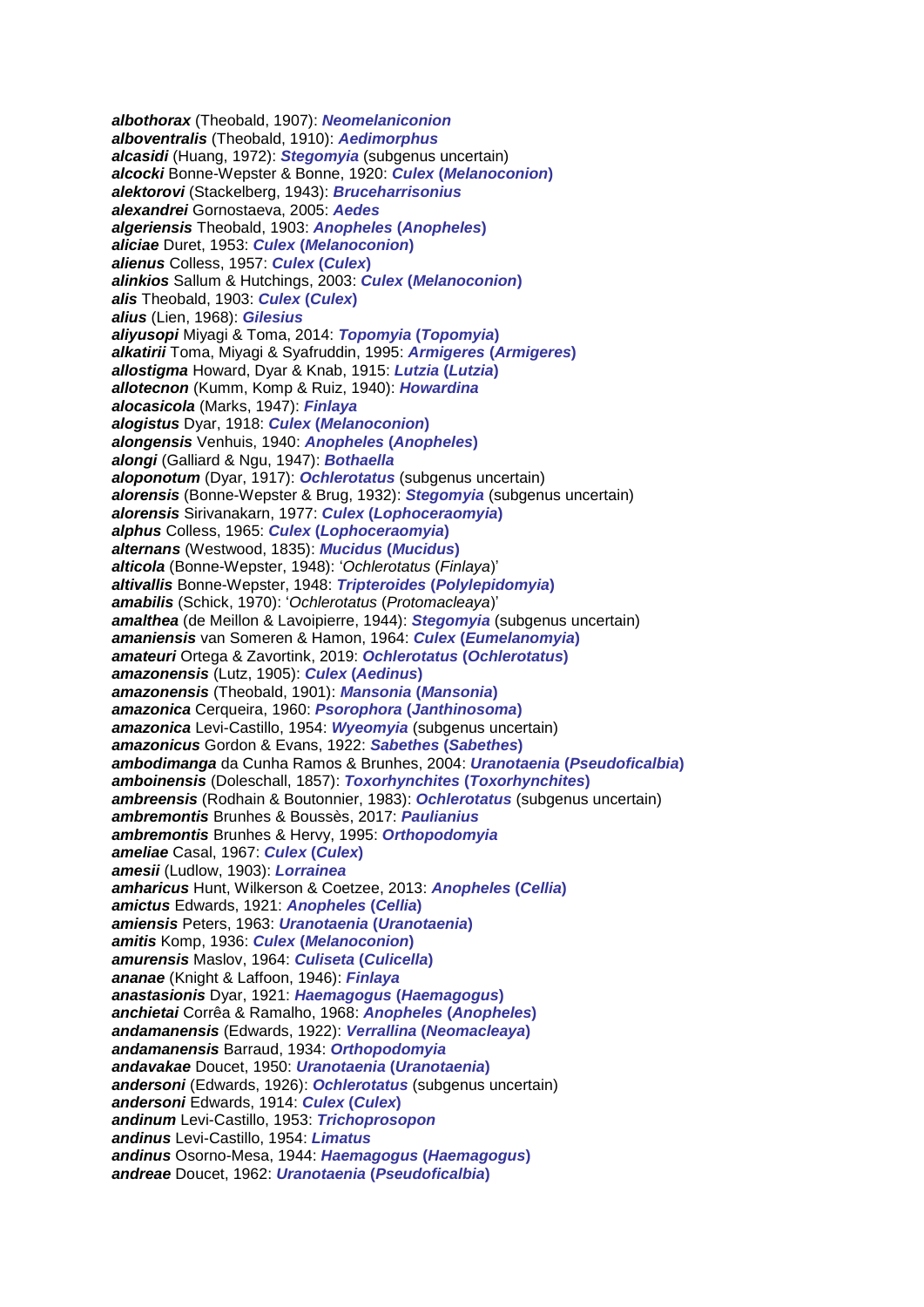***albothorax*** (Theobald, 1907): ***Neomelaniconion***
***alboventralis*** (Theobald, 1910): ***Aedimorphus***
***alcasidi*** (Huang, 1972): ***Stegomyia*** (subgenus uncertain)
***alcocki*** Bonne-Wepster & Bonne, 1920: ***Culex* (*Melanoconion*)**
***alektorovi*** (Stackelberg, 1943): ***Bruceharrisonius***
***alexandrei*** Gornostaeva, 2005: ***Aedes***
***algeriensis*** Theobald, 1903: ***Anopheles* (*Anopheles*)**
***aliciae*** Duret, 1953: ***Culex* (*Melanoconion*)**
***alienus*** Colless, 1957: ***Culex* (*Culex*)**
***alinkios*** Sallum & Hutchings, 2003: ***Culex* (*Melanoconion*)**
***alis*** Theobald, 1903: ***Culex* (*Culex*)**
***alius*** (Lien, 1968): ***Gilesius***
***aliyusopi*** Miyagi & Toma, 2014: ***Topomyia* (*Topomyia*)**
***alkatirii*** Toma, Miyagi & Syafruddin, 1995: ***Armigeres* (*Armigeres*)**
***allostigma*** Howard, Dyar & Knab, 1915: ***Lutzia* (*Lutzia*)**
***allotecnon*** (Kumm, Komp & Ruiz, 1940): ***Howardina***
***alocasicola*** (Marks, 1947): ***Finlaya***
***alogistus*** Dyar, 1918: ***Culex* (*Melanoconion*)**
***alongensis*** Venhuis, 1940: ***Anopheles* (*Anopheles*)**
***alongi*** (Galliard & Ngu, 1947): ***Bothaella***
***aloponotum*** (Dyar, 1917): ***Ochlerotatus*** (subgenus uncertain)
***alorensis*** (Bonne-Wepster & Brug, 1932): ***Stegomyia*** (subgenus uncertain)
***alorensis*** Sirivanakarn, 1977: ***Culex* (*Lophoceraomyia*)**
***alphus*** Colless, 1965: ***Culex* (*Lophoceraomyia*)**
***alternans*** (Westwood, 1835): ***Mucidus* (*Mucidus*)**
***alticola*** (Bonne-Wepster, 1948): '*Ochlerotatus* (*Finlaya*)'
***altivallis*** Bonne-Wepster, 1948: ***Tripteroides* (*Polylepidomyia*)**
***amabilis*** (Schick, 1970): '*Ochlerotatus* (*Protomacleaya*)'
***amalthea*** (de Meillon & Lavoipierre, 1944): ***Stegomyia*** (subgenus uncertain)
***amaniensis*** van Someren & Hamon, 1964: ***Culex* (*Eumelanomyia*)**
***amateuri*** Ortega & Zavortink, 2019: ***Ochlerotatus* (*Ochlerotatus*)**
***amazonensis*** (Lutz, 1905): ***Culex* (*Aedinus*)**
***amazonensis*** (Theobald, 1901): ***Mansonia* (*Mansonia*)**
***amazonica*** Cerqueira, 1960: ***Psorophora* (*Janthinosoma*)**
***amazonica*** Levi-Castillo, 1954: ***Wyeomyia*** (subgenus uncertain)
***amazonicus*** Gordon & Evans, 1922: ***Sabethes* (*Sabethes*)**
***ambodimanga*** da Cunha Ramos & Brunhes, 2004: ***Uranotaenia* (*Pseudoficalbia*)**
***amboinensis*** (Doleschall, 1857): ***Toxorhynchites* (*Toxorhynchites*)**
***ambreensis*** (Rodhain & Boutonnier, 1983): ***Ochlerotatus*** (subgenus uncertain)
***ambremontis*** Brunhes & Boussès, 2017: ***Paulianius***
***ambremontis*** Brunhes & Hervy, 1995: ***Orthopodomyia***
***ameliae*** Casal, 1967: ***Culex* (*Culex*)**
***amesii*** (Ludlow, 1903): ***Lorrainea***
***amharicus*** Hunt, Wilkerson & Coetzee, 2013: ***Anopheles* (*Cellia*)**
***amictus*** Edwards, 1921: ***Anopheles* (*Cellia*)**
***amiensis*** Peters, 1963: ***Uranotaenia* (*Uranotaenia*)**
***amitis*** Komp, 1936: ***Culex* (*Melanoconion*)**
***amurensis*** Maslov, 1964: ***Culiseta* (*Culicella*)**
***ananae*** (Knight & Laffoon, 1946): ***Finlaya***
***anastasionis*** Dyar, 1921: ***Haemagogus* (*Haemagogus*)**
***anchietai*** Corrêa & Ramalho, 1968: ***Anopheles* (*Anopheles*)**
***andamanensis*** (Edwards, 1922): ***Verrallina* (*Neomacleaya*)**
***andamanensis*** Barraud, 1934: ***Orthopodomyia***
***andavakae*** Doucet, 1950: ***Uranotaenia* (*Uranotaenia*)**
***andersoni*** (Edwards, 1926): ***Ochlerotatus*** (subgenus uncertain)
***andersoni*** Edwards, 1914: ***Culex* (*Culex*)**
***andinum*** Levi-Castillo, 1953: ***Trichoprosopon***
***andinus*** Levi-Castillo, 1954: ***Limatus***
***andinus*** Osorno-Mesa, 1944: ***Haemagogus* (*Haemagogus*)**
***andreae*** Doucet, 1962: ***Uranotaenia* (*Pseudoficalbia*)**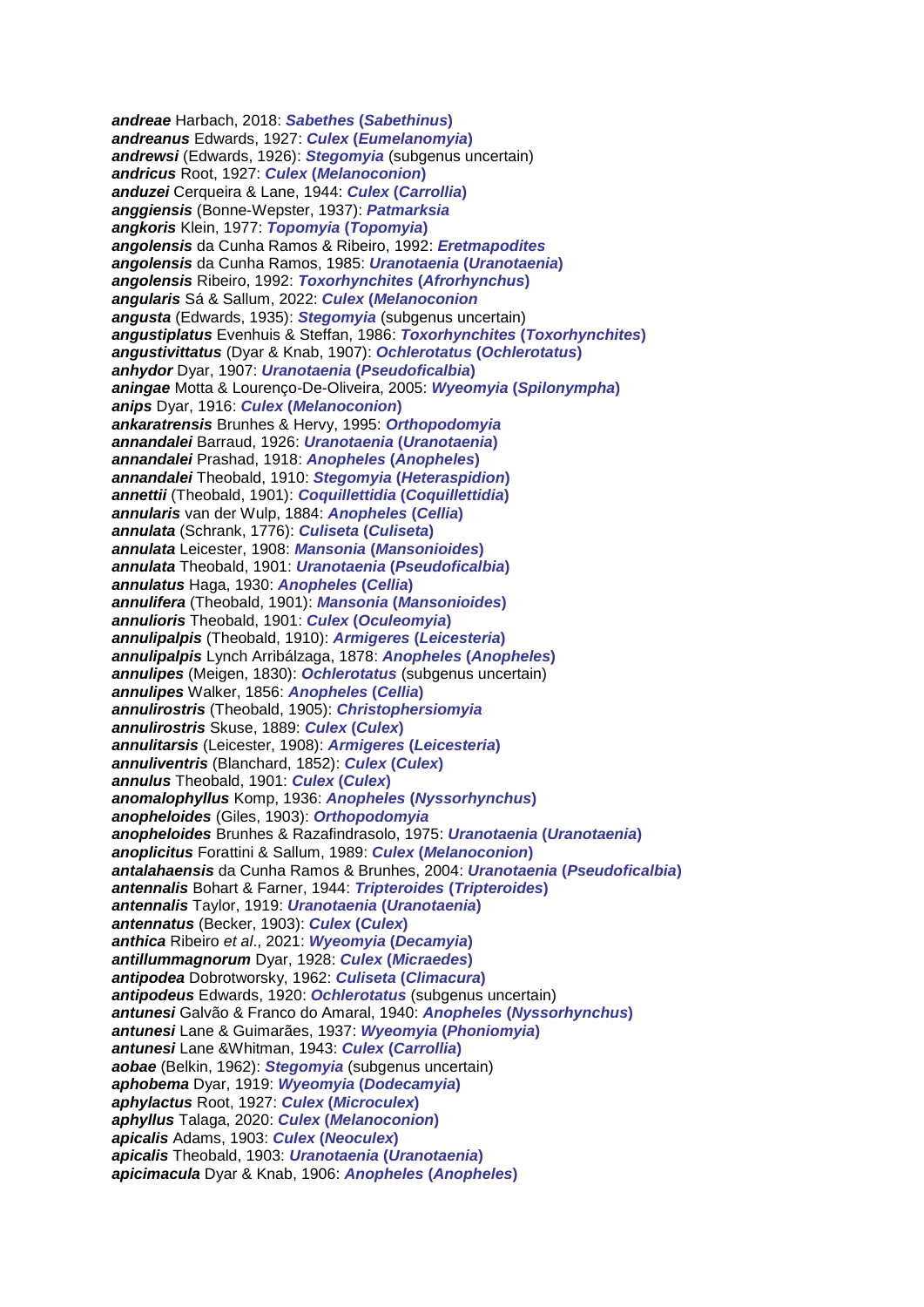***andreae*** Harbach, 2018: ***Sabethes* (*Sabethinus*)**
***andreanus*** Edwards, 1927: ***Culex* (*Eumelanomyia*)**
***andrewsi*** (Edwards, 1926): ***Stegomyia*** (subgenus uncertain)
***andricus*** Root, 1927: ***Culex* (*Melanoconion*)**
***anduzei*** Cerqueira & Lane, 1944: ***Culex* (*Carrollia*)**
***anggiensis*** (Bonne-Wepster, 1937): ***Patmarksia***
***angkoris*** Klein, 1977: ***Topomyia* (*Topomyia*)**
***angolensis*** da Cunha Ramos & Ribeiro, 1992: ***Eretmapodites***
***angolensis*** da Cunha Ramos, 1985: ***Uranotaenia* (*Uranotaenia*)**
***angolensis*** Ribeiro, 1992: ***Toxorhynchites* (*Afrorhynchus*)**
***angularis*** Sá & Sallum, 2022: ***Culex* (*Melanoconion***
***angusta*** (Edwards, 1935): ***Stegomyia*** (subgenus uncertain)
***angustiplatus*** Evenhuis & Steffan, 1986: ***Toxorhynchites* (*Toxorhynchites*)**
***angustivittatus*** (Dyar & Knab, 1907): ***Ochlerotatus* (*Ochlerotatus*)**
***anhydor*** Dyar, 1907: ***Uranotaenia* (*Pseudoficalbia*)**
***aningae*** Motta & Lourenço-De-Oliveira, 2005: ***Wyeomyia* (*Spilonympha*)**
***anips*** Dyar, 1916: ***Culex* (*Melanoconion*)**
***ankaratrensis*** Brunhes & Hervy, 1995: ***Orthopodomyia***
***annandalei*** Barraud, 1926: ***Uranotaenia* (*Uranotaenia*)**
***annandalei*** Prashad, 1918: ***Anopheles* (*Anopheles*)**
***annandalei*** Theobald, 1910: ***Stegomyia* (*Heteraspidion*)**
***annettii*** (Theobald, 1901): ***Coquillettidia* (*Coquillettidia*)**
***annularis*** van der Wulp, 1884: ***Anopheles* (*Cellia*)**
***annulata*** (Schrank, 1776): ***Culiseta* (*Culiseta*)**
***annulata*** Leicester, 1908: ***Mansonia* (*Mansonioides*)**
***annulata*** Theobald, 1901: ***Uranotaenia* (*Pseudoficalbia*)**
***annulatus*** Haga, 1930: ***Anopheles* (*Cellia*)**
***annulifera*** (Theobald, 1901): ***Mansonia* (*Mansonioides*)**
***annulioris*** Theobald, 1901: ***Culex* (*Oculeomyia*)**
***annulipalpis*** (Theobald, 1910): ***Armigeres* (*Leicesteria*)**
***annulipalpis*** Lynch Arribálzaga, 1878: ***Anopheles* (*Anopheles*)**
***annulipes*** (Meigen, 1830): ***Ochlerotatus*** (subgenus uncertain)
***annulipes*** Walker, 1856: ***Anopheles* (*Cellia*)**
***annulirostris*** (Theobald, 1905): ***Christophersiomyia***
***annulirostris*** Skuse, 1889: ***Culex* (*Culex*)**
***annulitarsis*** (Leicester, 1908): ***Armigeres* (*Leicesteria*)**
***annuliventris*** (Blanchard, 1852): ***Culex* (*Culex*)**
***annulus*** Theobald, 1901: ***Culex* (*Culex*)**
***anomalophyllus*** Komp, 1936: ***Anopheles* (*Nyssorhynchus*)**
***anopheloides*** (Giles, 1903): ***Orthopodomyia***
***anopheloides*** Brunhes & Razafindrasolo, 1975: ***Uranotaenia* (*Uranotaenia*)**
***anoplicitus*** Forattini & Sallum, 1989: ***Culex* (*Melanoconion*)**
***antalahaensis*** da Cunha Ramos & Brunhes, 2004: ***Uranotaenia* (*Pseudoficalbia*)**
***antennalis*** Bohart & Farner, 1944: ***Tripteroides* (*Tripteroides*)**
***antennalis*** Taylor, 1919: ***Uranotaenia* (*Uranotaenia*)**
***antennatus*** (Becker, 1903): ***Culex* (*Culex*)**
***anthica*** Ribeiro *et al*., 2021: ***Wyeomyia* (*Decamyia*)**
***antillummagnorum*** Dyar, 1928: ***Culex* (*Micraedes*)**
***antipodea*** Dobrotworsky, 1962: ***Culiseta* (*Climacura*)**
***antipodeus*** Edwards, 1920: ***Ochlerotatus*** (subgenus uncertain)
***antunesi*** Galvão & Franco do Amaral, 1940: ***Anopheles* (*Nyssorhynchus*)**
***antunesi*** Lane & Guimarães, 1937: ***Wyeomyia* (*Phoniomyia*)**
***antunesi*** Lane &Whitman, 1943: ***Culex* (*Carrollia*)**
***aobae*** (Belkin, 1962): ***Stegomyia*** (subgenus uncertain)
***aphobema*** Dyar, 1919: ***Wyeomyia* (*Dodecamyia*)**
***aphylactus*** Root, 1927: ***Culex* (*Microculex*)**
***aphyllus*** Talaga, 2020: ***Culex* (*Melanoconion*)**
***apicalis*** Adams, 1903: ***Culex* (*Neoculex*)**
***apicalis*** Theobald, 1903: ***Uranotaenia* (*Uranotaenia*)**
***apicimacula*** Dyar & Knab, 1906: ***Anopheles* (*Anopheles*)**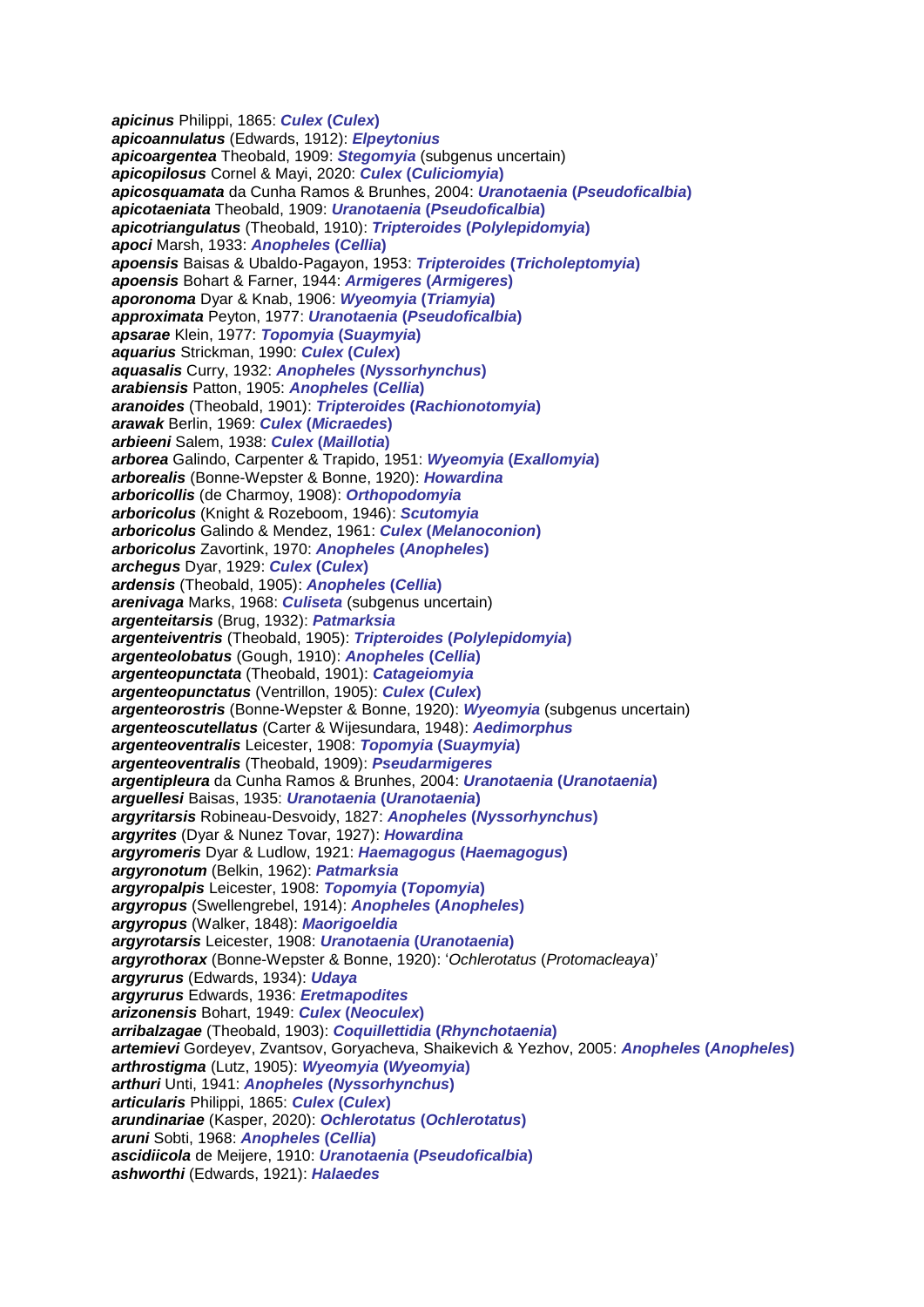***apicinus*** Philippi, 1865: ***Culex* (*Culex*)**
***apicoannulatus*** (Edwards, 1912): ***Elpeytonius***
***apicoargentea*** Theobald, 1909: ***Stegomyia*** (subgenus uncertain)
***apicopilosus*** Cornel & Mayi, 2020: ***Culex* (*Culiciomyia*)**
***apicosquamata*** da Cunha Ramos & Brunhes, 2004: ***Uranotaenia* (*Pseudoficalbia*)**
***apicotaeniata*** Theobald, 1909: ***Uranotaenia* (*Pseudoficalbia*)**
***apicotriangulatus*** (Theobald, 1910): ***Tripteroides* (*Polylepidomyia*)**
***apoci*** Marsh, 1933: ***Anopheles* (*Cellia*)**
***apoensis*** Baisas & Ubaldo-Pagayon, 1953: ***Tripteroides* (*Tricholeptomyia*)**
***apoensis*** Bohart & Farner, 1944: ***Armigeres* (*Armigeres*)**
***aporonoma*** Dyar & Knab, 1906: ***Wyeomyia* (*Triamyia*)**
***approximata*** Peyton, 1977: ***Uranotaenia* (*Pseudoficalbia*)**
***apsarae*** Klein, 1977: ***Topomyia* (*Suaymyia*)**
***aquarius*** Strickman, 1990: ***Culex* (*Culex*)**
***aquasalis*** Curry, 1932: ***Anopheles* (*Nyssorhynchus*)**
***arabiensis*** Patton, 1905: ***Anopheles* (*Cellia*)**
***aranoides*** (Theobald, 1901): ***Tripteroides* (*Rachionotomyia*)**
***arawak*** Berlin, 1969: ***Culex* (*Micraedes*)**
***arbieeni*** Salem, 1938: ***Culex* (*Maillotia*)**
***arborea*** Galindo, Carpenter & Trapido, 1951: ***Wyeomyia* (*Exallomyia*)**
***arborealis*** (Bonne-Wepster & Bonne, 1920): ***Howardina***
***arboricollis*** (de Charmoy, 1908): ***Orthopodomyia***
***arboricolus*** (Knight & Rozeboom, 1946): ***Scutomyia***
***arboricolus*** Galindo & Mendez, 1961: ***Culex* (*Melanoconion*)**
***arboricolus*** Zavortink, 1970: ***Anopheles* (*Anopheles*)**
***archegus*** Dyar, 1929: ***Culex* (*Culex*)**
***ardensis*** (Theobald, 1905): ***Anopheles* (*Cellia*)**
***arenivaga*** Marks, 1968: ***Culiseta*** (subgenus uncertain)
***argenteitarsis*** (Brug, 1932): ***Patmarksia***
***argenteiventris*** (Theobald, 1905): ***Tripteroides* (*Polylepidomyia*)**
***argenteolobatus*** (Gough, 1910): ***Anopheles* (*Cellia*)**
***argenteopunctata*** (Theobald, 1901): ***Catageiomyia***
***argenteopunctatus*** (Ventrillon, 1905): ***Culex* (*Culex*)**
***argenteorostris*** (Bonne-Wepster & Bonne, 1920): ***Wyeomyia*** (subgenus uncertain)
***argenteoscutellatus*** (Carter & Wijesundara, 1948): ***Aedimorphus***
***argenteoventralis*** Leicester, 1908: ***Topomyia* (*Suaymyia*)**
***argenteoventralis*** (Theobald, 1909): ***Pseudarmigeres***
***argentipleura*** da Cunha Ramos & Brunhes, 2004: ***Uranotaenia* (*Uranotaenia*)**
***arguellesi*** Baisas, 1935: ***Uranotaenia* (*Uranotaenia*)**
***argyritarsis*** Robineau-Desvoidy, 1827: ***Anopheles* (*Nyssorhynchus*)**
***argyrites*** (Dyar & Nunez Tovar, 1927): ***Howardina***
***argyromeris*** Dyar & Ludlow, 1921: ***Haemagogus* (*Haemagogus*)**
***argyronotum*** (Belkin, 1962): ***Patmarksia***
***argyropalpis*** Leicester, 1908: ***Topomyia* (*Topomyia*)**
***argyropus*** (Swellengrebel, 1914): ***Anopheles* (*Anopheles*)**
***argyropus*** (Walker, 1848): ***Maorigoeldia***
***argyrotarsis*** Leicester, 1908: ***Uranotaenia* (*Uranotaenia*)**
***argyrothorax*** (Bonne-Wepster & Bonne, 1920): '*Ochlerotatus* (*Protomacleaya*)'
***argyrurus*** (Edwards, 1934): ***Udaya***
***argyrurus*** Edwards, 1936: ***Eretmapodites***
***arizonensis*** Bohart, 1949: ***Culex* (*Neoculex*)**
***arribalzagae*** (Theobald, 1903): ***Coquillettidia* (*Rhynchotaenia*)**
***artemievi*** Gordeyev, Zvantsov, Goryacheva, Shaikevich & Yezhov, 2005: ***Anopheles* (*Anopheles*)**
***arthrostigma*** (Lutz, 1905): ***Wyeomyia* (*Wyeomyia*)**
***arthuri*** Unti, 1941: ***Anopheles* (*Nyssorhynchus*)**
***articularis*** Philippi, 1865: ***Culex* (*Culex*)**
***arundinariae*** (Kasper, 2020): ***Ochlerotatus* (*Ochlerotatus*)**
***aruni*** Sobti, 1968: ***Anopheles* (*Cellia*)**
***ascidiicola*** de Meijere, 1910: ***Uranotaenia* (*Pseudoficalbia*)**
***ashworthi*** (Edwards, 1921): ***Halaedes***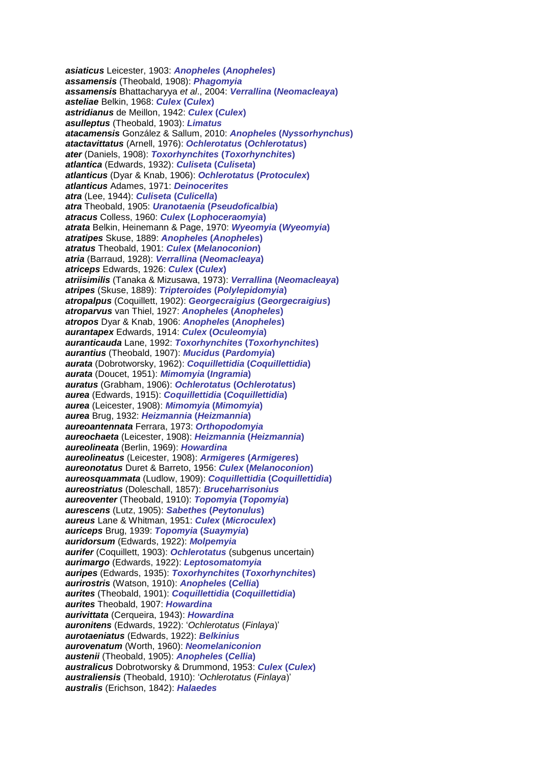***asiaticus*** Leicester, 1903: ***Anopheles* (*Anopheles*)**
***assamensis*** (Theobald, 1908): ***Phagomyia***
***assamensis*** Bhattacharyya *et al*., 2004: ***Verrallina* (*Neomacleaya*)**
***asteliae*** Belkin, 1968: ***Culex* (*Culex*)**
***astridianus*** de Meillon, 1942: ***Culex* (*Culex*)**
***asulleptus*** (Theobald, 1903): ***Limatus***
***atacamensis*** González & Sallum, 2010: ***Anopheles* (*Nyssorhynchus*)**
***atactavittatus*** (Arnell, 1976): ***Ochlerotatus* (*Ochlerotatus*)**
***ater*** (Daniels, 1908): ***Toxorhynchites* (*Toxorhynchites*)**
***atlantica*** (Edwards, 1932): ***Culiseta* (*Culiseta*)**
***atlanticus*** (Dyar & Knab, 1906): ***Ochlerotatus* (*Protoculex*)**
***atlanticus*** Adames, 1971: ***Deinocerites***
***atra*** (Lee, 1944): ***Culiseta* (*Culicella*)**
***atra*** Theobald, 1905: ***Uranotaenia* (*Pseudoficalbia*)**
***atracus*** Colless, 1960: ***Culex* (*Lophoceraomyia*)**
***atrata*** Belkin, Heinemann & Page, 1970: ***Wyeomyia* (*Wyeomyia*)**
***atratipes*** Skuse, 1889: ***Anopheles* (*Anopheles*)**
***atratus*** Theobald, 1901: ***Culex* (*Melanoconion*)**
***atria*** (Barraud, 1928): ***Verrallina* (*Neomacleaya*)**
***atriceps*** Edwards, 1926: ***Culex* (*Culex*)**
***atriisimilis*** (Tanaka & Mizusawa, 1973): ***Verrallina* (*Neomacleaya*)**
***atripes*** (Skuse, 1889): ***Tripteroides* (*Polylepidomyia*)**
***atropalpus*** (Coquillett, 1902): ***Georgecraigius* (*Georgecraigius*)**
***atroparvus*** van Thiel, 1927: ***Anopheles* (*Anopheles*)**
***atropos*** Dyar & Knab, 1906: ***Anopheles* (*Anopheles*)**
***aurantapex*** Edwards, 1914: ***Culex* (*Oculeomyia*)**
***auranticauda*** Lane, 1992: ***Toxorhynchites* (*Toxorhynchites*)**
***aurantius*** (Theobald, 1907): ***Mucidus* (*Pardomyia*)**
***aurata*** (Dobrotworsky, 1962): ***Coquillettidia* (*Coquillettidia*)**
***aurata*** (Doucet, 1951): ***Mimomyia* (*Ingramia*)**
***auratus*** (Grabham, 1906): ***Ochlerotatus* (*Ochlerotatus*)**
***aurea*** (Edwards, 1915): ***Coquillettidia* (*Coquillettidia*)**
***aurea*** (Leicester, 1908): ***Mimomyia* (*Mimomyia*)**
***aurea*** Brug, 1932: ***Heizmannia* (*Heizmannia*)**
***aureoantennata*** Ferrara, 1973: ***Orthopodomyia***
***aureochaeta*** (Leicester, 1908): ***Heizmannia* (*Heizmannia*)**
***aureolineata*** (Berlin, 1969): ***Howardina***
***aureolineatus*** (Leicester, 1908): ***Armigeres* (*Armigeres*)**
***aureonotatus*** Duret & Barreto, 1956: ***Culex* (*Melanoconion*)**
***aureosquammata*** (Ludlow, 1909): ***Coquillettidia* (*Coquillettidia*)**
***aureostriatus*** (Doleschall, 1857): ***Bruceharrisonius***
***aureoventer*** (Theobald, 1910): ***Topomyia* (*Topomyia*)**
***aurescens*** (Lutz, 1905): ***Sabethes* (*Peytonulus*)**
***aureus*** Lane & Whitman, 1951: ***Culex* (*Microculex*)**
***auriceps*** Brug, 1939: ***Topomyia* (*Suaymyia*)**
***auridorsum*** (Edwards, 1922): ***Molpemyia***
***aurifer*** (Coquillett, 1903): ***Ochlerotatus*** (subgenus uncertain)
***aurimargo*** (Edwards, 1922): ***Leptosomatomyia***
***auripes*** (Edwards, 1935): ***Toxorhynchites* (*Toxorhynchites*)**
***aurirostris*** (Watson, 1910): ***Anopheles* (*Cellia*)**
***aurites*** (Theobald, 1901): ***Coquillettidia* (*Coquillettidia*)**
***aurites*** Theobald, 1907: ***Howardina***
***aurivittata*** (Cerqueira, 1943): ***Howardina***
***auronitens*** (Edwards, 1922): '*Ochlerotatus* (*Finlaya*)'
***aurotaeniatus*** (Edwards, 1922): ***Belkinius***
***aurovenatum*** (Worth, 1960): ***Neomelaniconion***
***austenii*** (Theobald, 1905): ***Anopheles* (*Cellia*)**
***australicus*** Dobrotworsky & Drummond, 1953: ***Culex* (*Culex*)**
***australiensis*** (Theobald, 1910): '*Ochlerotatus* (*Finlaya*)'
***australis*** (Erichson, 1842): ***Halaedes***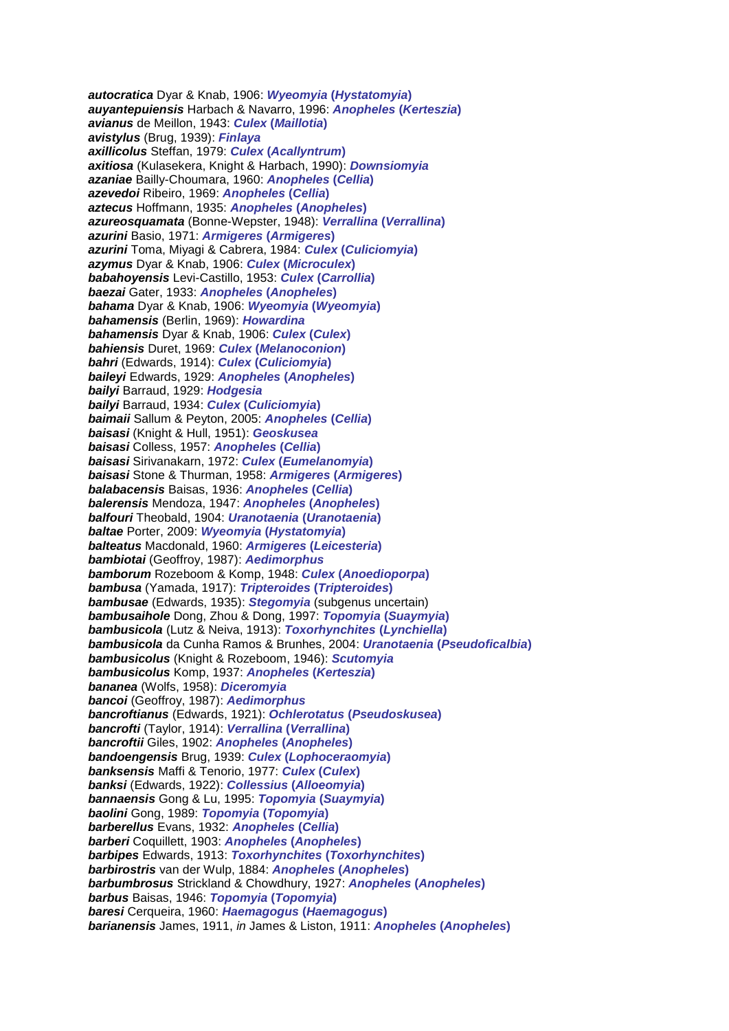***autocratica*** Dyar & Knab, 1906: ***Wyeomyia* (*Hystatomyia*)**
***auyantepuiensis*** Harbach & Navarro, 1996: ***Anopheles* (*Kerteszia*)**
***avianus*** de Meillon, 1943: ***Culex* (*Maillotia*)**
***avistylus*** (Brug, 1939): ***Finlaya***
***axillicolus*** Steffan, 1979: ***Culex* (*Acallyntrum*)**
***axitiosa*** (Kulasekera, Knight & Harbach, 1990): ***Downsiomyia***
***azaniae*** Bailly-Choumara, 1960: ***Anopheles* (*Cellia*)**
***azevedoi*** Ribeiro, 1969: ***Anopheles* (*Cellia*)**
***aztecus*** Hoffmann, 1935: ***Anopheles* (*Anopheles*)**
***azureosquamata*** (Bonne-Wepster, 1948): ***Verrallina* (*Verrallina*)**
***azurini*** Basio, 1971: ***Armigeres* (*Armigeres*)**
***azurini*** Toma, Miyagi & Cabrera, 1984: ***Culex* (*Culiciomyia*)**
***azymus*** Dyar & Knab, 1906: ***Culex* (*Microculex*)**
***babahoyensis*** Levi-Castillo, 1953: ***Culex* (*Carrollia*)**
***baezai*** Gater, 1933: ***Anopheles* (*Anopheles*)**
***bahama*** Dyar & Knab, 1906: ***Wyeomyia* (*Wyeomyia*)**
***bahamensis*** (Berlin, 1969): ***Howardina***
***bahamensis*** Dyar & Knab, 1906: ***Culex* (*Culex*)**
***bahiensis*** Duret, 1969: ***Culex* (*Melanoconion*)**
***bahri*** (Edwards, 1914): ***Culex* (*Culiciomyia*)**
***baileyi*** Edwards, 1929: ***Anopheles* (*Anopheles*)**
***bailyi*** Barraud, 1929: ***Hodgesia***
***bailyi*** Barraud, 1934: ***Culex* (*Culiciomyia*)**
***baimaii*** Sallum & Peyton, 2005: ***Anopheles* (*Cellia*)**
***baisasi*** (Knight & Hull, 1951): ***Geoskusea***
***baisasi*** Colless, 1957: ***Anopheles* (*Cellia*)**
***baisasi*** Sirivanakarn, 1972: ***Culex* (*Eumelanomyia*)**
***baisasi*** Stone & Thurman, 1958: ***Armigeres* (*Armigeres*)**
***balabacensis*** Baisas, 1936: ***Anopheles* (*Cellia*)**
***balerensis*** Mendoza, 1947: ***Anopheles* (*Anopheles*)**
***balfouri*** Theobald, 1904: ***Uranotaenia* (*Uranotaenia*)**
***baltae*** Porter, 2009: ***Wyeomyia* (*Hystatomyia*)**
***balteatus*** Macdonald, 1960: ***Armigeres* (*Leicesteria*)**
***bambiotai*** (Geoffroy, 1987): ***Aedimorphus***
***bamborum*** Rozeboom & Komp, 1948: ***Culex* (*Anoedioporpa*)**
***bambusa*** (Yamada, 1917): ***Tripteroides* (*Tripteroides*)**
***bambusae*** (Edwards, 1935): ***Stegomyia*** (subgenus uncertain)
***bambusaihole*** Dong, Zhou & Dong, 1997: ***Topomyia* (*Suaymyia*)**
***bambusicola*** (Lutz & Neiva, 1913): ***Toxorhynchites* (*Lynchiella*)**
***bambusicola*** da Cunha Ramos & Brunhes, 2004: ***Uranotaenia* (*Pseudoficalbia*)**
***bambusicolus*** (Knight & Rozeboom, 1946): ***Scutomyia***
***bambusicolus*** Komp, 1937: ***Anopheles* (*Kerteszia*)**
***bananea*** (Wolfs, 1958): ***Diceromyia***
***bancoi*** (Geoffroy, 1987): ***Aedimorphus***
***bancroftianus*** (Edwards, 1921): ***Ochlerotatus* (*Pseudoskusea*)**
***bancrofti*** (Taylor, 1914): ***Verrallina* (*Verrallina*)**
***bancroftii*** Giles, 1902: ***Anopheles* (*Anopheles*)**
***bandoengensis*** Brug, 1939: ***Culex* (*Lophoceraomyia*)**
***banksensis*** Maffi & Tenorio, 1977: ***Culex* (*Culex*)**
***banksi*** (Edwards, 1922): ***Collessius* (*Alloeomyia*)**
***bannaensis*** Gong & Lu, 1995: ***Topomyia* (*Suaymyia*)**
***baolini*** Gong, 1989: ***Topomyia* (*Topomyia*)**
***barberellus*** Evans, 1932: ***Anopheles* (*Cellia*)**
***barberi*** Coquillett, 1903: ***Anopheles* (*Anopheles*)**
***barbipes*** Edwards, 1913: ***Toxorhynchites* (*Toxorhynchites*)**
***barbirostris*** van der Wulp, 1884: ***Anopheles* (*Anopheles*)**
***barbumbrosus*** Strickland & Chowdhury, 1927: ***Anopheles* (*Anopheles*)**
***barbus*** Baisas, 1946: ***Topomyia* (*Topomyia*)**
***baresi*** Cerqueira, 1960: ***Haemagogus* (*Haemagogus*)**
***barianensis*** James, 1911, *in* James & Liston, 1911: ***Anopheles* (*Anopheles*)**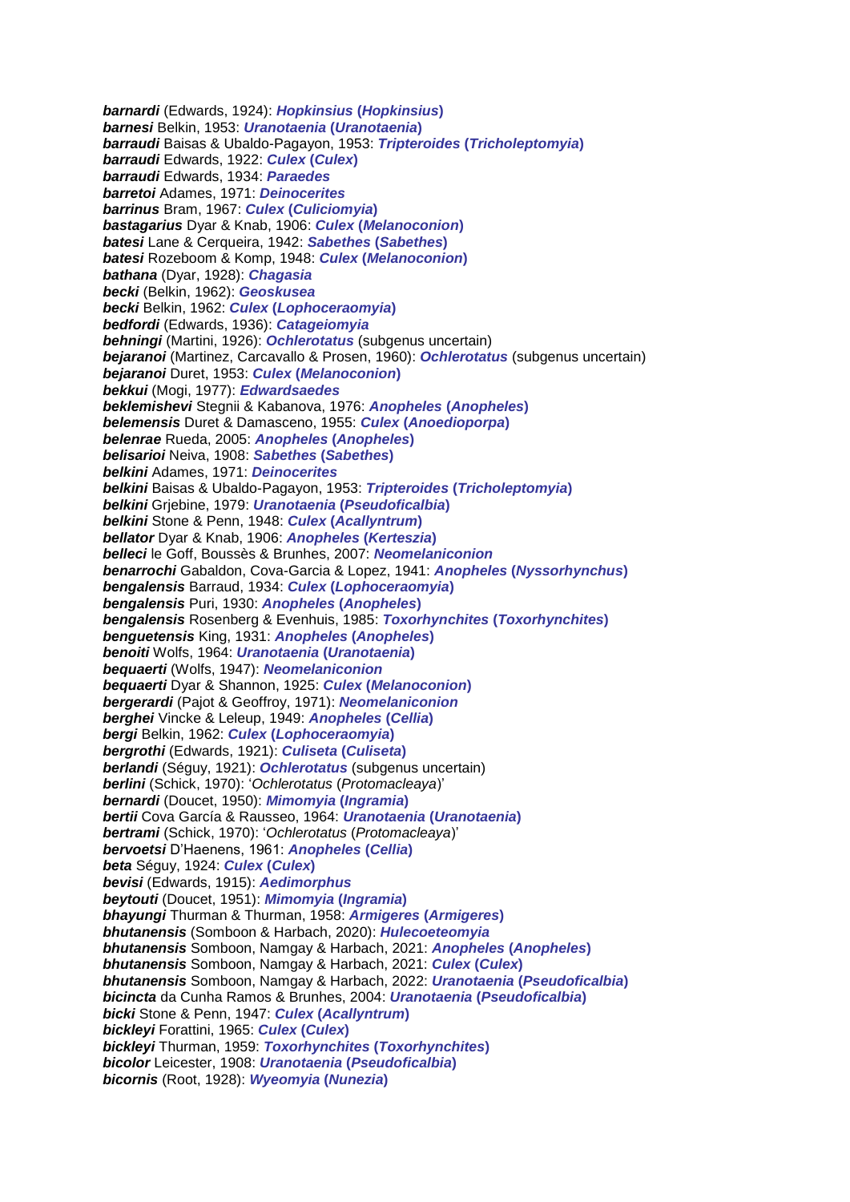***barnardi*** (Edwards, 1924): ***Hopkinsius* (*Hopkinsius*)**
***barnesi*** Belkin, 1953: ***Uranotaenia* (*Uranotaenia*)**
***barraudi*** Baisas & Ubaldo-Pagayon, 1953: ***Tripteroides* (*Tricholeptomyia*)**
***barraudi*** Edwards, 1922: ***Culex* (*Culex*)**
***barraudi*** Edwards, 1934: ***Paraedes***
***barretoi*** Adames, 1971: ***Deinocerites***
***barrinus*** Bram, 1967: ***Culex* (*Culiciomyia*)**
***bastagarius*** Dyar & Knab, 1906: ***Culex* (*Melanoconion*)**
***batesi*** Lane & Cerqueira, 1942: ***Sabethes* (*Sabethes*)**
***batesi*** Rozeboom & Komp, 1948: ***Culex* (*Melanoconion*)**
***bathana*** (Dyar, 1928): ***Chagasia***
***becki*** (Belkin, 1962): ***Geoskusea***
***becki*** Belkin, 1962: ***Culex* (*Lophoceraomyia*)**
***bedfordi*** (Edwards, 1936): ***Catageiomyia***
***behningi*** (Martini, 1926): ***Ochlerotatus*** (subgenus uncertain)
***bejaranoi*** (Martinez, Carcavallo & Prosen, 1960): ***Ochlerotatus*** (subgenus uncertain)
***bejaranoi*** Duret, 1953: ***Culex* (*Melanoconion*)**
***bekkui*** (Mogi, 1977): ***Edwardsaedes***
***beklemishevi*** Stegnii & Kabanova, 1976: ***Anopheles* (*Anopheles*)**
***belemensis*** Duret & Damasceno, 1955: ***Culex* (*Anoedioporpa*)**
***belenrae*** Rueda, 2005: ***Anopheles* (*Anopheles*)**
***belisarioi*** Neiva, 1908: ***Sabethes* (*Sabethes*)**
***belkini*** Adames, 1971: ***Deinocerites***
***belkini*** Baisas & Ubaldo-Pagayon, 1953: ***Tripteroides* (*Tricholeptomyia*)**
***belkini*** Grjebine, 1979: ***Uranotaenia* (*Pseudoficalbia*)**
***belkini*** Stone & Penn, 1948: ***Culex* (*Acallyntrum*)**
***bellator*** Dyar & Knab, 1906: ***Anopheles* (*Kerteszia*)**
***belleci*** le Goff, Boussès & Brunhes, 2007: ***Neomelaniconion***
***benarrochi*** Gabaldon, Cova-Garcia & Lopez, 1941: ***Anopheles* (*Nyssorhynchus*)**
***bengalensis*** Barraud, 1934: ***Culex* (*Lophoceraomyia*)**
***bengalensis*** Puri, 1930: ***Anopheles* (*Anopheles*)**
***bengalensis*** Rosenberg & Evenhuis, 1985: ***Toxorhynchites* (*Toxorhynchites*)**
***benguetensis*** King, 1931: ***Anopheles* (*Anopheles*)**
***benoiti*** Wolfs, 1964: ***Uranotaenia* (*Uranotaenia*)**
***bequaerti*** (Wolfs, 1947): ***Neomelaniconion***
***bequaerti*** Dyar & Shannon, 1925: ***Culex* (*Melanoconion*)**
***bergerardi*** (Pajot & Geoffroy, 1971): ***Neomelaniconion***
***berghei*** Vincke & Leleup, 1949: ***Anopheles* (*Cellia*)**
***bergi*** Belkin, 1962: ***Culex* (*Lophoceraomyia*)**
***bergrothi*** (Edwards, 1921): ***Culiseta* (*Culiseta*)**
***berlandi*** (Séguy, 1921): ***Ochlerotatus*** (subgenus uncertain)
***berlini*** (Schick, 1970): '*Ochlerotatus* (*Protomacleaya*)'
***bernardi*** (Doucet, 1950): ***Mimomyia* (*Ingramia*)**
***bertii*** Cova García & Rausseo, 1964: ***Uranotaenia* (*Uranotaenia*)**
***bertrami*** (Schick, 1970): '*Ochlerotatus* (*Protomacleaya*)'
***bervoetsi*** D'Haenens, 1961: ***Anopheles* (*Cellia*)**
***beta*** Séguy, 1924: ***Culex* (*Culex*)**
***bevisi*** (Edwards, 1915): ***Aedimorphus***
***beytouti*** (Doucet, 1951): ***Mimomyia* (*Ingramia*)**
***bhayungi*** Thurman & Thurman, 1958: ***Armigeres* (*Armigeres*)**
***bhutanensis*** (Somboon & Harbach, 2020): ***Hulecoeteomyia***
***bhutanensis*** Somboon, Namgay & Harbach, 2021: ***Anopheles* (*Anopheles*)**
***bhutanensis*** Somboon, Namgay & Harbach, 2021: ***Culex* (*Culex*)**
***bhutanensis*** Somboon, Namgay & Harbach, 2022: ***Uranotaenia* (*Pseudoficalbia*)**
***bicincta*** da Cunha Ramos & Brunhes, 2004: ***Uranotaenia* (*Pseudoficalbia*)**
***bicki*** Stone & Penn, 1947: ***Culex* (*Acallyntrum*)**
***bickleyi*** Forattini, 1965: ***Culex* (*Culex*)**
***bickleyi*** Thurman, 1959: ***Toxorhynchites* (*Toxorhynchites*)**
***bicolor*** Leicester, 1908: ***Uranotaenia* (*Pseudoficalbia*)**
***bicornis*** (Root, 1928): ***Wyeomyia* (*Nunezia*)**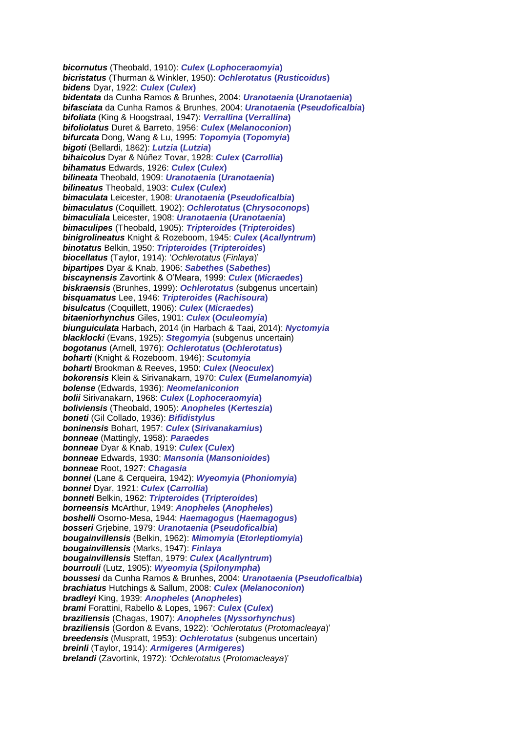***bicornutus*** (Theobald, 1910): ***Culex* (*Lophoceraomyia*)**
***bicristatus*** (Thurman & Winkler, 1950): ***Ochlerotatus* (*Rusticoidus*)**
***bidens*** Dyar, 1922: ***Culex* (*Culex*)**
***bidentata*** da Cunha Ramos & Brunhes, 2004: ***Uranotaenia* (*Uranotaenia*)**
***bifasciata*** da Cunha Ramos & Brunhes, 2004: ***Uranotaenia* (*Pseudoficalbia*)**
***bifoliata*** (King & Hoogstraal, 1947): ***Verrallina* (*Verrallina*)**
***bifoliolatus*** Duret & Barreto, 1956: ***Culex* (*Melanoconion*)**
***bifurcata*** Dong, Wang & Lu, 1995: ***Topomyia* (*Topomyia*)**
***bigoti*** (Bellardi, 1862): ***Lutzia* (*Lutzia*)**
***bihaicolus*** Dyar & Núñez Tovar, 1928: ***Culex* (*Carrollia*)**
***bihamatus*** Edwards, 1926: ***Culex* (*Culex*)**
***bilineata*** Theobald, 1909: ***Uranotaenia* (*Uranotaenia*)**
***bilineatus*** Theobald, 1903: ***Culex* (*Culex*)**
***bimaculata*** Leicester, 1908: ***Uranotaenia* (*Pseudoficalbia*)**
***bimaculatus*** (Coquillett, 1902): ***Ochlerotatus* (*Chrysoconops*)**
***bimaculiala*** Leicester, 1908: ***Uranotaenia* (*Uranotaenia*)**
***bimaculipes*** (Theobald, 1905): ***Tripteroides* (*Tripteroides*)**
***binigrolineatus*** Knight & Rozeboom, 1945: ***Culex* (*Acallyntrum*)**
***binotatus*** Belkin, 1950: ***Tripteroides* (*Tripteroides*)**
***biocellatus*** (Taylor, 1914): '*Ochlerotatus* (*Finlaya*)'
***bipartipes*** Dyar & Knab, 1906: ***Sabethes* (*Sabethes*)**
***biscaynensis*** Zavortink & O'Meara, 1999: ***Culex* (*Micraedes*)**
***biskraensis*** (Brunhes, 1999): ***Ochlerotatus*** (subgenus uncertain)
***bisquamatus*** Lee, 1946: ***Tripteroides* (*Rachisoura*)**
***bisulcatus*** (Coquillett, 1906): ***Culex* (*Micraedes*)**
***bitaeniorhynchus*** Giles, 1901: ***Culex* (*Oculeomyia*)**
***biunguiculata*** Harbach, 2014 (in Harbach & Taai, 2014): ***Nyctomyia***
***blacklocki*** (Evans, 1925): ***Stegomyia*** (subgenus uncertain)
***bogotanus*** (Arnell, 1976): ***Ochlerotatus* (*Ochlerotatus*)**
***boharti*** (Knight & Rozeboom, 1946): ***Scutomyia***
***boharti*** Brookman & Reeves, 1950: ***Culex* (*Neoculex*)**
***bokorensis*** Klein & Sirivanakarn, 1970: ***Culex* (*Eumelanomyia*)**
***bolense*** (Edwards, 1936): ***Neomelaniconion***
***bolii*** Sirivanakarn, 1968: ***Culex* (*Lophoceraomyia*)**
***boliviensis*** (Theobald, 1905): ***Anopheles* (*Kerteszia*)**
***boneti*** (Gil Collado, 1936): ***Bifidistylus***
***boninensis*** Bohart, 1957: ***Culex* (*Sirivanakarnius*)**
***bonneae*** (Mattingly, 1958): ***Paraedes***
***bonneae*** Dyar & Knab, 1919: ***Culex* (*Culex*)**
***bonneae*** Edwards, 1930: ***Mansonia* (*Mansonioides*)**
***bonneae*** Root, 1927: ***Chagasia***
***bonnei*** (Lane & Cerqueira, 1942): ***Wyeomyia* (*Phoniomyia*)**
***bonnei*** Dyar, 1921: ***Culex* (*Carrollia*)**
***bonneti*** Belkin, 1962: ***Tripteroides* (*Tripteroides*)**
***borneensis*** McArthur, 1949: ***Anopheles* (*Anopheles*)**
***boshelli*** Osorno-Mesa, 1944: ***Haemagogus* (*Haemagogus*)**
***bosseri*** Grjebine, 1979: ***Uranotaenia* (*Pseudoficalbia*)**
***bougainvillensis*** (Belkin, 1962): ***Mimomyia* (*Etorleptiomyia*)**
***bougainvillensis*** (Marks, 1947): ***Finlaya***
***bougainvillensis*** Steffan, 1979: ***Culex* (*Acallyntrum*)**
***bourrouli*** (Lutz, 1905): ***Wyeomyia* (*Spilonympha*)**
***boussesi*** da Cunha Ramos & Brunhes, 2004: ***Uranotaenia* (*Pseudoficalbia*)**
***brachiatus*** Hutchings & Sallum, 2008: ***Culex* (*Melanoconion*)**
***bradleyi*** King, 1939: ***Anopheles* (*Anopheles*)**
***brami*** Forattini, Rabello & Lopes, 1967: ***Culex* (*Culex*)**
***braziliensis*** (Chagas, 1907): ***Anopheles* (*Nyssorhynchus*)**
***braziliensis*** (Gordon & Evans, 1922): '*Ochlerotatus* (*Protomacleaya*)'
***breedensis*** (Muspratt, 1953): ***Ochlerotatus*** (subgenus uncertain)
***breinli*** (Taylor, 1914): ***Armigeres* (*Armigeres*)**
***brelandi*** (Zavortink, 1972): '*Ochlerotatus* (*Protomacleaya*)'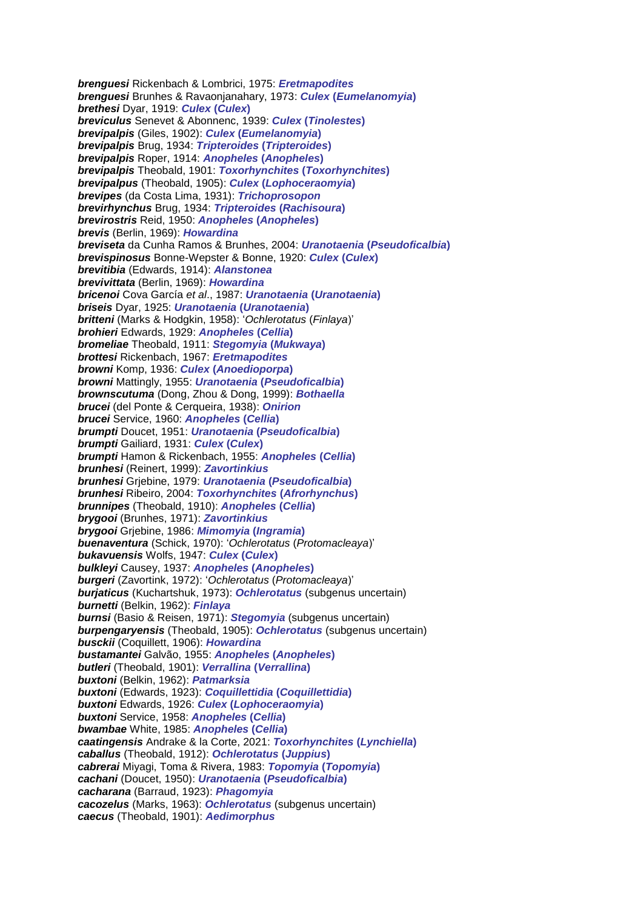***brenguesi*** Rickenbach & Lombrici, 1975: ***Eretmapodites***
***brenguesi*** Brunhes & Ravaonjanahary, 1973: ***Culex* (*Eumelanomyia*)**
***brethesi*** Dyar, 1919: ***Culex* (*Culex*)**
***breviculus*** Senevet & Abonnenc, 1939: ***Culex* (*Tinolestes*)**
***brevipalpis*** (Giles, 1902): ***Culex* (*Eumelanomyia*)**
***brevipalpis*** Brug, 1934: ***Tripteroides* (*Tripteroides*)**
***brevipalpis*** Roper, 1914: ***Anopheles* (*Anopheles*)**
***brevipalpis*** Theobald, 1901: ***Toxorhynchites* (*Toxorhynchites*)**
***brevipalpus*** (Theobald, 1905): ***Culex* (*Lophoceraomyia*)**
***brevipes*** (da Costa Lima, 1931): ***Trichoprosopon***
***brevirhynchus*** Brug, 1934: ***Tripteroides* (*Rachisoura*)**
***brevirostris*** Reid, 1950: ***Anopheles* (*Anopheles*)**
***brevis*** (Berlin, 1969): ***Howardina***
***breviseta*** da Cunha Ramos & Brunhes, 2004: ***Uranotaenia* (*Pseudoficalbia*)**
***brevispinosus*** Bonne-Wepster & Bonne, 1920: ***Culex* (*Culex*)**
***brevitibia*** (Edwards, 1914): ***Alanstonea***
***brevivittata*** (Berlin, 1969): ***Howardina***
***bricenoi*** Cova García *et al*., 1987: ***Uranotaenia* (*Uranotaenia*)**
***briseis*** Dyar, 1925: ***Uranotaenia* (*Uranotaenia*)**
***britteni*** (Marks & Hodgkin, 1958): '*Ochlerotatus* (*Finlaya*)'
***brohieri*** Edwards, 1929: ***Anopheles* (*Cellia*)**
***bromeliae*** Theobald, 1911: ***Stegomyia* (*Mukwaya*)**
***brottesi*** Rickenbach, 1967: ***Eretmapodites***
***browni*** Komp, 1936: ***Culex* (*Anoedioporpa*)**
***browni*** Mattingly, 1955: ***Uranotaenia* (*Pseudoficalbia*)**
***brownscutuma*** (Dong, Zhou & Dong, 1999): ***Bothaella***
***brucei*** (del Ponte & Cerqueira, 1938): ***Onirion***
***brucei*** Service, 1960: ***Anopheles* (*Cellia*)**
***brumpti*** Doucet, 1951: ***Uranotaenia* (*Pseudoficalbia*)**
***brumpti*** Gailiard, 1931: ***Culex* (*Culex*)**
***brumpti*** Hamon & Rickenbach, 1955: ***Anopheles* (*Cellia*)**
***brunhesi*** (Reinert, 1999): ***Zavortinkius***
***brunhesi*** Grjebine, 1979: ***Uranotaenia* (*Pseudoficalbia*)**
***brunhesi*** Ribeiro, 2004: ***Toxorhynchites* (*Afrorhynchus*)**
***brunnipes*** (Theobald, 1910): ***Anopheles* (*Cellia*)**
***brygooi*** (Brunhes, 1971): ***Zavortinkius***
***brygooi*** Grjebine, 1986: ***Mimomyia* (*Ingramia*)**
***buenaventura*** (Schick, 1970): '*Ochlerotatus* (*Protomacleaya*)'
***bukavuensis*** Wolfs, 1947: ***Culex* (*Culex*)**
***bulkleyi*** Causey, 1937: ***Anopheles* (*Anopheles*)**
***burgeri*** (Zavortink, 1972): '*Ochlerotatus* (*Protomacleaya*)'
***burjaticus*** (Kuchartshuk, 1973): ***Ochlerotatus*** (subgenus uncertain)
***burnetti*** (Belkin, 1962): ***Finlaya***
***burnsi*** (Basio & Reisen, 1971): ***Stegomyia*** (subgenus uncertain)
***burpengaryensis*** (Theobald, 1905): ***Ochlerotatus*** (subgenus uncertain)
***busckii*** (Coquillett, 1906): ***Howardina***
***bustamantei*** Galvão, 1955: ***Anopheles* (*Anopheles*)**
***butleri*** (Theobald, 1901): ***Verrallina* (*Verrallina*)**
***buxtoni*** (Belkin, 1962): ***Patmarksia***
***buxtoni*** (Edwards, 1923): ***Coquillettidia* (*Coquillettidia*)**
***buxtoni*** Edwards, 1926: ***Culex* (*Lophoceraomyia*)**
***buxtoni*** Service, 1958: ***Anopheles* (*Cellia*)**
***bwambae*** White, 1985: ***Anopheles* (*Cellia*)**
***caatingensis*** Andrake & la Corte, 2021: ***Toxorhynchites* (*Lynchiella*)**
***caballus*** (Theobald, 1912): ***Ochlerotatus* (*Juppius*)**
***cabrerai*** Miyagi, Toma & Rivera, 1983: ***Topomyia* (*Topomyia*)**
***cachani*** (Doucet, 1950): ***Uranotaenia* (*Pseudoficalbia*)**
***cacharana*** (Barraud, 1923): ***Phagomyia***
***cacozelus*** (Marks, 1963): ***Ochlerotatus*** (subgenus uncertain)
***caecus*** (Theobald, 1901): ***Aedimorphus***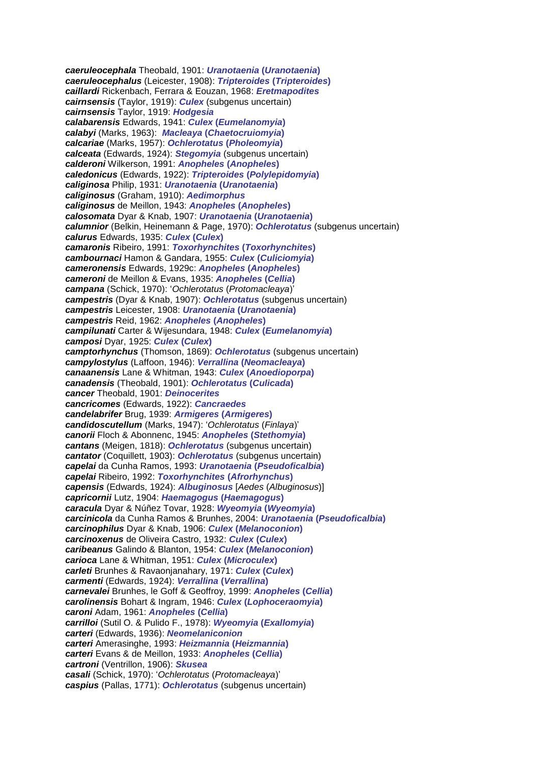***caeruleocephala*** Theobald, 1901: ***Uranotaenia* (*Uranotaenia*)**
***caeruleocephalus*** (Leicester, 1908): ***Tripteroides* (*Tripteroides*)**
***caillardi*** Rickenbach, Ferrara & Eouzan, 1968: ***Eretmapodites***
***cairnsensis*** (Taylor, 1919): ***Culex*** (subgenus uncertain)
***cairnsensis*** Taylor, 1919: ***Hodgesia***
***calabarensis*** Edwards, 1941: ***Culex* (*Eumelanomyia*)**
***calabyi*** (Marks, 1963): ***Macleaya* (*Chaetocruiomyia*)**
***calcariae*** (Marks, 1957): ***Ochlerotatus* (*Pholeomyia*)**
***calceata*** (Edwards, 1924): ***Stegomyia*** (subgenus uncertain)
***calderoni*** Wilkerson, 1991: ***Anopheles* (*Anopheles*)**
***caledonicus*** (Edwards, 1922): ***Tripteroides* (*Polylepidomyia*)**
***caliginosa*** Philip, 1931: ***Uranotaenia* (*Uranotaenia*)**
***caliginosus*** (Graham, 1910): ***Aedimorphus***
***caliginosus*** de Meillon, 1943: ***Anopheles* (*Anopheles*)**
***calosomata*** Dyar & Knab, 1907: ***Uranotaenia* (*Uranotaenia*)**
***calumnior*** (Belkin, Heinemann & Page, 1970): ***Ochlerotatus*** (subgenus uncertain)
***calurus*** Edwards, 1935: ***Culex* (*Culex*)**
***camaronis*** Ribeiro, 1991: ***Toxorhynchites* (*Toxorhynchites*)**
***cambournaci*** Hamon & Gandara, 1955: ***Culex* (*Culiciomyia*)**
***cameronensis*** Edwards, 1929c: ***Anopheles* (*Anopheles*)**
***cameroni*** de Meillon & Evans, 1935: ***Anopheles* (*Cellia*)**
***campana*** (Schick, 1970): '*Ochlerotatus* (*Protomacleaya*)'
***campestris*** (Dyar & Knab, 1907): ***Ochlerotatus*** (subgenus uncertain)
***campestris*** Leicester, 1908: ***Uranotaenia* (*Uranotaenia*)**
***campestris*** Reid, 1962: ***Anopheles* (*Anopheles*)**
***campilunati*** Carter & Wijesundara, 1948: ***Culex* (*Eumelanomyia*)**
***camposi*** Dyar, 1925: ***Culex* (*Culex*)**
***camptorhynchus*** (Thomson, 1869): ***Ochlerotatus*** (subgenus uncertain)
***campylostylus*** (Laffoon, 1946): ***Verrallina* (*Neomacleaya*)**
***canaanensis*** Lane & Whitman, 1943: ***Culex* (*Anoedioporpa*)**
***canadensis*** (Theobald, 1901): ***Ochlerotatus* (*Culicada*)**
***cancer*** Theobald, 1901: ***Deinocerites***
***cancricomes*** (Edwards, 1922): ***Cancraedes***
***candelabrifer*** Brug, 1939: ***Armigeres* (*Armigeres*)**
***candidoscutellum*** (Marks, 1947): '*Ochlerotatus* (*Finlaya*)'
***canorii*** Floch & Abonnenc, 1945: ***Anopheles* (*Stethomyia*)**
***cantans*** (Meigen, 1818): ***Ochlerotatus*** (subgenus uncertain)
***cantator*** (Coquillett, 1903): ***Ochlerotatus*** (subgenus uncertain)
***capelai*** da Cunha Ramos, 1993: ***Uranotaenia* (*Pseudoficalbia*)**
***capelai*** Ribeiro, 1992: ***Toxorhynchites* (*Afrorhynchus*)**
***capensis*** (Edwards, 1924): ***Albuginosus*** [*Aedes* (*Albuginosus*)]
***capricornii*** Lutz, 1904: ***Haemagogus* (*Haemagogus*)**
***caracula*** Dyar & Núñez Tovar, 1928: ***Wyeomyia* (*Wyeomyia*)**
***carcinicola*** da Cunha Ramos & Brunhes, 2004: ***Uranotaenia* (*Pseudoficalbia*)**
***carcinophilus*** Dyar & Knab, 1906: ***Culex* (*Melanoconion*)**
***carcinoxenus*** de Oliveira Castro, 1932: ***Culex* (*Culex*)**
***caribeanus*** Galindo & Blanton, 1954: ***Culex* (*Melanoconion*)**
***carioca*** Lane & Whitman, 1951: ***Culex* (*Microculex*)**
***carleti*** Brunhes & Ravaonjanahary, 1971: ***Culex* (*Culex*)**
***carmenti*** (Edwards, 1924): ***Verrallina* (*Verrallina*)**
***carnevalei*** Brunhes, le Goff & Geoffroy, 1999: ***Anopheles* (*Cellia*)**
***carolinensis*** Bohart & Ingram, 1946: ***Culex* (*Lophoceraomyia*)**
***caroni*** Adam, 1961: ***Anopheles* (*Cellia*)**
***carrilloi*** (Sutil O. & Pulido F., 1978): ***Wyeomyia* (*Exallomyia*)**
***carteri*** (Edwards, 1936): ***Neomelaniconion***
***carteri*** Amerasinghe, 1993: ***Heizmannia* (*Heizmannia*)**
***carteri*** Evans & de Meillon, 1933: ***Anopheles* (*Cellia*)**
***cartroni*** (Ventrillon, 1906): ***Skusea***
***casali*** (Schick, 1970): '*Ochlerotatus* (*Protomacleaya*)'
***caspius*** (Pallas, 1771): ***Ochlerotatus*** (subgenus uncertain)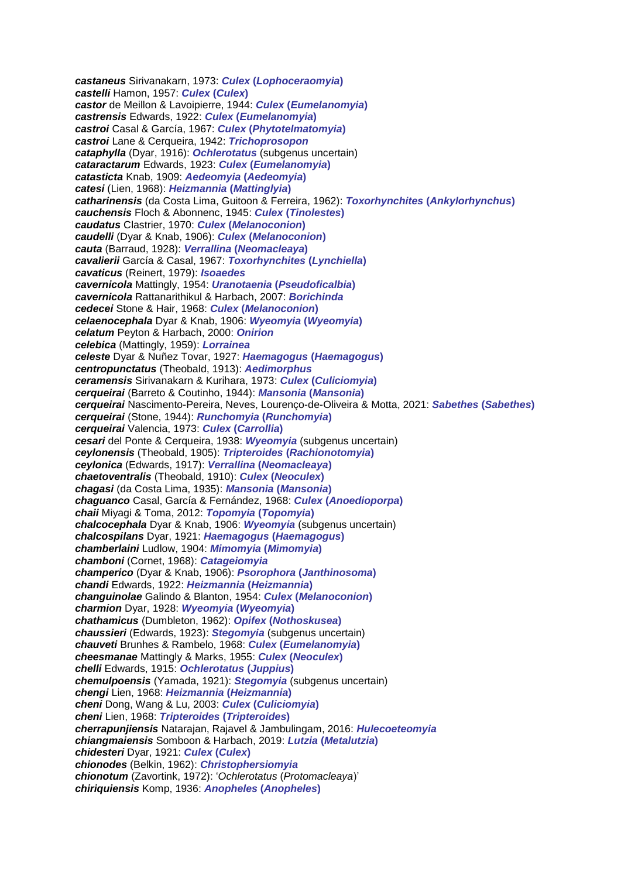***castaneus*** Sirivanakarn, 1973: ***Culex* (*Lophoceraomyia*)**
***castelli*** Hamon, 1957: ***Culex* (*Culex*)**
***castor*** de Meillon & Lavoipierre, 1944: ***Culex* (*Eumelanomyia*)**
***castrensis*** Edwards, 1922: ***Culex* (*Eumelanomyia*)**
***castroi*** Casal & García, 1967: ***Culex* (*Phytotelmatomyia*)**
***castroi*** Lane & Cerqueira, 1942: ***Trichoprosopon***
***cataphylla*** (Dyar, 1916): ***Ochlerotatus*** (subgenus uncertain)
***cataractarum*** Edwards, 1923: ***Culex* (*Eumelanomyia*)**
***catasticta*** Knab, 1909: ***Aedeomyia* (*Aedeomyia*)**
***catesi*** (Lien, 1968): ***Heizmannia* (*Mattinglyia*)**
***catharinensis*** (da Costa Lima, Guitoon & Ferreira, 1962): ***Toxorhynchites* (*Ankylorhynchus*)**
***cauchensis*** Floch & Abonnenc, 1945: ***Culex* (*Tinolestes*)**
***caudatus*** Clastrier, 1970: ***Culex* (*Melanoconion*)**
***caudelli*** (Dyar & Knab, 1906): ***Culex* (*Melanoconion*)**
***cauta*** (Barraud, 1928): ***Verrallina* (*Neomacleaya*)**
***cavalierii*** García & Casal, 1967: ***Toxorhynchites* (*Lynchiella*)**
***cavaticus*** (Reinert, 1979): ***Isoaedes***
***cavernicola*** Mattingly, 1954: ***Uranotaenia* (*Pseudoficalbia*)**
***cavernicola*** Rattanarithikul & Harbach, 2007: ***Borichinda***
***cedecei*** Stone & Hair, 1968: ***Culex* (*Melanoconion*)**
***celaenocephala*** Dyar & Knab, 1906: ***Wyeomyia* (*Wyeomyia*)**
***celatum*** Peyton & Harbach, 2000: ***Onirion***
***celebica*** (Mattingly, 1959): ***Lorrainea***
***celeste*** Dyar & Nuñez Tovar, 1927: ***Haemagogus* (*Haemagogus*)**
***centropunctatus*** (Theobald, 1913): ***Aedimorphus***
***ceramensis*** Sirivanakarn & Kurihara, 1973: ***Culex* (*Culiciomyia*)**
***cerqueirai*** (Barreto & Coutinho, 1944): ***Mansonia* (*Mansonia*)**
***cerqueirai*** Nascimento-Pereira, Neves, Lourenço-de-Oliveira & Motta, 2021: ***Sabethes* (*Sabethes*)**
***cerqueirai*** (Stone, 1944): ***Runchomyia* (*Runchomyia*)**
***cerqueirai*** Valencia, 1973: ***Culex* (*Carrollia*)**
***cesari*** del Ponte & Cerqueira, 1938: ***Wyeomyia*** (subgenus uncertain)
***ceylonensis*** (Theobald, 1905): ***Tripteroides* (*Rachionotomyia*)**
***ceylonica*** (Edwards, 1917): ***Verrallina* (*Neomacleaya*)**
***chaetoventralis*** (Theobald, 1910): ***Culex* (*Neoculex*)**
***chagasi*** (da Costa Lima, 1935): ***Mansonia* (*Mansonia*)**
***chaguanco*** Casal, García & Fernández, 1968: ***Culex* (*Anoedioporpa*)**
***chaii*** Miyagi & Toma, 2012: ***Topomyia* (*Topomyia*)**
***chalcocephala*** Dyar & Knab, 1906: ***Wyeomyia*** (subgenus uncertain)
***chalcospilans*** Dyar, 1921: ***Haemagogus* (*Haemagogus*)**
***chamberlaini*** Ludlow, 1904: ***Mimomyia* (*Mimomyia*)**
***chamboni*** (Cornet, 1968): ***Catageiomyia***
***champerico*** (Dyar & Knab, 1906): ***Psorophora* (*Janthinosoma*)**
***chandi*** Edwards, 1922: ***Heizmannia* (*Heizmannia*)**
***changuinolae*** Galindo & Blanton, 1954: ***Culex* (*Melanoconion*)**
***charmion*** Dyar, 1928: ***Wyeomyia* (*Wyeomyia*)**
***chathamicus*** (Dumbleton, 1962): ***Opifex* (*Nothoskusea*)**
***chaussieri*** (Edwards, 1923): ***Stegomyia*** (subgenus uncertain)
***chauveti*** Brunhes & Rambelo, 1968: ***Culex* (*Eumelanomyia*)**
***cheesmanae*** Mattingly & Marks, 1955: ***Culex* (*Neoculex*)**
***chelli*** Edwards, 1915: ***Ochlerotatus* (*Juppius*)**
***chemulpoensis*** (Yamada, 1921): ***Stegomyia*** (subgenus uncertain)
***chengi*** Lien, 1968: ***Heizmannia* (*Heizmannia*)**
***cheni*** Dong, Wang & Lu, 2003: ***Culex* (*Culiciomyia*)**
***cheni*** Lien, 1968: ***Tripteroides* (*Tripteroides*)**
***cherrapunjiensis*** Natarajan, Rajavel & Jambulingam, 2016: ***Hulecoeteomyia***
***chiangmaiensis*** Somboon & Harbach, 2019: ***Lutzia* (*Metalutzia*)**
***chidesteri*** Dyar, 1921: ***Culex* (*Culex*)**
***chionodes*** (Belkin, 1962): ***Christophersiomyia***
***chionotum*** (Zavortink, 1972): '*Ochlerotatus* (*Protomacleaya*)'
***chiriquiensis*** Komp, 1936: ***Anopheles* (*Anopheles*)**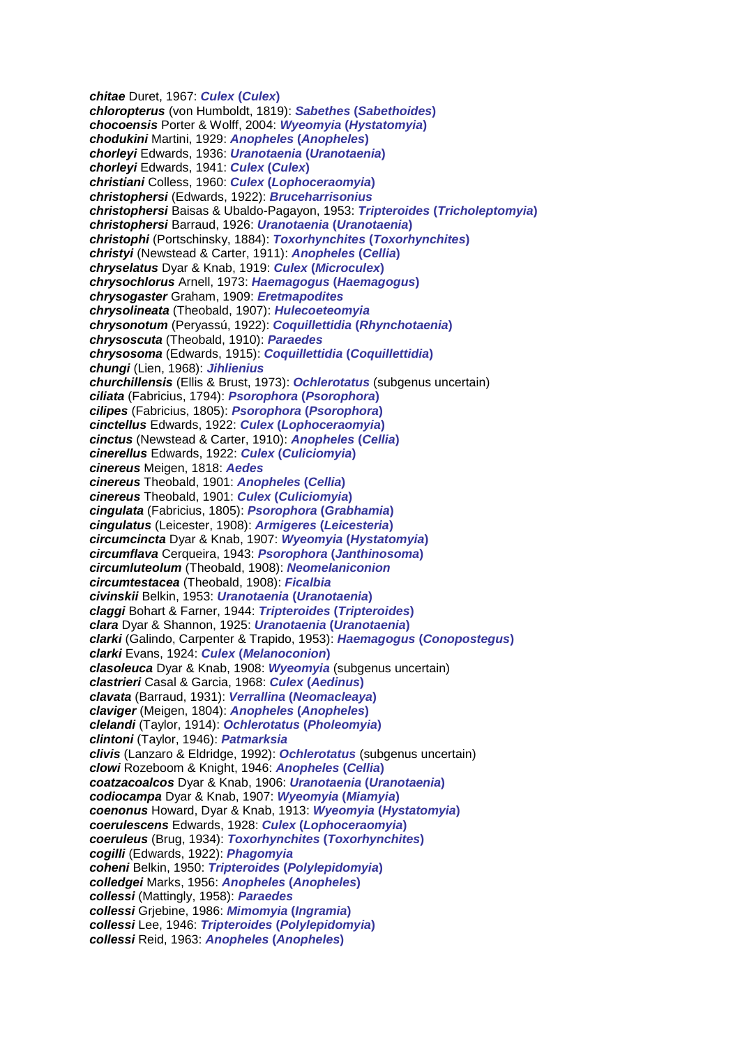**_chitae_** Duret, 1967: **_Culex_ (_Culex_)**
**_chloropterus_** (von Humboldt, 1819): **_Sabethes_ (_Sabethoides_)**
**_chocoensis_** Porter & Wolff, 2004: **_Wyeomyia_ (_Hystatomyia_)**
**_chodukini_** Martini, 1929: **_Anopheles_ (_Anopheles_)**
**_chorleyi_** Edwards, 1936: **_Uranotaenia_ (_Uranotaenia_)**
**_chorleyi_** Edwards, 1941: **_Culex_ (_Culex_)**
**_christiani_** Colless, 1960: **_Culex_ (_Lophoceraomyia_)**
**_christophersi_** (Edwards, 1922): **_Bruceharrisonius_**
**_christophersi_** Baisas & Ubaldo-Pagayon, 1953: **_Tripteroides_ (_Tricholeptomyia_)**
**_christophersi_** Barraud, 1926: **_Uranotaenia_ (_Uranotaenia_)**
**_christophi_** (Portschinsky, 1884): **_Toxorhynchites_ (_Toxorhynchites_)**
**_christyi_** (Newstead & Carter, 1911): **_Anopheles_ (_Cellia_)**
**_chryselatus_** Dyar & Knab, 1919: **_Culex_ (_Microculex_)**
**_chrysochlorus_** Arnell, 1973: **_Haemagogus_ (_Haemagogus_)**
**_chrysogaster_** Graham, 1909: **_Eretmapodites_**
**_chrysolineata_** (Theobald, 1907): **_Hulecoeteomyia_**
**_chrysonotum_** (Peryassú, 1922): **_Coquillettidia_ (_Rhynchotaenia_)**
**_chrysoscuta_** (Theobald, 1910): **_Paraedes_**
**_chrysosoma_** (Edwards, 1915): **_Coquillettidia_ (_Coquillettidia_)**
**_chungi_** (Lien, 1968): **_Jihlienius_**
**_churchillensis_** (Ellis & Brust, 1973): **_Ochlerotatus_** (subgenus uncertain)
**_ciliata_** (Fabricius, 1794): **_Psorophora_ (_Psorophora_)**
**_cilipes_** (Fabricius, 1805): **_Psorophora_ (_Psorophora_)**
**_cinctellus_** Edwards, 1922: **_Culex_ (_Lophoceraomyia_)**
**_cinctus_** (Newstead & Carter, 1910): **_Anopheles_ (_Cellia_)**
**_cinerellus_** Edwards, 1922: **_Culex_ (_Culiciomyia_)**
**_cinereus_** Meigen, 1818: **_Aedes_**
**_cinereus_** Theobald, 1901: **_Anopheles_ (_Cellia_)**
**_cinereus_** Theobald, 1901: **_Culex_ (_Culiciomyia_)**
**_cingulata_** (Fabricius, 1805): **_Psorophora_ (_Grabhamia_)**
**_cingulatus_** (Leicester, 1908): **_Armigeres_ (_Leicesteria_)**
**_circumcincta_** Dyar & Knab, 1907: **_Wyeomyia_ (_Hystatomyia_)**
**_circumflava_** Cerqueira, 1943: **_Psorophora_ (_Janthinosoma_)**
**_circumluteolum_** (Theobald, 1908): **_Neomelaniconion_**
**_circumtestacea_** (Theobald, 1908): **_Ficalbia_**
**_civinskii_** Belkin, 1953: **_Uranotaenia_ (_Uranotaenia_)**
**_claggi_** Bohart & Farner, 1944: **_Tripteroides_ (_Tripteroides_)**
**_clara_** Dyar & Shannon, 1925: **_Uranotaenia_ (_Uranotaenia_)**
**_clarki_** (Galindo, Carpenter & Trapido, 1953): **_Haemagogus_ (_Conopostegus_)**
**_clarki_** Evans, 1924: **_Culex_ (_Melanoconion_)**
**_clasoleuca_** Dyar & Knab, 1908: **_Wyeomyia_** (subgenus uncertain)
**_clastrieri_** Casal & Garcia, 1968: **_Culex_ (_Aedinus_)**
**_clavata_** (Barraud, 1931): **_Verrallina_ (_Neomacleaya_)**
**_claviger_** (Meigen, 1804): **_Anopheles_ (_Anopheles_)**
**_clelandi_** (Taylor, 1914): **_Ochlerotatus_ (_Pholeomyia_)**
**_clintoni_** (Taylor, 1946): **_Patmarksia_**
**_clivis_** (Lanzaro & Eldridge, 1992): **_Ochlerotatus_** (subgenus uncertain)
**_clowi_** Rozeboom & Knight, 1946: **_Anopheles_ (_Cellia_)**
**_coatzacoalcos_** Dyar & Knab, 1906: **_Uranotaenia_ (_Uranotaenia_)**
**_codiocampa_** Dyar & Knab, 1907: **_Wyeomyia_ (_Miamyia_)**
**_coenonus_** Howard, Dyar & Knab, 1913: **_Wyeomyia_ (_Hystatomyia_)**
**_coerulescens_** Edwards, 1928: **_Culex_ (_Lophoceraomyia_)**
**_coeruleus_** (Brug, 1934): **_Toxorhynchites_ (_Toxorhynchites_)**
**_cogilli_** (Edwards, 1922): **_Phagomyia_**
**_coheni_** Belkin, 1950: **_Tripteroides_ (_Polylepidomyia_)**
**_colledgei_** Marks, 1956: **_Anopheles_ (_Anopheles_)**
**_collessi_** (Mattingly, 1958): **_Paraedes_**
**_collessi_** Grjebine, 1986: **_Mimomyia_ (_Ingramia_)**
**_collessi_** Lee, 1946: **_Tripteroides_ (_Polylepidomyia_)**
**_collessi_** Reid, 1963: **_Anopheles_ (_Anopheles_)**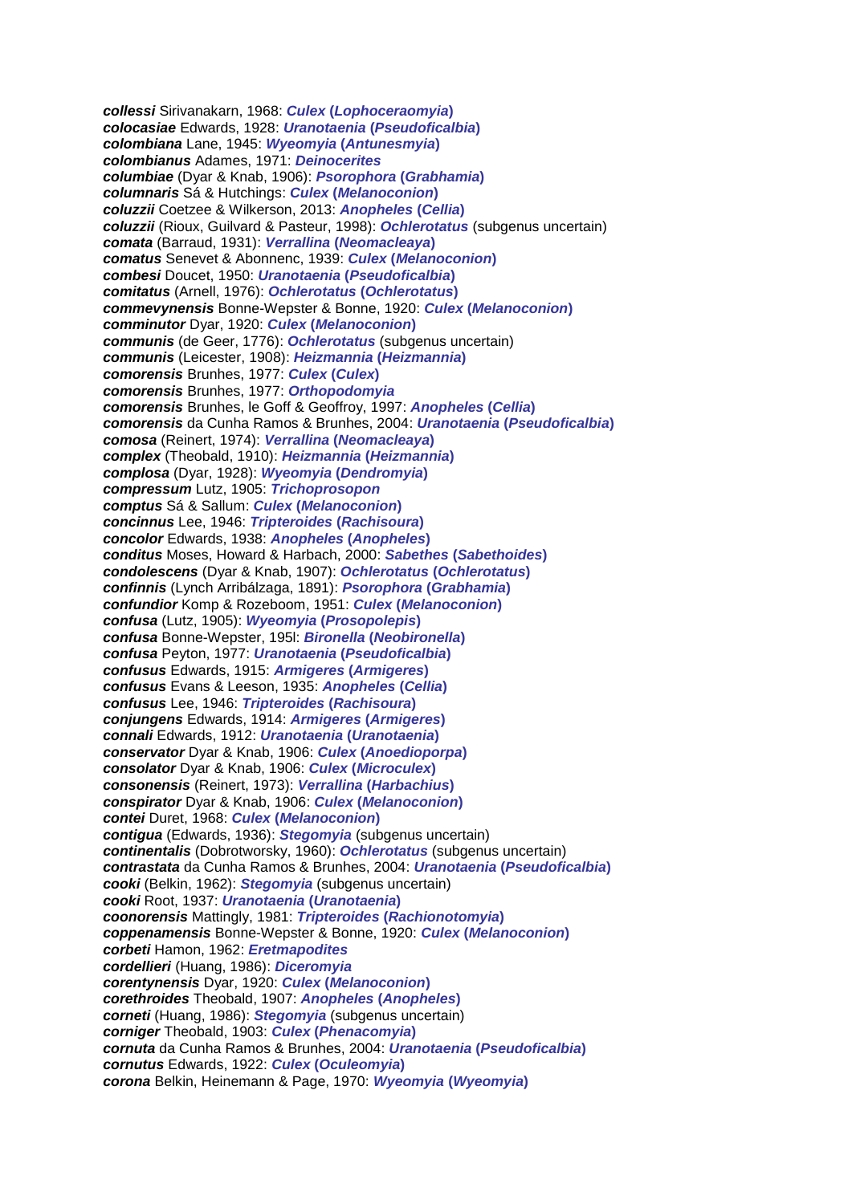***collessi*** Sirivanakarn, 1968: ***Culex* (*Lophoceraomyia*)**
***colocasiae*** Edwards, 1928: ***Uranotaenia* (*Pseudoficalbia*)**
***colombiana*** Lane, 1945: ***Wyeomyia* (*Antunesmyia*)**
***colombianus*** Adames, 1971: ***Deinocerites***
***columbiae*** (Dyar & Knab, 1906): ***Psorophora* (*Grabhamia*)**
***columnaris*** Sá & Hutchings: ***Culex* (*Melanoconion*)**
***coluzzii*** Coetzee & Wilkerson, 2013: ***Anopheles* (*Cellia*)**
***coluzzii*** (Rioux, Guilvard & Pasteur, 1998): ***Ochlerotatus*** (subgenus uncertain)
***comata*** (Barraud, 1931): ***Verrallina* (*Neomacleaya*)**
***comatus*** Senevet & Abonnenc, 1939: ***Culex* (*Melanoconion*)**
***combesi*** Doucet, 1950: ***Uranotaenia* (*Pseudoficalbia*)**
***comitatus*** (Arnell, 1976): ***Ochlerotatus* (*Ochlerotatus*)**
***commevynensis*** Bonne-Wepster & Bonne, 1920: ***Culex* (*Melanoconion*)**
***comminutor*** Dyar, 1920: ***Culex* (*Melanoconion*)**
***communis*** (de Geer, 1776): ***Ochlerotatus*** (subgenus uncertain)
***communis*** (Leicester, 1908): ***Heizmannia* (*Heizmannia*)**
***comorensis*** Brunhes, 1977: ***Culex* (*Culex*)**
***comorensis*** Brunhes, 1977: ***Orthopodomyia***
***comorensis*** Brunhes, le Goff & Geoffroy, 1997: ***Anopheles* (*Cellia*)**
***comorensis*** da Cunha Ramos & Brunhes, 2004: ***Uranotaenia* (*Pseudoficalbia*)**
***comosa*** (Reinert, 1974): ***Verrallina* (*Neomacleaya*)**
***complex*** (Theobald, 1910): ***Heizmannia* (*Heizmannia*)**
***complosa*** (Dyar, 1928): ***Wyeomyia* (*Dendromyia*)**
***compressum*** Lutz, 1905: ***Trichoprosopon***
***comptus*** Sá & Sallum: ***Culex* (*Melanoconion*)**
***concinnus*** Lee, 1946: ***Tripteroides* (*Rachisoura*)**
***concolor*** Edwards, 1938: ***Anopheles* (*Anopheles*)**
***conditus*** Moses, Howard & Harbach, 2000: ***Sabethes* (*Sabethoides*)**
***condolescens*** (Dyar & Knab, 1907): ***Ochlerotatus* (*Ochlerotatus*)**
***confinnis*** (Lynch Arribálzaga, 1891): ***Psorophora* (*Grabhamia*)**
***confundior*** Komp & Rozeboom, 1951: ***Culex* (*Melanoconion*)**
***confusa*** (Lutz, 1905): ***Wyeomyia* (*Prosopolepis*)**
***confusa*** Bonne-Wepster, 195l: ***Bironella* (*Neobironella*)**
***confusa*** Peyton, 1977: ***Uranotaenia* (*Pseudoficalbia*)**
***confusus*** Edwards, 1915: ***Armigeres* (*Armigeres*)**
***confusus*** Evans & Leeson, 1935: ***Anopheles* (*Cellia*)**
***confusus*** Lee, 1946: ***Tripteroides* (*Rachisoura*)**
***conjungens*** Edwards, 1914: ***Armigeres* (*Armigeres*)**
***connali*** Edwards, 1912: ***Uranotaenia* (*Uranotaenia*)**
***conservator*** Dyar & Knab, 1906: ***Culex* (*Anoedioporpa*)**
***consolator*** Dyar & Knab, 1906: ***Culex* (*Microculex*)**
***consonensis*** (Reinert, 1973): ***Verrallina* (*Harbachius*)**
***conspirator*** Dyar & Knab, 1906: ***Culex* (*Melanoconion*)**
***contei*** Duret, 1968: ***Culex* (*Melanoconion*)**
***contigua*** (Edwards, 1936): ***Stegomyia*** (subgenus uncertain)
***continentalis*** (Dobrotworsky, 1960): ***Ochlerotatus*** (subgenus uncertain)
***contrastata*** da Cunha Ramos & Brunhes, 2004: ***Uranotaenia* (*Pseudoficalbia*)**
***cooki*** (Belkin, 1962): ***Stegomyia*** (subgenus uncertain)
***cooki*** Root, 1937: ***Uranotaenia* (*Uranotaenia*)**
***coonorensis*** Mattingly, 1981: ***Tripteroides* (*Rachionotomyia*)**
***coppenamensis*** Bonne-Wepster & Bonne, 1920: ***Culex* (*Melanoconion*)**
***corbeti*** Hamon, 1962: ***Eretmapodites***
***cordellieri*** (Huang, 1986): ***Diceromyia***
***corentynensis*** Dyar, 1920: ***Culex* (*Melanoconion*)**
***corethroides*** Theobald, 1907: ***Anopheles* (*Anopheles*)**
***corneti*** (Huang, 1986): ***Stegomyia*** (subgenus uncertain)
***corniger*** Theobald, 1903: ***Culex* (*Phenacomyia*)**
***cornuta*** da Cunha Ramos & Brunhes, 2004: ***Uranotaenia* (*Pseudoficalbia*)**
***cornutus*** Edwards, 1922: ***Culex* (*Oculeomyia*)**
***corona*** Belkin, Heinemann & Page, 1970: ***Wyeomyia* (*Wyeomyia*)**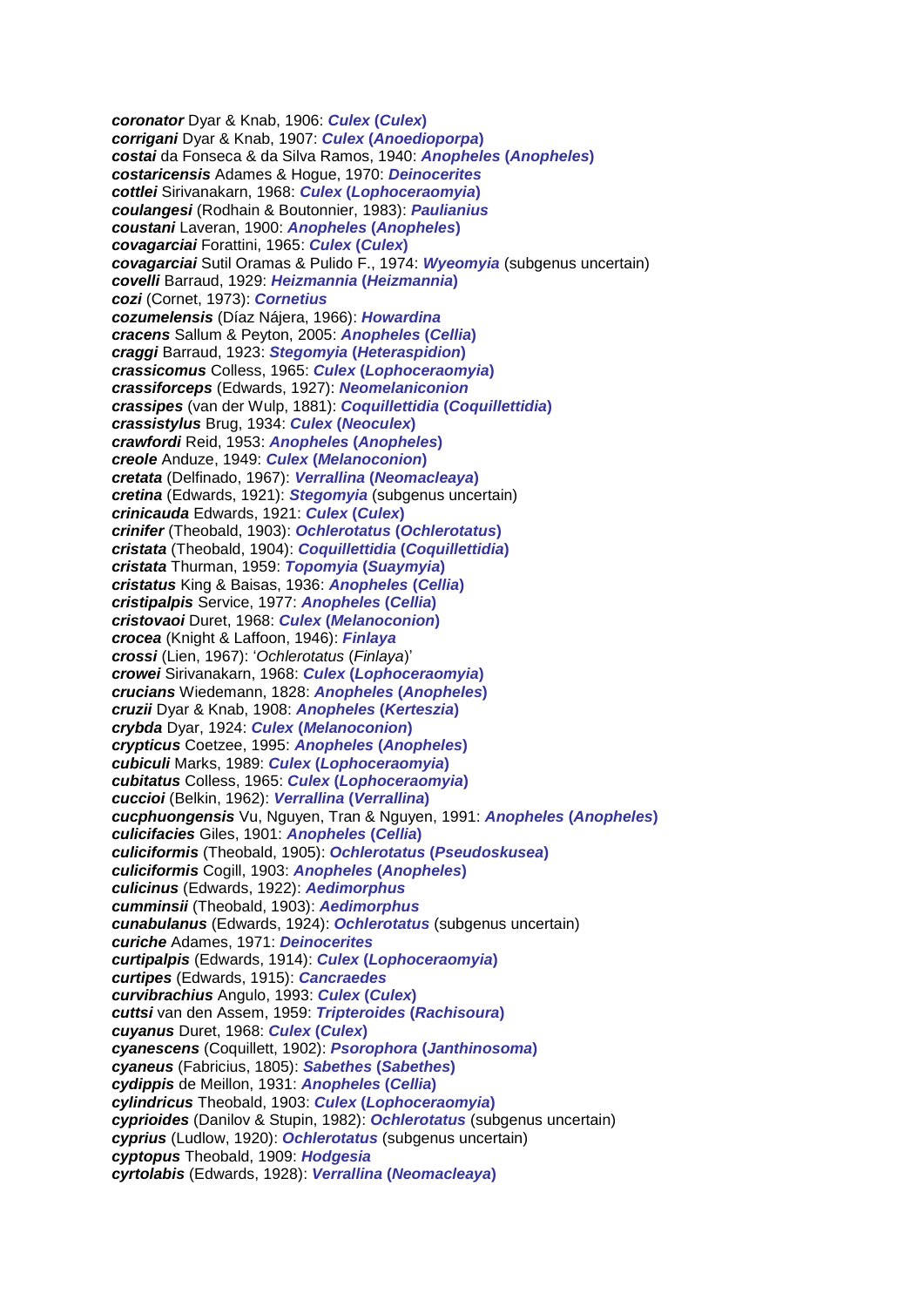***coronator*** Dyar & Knab, 1906: ***Culex* (*Culex*)**
***corrigani*** Dyar & Knab, 1907: ***Culex* (*Anoedioporpa*)**
***costai*** da Fonseca & da Silva Ramos, 1940: ***Anopheles* (*Anopheles*)**
***costaricensis*** Adames & Hogue, 1970: ***Deinocerites***
***cottlei*** Sirivanakarn, 1968: ***Culex* (*Lophoceraomyia*)**
***coulangesi*** (Rodhain & Boutonnier, 1983): ***Paulianius***
***coustani*** Laveran, 1900: ***Anopheles* (*Anopheles*)**
***covagarciai*** Forattini, 1965: ***Culex* (*Culex*)**
***covagarciai*** Sutil Oramas & Pulido F., 1974: ***Wyeomyia*** (subgenus uncertain)
***covelli*** Barraud, 1929: ***Heizmannia* (*Heizmannia*)**
***cozi*** (Cornet, 1973): ***Cornetius***
***cozumelensis*** (Díaz Nájera, 1966): ***Howardina***
***cracens*** Sallum & Peyton, 2005: ***Anopheles* (*Cellia*)**
***craggi*** Barraud, 1923: ***Stegomyia* (*Heteraspidion*)**
***crassicomus*** Colless, 1965: ***Culex* (*Lophoceraomyia*)**
***crassiforceps*** (Edwards, 1927): ***Neomelaniconion***
***crassipes*** (van der Wulp, 1881): ***Coquillettidia* (*Coquillettidia*)**
***crassistylus*** Brug, 1934: ***Culex* (*Neoculex*)**
***crawfordi*** Reid, 1953: ***Anopheles* (*Anopheles*)**
***creole*** Anduze, 1949: ***Culex* (*Melanoconion*)**
***cretata*** (Delfinado, 1967): ***Verrallina* (*Neomacleaya*)**
***cretina*** (Edwards, 1921): ***Stegomyia*** (subgenus uncertain)
***crinicauda*** Edwards, 1921: ***Culex* (*Culex*)**
***crinifer*** (Theobald, 1903): ***Ochlerotatus* (*Ochlerotatus*)**
***cristata*** (Theobald, 1904): ***Coquillettidia* (*Coquillettidia*)**
***cristata*** Thurman, 1959: ***Topomyia* (*Suaymyia*)**
***cristatus*** King & Baisas, 1936: ***Anopheles* (*Cellia*)**
***cristipalpis*** Service, 1977: ***Anopheles* (*Cellia*)**
***cristovaoi*** Duret, 1968: ***Culex* (*Melanoconion*)**
***crocea*** (Knight & Laffoon, 1946): ***Finlaya***
***crossi*** (Lien, 1967): '*Ochlerotatus* (*Finlaya*)'
***crowei*** Sirivanakarn, 1968: ***Culex* (*Lophoceraomyia*)**
***crucians*** Wiedemann, 1828: ***Anopheles* (*Anopheles*)**
***cruzii*** Dyar & Knab, 1908: ***Anopheles* (*Kerteszia*)**
***crybda*** Dyar, 1924: ***Culex* (*Melanoconion*)**
***crypticus*** Coetzee, 1995: ***Anopheles* (*Anopheles*)**
***cubiculi*** Marks, 1989: ***Culex* (*Lophoceraomyia*)**
***cubitatus*** Colless, 1965: ***Culex* (*Lophoceraomyia*)**
***cuccioi*** (Belkin, 1962): ***Verrallina* (*Verrallina*)**
***cucphuongensis*** Vu, Nguyen, Tran & Nguyen, 1991: ***Anopheles* (*Anopheles*)**
***culicifacies*** Giles, 1901: ***Anopheles* (*Cellia*)**
***culiciformis*** (Theobald, 1905): ***Ochlerotatus* (*Pseudoskusea*)**
***culiciformis*** Cogill, 1903: ***Anopheles* (*Anopheles*)**
***culicinus*** (Edwards, 1922): ***Aedimorphus***
***cumminsii*** (Theobald, 1903): ***Aedimorphus***
***cunabulanus*** (Edwards, 1924): ***Ochlerotatus*** (subgenus uncertain)
***curiche*** Adames, 1971: ***Deinocerites***
***curtipalpis*** (Edwards, 1914): ***Culex* (*Lophoceraomyia*)**
***curtipes*** (Edwards, 1915): ***Cancraedes***
***curvibrachius*** Angulo, 1993: ***Culex* (*Culex*)**
***cuttsi*** van den Assem, 1959: ***Tripteroides* (*Rachisoura*)**
***cuyanus*** Duret, 1968: ***Culex* (*Culex*)**
***cyanescens*** (Coquillett, 1902): ***Psorophora* (*Janthinosoma*)**
***cyaneus*** (Fabricius, 1805): ***Sabethes* (*Sabethes*)**
***cydippis*** de Meillon, 1931: ***Anopheles* (*Cellia*)**
***cylindricus*** Theobald, 1903: ***Culex* (*Lophoceraomyia*)**
***cyprioides*** (Danilov & Stupin, 1982): ***Ochlerotatus*** (subgenus uncertain)
***cyprius*** (Ludlow, 1920): ***Ochlerotatus*** (subgenus uncertain)
***cyptopus*** Theobald, 1909: ***Hodgesia***
***cyrtolabis*** (Edwards, 1928): ***Verrallina* (*Neomacleaya*)**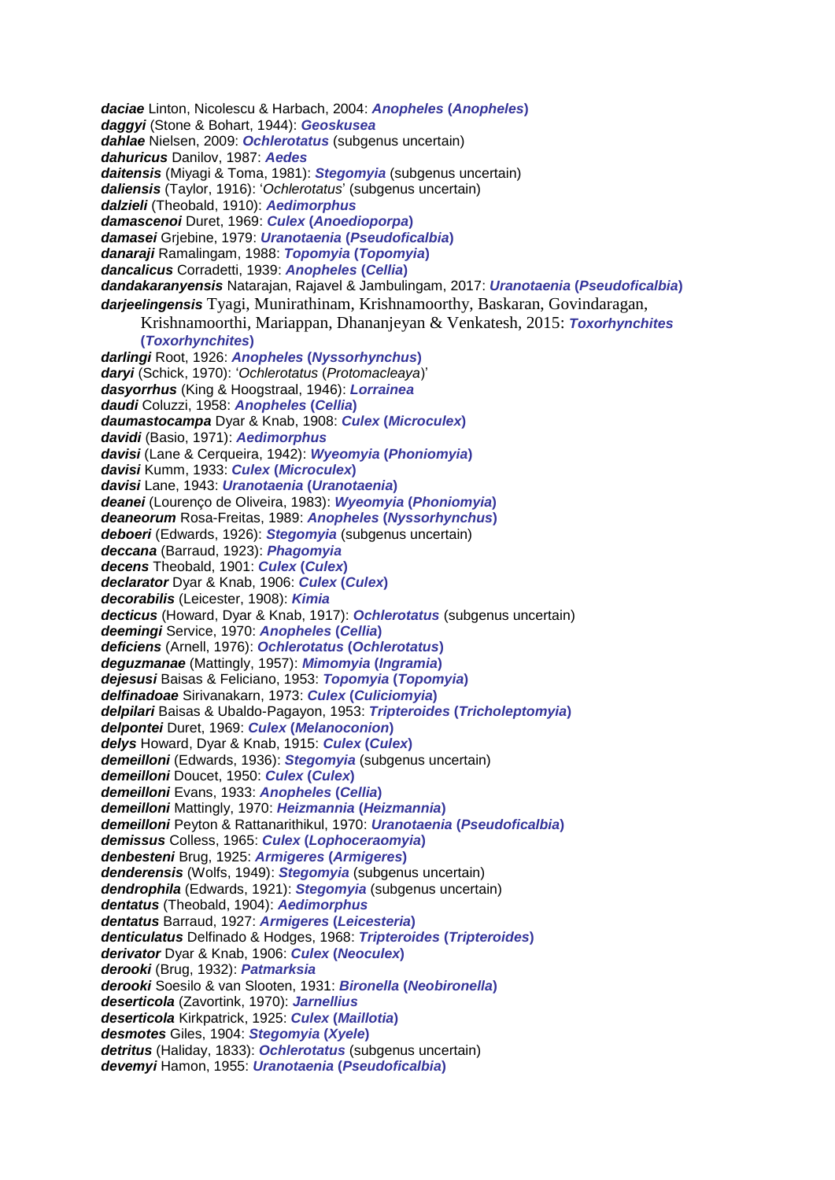***daciae*** Linton, Nicolescu & Harbach, 2004: ***Anopheles* (*Anopheles*)**
***daggyi*** (Stone & Bohart, 1944): ***Geoskusea***
***dahlae*** Nielsen, 2009: ***Ochlerotatus*** (subgenus uncertain)
***dahuricus*** Danilov, 1987: ***Aedes***
***daitensis*** (Miyagi & Toma, 1981): ***Stegomyia*** (subgenus uncertain)
***daliensis*** (Taylor, 1916): '*Ochlerotatus*' (subgenus uncertain)
***dalzieli*** (Theobald, 1910): ***Aedimorphus***
***damascenoi*** Duret, 1969: ***Culex* (*Anoedioporpa*)**
***damasei*** Grjebine, 1979: ***Uranotaenia* (*Pseudoficalbia*)**
***danaraji*** Ramalingam, 1988: ***Topomyia* (*Topomyia*)**
***dancalicus*** Corradetti, 1939: ***Anopheles* (*Cellia*)**
***dandakaranyensis*** Natarajan, Rajavel & Jambulingam, 2017: ***Uranotaenia* (*Pseudoficalbia*)**
***darjeelingensis*** Tyagi, Munirathinam, Krishnamoorthy, Baskaran, Govindaragan, Krishnamoorthi, Mariappan, Dhananjeyan & Venkatesh, 2015: ***Toxorhynchites* (*Toxorhynchites*)**
***darlingi*** Root, 1926: ***Anopheles* (*Nyssorhynchus*)**
***daryi*** (Schick, 1970): '*Ochlerotatus* (*Protomacleaya*)'
***dasyorrhus*** (King & Hoogstraal, 1946): ***Lorrainea***
***daudi*** Coluzzi, 1958: ***Anopheles* (*Cellia*)**
***daumastocampa*** Dyar & Knab, 1908: ***Culex* (*Microculex*)**
***davidi*** (Basio, 1971): ***Aedimorphus***
***davisi*** (Lane & Cerqueira, 1942): ***Wyeomyia* (*Phoniomyia*)**
***davisi*** Kumm, 1933: ***Culex* (*Microculex*)**
***davisi*** Lane, 1943: ***Uranotaenia* (*Uranotaenia*)**
***deanei*** (Lourenço de Oliveira, 1983): ***Wyeomyia* (*Phoniomyia*)**
***deaneorum*** Rosa-Freitas, 1989: ***Anopheles* (*Nyssorhynchus*)**
***deboeri*** (Edwards, 1926): ***Stegomyia*** (subgenus uncertain)
***deccana*** (Barraud, 1923): ***Phagomyia***
***decens*** Theobald, 1901: ***Culex* (*Culex*)**
***declarator*** Dyar & Knab, 1906: ***Culex* (*Culex*)**
***decorabilis*** (Leicester, 1908): ***Kimia***
***decticus*** (Howard, Dyar & Knab, 1917): ***Ochlerotatus*** (subgenus uncertain)
***deemingi*** Service, 1970: ***Anopheles* (*Cellia*)**
***deficiens*** (Arnell, 1976): ***Ochlerotatus* (*Ochlerotatus*)**
***deguzmanae*** (Mattingly, 1957): ***Mimomyia* (*Ingramia*)**
***dejesusi*** Baisas & Feliciano, 1953: ***Topomyia* (*Topomyia*)**
***delfinadoae*** Sirivanakarn, 1973: ***Culex* (*Culiciomyia*)**
***delpilari*** Baisas & Ubaldo-Pagayon, 1953: ***Tripteroides* (*Tricholeptomyia*)**
***delpontei*** Duret, 1969: ***Culex* (*Melanoconion*)**
***delys*** Howard, Dyar & Knab, 1915: ***Culex* (*Culex*)**
***demeilloni*** (Edwards, 1936): ***Stegomyia*** (subgenus uncertain)
***demeilloni*** Doucet, 1950: ***Culex* (*Culex*)**
***demeilloni*** Evans, 1933: ***Anopheles* (*Cellia*)**
***demeilloni*** Mattingly, 1970: ***Heizmannia* (*Heizmannia*)**
***demeilloni*** Peyton & Rattanarithikul, 1970: ***Uranotaenia* (*Pseudoficalbia*)**
***demissus*** Colless, 1965: ***Culex* (*Lophoceraomyia*)**
***denbesteni*** Brug, 1925: ***Armigeres* (*Armigeres*)**
***denderensis*** (Wolfs, 1949): ***Stegomyia*** (subgenus uncertain)
***dendrophila*** (Edwards, 1921): ***Stegomyia*** (subgenus uncertain)
***dentatus*** (Theobald, 1904): ***Aedimorphus***
***dentatus*** Barraud, 1927: ***Armigeres* (*Leicesteria*)**
***denticulatus*** Delfinado & Hodges, 1968: ***Tripteroides* (*Tripteroides*)**
***derivator*** Dyar & Knab, 1906: ***Culex* (*Neoculex*)**
***derooki*** (Brug, 1932): ***Patmarksia***
***derooki*** Soesilo & van Slooten, 1931: ***Bironella* (*Neobironella*)**
***deserticola*** (Zavortink, 1970): ***Jarnellius***
***deserticola*** Kirkpatrick, 1925: ***Culex* (*Maillotia*)**
***desmotes*** Giles, 1904: ***Stegomyia* (*Xyele*)**
***detritus*** (Haliday, 1833): ***Ochlerotatus*** (subgenus uncertain)
***devemyi*** Hamon, 1955: ***Uranotaenia* (*Pseudoficalbia*)**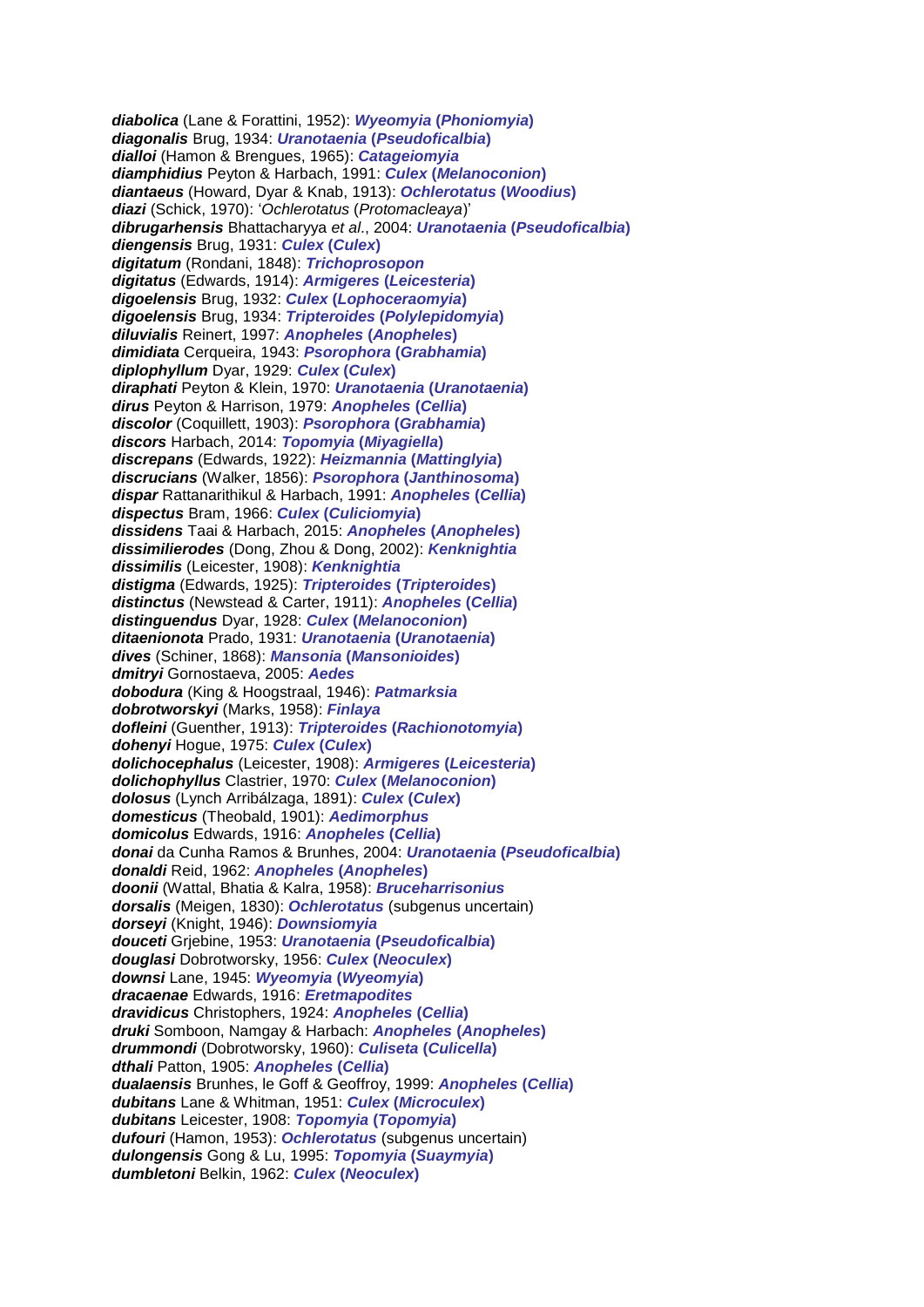***diabolica*** (Lane & Forattini, 1952): ***Wyeomyia* (*Phoniomyia*)**
***diagonalis*** Brug, 1934: ***Uranotaenia* (*Pseudoficalbia*)**
***dialloi*** (Hamon & Brengues, 1965): ***Catageiomyia***
***diamphidius*** Peyton & Harbach, 1991: ***Culex* (*Melanoconion*)**
***diantaeus*** (Howard, Dyar & Knab, 1913): ***Ochlerotatus* (*Woodius*)**
***diazi*** (Schick, 1970): '*Ochlerotatus* (*Protomacleaya*)'
***dibrugarhensis*** Bhattacharyya *et al*., 2004: ***Uranotaenia* (*Pseudoficalbia*)**
***diengensis*** Brug, 1931: ***Culex* (*Culex*)**
***digitatum*** (Rondani, 1848): ***Trichoprosopon***
***digitatus*** (Edwards, 1914): ***Armigeres* (*Leicesteria*)**
***digoelensis*** Brug, 1932: ***Culex* (*Lophoceraomyia*)**
***digoelensis*** Brug, 1934: ***Tripteroides* (*Polylepidomyia*)**
***diluvialis*** Reinert, 1997: ***Anopheles* (*Anopheles*)**
***dimidiata*** Cerqueira, 1943: ***Psorophora* (*Grabhamia*)**
***diplophyllum*** Dyar, 1929: ***Culex* (*Culex*)**
***diraphati*** Peyton & Klein, 1970: ***Uranotaenia* (*Uranotaenia*)**
***dirus*** Peyton & Harrison, 1979: ***Anopheles* (*Cellia*)**
***discolor*** (Coquillett, 1903): ***Psorophora* (*Grabhamia*)**
***discors*** Harbach, 2014: ***Topomyia* (*Miyagiella*)**
***discrepans*** (Edwards, 1922): ***Heizmannia* (*Mattinglyia*)**
***discrucians*** (Walker, 1856): ***Psorophora* (*Janthinosoma*)**
***dispar*** Rattanarithikul & Harbach, 1991: ***Anopheles* (*Cellia*)**
***dispectus*** Bram, 1966: ***Culex* (*Culiciomyia*)**
***dissidens*** Taai & Harbach, 2015: ***Anopheles* (*Anopheles*)**
***dissimilierodes*** (Dong, Zhou & Dong, 2002): ***Kenknightia***
***dissimilis*** (Leicester, 1908): ***Kenknightia***
***distigma*** (Edwards, 1925): ***Tripteroides* (*Tripteroides*)**
***distinctus*** (Newstead & Carter, 1911): ***Anopheles* (*Cellia*)**
***distinguendus*** Dyar, 1928: ***Culex* (*Melanoconion*)**
***ditaenionota*** Prado, 1931: ***Uranotaenia* (*Uranotaenia*)**
***dives*** (Schiner, 1868): ***Mansonia* (*Mansonioides*)**
***dmitryi*** Gornostaeva, 2005: ***Aedes***
***dobodura*** (King & Hoogstraal, 1946): ***Patmarksia***
***dobrotworskyi*** (Marks, 1958): ***Finlaya***
***dofleini*** (Guenther, 1913): ***Tripteroides* (*Rachionotomyia*)**
***dohenyi*** Hogue, 1975: ***Culex* (*Culex*)**
***dolichocephalus*** (Leicester, 1908): ***Armigeres* (*Leicesteria*)**
***dolichophyllus*** Clastrier, 1970: ***Culex* (*Melanoconion*)**
***dolosus*** (Lynch Arribálzaga, 1891): ***Culex* (*Culex*)**
***domesticus*** (Theobald, 1901): ***Aedimorphus***
***domicolus*** Edwards, 1916: ***Anopheles* (*Cellia*)**
***donai*** da Cunha Ramos & Brunhes, 2004: ***Uranotaenia* (*Pseudoficalbia*)**
***donaldi*** Reid, 1962: ***Anopheles* (*Anopheles*)**
***doonii*** (Wattal, Bhatia & Kalra, 1958): ***Bruceharrisonius***
***dorsalis*** (Meigen, 1830): ***Ochlerotatus*** (subgenus uncertain)
***dorseyi*** (Knight, 1946): ***Downsiomyia***
***douceti*** Grjebine, 1953: ***Uranotaenia* (*Pseudoficalbia*)**
***douglasi*** Dobrotworsky, 1956: ***Culex* (*Neoculex*)**
***downsi*** Lane, 1945: ***Wyeomyia* (*Wyeomyia*)**
***dracaenae*** Edwards, 1916: ***Eretmapodites***
***dravidicus*** Christophers, 1924: ***Anopheles* (*Cellia*)**
***druki*** Somboon, Namgay & Harbach: ***Anopheles* (*Anopheles*)**
***drummondi*** (Dobrotworsky, 1960): ***Culiseta* (*Culicella*)**
***dthali*** Patton, 1905: ***Anopheles* (*Cellia*)**
***dualaensis*** Brunhes, le Goff & Geoffroy, 1999: ***Anopheles* (*Cellia*)**
***dubitans*** Lane & Whitman, 1951: ***Culex* (*Microculex*)**
***dubitans*** Leicester, 1908: ***Topomyia* (*Topomyia*)**
***dufouri*** (Hamon, 1953): ***Ochlerotatus*** (subgenus uncertain)
***dulongensis*** Gong & Lu, 1995: ***Topomyia* (*Suaymyia*)**
***dumbletoni*** Belkin, 1962: ***Culex* (*Neoculex*)**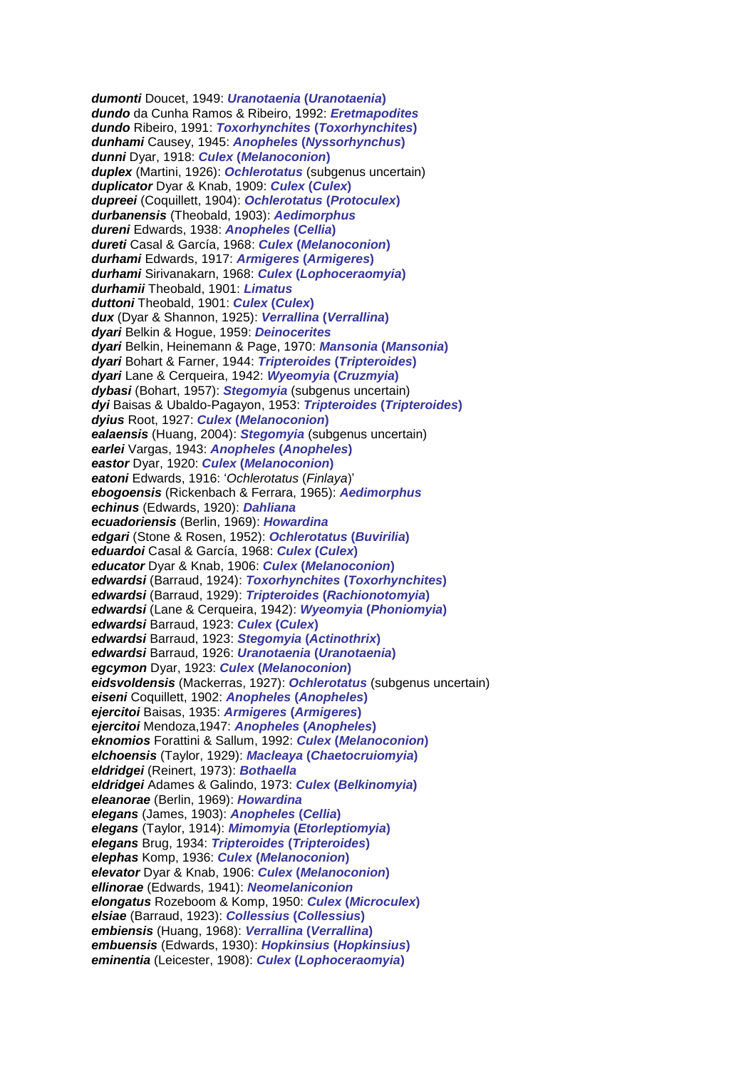***dumonti*** Doucet, 1949: ***Uranotaenia* (*Uranotaenia*)**
***dundo*** da Cunha Ramos & Ribeiro, 1992: ***Eretmapodites***
***dundo*** Ribeiro, 1991: ***Toxorhynchites* (*Toxorhynchites*)**
***dunhami*** Causey, 1945: ***Anopheles* (*Nyssorhynchus*)**
***dunni*** Dyar, 1918: ***Culex* (*Melanoconion*)**
***duplex*** (Martini, 1926): ***Ochlerotatus*** (subgenus uncertain)
***duplicator*** Dyar & Knab, 1909: ***Culex* (*Culex*)**
***dupreei*** (Coquillett, 1904): ***Ochlerotatus* (*Protoculex*)**
***durbanensis*** (Theobald, 1903): ***Aedimorphus***
***dureni*** Edwards, 1938: ***Anopheles* (*Cellia*)**
***dureti*** Casal & García, 1968: ***Culex* (*Melanoconion*)**
***durhami*** Edwards, 1917: ***Armigeres* (*Armigeres*)**
***durhami*** Sirivanakarn, 1968: ***Culex* (*Lophoceraomyia*)**
***durhamii*** Theobald, 1901: ***Limatus***
***duttoni*** Theobald, 1901: ***Culex* (*Culex*)**
***dux*** (Dyar & Shannon, 1925): ***Verrallina* (*Verrallina*)**
***dyari*** Belkin & Hogue, 1959: ***Deinocerites***
***dyari*** Belkin, Heinemann & Page, 1970: ***Mansonia* (*Mansonia*)**
***dyari*** Bohart & Farner, 1944: ***Tripteroides* (*Tripteroides*)**
***dyari*** Lane & Cerqueira, 1942: ***Wyeomyia* (*Cruzmyia*)**
***dybasi*** (Bohart, 1957): ***Stegomyia*** (subgenus uncertain)
***dyi*** Baisas & Ubaldo-Pagayon, 1953: ***Tripteroides* (*Tripteroides*)**
***dyius*** Root, 1927: ***Culex* (*Melanoconion*)**
***ealaensis*** (Huang, 2004): ***Stegomyia*** (subgenus uncertain)
***earlei*** Vargas, 1943: ***Anopheles* (*Anopheles*)**
***eastor*** Dyar, 1920: ***Culex* (*Melanoconion*)**
***eatoni*** Edwards, 1916: '*Ochlerotatus* (*Finlaya*)'
***ebogoensis*** (Rickenbach & Ferrara, 1965): ***Aedimorphus***
***echinus*** (Edwards, 1920): ***Dahliana***
***ecuadoriensis*** (Berlin, 1969): ***Howardina***
***edgari*** (Stone & Rosen, 1952): ***Ochlerotatus* (*Buvirilia*)**
***eduardoi*** Casal & García, 1968: ***Culex* (*Culex*)**
***educator*** Dyar & Knab, 1906: ***Culex* (*Melanoconion*)**
***edwardsi*** (Barraud, 1924): ***Toxorhynchites* (*Toxorhynchites*)**
***edwardsi*** (Barraud, 1929): ***Tripteroides* (*Rachionotomyia*)**
***edwardsi*** (Lane & Cerqueira, 1942): ***Wyeomyia* (*Phoniomyia*)**
***edwardsi*** Barraud, 1923: ***Culex* (*Culex*)**
***edwardsi*** Barraud, 1923: ***Stegomyia* (*Actinothrix*)**
***edwardsi*** Barraud, 1926: ***Uranotaenia* (*Uranotaenia*)**
***egcymon*** Dyar, 1923: ***Culex* (*Melanoconion*)**
***eidsvoldensis*** (Mackerras, 1927): ***Ochlerotatus*** (subgenus uncertain)
***eiseni*** Coquillett, 1902: ***Anopheles* (*Anopheles*)**
***ejercitoi*** Baisas, 1935: ***Armigeres* (*Armigeres*)**
***ejercitoi*** Mendoza,1947: ***Anopheles* (*Anopheles*)**
***eknomios*** Forattini & Sallum, 1992: ***Culex* (*Melanoconion*)**
***elchoensis*** (Taylor, 1929): ***Macleaya* (*Chaetocruiomyia*)**
***eldridgei*** (Reinert, 1973): ***Bothaella***
***eldridgei*** Adames & Galindo, 1973: ***Culex* (*Belkinomyia*)**
***eleanorae*** (Berlin, 1969): ***Howardina***
***elegans*** (James, 1903): ***Anopheles* (*Cellia*)**
***elegans*** (Taylor, 1914): ***Mimomyia* (*Etorleptiomyia*)**
***elegans*** Brug, 1934: ***Tripteroides* (*Tripteroides*)**
***elephas*** Komp, 1936: ***Culex* (*Melanoconion*)**
***elevator*** Dyar & Knab, 1906: ***Culex* (*Melanoconion*)**
***ellinorae*** (Edwards, 1941): ***Neomelaniconion***
***elongatus*** Rozeboom & Komp, 1950: ***Culex* (*Microculex*)**
***elsiae*** (Barraud, 1923): ***Collessius* (*Collessius*)**
***embiensis*** (Huang, 1968): ***Verrallina* (*Verrallina*)**
***embuensis*** (Edwards, 1930): ***Hopkinsius* (*Hopkinsius*)**
***eminentia*** (Leicester, 1908): ***Culex* (*Lophoceraomyia*)**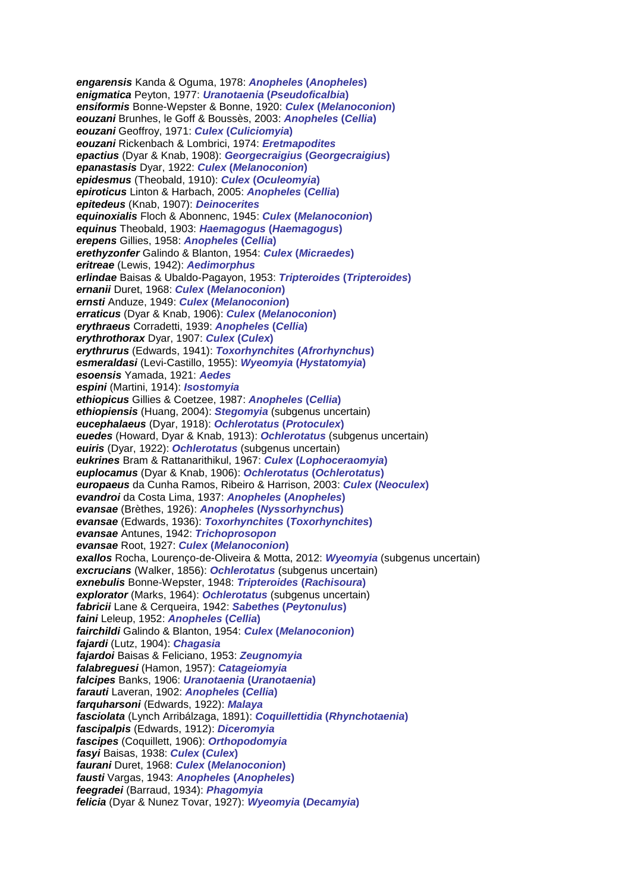***engarensis*** Kanda & Oguma, 1978: ***Anopheles* (*Anopheles*)**
***enigmatica*** Peyton, 1977: ***Uranotaenia* (*Pseudoficalbia*)**
***ensiformis*** Bonne-Wepster & Bonne, 1920: ***Culex* (*Melanoconion*)**
***eouzani*** Brunhes, le Goff & Boussès, 2003: ***Anopheles* (*Cellia*)**
***eouzani*** Geoffroy, 1971: ***Culex* (*Culiciomyia*)**
***eouzani*** Rickenbach & Lombrici, 1974: ***Eretmapodites***
***epactius*** (Dyar & Knab, 1908): ***Georgecraigius* (*Georgecraigius*)**
***epanastasis*** Dyar, 1922: ***Culex* (*Melanoconion*)**
***epidesmus*** (Theobald, 1910): ***Culex* (*Oculeomyia*)**
***epiroticus*** Linton & Harbach, 2005: ***Anopheles* (*Cellia*)**
***epitedeus*** (Knab, 1907): ***Deinocerites***
***equinoxialis*** Floch & Abonnenc, 1945: ***Culex* (*Melanoconion*)**
***equinus*** Theobald, 1903: ***Haemagogus* (*Haemagogus*)**
***erepens*** Gillies, 1958: ***Anopheles* (*Cellia*)**
***erethyzonfer*** Galindo & Blanton, 1954: ***Culex* (*Micraedes*)**
***eritreae*** (Lewis, 1942): ***Aedimorphus***
***erlindae*** Baisas & Ubaldo-Pagayon, 1953: ***Tripteroides* (*Tripteroides*)**
***ernanii*** Duret, 1968: ***Culex* (*Melanoconion*)**
***ernsti*** Anduze, 1949: ***Culex* (*Melanoconion*)**
***erraticus*** (Dyar & Knab, 1906): ***Culex* (*Melanoconion*)**
***erythraeus*** Corradetti, 1939: ***Anopheles* (*Cellia*)**
***erythrothorax*** Dyar, 1907: ***Culex* (*Culex*)**
***erythrurus*** (Edwards, 1941): ***Toxorhynchites* (*Afrorhynchus*)**
***esmeraldasi*** (Levi-Castillo, 1955): ***Wyeomyia* (*Hystatomyia*)**
***esoensis*** Yamada, 1921: ***Aedes***
***espini*** (Martini, 1914): ***Isostomyia***
***ethiopicus*** Gillies & Coetzee, 1987: ***Anopheles* (*Cellia*)**
***ethiopiensis*** (Huang, 2004): ***Stegomyia*** (subgenus uncertain)
***eucephalaeus*** (Dyar, 1918): ***Ochlerotatus* (*Protoculex*)**
***euedes*** (Howard, Dyar & Knab, 1913): ***Ochlerotatus*** (subgenus uncertain)
***euiris*** (Dyar, 1922): ***Ochlerotatus*** (subgenus uncertain)
***eukrines*** Bram & Rattanarithikul, 1967: ***Culex* (*Lophoceraomyia*)**
***euplocamus*** (Dyar & Knab, 1906): ***Ochlerotatus* (*Ochlerotatus*)**
***europaeus*** da Cunha Ramos, Ribeiro & Harrison, 2003: ***Culex* (*Neoculex*)**
***evandroi*** da Costa Lima, 1937: ***Anopheles* (*Anopheles*)**
***evansae*** (Brèthes, 1926): ***Anopheles* (*Nyssorhynchus*)**
***evansae*** (Edwards, 1936): ***Toxorhynchites* (*Toxorhynchites*)**
***evansae*** Antunes, 1942: ***Trichoprosopon***
***evansae*** Root, 1927: ***Culex* (*Melanoconion*)**
***exallos*** Rocha, Lourenço-de-Oliveira & Motta, 2012: ***Wyeomyia*** (subgenus uncertain)
***excrucians*** (Walker, 1856): ***Ochlerotatus*** (subgenus uncertain)
***exnebulis*** Bonne-Wepster, 1948: ***Tripteroides* (*Rachisoura*)**
***explorator*** (Marks, 1964): ***Ochlerotatus*** (subgenus uncertain)
***fabricii*** Lane & Cerqueira, 1942: ***Sabethes* (*Peytonulus*)**
***faini*** Leleup, 1952: ***Anopheles* (*Cellia*)**
***fairchildi*** Galindo & Blanton, 1954: ***Culex* (*Melanoconion*)**
***fajardi*** (Lutz, 1904): ***Chagasia***
***fajardoi*** Baisas & Feliciano, 1953: ***Zeugnomyia***
***falabreguesi*** (Hamon, 1957): ***Catageiomyia***
***falcipes*** Banks, 1906: ***Uranotaenia* (*Uranotaenia*)**
***farauti*** Laveran, 1902: ***Anopheles* (*Cellia*)**
***farquharsoni*** (Edwards, 1922): ***Malaya***
***fasciolata*** (Lynch Arribálzaga, 1891): ***Coquillettidia* (*Rhynchotaenia*)**
***fascipalpis*** (Edwards, 1912): ***Diceromyia***
***fascipes*** (Coquillett, 1906): ***Orthopodomyia***
***fasyi*** Baisas, 1938: ***Culex* (*Culex*)**
***faurani*** Duret, 1968: ***Culex* (*Melanoconion*)**
***fausti*** Vargas, 1943: ***Anopheles* (*Anopheles*)**
***feegradei*** (Barraud, 1934): ***Phagomyia***
***felicia*** (Dyar & Nunez Tovar, 1927): ***Wyeomyia* (*Decamyia*)**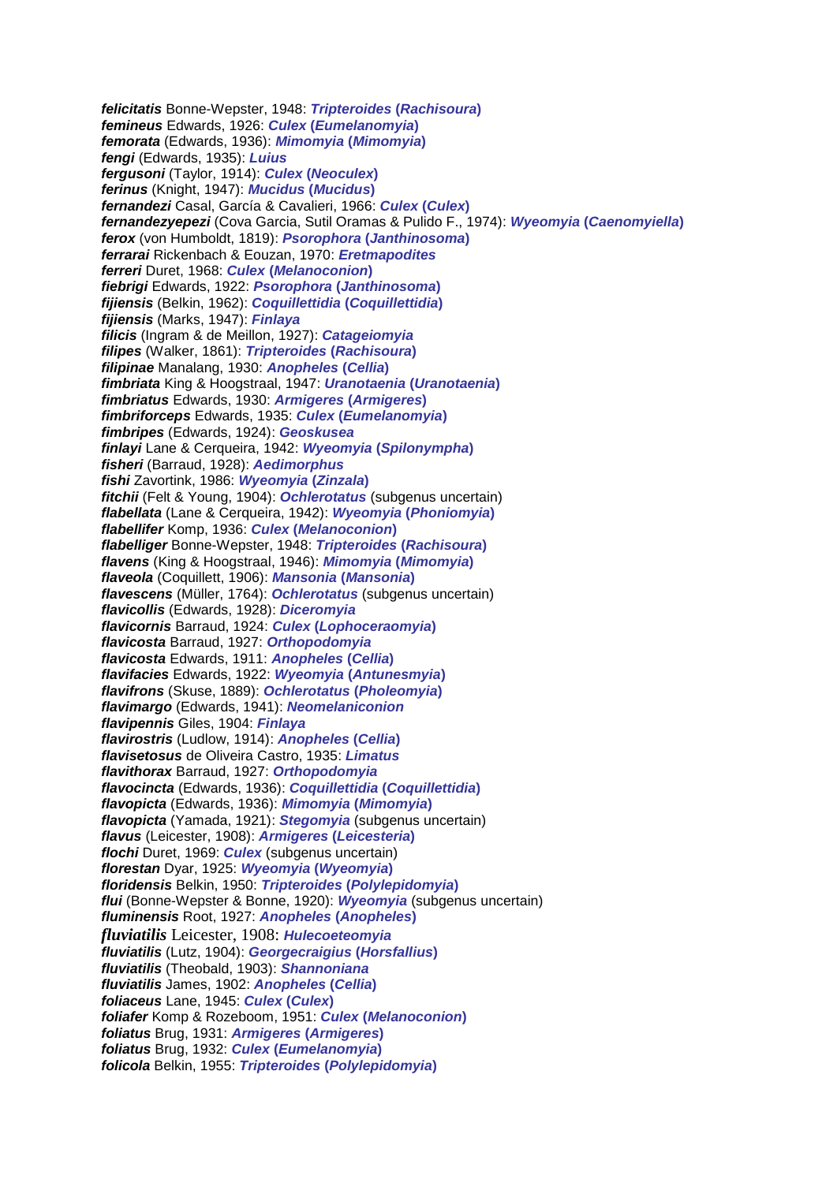***felicitatis*** Bonne-Wepster, 1948: ***Tripteroides* (*Rachisoura*)**
***femineus*** Edwards, 1926: ***Culex* (*Eumelanomyia*)**
***femorata*** (Edwards, 1936): ***Mimomyia* (*Mimomyia*)**
***fengi*** (Edwards, 1935): ***Luius***
***fergusoni*** (Taylor, 1914): ***Culex* (*Neoculex*)**
***ferinus*** (Knight, 1947): ***Mucidus* (*Mucidus*)**
***fernandezi*** Casal, García & Cavalieri, 1966: ***Culex* (*Culex*)**
***fernandezyepezi*** (Cova Garcia, Sutil Oramas & Pulido F., 1974): ***Wyeomyia* (*Caenomyiella*)**
***ferox*** (von Humboldt, 1819): ***Psorophora* (*Janthinosoma*)**
***ferrarai*** Rickenbach & Eouzan, 1970: ***Eretmapodites***
***ferreri*** Duret, 1968: ***Culex* (*Melanoconion*)**
***fiebrigi*** Edwards, 1922: ***Psorophora* (*Janthinosoma*)**
***fijiensis*** (Belkin, 1962): ***Coquillettidia* (*Coquillettidia*)**
***fijiensis*** (Marks, 1947): ***Finlaya***
***filicis*** (Ingram & de Meillon, 1927): ***Catageiomyia***
***filipes*** (Walker, 1861): ***Tripteroides* (*Rachisoura*)**
***filipinae*** Manalang, 1930: ***Anopheles* (*Cellia*)**
***fimbriata*** King & Hoogstraal, 1947: ***Uranotaenia* (*Uranotaenia*)**
***fimbriatus*** Edwards, 1930: ***Armigeres* (*Armigeres*)**
***fimbriforceps*** Edwards, 1935: ***Culex* (*Eumelanomyia*)**
***fimbripes*** (Edwards, 1924): ***Geoskusea***
***finlayi*** Lane & Cerqueira, 1942: ***Wyeomyia* (*Spilonympha*)**
***fisheri*** (Barraud, 1928): ***Aedimorphus***
***fishi*** Zavortink, 1986: ***Wyeomyia* (*Zinzala*)**
***fitchii*** (Felt & Young, 1904): ***Ochlerotatus*** (subgenus uncertain)
***flabellata*** (Lane & Cerqueira, 1942): ***Wyeomyia* (*Phoniomyia*)**
***flabellifer*** Komp, 1936: ***Culex* (*Melanoconion*)**
***flabelliger*** Bonne-Wepster, 1948: ***Tripteroides* (*Rachisoura*)**
***flavens*** (King & Hoogstraal, 1946): ***Mimomyia* (*Mimomyia*)**
***flaveola*** (Coquillett, 1906): ***Mansonia* (*Mansonia*)**
***flavescens*** (Müller, 1764): ***Ochlerotatus*** (subgenus uncertain)
***flavicollis*** (Edwards, 1928): ***Diceromyia***
***flavicornis*** Barraud, 1924: ***Culex* (*Lophoceraomyia*)**
***flavicosta*** Barraud, 1927: ***Orthopodomyia***
***flavicosta*** Edwards, 1911: ***Anopheles* (*Cellia*)**
***flavifacies*** Edwards, 1922: ***Wyeomyia* (*Antunesmyia*)**
***flavifrons*** (Skuse, 1889): ***Ochlerotatus* (*Pholeomyia*)**
***flavimargo*** (Edwards, 1941): ***Neomelaniconion***
***flavipennis*** Giles, 1904: ***Finlaya***
***flavirostris*** (Ludlow, 1914): ***Anopheles* (*Cellia*)**
***flavisetosus*** de Oliveira Castro, 1935: ***Limatus***
***flavithorax*** Barraud, 1927: ***Orthopodomyia***
***flavocincta*** (Edwards, 1936): ***Coquillettidia* (*Coquillettidia*)**
***flavopicta*** (Edwards, 1936): ***Mimomyia* (*Mimomyia*)**
***flavopicta*** (Yamada, 1921): ***Stegomyia*** (subgenus uncertain)
***flavus*** (Leicester, 1908): ***Armigeres* (*Leicesteria*)**
***flochi*** Duret, 1969: ***Culex*** (subgenus uncertain)
***florestan*** Dyar, 1925: ***Wyeomyia* (*Wyeomyia*)**
***floridensis*** Belkin, 1950: ***Tripteroides* (*Polylepidomyia*)**
***flui*** (Bonne-Wepster & Bonne, 1920): ***Wyeomyia*** (subgenus uncertain)
***fluminensis*** Root, 1927: ***Anopheles* (*Anopheles*)**
***fluviatilis*** Leicester, 1908: ***Hulecoeteomyia***
***fluviatilis*** (Lutz, 1904): ***Georgecraigius* (*Horsfallius*)**
***fluviatilis*** (Theobald, 1903): ***Shannoniana***
***fluviatilis*** James, 1902: ***Anopheles* (*Cellia*)**
***foliaceus*** Lane, 1945: ***Culex* (*Culex*)**
***foliafer*** Komp & Rozeboom, 1951: ***Culex* (*Melanoconion*)**
***foliatus*** Brug, 1931: ***Armigeres* (*Armigeres*)**
***foliatus*** Brug, 1932: ***Culex* (*Eumelanomyia*)**
***folicola*** Belkin, 1955: ***Tripteroides* (*Polylepidomyia*)**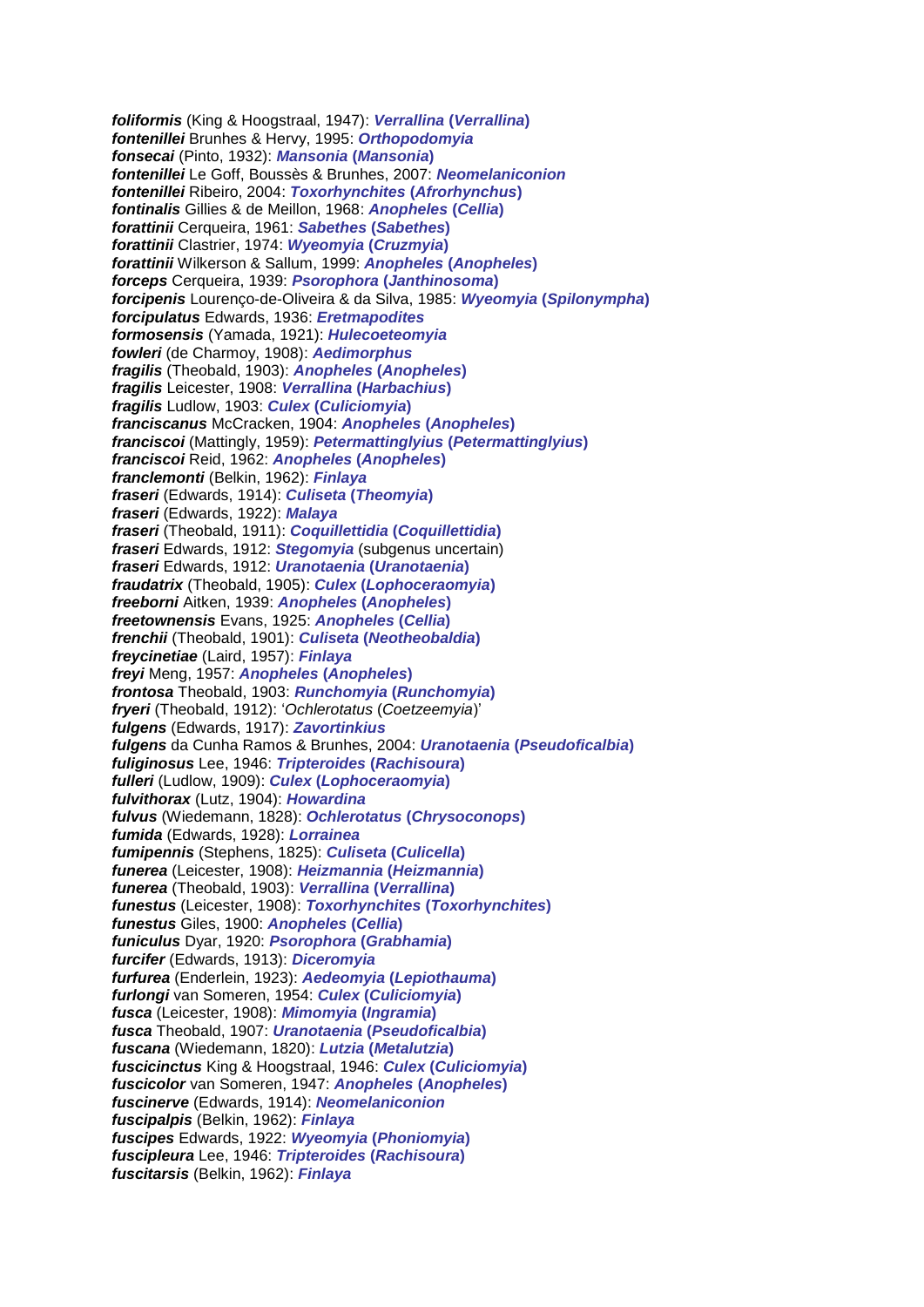***foliformis*** (King & Hoogstraal, 1947): ***Verrallina* (*Verrallina*)**
***fontenillei*** Brunhes & Hervy, 1995: ***Orthopodomyia***
***fonsecai*** (Pinto, 1932): ***Mansonia* (*Mansonia*)**
***fontenillei*** Le Goff, Boussès & Brunhes, 2007: ***Neomelaniconion***
***fontenillei*** Ribeiro, 2004: ***Toxorhynchites* (*Afrorhynchus*)**
***fontinalis*** Gillies & de Meillon, 1968: ***Anopheles* (*Cellia*)**
***forattinii*** Cerqueira, 1961: ***Sabethes* (*Sabethes*)**
***forattinii*** Clastrier, 1974: ***Wyeomyia* (*Cruzmyia*)**
***forattinii*** Wilkerson & Sallum, 1999: ***Anopheles* (*Anopheles*)**
***forceps*** Cerqueira, 1939: ***Psorophora* (*Janthinosoma*)**
***forcipenis*** Lourenço-de-Oliveira & da Silva, 1985: ***Wyeomyia* (*Spilonympha*)**
***forcipulatus*** Edwards, 1936: ***Eretmapodites***
***formosensis*** (Yamada, 1921): ***Hulecoeteomyia***
***fowleri*** (de Charmoy, 1908): ***Aedimorphus***
***fragilis*** (Theobald, 1903): ***Anopheles* (*Anopheles*)**
***fragilis*** Leicester, 1908: ***Verrallina* (*Harbachius*)**
***fragilis*** Ludlow, 1903: ***Culex* (*Culiciomyia*)**
***franciscanus*** McCracken, 1904: ***Anopheles* (*Anopheles*)**
***franciscoi*** (Mattingly, 1959): ***Petermattinglyius* (*Petermattinglyius*)**
***franciscoi*** Reid, 1962: ***Anopheles* (*Anopheles*)**
***franclemonti*** (Belkin, 1962): ***Finlaya***
***fraseri*** (Edwards, 1914): ***Culiseta* (*Theomyia*)**
***fraseri*** (Edwards, 1922): ***Malaya***
***fraseri*** (Theobald, 1911): ***Coquillettidia* (*Coquillettidia*)**
***fraseri*** Edwards, 1912: ***Stegomyia*** (subgenus uncertain)
***fraseri*** Edwards, 1912: ***Uranotaenia* (*Uranotaenia*)**
***fraudatrix*** (Theobald, 1905): ***Culex* (*Lophoceraomyia*)**
***freeborni*** Aitken, 1939: ***Anopheles* (*Anopheles*)**
***freetownensis*** Evans, 1925: ***Anopheles* (*Cellia*)**
***frenchii*** (Theobald, 1901): ***Culiseta* (*Neotheobaldia*)**
***freycinetiae*** (Laird, 1957): ***Finlaya***
***freyi*** Meng, 1957: ***Anopheles* (*Anopheles*)**
***frontosa*** Theobald, 1903: ***Runchomyia* (*Runchomyia*)**
***fryeri*** (Theobald, 1912): '*Ochlerotatus* (*Coetzeemyia*)'
***fulgens*** (Edwards, 1917): ***Zavortinkius***
***fulgens*** da Cunha Ramos & Brunhes, 2004: ***Uranotaenia* (*Pseudoficalbia*)**
***fuliginosus*** Lee, 1946: ***Tripteroides* (*Rachisoura*)**
***fulleri*** (Ludlow, 1909): ***Culex* (*Lophoceraomyia*)**
***fulvithorax*** (Lutz, 1904): ***Howardina***
***fulvus*** (Wiedemann, 1828): ***Ochlerotatus* (*Chrysoconops*)**
***fumida*** (Edwards, 1928): ***Lorrainea***
***fumipennis*** (Stephens, 1825): ***Culiseta* (*Culicella*)**
***funerea*** (Leicester, 1908): ***Heizmannia* (*Heizmannia*)**
***funerea*** (Theobald, 1903): ***Verrallina* (*Verrallina*)**
***funestus*** (Leicester, 1908): ***Toxorhynchites* (*Toxorhynchites*)**
***funestus*** Giles, 1900: ***Anopheles* (*Cellia*)**
***funiculus*** Dyar, 1920: ***Psorophora* (*Grabhamia*)**
***furcifer*** (Edwards, 1913): ***Diceromyia***
***furfurea*** (Enderlein, 1923): ***Aedeomyia* (*Lepiothauma*)**
***furlongi*** van Someren, 1954: ***Culex* (*Culiciomyia*)**
***fusca*** (Leicester, 1908): ***Mimomyia* (*Ingramia*)**
***fusca*** Theobald, 1907: ***Uranotaenia* (*Pseudoficalbia*)**
***fuscana*** (Wiedemann, 1820): ***Lutzia* (*Metalutzia*)**
***fuscicinctus*** King & Hoogstraal, 1946: ***Culex* (*Culiciomyia*)**
***fuscicolor*** van Someren, 1947: ***Anopheles* (*Anopheles*)**
***fuscinerve*** (Edwards, 1914): ***Neomelaniconion***
***fuscipalpis*** (Belkin, 1962): ***Finlaya***
***fuscipes*** Edwards, 1922: ***Wyeomyia* (*Phoniomyia*)**
***fuscipleura*** Lee, 1946: ***Tripteroides* (*Rachisoura*)**
***fuscitarsis*** (Belkin, 1962): ***Finlaya***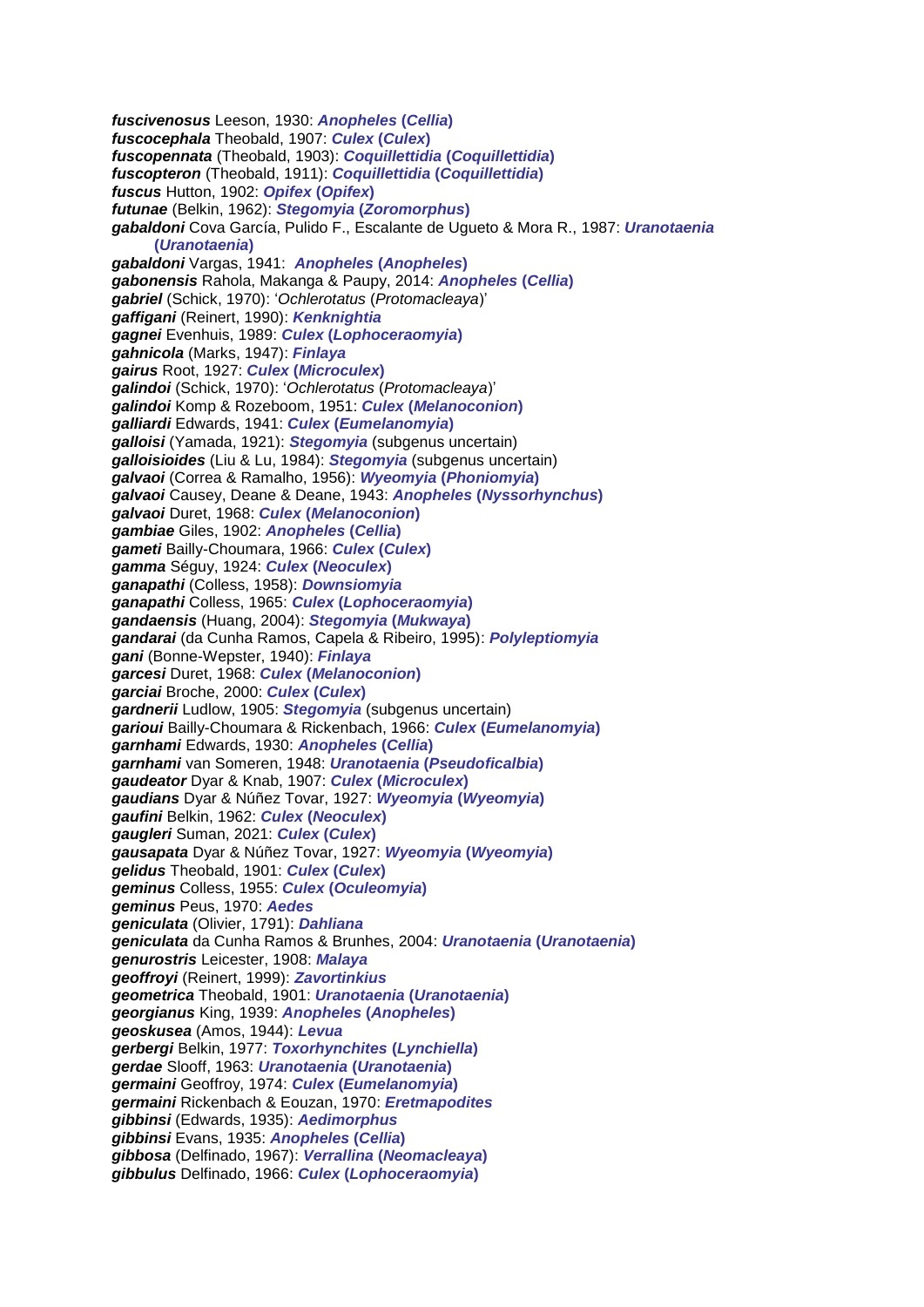***fuscivenosus*** Leeson, 1930: ***Anopheles* (*Cellia*)**
***fuscocephala*** Theobald, 1907: ***Culex* (*Culex*)**
***fuscopennata*** (Theobald, 1903): ***Coquillettidia* (*Coquillettidia*)**
***fuscopteron*** (Theobald, 1911): ***Coquillettidia* (*Coquillettidia*)**
***fuscus*** Hutton, 1902: ***Opifex* (*Opifex*)**
***futunae*** (Belkin, 1962): ***Stegomyia* (*Zoromorphus*)**
***gabaldoni*** Cova García, Pulido F., Escalante de Ugueto & Mora R., 1987: ***Uranotaenia* (*Uranotaenia*)**
***gabaldoni*** Vargas, 1941: ***Anopheles* (*Anopheles*)**
***gabonensis*** Rahola, Makanga & Paupy, 2014: ***Anopheles* (*Cellia*)**
***gabriel*** (Schick, 1970): '*Ochlerotatus* (*Protomacleaya*)'
***gaffigani*** (Reinert, 1990): ***Kenknightia***
***gagnei*** Evenhuis, 1989: ***Culex* (*Lophoceraomyia*)**
***gahnicola*** (Marks, 1947): ***Finlaya***
***gairus*** Root, 1927: ***Culex* (*Microculex*)**
***galindoi*** (Schick, 1970): '*Ochlerotatus* (*Protomacleaya*)'
***galindoi*** Komp & Rozeboom, 1951: ***Culex* (*Melanoconion*)**
***galliardi*** Edwards, 1941: ***Culex* (*Eumelanomyia*)**
***galloisi*** (Yamada, 1921): ***Stegomyia*** (subgenus uncertain)
***galloisioides*** (Liu & Lu, 1984): ***Stegomyia*** (subgenus uncertain)
***galvaoi*** (Correa & Ramalho, 1956): ***Wyeomyia* (*Phoniomyia*)**
***galvaoi*** Causey, Deane & Deane, 1943: ***Anopheles* (*Nyssorhynchus*)**
***galvaoi*** Duret, 1968: ***Culex* (*Melanoconion*)**
***gambiae*** Giles, 1902: ***Anopheles* (*Cellia*)**
***gameti*** Bailly-Choumara, 1966: ***Culex* (*Culex*)**
***gamma*** Séguy, 1924: ***Culex* (*Neoculex*)**
***ganapathi*** (Colless, 1958): ***Downsiomyia***
***ganapathi*** Colless, 1965: ***Culex* (*Lophoceraomyia*)**
***gandaensis*** (Huang, 2004): ***Stegomyia* (*Mukwaya*)**
***gandarai*** (da Cunha Ramos, Capela & Ribeiro, 1995): ***Polyleptiomyia***
***gani*** (Bonne-Wepster, 1940): ***Finlaya***
***garcesi*** Duret, 1968: ***Culex* (*Melanoconion*)**
***garciai*** Broche, 2000: ***Culex* (*Culex*)**
***gardnerii*** Ludlow, 1905: ***Stegomyia*** (subgenus uncertain)
***garioui*** Bailly-Choumara & Rickenbach, 1966: ***Culex* (*Eumelanomyia*)**
***garnhami*** Edwards, 1930: ***Anopheles* (*Cellia*)**
***garnhami*** van Someren, 1948: ***Uranotaenia* (*Pseudoficalbia*)**
***gaudeator*** Dyar & Knab, 1907: ***Culex* (*Microculex*)**
***gaudians*** Dyar & Núñez Tovar, 1927: ***Wyeomyia* (*Wyeomyia*)**
***gaufini*** Belkin, 1962: ***Culex* (*Neoculex*)**
***gaugleri*** Suman, 2021: ***Culex* (*Culex*)**
***gausapata*** Dyar & Núñez Tovar, 1927: ***Wyeomyia* (*Wyeomyia*)**
***gelidus*** Theobald, 1901: ***Culex* (*Culex*)**
***geminus*** Colless, 1955: ***Culex* (*Oculeomyia*)**
***geminus*** Peus, 1970: ***Aedes***
***geniculata*** (Olivier, 1791): ***Dahliana***
***geniculata*** da Cunha Ramos & Brunhes, 2004: ***Uranotaenia* (*Uranotaenia*)**
***genurostris*** Leicester, 1908: ***Malaya***
***geoffroyi*** (Reinert, 1999): ***Zavortinkius***
***geometrica*** Theobald, 1901: ***Uranotaenia* (*Uranotaenia*)**
***georgianus*** King, 1939: ***Anopheles* (*Anopheles*)**
***geoskusea*** (Amos, 1944): ***Levua***
***gerbergi*** Belkin, 1977: ***Toxorhynchites* (*Lynchiella*)**
***gerdae*** Slooff, 1963: ***Uranotaenia* (*Uranotaenia*)**
***germaini*** Geoffroy, 1974: ***Culex* (*Eumelanomyia*)**
***germaini*** Rickenbach & Eouzan, 1970: ***Eretmapodites***
***gibbinsi*** (Edwards, 1935): ***Aedimorphus***
***gibbinsi*** Evans, 1935: ***Anopheles* (*Cellia*)**
***gibbosa*** (Delfinado, 1967): ***Verrallina* (*Neomacleaya*)**
***gibbulus*** Delfinado, 1966: ***Culex* (*Lophoceraomyia*)**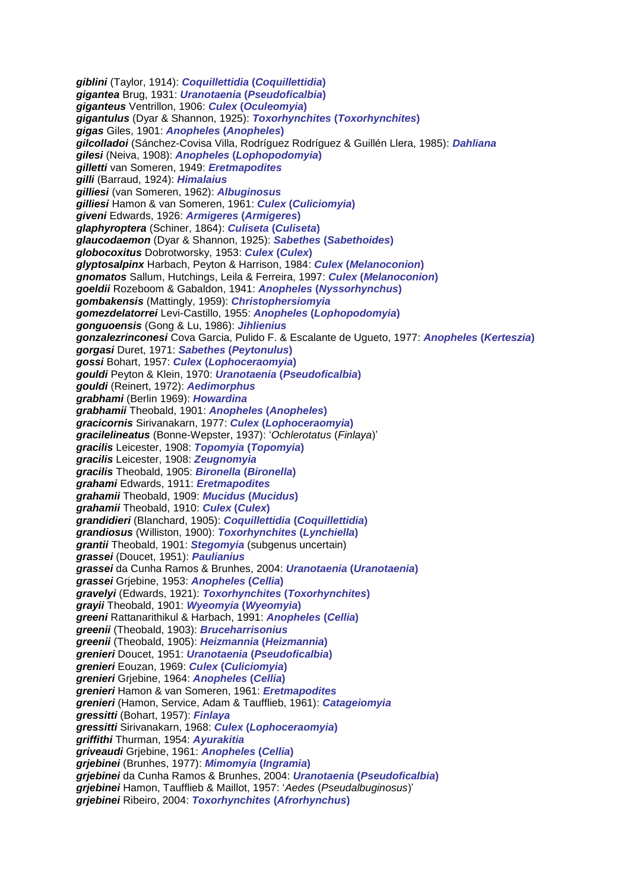***giblini*** (Taylor, 1914): ***Coquillettidia* (*Coquillettidia*)**
***gigantea*** Brug, 1931: ***Uranotaenia* (*Pseudoficalbia*)**
***giganteus*** Ventrillon, 1906: ***Culex* (*Oculeomyia*)**
***gigantulus*** (Dyar & Shannon, 1925): ***Toxorhynchites* (*Toxorhynchites*)**
***gigas*** Giles, 1901: ***Anopheles* (*Anopheles*)**
***gilcolladoi*** (Sánchez-Covisa Villa, Rodríguez Rodríguez & Guillén Llera, 1985): ***Dahliana***
***gilesi*** (Neiva, 1908): ***Anopheles* (*Lophopodomyia*)**
***gilletti*** van Someren, 1949: ***Eretmapodites***
***gilli*** (Barraud, 1924): ***Himalaius***
***gilliesi*** (van Someren, 1962): ***Albuginosus***
***gilliesi*** Hamon & van Someren, 1961: ***Culex* (*Culiciomyia*)**
***giveni*** Edwards, 1926: ***Armigeres* (*Armigeres*)**
***glaphyroptera*** (Schiner, 1864): ***Culiseta* (*Culiseta*)**
***glaucodaemon*** (Dyar & Shannon, 1925): ***Sabethes* (*Sabethoides*)**
***globocoxitus*** Dobrotworsky, 1953: ***Culex* (*Culex*)**
***glyptosalpinx*** Harbach, Peyton & Harrison, 1984: ***Culex* (*Melanoconion*)**
***gnomatos*** Sallum, Hutchings, Leila & Ferreira, 1997: ***Culex* (*Melanoconion*)**
***goeldii*** Rozeboom & Gabaldon, 1941: ***Anopheles* (*Nyssorhynchus*)**
***gombakensis*** (Mattingly, 1959): ***Christophersiomyia***
***gomezdelatorrei*** Levi-Castillo, 1955: ***Anopheles* (*Lophopodomyia*)**
***gonguoensis*** (Gong & Lu, 1986): ***Jihlienius***
***gonzalezrinconesi*** Cova Garcia, Pulido F. & Escalante de Ugueto, 1977: ***Anopheles* (*Kerteszia*)**
***gorgasi*** Duret, 1971: ***Sabethes* (*Peytonulus*)**
***gossi*** Bohart, 1957: ***Culex* (*Lophoceraomyia*)**
***gouldi*** Peyton & Klein, 1970: ***Uranotaenia* (*Pseudoficalbia*)**
***gouldi*** (Reinert, 1972): ***Aedimorphus***
***grabhami*** (Berlin 1969): ***Howardina***
***grabhamii*** Theobald, 1901: ***Anopheles* (*Anopheles*)**
***gracicornis*** Sirivanakarn, 1977: ***Culex* (*Lophoceraomyia*)**
***gracilelineatus*** (Bonne-Wepster, 1937): '*Ochlerotatus* (*Finlaya*)'
***gracilis*** Leicester, 1908: ***Topomyia* (*Topomyia*)**
***gracilis*** Leicester, 1908: ***Zeugnomyia***
***gracilis*** Theobald, 1905: ***Bironella* (*Bironella*)**
***grahami*** Edwards, 1911: ***Eretmapodites***
***grahamii*** Theobald, 1909: ***Mucidus* (*Mucidus*)**
***grahamii*** Theobald, 1910: ***Culex* (*Culex*)**
***grandidieri*** (Blanchard, 1905): ***Coquillettidia* (*Coquillettidia*)**
***grandiosus*** (Williston, 1900): ***Toxorhynchites* (*Lynchiella*)**
***grantii*** Theobald, 1901: ***Stegomyia*** (subgenus uncertain)
***grassei*** (Doucet, 1951): ***Paulianius***
***grassei*** da Cunha Ramos & Brunhes, 2004: ***Uranotaenia* (*Uranotaenia*)**
***grassei*** Grjebine, 1953: ***Anopheles* (*Cellia*)**
***gravelyi*** (Edwards, 1921): ***Toxorhynchites* (*Toxorhynchites*)**
***grayii*** Theobald, 1901: ***Wyeomyia* (*Wyeomyia*)**
***greeni*** Rattanarithikul & Harbach, 1991: ***Anopheles* (*Cellia*)**
***greenii*** (Theobald, 1903): ***Bruceharrisonius***
***greenii*** (Theobald, 1905): ***Heizmannia* (*Heizmannia*)**
***grenieri*** Doucet, 1951: ***Uranotaenia* (*Pseudoficalbia*)**
***grenieri*** Eouzan, 1969: ***Culex* (*Culiciomyia*)**
***grenieri*** Grjebine, 1964: ***Anopheles* (*Cellia*)**
***grenieri*** Hamon & van Someren, 1961: ***Eretmapodites***
***grenieri*** (Hamon, Service, Adam & Taufflieb, 1961): ***Catageiomyia***
***gressitti*** (Bohart, 1957): ***Finlaya***
***gressitti*** Sirivanakarn, 1968: ***Culex* (*Lophoceraomyia*)**
***griffithi*** Thurman, 1954: ***Ayurakitia***
***griveaudi*** Grjebine, 1961: ***Anopheles* (*Cellia*)**
***grjebinei*** (Brunhes, 1977): ***Mimomyia* (*Ingramia*)**
***grjebinei*** da Cunha Ramos & Brunhes, 2004: ***Uranotaenia* (*Pseudoficalbia*)**
***grjebinei*** Hamon, Taufflieb & Maillot, 1957: '*Aedes* (*Pseudalbuginosus*)'
***grjebinei*** Ribeiro, 2004: ***Toxorhynchites* (*Afrorhynchus*)**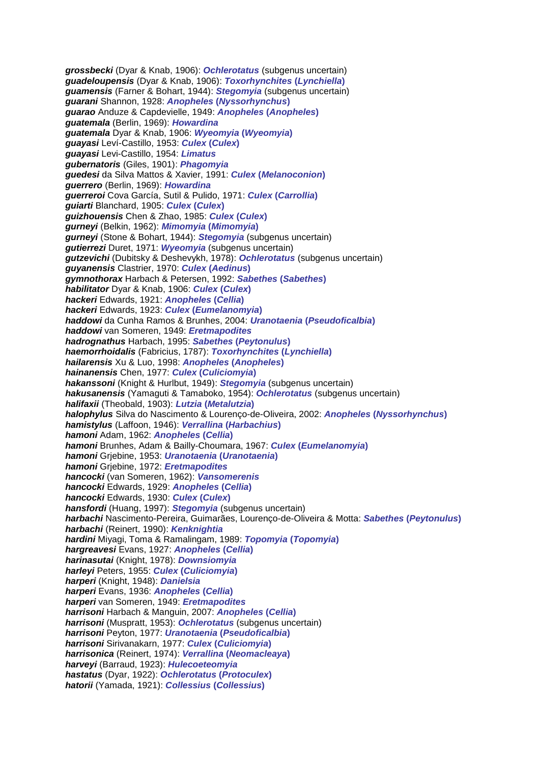***grossbecki*** (Dyar & Knab, 1906): ***Ochlerotatus*** (subgenus uncertain)
***guadeloupensis*** (Dyar & Knab, 1906): ***Toxorhynchites* (*Lynchiella*)**
***guamensis*** (Farner & Bohart, 1944): ***Stegomyia*** (subgenus uncertain)
***guarani*** Shannon, 1928: ***Anopheles* (*Nyssorhynchus*)**
***guarao*** Anduze & Capdevielle, 1949: ***Anopheles* (*Anopheles*)**
***guatemala*** (Berlin, 1969): ***Howardina***
***guatemala*** Dyar & Knab, 1906: ***Wyeomyia* (*Wyeomyia*)**
***guayasi*** Leví-Castillo, 1953: ***Culex* (*Culex*)**
***guayasi*** Levi-Castillo, 1954: ***Limatus***
***gubernatoris*** (Giles, 1901): ***Phagomyia***
***guedesi*** da Silva Mattos & Xavier, 1991: ***Culex* (*Melanoconion*)**
***guerrero*** (Berlin, 1969): ***Howardina***
***guerreroi*** Cova García, Sutil & Pulido, 1971: ***Culex* (*Carrollia*)**
***guiarti*** Blanchard, 1905: ***Culex* (*Culex*)**
***guizhouensis*** Chen & Zhao, 1985: ***Culex* (*Culex*)**
***gurneyi*** (Belkin, 1962): ***Mimomyia* (*Mimomyia*)**
***gurneyi*** (Stone & Bohart, 1944): ***Stegomyia*** (subgenus uncertain)
***gutierrezi*** Duret, 1971: ***Wyeomyia*** (subgenus uncertain)
***gutzevichi*** (Dubitsky & Deshevykh, 1978): ***Ochlerotatus*** (subgenus uncertain)
***guyanensis*** Clastrier, 1970: ***Culex* (*Aedinus*)**
***gymnothorax*** Harbach & Petersen, 1992: ***Sabethes* (*Sabethes*)**
***habilitator*** Dyar & Knab, 1906: ***Culex* (*Culex*)**
***hackeri*** Edwards, 1921: ***Anopheles* (*Cellia*)**
***hackeri*** Edwards, 1923: ***Culex* (*Eumelanomyia*)**
***haddowi*** da Cunha Ramos & Brunhes, 2004: ***Uranotaenia* (*Pseudoficalbia*)**
***haddowi*** van Someren, 1949: ***Eretmapodites***
***hadrognathus*** Harbach, 1995: ***Sabethes* (*Peytonulus*)**
***haemorrhoidalis*** (Fabricius, 1787): ***Toxorhynchites* (*Lynchiella*)**
***hailarensis*** Xu & Luo, 1998: ***Anopheles* (*Anopheles*)**
***hainanensis*** Chen, 1977: ***Culex* (*Culiciomyia*)**
***hakanssoni*** (Knight & Hurlbut, 1949): ***Stegomyia*** (subgenus uncertain)
***hakusanensis*** (Yamaguti & Tamaboko, 1954): ***Ochlerotatus*** (subgenus uncertain)
***halifaxii*** (Theobald, 1903): ***Lutzia* (*Metalutzia*)**
***halophylus*** Silva do Nascimento & Lourenço-de-Oliveira, 2002: ***Anopheles* (*Nyssorhynchus*)**
***hamistylus*** (Laffoon, 1946): ***Verrallina* (*Harbachius*)**
***hamoni*** Adam, 1962: ***Anopheles* (*Cellia*)**
***hamoni*** Brunhes, Adam & Bailly-Choumara, 1967: ***Culex* (*Eumelanomyia*)**
***hamoni*** Grjebine, 1953: ***Uranotaenia* (*Uranotaenia*)**
***hamoni*** Grjebine, 1972: ***Eretmapodites***
***hancocki*** (van Someren, 1962): ***Vansomerenis***
***hancocki*** Edwards, 1929: ***Anopheles* (*Cellia*)**
***hancocki*** Edwards, 1930: ***Culex* (*Culex*)**
***hansfordi*** (Huang, 1997): ***Stegomyia*** (subgenus uncertain)
***harbachi*** Nascimento-Pereira, Guimarães, Lourenço-de-Oliveira & Motta: ***Sabethes* (*Peytonulus*)**
***harbachi*** (Reinert, 1990): ***Kenknightia***
***hardini*** Miyagi, Toma & Ramalingam, 1989: ***Topomyia* (*Topomyia*)**
***hargreavesi*** Evans, 1927: ***Anopheles* (*Cellia*)**
***harinasutai*** (Knight, 1978): ***Downsiomyia***
***harleyi*** Peters, 1955: ***Culex* (*Culiciomyia*)**
***harperi*** (Knight, 1948): ***Danielsia***
***harperi*** Evans, 1936: ***Anopheles* (*Cellia*)**
***harperi*** van Someren, 1949: ***Eretmapodites***
***harrisoni*** Harbach & Manguin, 2007: ***Anopheles* (*Cellia*)**
***harrisoni*** (Muspratt, 1953): ***Ochlerotatus*** (subgenus uncertain)
***harrisoni*** Peyton, 1977: ***Uranotaenia* (*Pseudoficalbia*)**
***harrisoni*** Sirivanakarn, 1977: ***Culex* (*Culiciomyia*)**
***harrisonica*** (Reinert, 1974): ***Verrallina* (*Neomacleaya*)**
***harveyi*** (Barraud, 1923): ***Hulecoeteomyia***
***hastatus*** (Dyar, 1922): ***Ochlerotatus* (*Protoculex*)**
***hatorii*** (Yamada, 1921): ***Collessius* (*Collessius*)**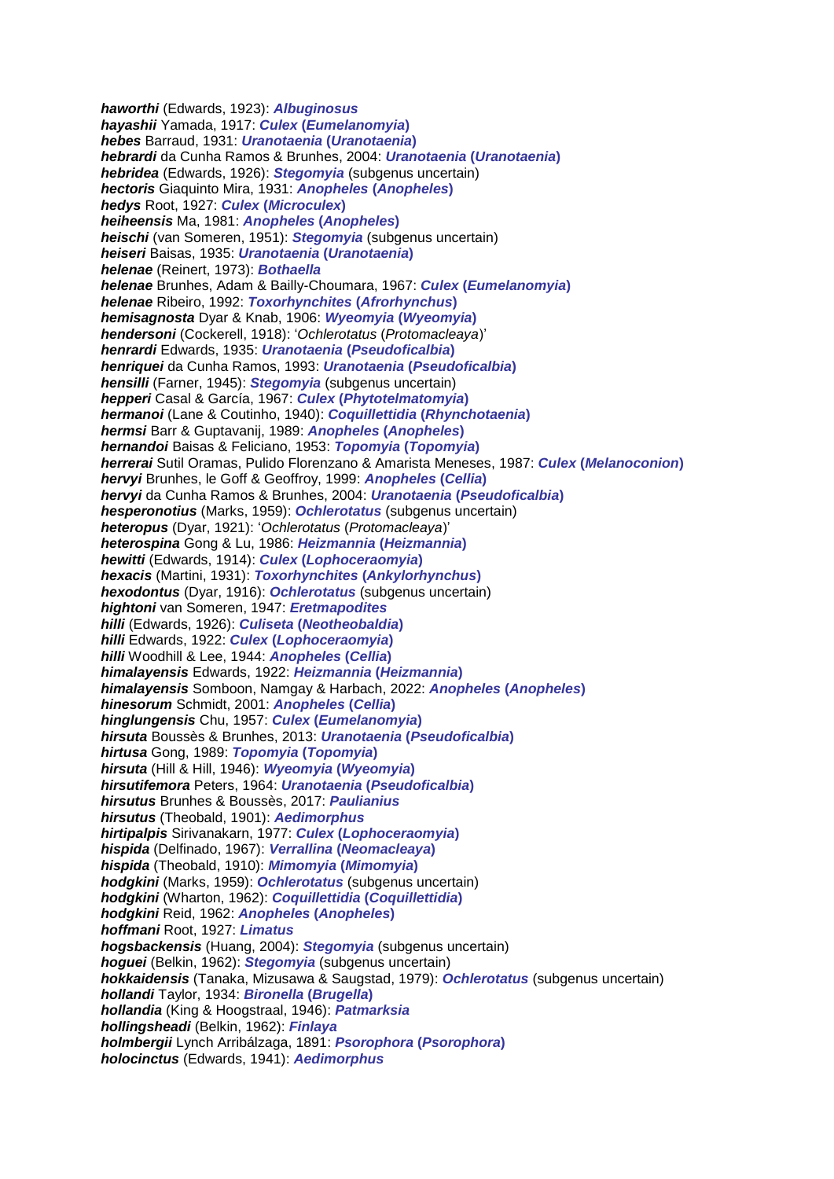***haworthi*** (Edwards, 1923): ***Albuginosus***
***hayashii*** Yamada, 1917: ***Culex* (*Eumelanomyia*)**
***hebes*** Barraud, 1931: ***Uranotaenia* (*Uranotaenia*)**
***hebrardi*** da Cunha Ramos & Brunhes, 2004: ***Uranotaenia* (*Uranotaenia*)**
***hebridea*** (Edwards, 1926): ***Stegomyia*** (subgenus uncertain)
***hectoris*** Giaquinto Mira, 1931: ***Anopheles* (*Anopheles*)**
***hedys*** Root, 1927: ***Culex* (*Microculex*)**
***heiheensis*** Ma, 1981: ***Anopheles* (*Anopheles*)**
***heischi*** (van Someren, 1951): ***Stegomyia*** (subgenus uncertain)
***heiseri*** Baisas, 1935: ***Uranotaenia* (*Uranotaenia*)**
***helenae*** (Reinert, 1973): ***Bothaella***
***helenae*** Brunhes, Adam & Bailly-Choumara, 1967: ***Culex* (*Eumelanomyia*)**
***helenae*** Ribeiro, 1992: ***Toxorhynchites* (*Afrorhynchus*)**
***hemisagnosta*** Dyar & Knab, 1906: ***Wyeomyia* (*Wyeomyia*)**
***hendersoni*** (Cockerell, 1918): '*Ochlerotatus* (*Protomacleaya*)'
***henrardi*** Edwards, 1935: ***Uranotaenia* (*Pseudoficalbia*)**
***henriquei*** da Cunha Ramos, 1993: ***Uranotaenia* (*Pseudoficalbia*)**
***hensilli*** (Farner, 1945): ***Stegomyia*** (subgenus uncertain)
***hepperi*** Casal & García, 1967: ***Culex* (*Phytotelmatomyia*)**
***hermanoi*** (Lane & Coutinho, 1940): ***Coquillettidia* (*Rhynchotaenia*)**
***hermsi*** Barr & Guptavanij, 1989: ***Anopheles* (*Anopheles*)**
***hernandoi*** Baisas & Feliciano, 1953: ***Topomyia* (*Topomyia*)**
***herrerai*** Sutil Oramas, Pulido Florenzano & Amarista Meneses, 1987: ***Culex* (*Melanoconion*)**
***hervyi*** Brunhes, le Goff & Geoffroy, 1999: ***Anopheles* (*Cellia*)**
***hervyi*** da Cunha Ramos & Brunhes, 2004: ***Uranotaenia* (*Pseudoficalbia*)**
***hesperonotius*** (Marks, 1959): ***Ochlerotatus*** (subgenus uncertain)
***heteropus*** (Dyar, 1921): '*Ochlerotatus* (*Protomacleaya*)'
***heterospina*** Gong & Lu, 1986: ***Heizmannia* (*Heizmannia*)**
***hewitti*** (Edwards, 1914): ***Culex* (*Lophoceraomyia*)**
***hexacis*** (Martini, 1931): ***Toxorhynchites* (*Ankylorhynchus*)**
***hexodontus*** (Dyar, 1916): ***Ochlerotatus*** (subgenus uncertain)
***hightoni*** van Someren, 1947: ***Eretmapodites***
***hilli*** (Edwards, 1926): ***Culiseta* (*Neotheobaldia*)**
***hilli*** Edwards, 1922: ***Culex* (*Lophoceraomyia*)**
***hilli*** Woodhill & Lee, 1944: ***Anopheles* (*Cellia*)**
***himalayensis*** Edwards, 1922: ***Heizmannia* (*Heizmannia*)**
***himalayensis*** Somboon, Namgay & Harbach, 2022: ***Anopheles* (*Anopheles*)**
***hinesorum*** Schmidt, 2001: ***Anopheles* (*Cellia*)**
***hinglungensis*** Chu, 1957: ***Culex* (*Eumelanomyia*)**
***hirsuta*** Boussès & Brunhes, 2013: ***Uranotaenia* (*Pseudoficalbia*)**
***hirtusa*** Gong, 1989: ***Topomyia* (*Topomyia*)**
***hirsuta*** (Hill & Hill, 1946): ***Wyeomyia* (*Wyeomyia*)**
***hirsutifemora*** Peters, 1964: ***Uranotaenia* (*Pseudoficalbia*)**
***hirsutus*** Brunhes & Boussès, 2017: ***Paulianius***
***hirsutus*** (Theobald, 1901): ***Aedimorphus***
***hirtipalpis*** Sirivanakarn, 1977: ***Culex* (*Lophoceraomyia*)**
***hispida*** (Delfinado, 1967): ***Verrallina* (*Neomacleaya*)**
***hispida*** (Theobald, 1910): ***Mimomyia* (*Mimomyia*)**
***hodgkini*** (Marks, 1959): ***Ochlerotatus*** (subgenus uncertain)
***hodgkini*** (Wharton, 1962): ***Coquillettidia* (*Coquillettidia*)**
***hodgkini*** Reid, 1962: ***Anopheles* (*Anopheles*)**
***hoffmani*** Root, 1927: ***Limatus***
***hogsbackensis*** (Huang, 2004): ***Stegomyia*** (subgenus uncertain)
***hoguei*** (Belkin, 1962): ***Stegomyia*** (subgenus uncertain)
***hokkaidensis*** (Tanaka, Mizusawa & Saugstad, 1979): ***Ochlerotatus*** (subgenus uncertain)
***hollandi*** Taylor, 1934: ***Bironella* (*Brugella*)**
***hollandia*** (King & Hoogstraal, 1946): ***Patmarksia***
***hollingsheadi*** (Belkin, 1962): ***Finlaya***
***holmbergii*** Lynch Arribálzaga, 1891: ***Psorophora* (*Psorophora*)**
***holocinctus*** (Edwards, 1941): ***Aedimorphus***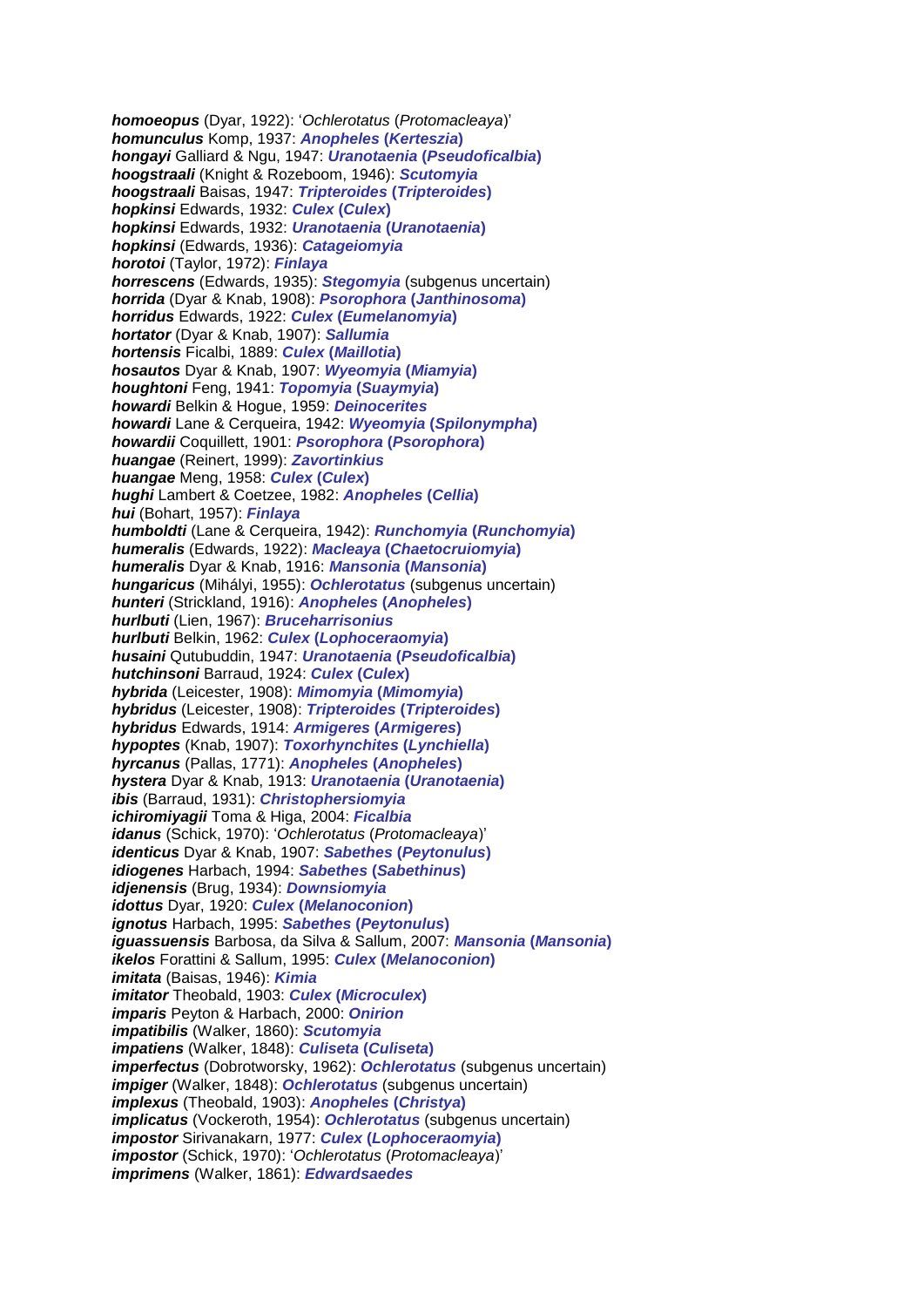**homoeopus** (Dyar, 1922): '*Ochlerotatus* (*Protomacleaya*)'
**homunculus** Komp, 1937: ***Anopheles* (*Kerteszia*)**
**hongayi** Galliard & Ngu, 1947: ***Uranotaenia* (*Pseudoficalbia*)**
**hoogstraali** (Knight & Rozeboom, 1946): ***Scutomyia***
**hoogstraali** Baisas, 1947: ***Tripteroides* (*Tripteroides*)**
**hopkinsi** Edwards, 1932: ***Culex* (*Culex*)**
**hopkinsi** Edwards, 1932: ***Uranotaenia* (*Uranotaenia*)**
**hopkinsi** (Edwards, 1936): ***Catageiomyia***
**horotoi** (Taylor, 1972): ***Finlaya***
**horrescens** (Edwards, 1935): ***Stegomyia*** (subgenus uncertain)
**horrida** (Dyar & Knab, 1908): ***Psorophora* (*Janthinosoma*)**
**horridus** Edwards, 1922: ***Culex* (*Eumelanomyia*)**
**hortator** (Dyar & Knab, 1907): ***Sallumia***
**hortensis** Ficalbi, 1889: ***Culex* (*Maillotia*)**
**hosautos** Dyar & Knab, 1907: ***Wyeomyia* (*Miamyia*)**
**houghtoni** Feng, 1941: ***Topomyia* (*Suaymyia*)**
**howardi** Belkin & Hogue, 1959: ***Deinocerites***
**howardi** Lane & Cerqueira, 1942: ***Wyeomyia* (*Spilonympha*)**
**howardii** Coquillett, 1901: ***Psorophora* (*Psorophora*)**
**huangae** (Reinert, 1999): ***Zavortinkius***
**huangae** Meng, 1958: ***Culex* (*Culex*)**
**hughi** Lambert & Coetzee, 1982: ***Anopheles* (*Cellia*)**
**hui** (Bohart, 1957): ***Finlaya***
**humboldti** (Lane & Cerqueira, 1942): ***Runchomyia* (*Runchomyia*)**
**humeralis** (Edwards, 1922): ***Macleaya* (*Chaetocruiomyia*)**
**humeralis** Dyar & Knab, 1916: ***Mansonia* (*Mansonia*)**
**hungaricus** (Mihályi, 1955): ***Ochlerotatus*** (subgenus uncertain)
**hunteri** (Strickland, 1916): ***Anopheles* (*Anopheles*)**
**hurlbuti** (Lien, 1967): ***Bruceharrisonius***
**hurlbuti** Belkin, 1962: ***Culex* (*Lophoceraomyia*)**
**husaini** Qutubuddin, 1947: ***Uranotaenia* (*Pseudoficalbia*)**
**hutchinsoni** Barraud, 1924: ***Culex* (*Culex*)**
**hybrida** (Leicester, 1908): ***Mimomyia* (*Mimomyia*)**
**hybridus** (Leicester, 1908): ***Tripteroides* (*Tripteroides*)**
**hybridus** Edwards, 1914: ***Armigeres* (*Armigeres*)**
**hypoptes** (Knab, 1907): ***Toxorhynchites* (*Lynchiella*)**
**hyrcanus** (Pallas, 1771): ***Anopheles* (*Anopheles*)**
**hystera** Dyar & Knab, 1913: ***Uranotaenia* (*Uranotaenia*)**
**ibis** (Barraud, 1931): ***Christophersiomyia***
**ichiromiyagii** Toma & Higa, 2004: ***Ficalbia***
**idanus** (Schick, 1970): '*Ochlerotatus* (*Protomacleaya*)'
**identicus** Dyar & Knab, 1907: ***Sabethes* (*Peytonulus*)**
**idiogenes** Harbach, 1994: ***Sabethes* (*Sabethinus*)**
**idjenensis** (Brug, 1934): ***Downsiomyia***
**idottus** Dyar, 1920: ***Culex* (*Melanoconion*)**
**ignotus** Harbach, 1995: ***Sabethes* (*Peytonulus*)**
**iguassuensis** Barbosa, da Silva & Sallum, 2007: ***Mansonia* (*Mansonia*)**
**ikelos** Forattini & Sallum, 1995: ***Culex* (*Melanoconion*)**
**imitata** (Baisas, 1946): ***Kimia***
**imitator** Theobald, 1903: ***Culex* (*Microculex*)**
**imparis** Peyton & Harbach, 2000: ***Onirion***
**impatibilis** (Walker, 1860): ***Scutomyia***
**impatiens** (Walker, 1848): ***Culiseta* (*Culiseta*)**
**imperfectus** (Dobrotworsky, 1962): ***Ochlerotatus*** (subgenus uncertain)
**impiger** (Walker, 1848): ***Ochlerotatus*** (subgenus uncertain)
**implexus** (Theobald, 1903): ***Anopheles* (*Christya*)**
**implicatus** (Vockeroth, 1954): ***Ochlerotatus*** (subgenus uncertain)
**impostor** Sirivanakarn, 1977: ***Culex* (*Lophoceraomyia*)**
**impostor** (Schick, 1970): '*Ochlerotatus* (*Protomacleaya*)'
**imprimens** (Walker, 1861): ***Edwardsaedes***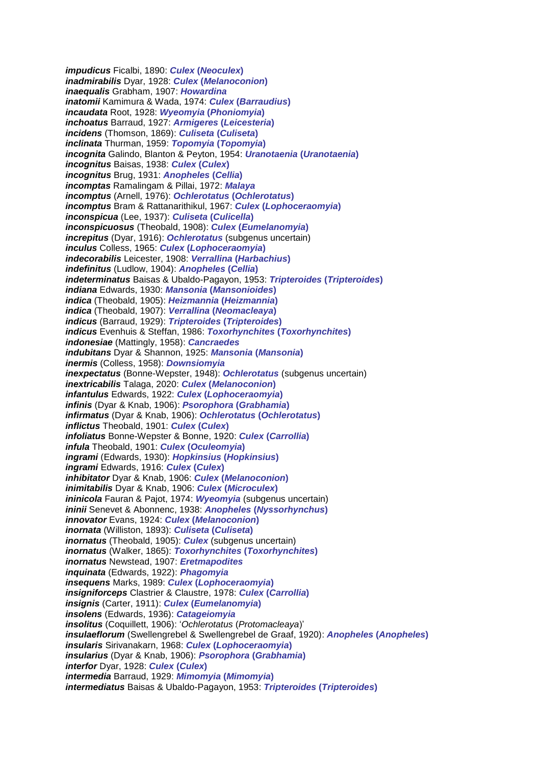***impudicus*** Ficalbi, 1890: ***Culex* (*Neoculex*)**
***inadmirabilis*** Dyar, 1928: ***Culex* (*Melanoconion*)**
***inaequalis*** Grabham, 1907: ***Howardina***
***inatomii*** Kamimura & Wada, 1974: ***Culex* (*Barraudius*)**
***incaudata*** Root, 1928: ***Wyeomyia* (*Phoniomyia*)**
***inchoatus*** Barraud, 1927: ***Armigeres* (*Leicesteria*)**
***incidens*** (Thomson, 1869): ***Culiseta* (*Culiseta*)**
***inclinata*** Thurman, 1959: ***Topomyia* (*Topomyia*)**
***incognita*** Galindo, Blanton & Peyton, 1954: ***Uranotaenia* (*Uranotaenia*)**
***incognitus*** Baisas, 1938: ***Culex* (*Culex*)**
***incognitus*** Brug, 1931: ***Anopheles* (*Cellia*)**
***incomptas*** Ramalingam & Pillai, 1972: ***Malaya***
***incomptus*** (Arnell, 1976): ***Ochlerotatus* (*Ochlerotatus*)**
***incomptus*** Bram & Rattanarithikul, 1967: ***Culex* (*Lophoceraomyia*)**
***inconspicua*** (Lee, 1937): ***Culiseta* (*Culicella*)**
***inconspicuosus*** (Theobald, 1908): ***Culex* (*Eumelanomyia*)**
***increpitus*** (Dyar, 1916): ***Ochlerotatus*** (subgenus uncertain)
***inculus*** Colless, 1965: ***Culex* (*Lophoceraomyia*)**
***indecorabilis*** Leicester, 1908: ***Verrallina* (*Harbachius*)**
***indefinitus*** (Ludlow, 1904): ***Anopheles* (*Cellia*)**
***indeterminatus*** Baisas & Ubaldo-Pagayon, 1953: ***Tripteroides* (*Tripteroides*)**
***indiana*** Edwards, 1930: ***Mansonia* (*Mansonioides*)**
***indica*** (Theobald, 1905): ***Heizmannia* (*Heizmannia*)**
***indica*** (Theobald, 1907): ***Verrallina* (*Neomacleaya*)**
***indicus*** (Barraud, 1929): ***Tripteroides* (*Tripteroides*)**
***indicus*** Evenhuis & Steffan, 1986: ***Toxorhynchites* (*Toxorhynchites*)**
***indonesiae*** (Mattingly, 1958): ***Cancraedes***
***indubitans*** Dyar & Shannon, 1925: ***Mansonia* (*Mansonia*)**
***inermis*** (Colless, 1958): ***Downsiomyia***
***inexpectatus*** (Bonne-Wepster, 1948): ***Ochlerotatus*** (subgenus uncertain)
***inextricabilis*** Talaga, 2020: ***Culex* (*Melanoconion*)**
***infantulus*** Edwards, 1922: ***Culex* (*Lophoceraomyia*)**
***infinis*** (Dyar & Knab, 1906): ***Psorophora* (*Grabhamia*)**
***infirmatus*** (Dyar & Knab, 1906): ***Ochlerotatus* (*Ochlerotatus*)**
***inflictus*** Theobald, 1901: ***Culex* (*Culex*)**
***infoliatus*** Bonne-Wepster & Bonne, 1920: ***Culex* (*Carrollia*)**
***infula*** Theobald, 1901: ***Culex* (*Oculeomyia*)**
***ingrami*** (Edwards, 1930): ***Hopkinsius* (*Hopkinsius*)**
***ingrami*** Edwards, 1916: ***Culex* (*Culex*)**
***inhibitator*** Dyar & Knab, 1906: ***Culex* (*Melanoconion*)**
***inimitabilis*** Dyar & Knab, 1906: ***Culex* (*Microculex*)**
***ininicola*** Fauran & Pajot, 1974: ***Wyeomyia*** (subgenus uncertain)
***ininii*** Senevet & Abonnenc, 1938: ***Anopheles* (*Nyssorhynchus*)**
***innovator*** Evans, 1924: ***Culex* (*Melanoconion*)**
***inornata*** (Williston, 1893): ***Culiseta* (*Culiseta*)**
***inornatus*** (Theobald, 1905): ***Culex*** (subgenus uncertain)
***inornatus*** (Walker, 1865): ***Toxorhynchites* (*Toxorhynchites*)**
***inornatus*** Newstead, 1907: ***Eretmapodites***
***inquinata*** (Edwards, 1922): ***Phagomyia***
***insequens*** Marks, 1989: ***Culex* (*Lophoceraomyia*)**
***insigniforceps*** Clastrier & Claustre, 1978: ***Culex* (*Carrollia*)**
***insignis*** (Carter, 1911): ***Culex* (*Eumelanomyia*)**
***insolens*** (Edwards, 1936): ***Catageiomyia***
***insolitus*** (Coquillett, 1906): '*Ochlerotatus* (*Protomacleaya*)'
***insulaeflorum*** (Swellengrebel & Swellengrebel de Graaf, 1920): ***Anopheles* (*Anopheles*)**
***insularis*** Sirivanakarn, 1968: ***Culex* (*Lophoceraomyia*)**
***insularius*** (Dyar & Knab, 1906): ***Psorophora* (*Grabhamia*)**
***interfor*** Dyar, 1928: ***Culex* (*Culex*)**
***intermedia*** Barraud, 1929: ***Mimomyia* (*Mimomyia*)**
***intermediatus*** Baisas & Ubaldo-Pagayon, 1953: ***Tripteroides* (*Tripteroides*)**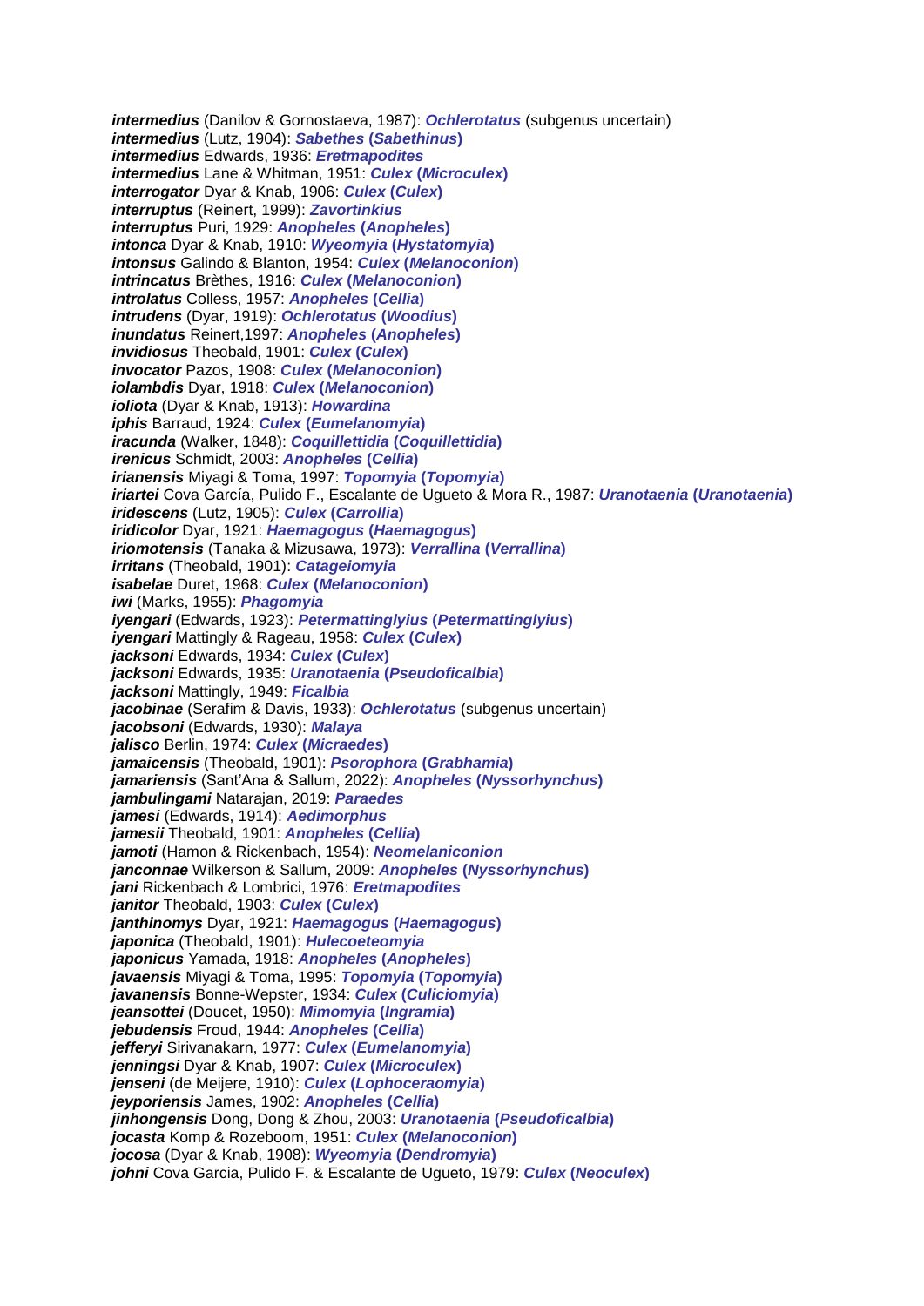***intermedius*** (Danilov & Gornostaeva, 1987): ***Ochlerotatus*** (subgenus uncertain)
***intermedius*** (Lutz, 1904): ***Sabethes* (*Sabethinus*)**
***intermedius*** Edwards, 1936: ***Eretmapodites***
***intermedius*** Lane & Whitman, 1951: ***Culex* (*Microculex*)**
***interrogator*** Dyar & Knab, 1906: ***Culex* (*Culex*)**
***interruptus*** (Reinert, 1999): ***Zavortinkius***
***interruptus*** Puri, 1929: ***Anopheles* (*Anopheles*)**
***intonca*** Dyar & Knab, 1910: ***Wyeomyia* (*Hystatomyia*)**
***intonsus*** Galindo & Blanton, 1954: ***Culex* (*Melanoconion*)**
***intrincatus*** Brèthes, 1916: ***Culex* (*Melanoconion*)**
***introlatus*** Colless, 1957: ***Anopheles* (*Cellia*)**
***intrudens*** (Dyar, 1919): ***Ochlerotatus* (*Woodius*)**
***inundatus*** Reinert,1997: ***Anopheles* (*Anopheles*)**
***invidiosus*** Theobald, 1901: ***Culex* (*Culex*)**
***invocator*** Pazos, 1908: ***Culex* (*Melanoconion*)**
***iolambdis*** Dyar, 1918: ***Culex* (*Melanoconion*)**
***ioliota*** (Dyar & Knab, 1913): ***Howardina***
***iphis*** Barraud, 1924: ***Culex* (*Eumelanomyia*)**
***iracunda*** (Walker, 1848): ***Coquillettidia* (*Coquillettidia*)**
***irenicus*** Schmidt, 2003: ***Anopheles* (*Cellia*)**
***irianensis*** Miyagi & Toma, 1997: ***Topomyia* (*Topomyia*)**
***iriartei*** Cova García, Pulido F., Escalante de Ugueto & Mora R., 1987: ***Uranotaenia* (*Uranotaenia*)**
***iridescens*** (Lutz, 1905): ***Culex* (*Carrollia*)**
***iridicolor*** Dyar, 1921: ***Haemagogus* (*Haemagogus*)**
***iriomotensis*** (Tanaka & Mizusawa, 1973): ***Verrallina* (*Verrallina*)**
***irritans*** (Theobald, 1901): ***Catageiomyia***
***isabelae*** Duret, 1968: ***Culex* (*Melanoconion*)**
***iwi*** (Marks, 1955): ***Phagomyia***
***iyengari*** (Edwards, 1923): ***Petermattinglyius* (*Petermattinglyius*)**
***iyengari*** Mattingly & Rageau, 1958: ***Culex* (*Culex*)**
***jacksoni*** Edwards, 1934: ***Culex* (*Culex*)**
***jacksoni*** Edwards, 1935: ***Uranotaenia* (*Pseudoficalbia*)**
***jacksoni*** Mattingly, 1949: ***Ficalbia***
***jacobinae*** (Serafim & Davis, 1933): ***Ochlerotatus*** (subgenus uncertain)
***jacobsoni*** (Edwards, 1930): ***Malaya***
***jalisco*** Berlin, 1974: ***Culex* (*Micraedes*)**
***jamaicensis*** (Theobald, 1901): ***Psorophora* (*Grabhamia*)**
***jamariensis*** (Sant'Ana & Sallum, 2022): ***Anopheles* (*Nyssorhynchus*)**
***jambulingami*** Natarajan, 2019: ***Paraedes***
***jamesi*** (Edwards, 1914): ***Aedimorphus***
***jamesii*** Theobald, 1901: ***Anopheles* (*Cellia*)**
***jamoti*** (Hamon & Rickenbach, 1954): ***Neomelaniconion***
***janconnae*** Wilkerson & Sallum, 2009: ***Anopheles* (*Nyssorhynchus*)**
***jani*** Rickenbach & Lombrici, 1976: ***Eretmapodites***
***janitor*** Theobald, 1903: ***Culex* (*Culex*)**
***janthinomys*** Dyar, 1921: ***Haemagogus* (*Haemagogus*)**
***japonica*** (Theobald, 1901): ***Hulecoeteomyia***
***japonicus*** Yamada, 1918: ***Anopheles* (*Anopheles*)**
***javaensis*** Miyagi & Toma, 1995: ***Topomyia* (*Topomyia*)**
***javanensis*** Bonne-Wepster, 1934: ***Culex* (*Culiciomyia*)**
***jeansottei*** (Doucet, 1950): ***Mimomyia* (*Ingramia*)**
***jebudensis*** Froud, 1944: ***Anopheles* (*Cellia*)**
***jefferyi*** Sirivanakarn, 1977: ***Culex* (*Eumelanomyia*)**
***jenningsi*** Dyar & Knab, 1907: ***Culex* (*Microculex*)**
***jenseni*** (de Meijere, 1910): ***Culex* (*Lophoceraomyia*)**
***jeyporiensis*** James, 1902: ***Anopheles* (*Cellia*)**
***jinhongensis*** Dong, Dong & Zhou, 2003: ***Uranotaenia* (*Pseudoficalbia*)**
***jocasta*** Komp & Rozeboom, 1951: ***Culex* (*Melanoconion*)**
***jocosa*** (Dyar & Knab, 1908): ***Wyeomyia* (*Dendromyia*)**
***johni*** Cova Garcia, Pulido F. & Escalante de Ugueto, 1979: ***Culex* (*Neoculex*)**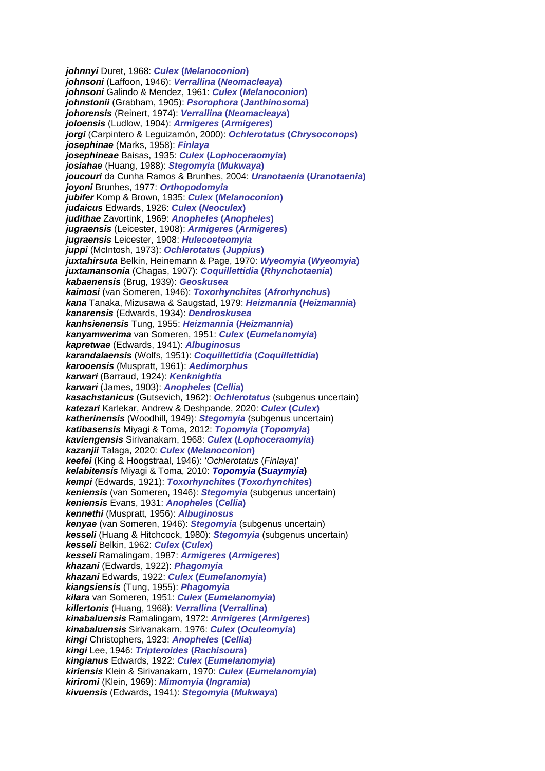***johnnyi*** Duret, 1968: ***Culex* (*Melanoconion*)**
***johnsoni*** (Laffoon, 1946): ***Verrallina* (*Neomacleaya*)**
***johnsoni*** Galindo & Mendez, 1961: ***Culex* (*Melanoconion*)**
***johnstonii*** (Grabham, 1905): ***Psorophora* (*Janthinosoma*)**
***johorensis*** (Reinert, 1974): ***Verrallina* (*Neomacleaya*)**
***joloensis*** (Ludlow, 1904): ***Armigeres* (*Armigeres*)**
***jorgi*** (Carpintero & Leguizamón, 2000): ***Ochlerotatus* (*Chrysoconops*)**
***josephinae*** (Marks, 1958): ***Finlaya***
***josephineae*** Baisas, 1935: ***Culex* (*Lophoceraomyia*)**
***josiahae*** (Huang, 1988): ***Stegomyia* (*Mukwaya*)**
***joucouri*** da Cunha Ramos & Brunhes, 2004: ***Uranotaenia* (*Uranotaenia*)**
***joyoni*** Brunhes, 1977: ***Orthopodomyia***
***jubifer*** Komp & Brown, 1935: ***Culex* (*Melanoconion*)**
***judaicus*** Edwards, 1926: ***Culex* (*Neoculex*)**
***judithae*** Zavortink, 1969: ***Anopheles* (*Anopheles*)**
***jugraensis*** (Leicester, 1908): ***Armigeres* (*Armigeres*)**
***jugraensis*** Leicester, 1908: ***Hulecoeteomyia***
***juppi*** (McIntosh, 1973): ***Ochlerotatus* (*Juppius*)**
***juxtahirsuta*** Belkin, Heinemann & Page, 1970: ***Wyeomyia* (*Wyeomyia*)**
***juxtamansonia*** (Chagas, 1907): ***Coquillettidia* (*Rhynchotaenia*)**
***kabaenensis*** (Brug, 1939): ***Geoskusea***
***kaimosi*** (van Someren, 1946): ***Toxorhynchites* (*Afrorhynchus*)**
***kana*** Tanaka, Mizusawa & Saugstad, 1979: ***Heizmannia* (*Heizmannia*)**
***kanarensis*** (Edwards, 1934): ***Dendroskusea***
***kanhsienensis*** Tung, 1955: ***Heizmannia* (*Heizmannia*)**
***kanyamwerima*** van Someren, 1951: ***Culex* (*Eumelanomyia*)**
***kapretwae*** (Edwards, 1941): ***Albuginosus***
***karandalaensis*** (Wolfs, 1951): ***Coquillettidia* (*Coquillettidia*)**
***karooensis*** (Muspratt, 1961): ***Aedimorphus***
***karwari*** (Barraud, 1924): ***Kenknightia***
***karwari*** (James, 1903): ***Anopheles* (*Cellia*)**
***kasachstanicus*** (Gutsevich, 1962): ***Ochlerotatus*** (subgenus uncertain)
***katezari*** Karlekar, Andrew & Deshpande, 2020: ***Culex* (*Culex*)**
***katherinensis*** (Woodhill, 1949): ***Stegomyia*** (subgenus uncertain)
***katibasensis*** Miyagi & Toma, 2012: ***Topomyia* (*Topomyia*)**
***kaviengensis*** Sirivanakarn, 1968: ***Culex* (*Lophoceraomyia*)**
***kazanjii*** Talaga, 2020: ***Culex* (*Melanoconion*)**
***keefei*** (King & Hoogstraal, 1946): '*Ochlerotatus* (*Finlaya*)'
***kelabitensis*** Miyagi & Toma, 2010: ***Topomyia* (*Suaymyia*)**
***kempi*** (Edwards, 1921): ***Toxorhynchites* (*Toxorhynchites*)**
***keniensis*** (van Someren, 1946): ***Stegomyia*** (subgenus uncertain)
***keniensis*** Evans, 1931: ***Anopheles* (*Cellia*)**
***kennethi*** (Muspratt, 1956): ***Albuginosus***
***kenyae*** (van Someren, 1946): ***Stegomyia*** (subgenus uncertain)
***kesseli*** (Huang & Hitchcock, 1980): ***Stegomyia*** (subgenus uncertain)
***kesseli*** Belkin, 1962: ***Culex* (*Culex*)**
***kesseli*** Ramalingam, 1987: ***Armigeres* (*Armigeres*)**
***khazani*** (Edwards, 1922): ***Phagomyia***
***khazani*** Edwards, 1922: ***Culex* (*Eumelanomyia*)**
***kiangsiensis*** (Tung, 1955): ***Phagomyia***
***kilara*** van Someren, 1951: ***Culex* (*Eumelanomyia*)**
***killertonis*** (Huang, 1968): ***Verrallina* (*Verrallina*)**
***kinabaluensis*** Ramalingam, 1972: ***Armigeres* (*Armigeres*)**
***kinabaluensis*** Sirivanakarn, 1976: ***Culex* (*Oculeomyia*)**
***kingi*** Christophers, 1923: ***Anopheles* (*Cellia*)**
***kingi*** Lee, 1946: ***Tripteroides* (*Rachisoura*)**
***kingianus*** Edwards, 1922: ***Culex* (*Eumelanomyia*)**
***kiriensis*** Klein & Sirivanakarn, 1970: ***Culex* (*Eumelanomyia*)**
***kiriromi*** (Klein, 1969): ***Mimomyia* (*Ingramia*)**
***kivuensis*** (Edwards, 1941): ***Stegomyia* (*Mukwaya*)**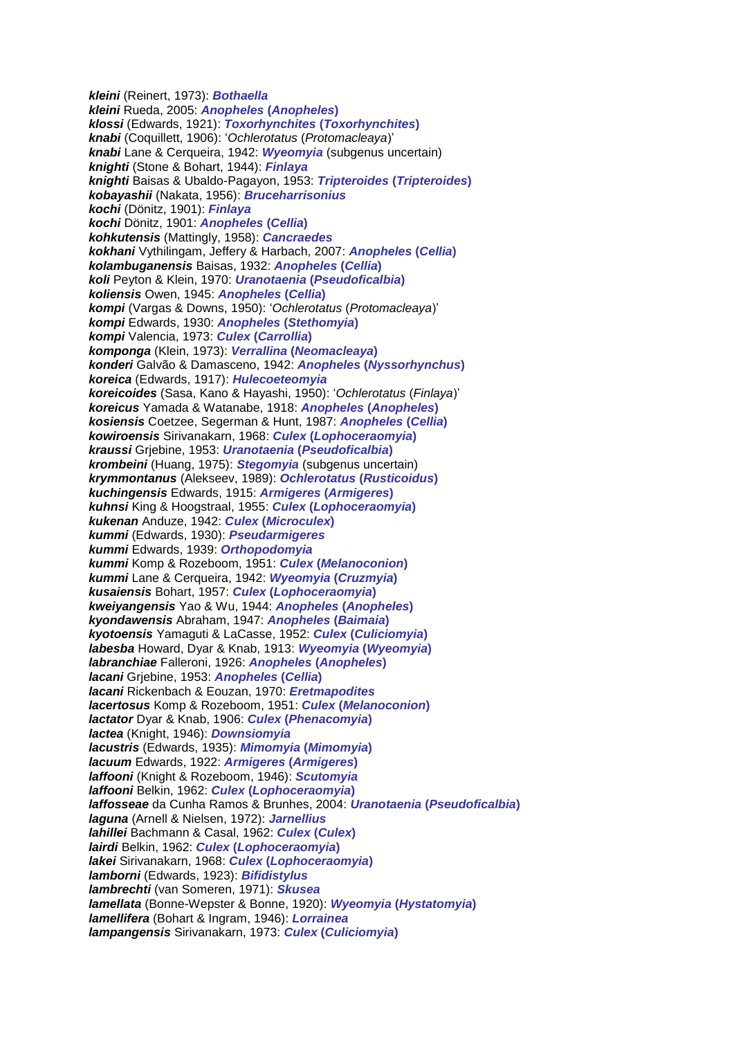***kleini*** (Reinert, 1973): ***Bothaella***
***kleini*** Rueda, 2005: ***Anopheles* (*Anopheles*)**
***klossi*** (Edwards, 1921): ***Toxorhynchites* (*Toxorhynchites*)**
***knabi*** (Coquillett, 1906): '*Ochlerotatus* (*Protomacleaya*)'
***knabi*** Lane & Cerqueira, 1942: ***Wyeomyia*** (subgenus uncertain)
***knighti*** (Stone & Bohart, 1944): ***Finlaya***
***knighti*** Baisas & Ubaldo-Pagayon, 1953: ***Tripteroides* (*Tripteroides*)**
***kobayashii*** (Nakata, 1956): ***Bruceharrisonius***
***kochi*** (Dönitz, 1901): ***Finlaya***
***kochi*** Dönitz, 1901: ***Anopheles* (*Cellia*)**
***kohkutensis*** (Mattingly, 1958): ***Cancraedes***
***kokhani*** Vythilingam, Jeffery & Harbach, 2007: ***Anopheles* (*Cellia*)**
***kolambuganensis*** Baisas, 1932: ***Anopheles* (*Cellia*)**
***koli*** Peyton & Klein, 1970: ***Uranotaenia* (*Pseudoficalbia*)**
***koliensis*** Owen, 1945: ***Anopheles* (*Cellia*)**
***kompi*** (Vargas & Downs, 1950): '*Ochlerotatus* (*Protomacleaya*)'
***kompi*** Edwards, 1930: ***Anopheles* (*Stethomyia*)**
***kompi*** Valencia, 1973: ***Culex* (*Carrollia*)**
***komponga*** (Klein, 1973): ***Verrallina* (*Neomacleaya*)**
***konderi*** Galvão & Damasceno, 1942: ***Anopheles* (*Nyssorhynchus*)**
***koreica*** (Edwards, 1917): ***Hulecoeteomyia***
***koreicoides*** (Sasa, Kano & Hayashi, 1950): '*Ochlerotatus* (*Finlaya*)'
***koreicus*** Yamada & Watanabe, 1918: ***Anopheles* (*Anopheles*)**
***kosiensis*** Coetzee, Segerman & Hunt, 1987: ***Anopheles* (*Cellia*)**
***kowiroensis*** Sirivanakarn, 1968: ***Culex* (*Lophoceraomyia*)**
***kraussi*** Grjebine, 1953: ***Uranotaenia* (*Pseudoficalbia*)**
***krombeini*** (Huang, 1975): ***Stegomyia*** (subgenus uncertain)
***krymmontanus*** (Alekseev, 1989): ***Ochlerotatus* (*Rusticoidus*)**
***kuchingensis*** Edwards, 1915: ***Armigeres* (*Armigeres*)**
***kuhnsi*** King & Hoogstraal, 1955: ***Culex* (*Lophoceraomyia*)**
***kukenan*** Anduze, 1942: ***Culex* (*Microculex*)**
***kummi*** (Edwards, 1930): ***Pseudarmigeres***
***kummi*** Edwards, 1939: ***Orthopodomyia***
***kummi*** Komp & Rozeboom, 1951: ***Culex* (*Melanoconion*)**
***kummi*** Lane & Cerqueira, 1942: ***Wyeomyia* (*Cruzmyia*)**
***kusaiensis*** Bohart, 1957: ***Culex* (*Lophoceraomyia*)**
***kweiyangensis*** Yao & Wu, 1944: ***Anopheles* (*Anopheles*)**
***kyondawensis*** Abraham, 1947: ***Anopheles* (*Baimaia*)**
***kyotoensis*** Yamaguti & LaCasse, 1952: ***Culex* (*Culiciomyia*)**
***labesba*** Howard, Dyar & Knab, 1913: ***Wyeomyia* (*Wyeomyia*)**
***labranchiae*** Falleroni, 1926: ***Anopheles* (*Anopheles*)**
***lacani*** Grjebine, 1953: ***Anopheles* (*Cellia*)**
***lacani*** Rickenbach & Eouzan, 1970: ***Eretmapodites***
***lacertosus*** Komp & Rozeboom, 1951: ***Culex* (*Melanoconion*)**
***lactator*** Dyar & Knab, 1906: ***Culex* (*Phenacomyia*)**
***lactea*** (Knight, 1946): ***Downsiomyia***
***lacustris*** (Edwards, 1935): ***Mimomyia* (*Mimomyia*)**
***lacuum*** Edwards, 1922: ***Armigeres* (*Armigeres*)**
***laffooni*** (Knight & Rozeboom, 1946): ***Scutomyia***
***laffooni*** Belkin, 1962: ***Culex* (*Lophoceraomyia*)**
***laffosseae*** da Cunha Ramos & Brunhes, 2004: ***Uranotaenia* (*Pseudoficalbia*)**
***laguna*** (Arnell & Nielsen, 1972): ***Jarnellius***
***lahillei*** Bachmann & Casal, 1962: ***Culex* (*Culex*)**
***lairdi*** Belkin, 1962: ***Culex* (*Lophoceraomyia*)**
***lakei*** Sirivanakarn, 1968: ***Culex* (*Lophoceraomyia*)**
***lamborni*** (Edwards, 1923): ***Bifidistylus***
***lambrechti*** (van Someren, 1971): ***Skusea***
***lamellata*** (Bonne-Wepster & Bonne, 1920): ***Wyeomyia* (*Hystatomyia*)**
***lamellifera*** (Bohart & Ingram, 1946): ***Lorrainea***
***lampangensis*** Sirivanakarn, 1973: ***Culex* (*Culiciomyia*)**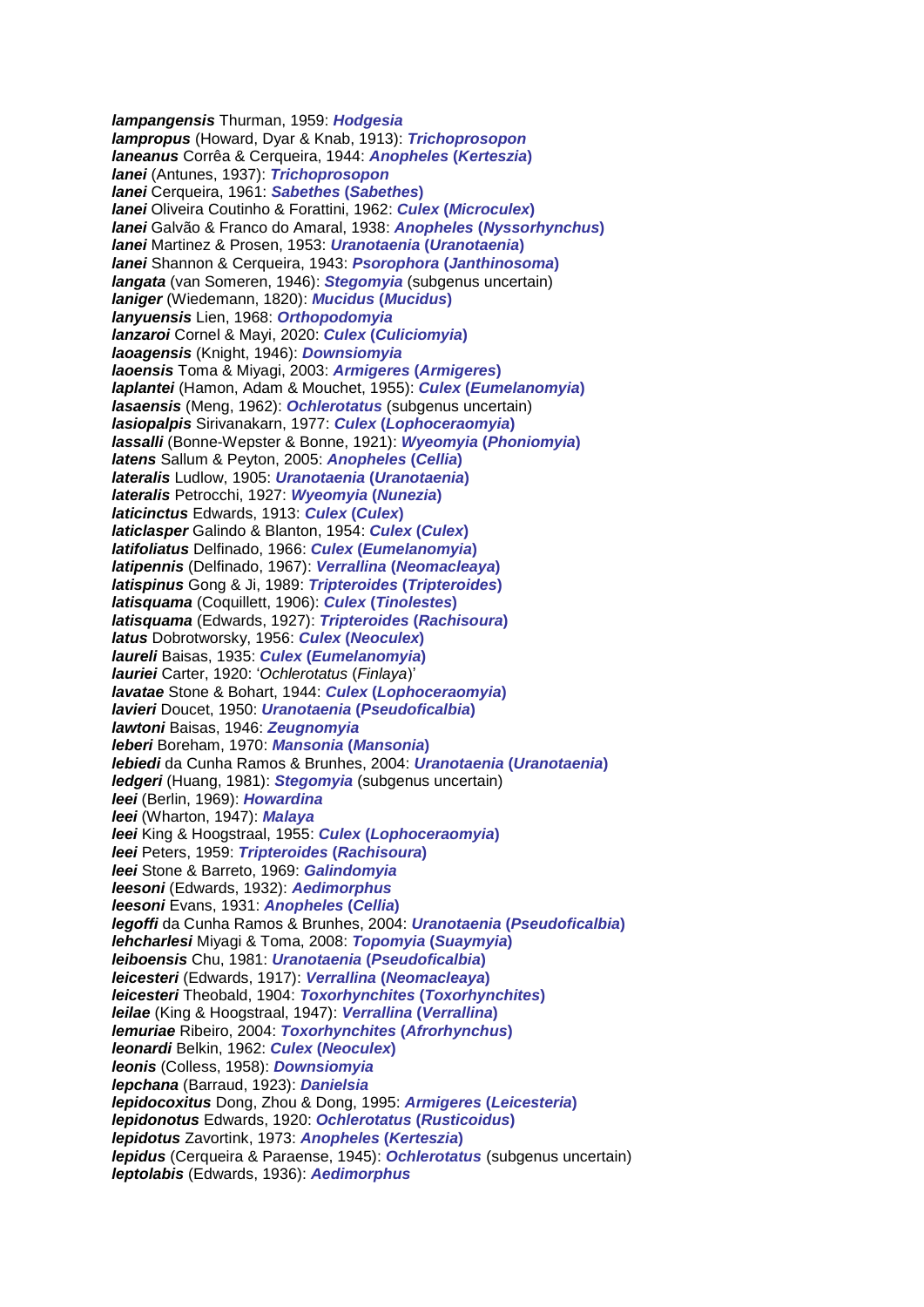***lampangensis*** Thurman, 1959: ***Hodgesia***
***lampropus*** (Howard, Dyar & Knab, 1913): ***Trichoprosopon***
***laneanus*** Corrêa & Cerqueira, 1944: ***Anopheles* (*Kerteszia*)**
***lanei*** (Antunes, 1937): ***Trichoprosopon***
***lanei*** Cerqueira, 1961: ***Sabethes* (*Sabethes*)**
***lanei*** Oliveira Coutinho & Forattini, 1962: ***Culex* (*Microculex*)**
***lanei*** Galvão & Franco do Amaral, 1938: ***Anopheles* (*Nyssorhynchus*)**
***lanei*** Martinez & Prosen, 1953: ***Uranotaenia* (*Uranotaenia*)**
***lanei*** Shannon & Cerqueira, 1943: ***Psorophora* (*Janthinosoma*)**
***langata*** (van Someren, 1946): ***Stegomyia*** (subgenus uncertain)
***laniger*** (Wiedemann, 1820): ***Mucidus* (*Mucidus*)**
***lanyuensis*** Lien, 1968: ***Orthopodomyia***
***lanzaroi*** Cornel & Mayi, 2020: ***Culex* (*Culiciomyia*)**
***laoagensis*** (Knight, 1946): ***Downsiomyia***
***laoensis*** Toma & Miyagi, 2003: ***Armigeres* (*Armigeres*)**
***laplantei*** (Hamon, Adam & Mouchet, 1955): ***Culex* (*Eumelanomyia*)**
***lasaensis*** (Meng, 1962): ***Ochlerotatus*** (subgenus uncertain)
***lasiopalpis*** Sirivanakarn, 1977: ***Culex* (*Lophoceraomyia*)**
***lassalli*** (Bonne-Wepster & Bonne, 1921): ***Wyeomyia* (*Phoniomyia*)**
***latens*** Sallum & Peyton, 2005: ***Anopheles* (*Cellia*)**
***lateralis*** Ludlow, 1905: ***Uranotaenia* (*Uranotaenia*)**
***lateralis*** Petrocchi, 1927: ***Wyeomyia* (*Nunezia*)**
***laticinctus*** Edwards, 1913: ***Culex* (*Culex*)**
***laticlasper*** Galindo & Blanton, 1954: ***Culex* (*Culex*)**
***latifoliatus*** Delfinado, 1966: ***Culex* (*Eumelanomyia*)**
***latipennis*** (Delfinado, 1967): ***Verrallina* (*Neomacleaya*)**
***latispinus*** Gong & Ji, 1989: ***Tripteroides* (*Tripteroides*)**
***latisquama*** (Coquillett, 1906): ***Culex* (*Tinolestes*)**
***latisquama*** (Edwards, 1927): ***Tripteroides* (*Rachisoura*)**
***latus*** Dobrotworsky, 1956: ***Culex* (*Neoculex*)**
***laureli*** Baisas, 1935: ***Culex* (*Eumelanomyia*)**
***lauriei*** Carter, 1920: '*Ochlerotatus* (*Finlaya*)'
***lavatae*** Stone & Bohart, 1944: ***Culex* (*Lophoceraomyia*)**
***lavieri*** Doucet, 1950: ***Uranotaenia* (*Pseudoficalbia*)**
***lawtoni*** Baisas, 1946: ***Zeugnomyia***
***leberi*** Boreham, 1970: ***Mansonia* (*Mansonia*)**
***lebiedi*** da Cunha Ramos & Brunhes, 2004: ***Uranotaenia* (*Uranotaenia*)**
***ledgeri*** (Huang, 1981): ***Stegomyia*** (subgenus uncertain)
***leei*** (Berlin, 1969): ***Howardina***
***leei*** (Wharton, 1947): ***Malaya***
***leei*** King & Hoogstraal, 1955: ***Culex* (*Lophoceraomyia*)**
***leei*** Peters, 1959: ***Tripteroides* (*Rachisoura*)**
***leei*** Stone & Barreto, 1969: ***Galindomyia***
***leesoni*** (Edwards, 1932): ***Aedimorphus***
***leesoni*** Evans, 1931: ***Anopheles* (*Cellia*)**
***legoffi*** da Cunha Ramos & Brunhes, 2004: ***Uranotaenia* (*Pseudoficalbia*)**
***lehcharlesi*** Miyagi & Toma, 2008: ***Topomyia* (*Suaymyia*)**
***leiboensis*** Chu, 1981: ***Uranotaenia* (*Pseudoficalbia*)**
***leicesteri*** (Edwards, 1917): ***Verrallina* (*Neomacleaya*)**
***leicesteri*** Theobald, 1904: ***Toxorhynchites* (*Toxorhynchites*)**
***leilae*** (King & Hoogstraal, 1947): ***Verrallina* (*Verrallina*)**
***lemuriae*** Ribeiro, 2004: ***Toxorhynchites* (*Afrorhynchus*)**
***leonardi*** Belkin, 1962: ***Culex* (*Neoculex*)**
***leonis*** (Colless, 1958): ***Downsiomyia***
***lepchana*** (Barraud, 1923): ***Danielsia***
***lepidocoxitus*** Dong, Zhou & Dong, 1995: ***Armigeres* (*Leicesteria*)**
***lepidonotus*** Edwards, 1920: ***Ochlerotatus* (*Rusticoidus*)**
***lepidotus*** Zavortink, 1973: ***Anopheles* (*Kerteszia*)**
***lepidus*** (Cerqueira & Paraense, 1945): ***Ochlerotatus*** (subgenus uncertain)
***leptolabis*** (Edwards, 1936): ***Aedimorphus***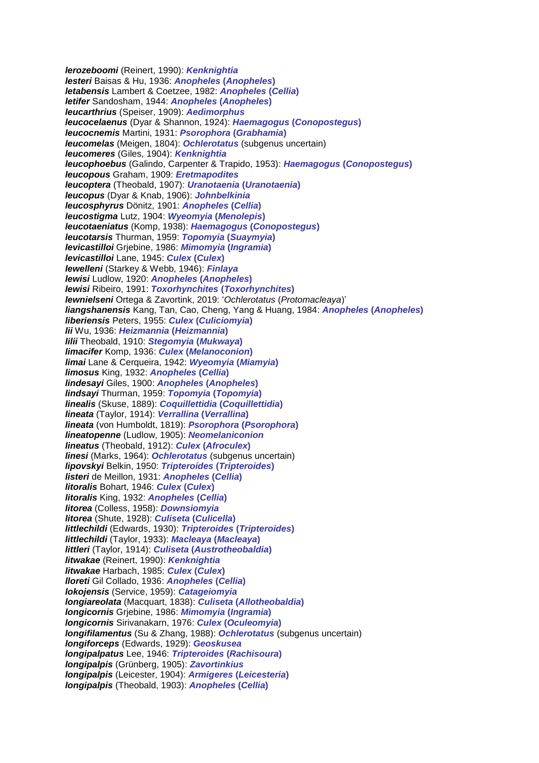***lerozeboomi*** (Reinert, 1990): ***Kenknightia***
***lesteri*** Baisas & Hu, 1936: ***Anopheles* (*Anopheles*)**
***letabensis*** Lambert & Coetzee, 1982: ***Anopheles* (*Cellia*)**
***letifer*** Sandosham, 1944: ***Anopheles* (*Anopheles*)**
***leucarthrius*** (Speiser, 1909): ***Aedimorphus***
***leucocelaenus*** (Dyar & Shannon, 1924): ***Haemagogus* (*Conopostegus*)**
***leucocnemis*** Martini, 1931: ***Psorophora* (*Grabhamia*)**
***leucomelas*** (Meigen, 1804): ***Ochlerotatus*** (subgenus uncertain)
***leucomeres*** (Giles, 1904): ***Kenknightia***
***leucophoebus*** (Galindo, Carpenter & Trapido, 1953): ***Haemagogus* (*Conopostegus*)**
***leucopous*** Graham, 1909: ***Eretmapodites***
***leucoptera*** (Theobald, 1907): ***Uranotaenia* (*Uranotaenia*)**
***leucopus*** (Dyar & Knab, 1906): ***Johnbelkinia***
***leucosphyrus*** Dönitz, 1901: ***Anopheles* (*Cellia*)**
***leucostigma*** Lutz, 1904: ***Wyeomyia* (*Menolepis*)**
***leucotaeniatus*** (Komp, 1938): ***Haemagogus* (*Conopostegus*)**
***leucotarsis*** Thurman, 1959: ***Topomyia* (*Suaymyia*)**
***levicastilloi*** Grjebine, 1986: ***Mimomyia* (*Ingramia*)**
***levicastilloi*** Lane, 1945: ***Culex* (*Culex*)**
***lewelleni*** (Starkey & Webb, 1946): ***Finlaya***
***lewisi*** Ludlow, 1920: ***Anopheles* (*Anopheles*)**
***lewisi*** Ribeiro, 1991: ***Toxorhynchites* (*Toxorhynchites*)**
***lewnielseni*** Ortega & Zavortink, 2019: '*Ochlerotatus* (*Protomacleaya*)'
***liangshanensis*** Kang, Tan, Cao, Cheng, Yang & Huang, 1984: ***Anopheles* (*Anopheles*)**
***liberiensis*** Peters, 1955: ***Culex* (*Culiciomyia*)**
***lii*** Wu, 1936: ***Heizmannia* (*Heizmannia*)**
***lilii*** Theobald, 1910: ***Stegomyia* (*Mukwaya*)**
***limacifer*** Komp, 1936: ***Culex* (*Melanoconion*)**
***limai*** Lane & Cerqueira, 1942: ***Wyeomyia* (*Miamyia*)**
***limosus*** King, 1932: ***Anopheles* (*Cellia*)**
***lindesayi*** Giles, 1900: ***Anopheles* (*Anopheles*)**
***lindsayi*** Thurman, 1959: ***Topomyia* (*Topomyia*)**
***linealis*** (Skuse, 1889): ***Coquillettidia* (*Coquillettidia*)**
***lineata*** (Taylor, 1914): ***Verrallina* (*Verrallina*)**
***lineata*** (von Humboldt, 1819): ***Psorophora* (*Psorophora*)**
***lineatopenne*** (Ludlow, 1905): ***Neomelaniconion***
***lineatus*** (Theobald, 1912): ***Culex* (*Afroculex*)**
***linesi*** (Marks, 1964): ***Ochlerotatus*** (subgenus uncertain)
***lipovskyi*** Belkin, 1950: ***Tripteroides* (*Tripteroides*)**
***listeri*** de Meillon, 1931: ***Anopheles* (*Cellia*)**
***litoralis*** Bohart, 1946: ***Culex* (*Culex*)**
***litoralis*** King, 1932: ***Anopheles* (*Cellia*)**
***litorea*** (Colless, 1958): ***Downsiomyia***
***litorea*** (Shute, 1928): ***Culiseta* (*Culicella*)**
***littlechildi*** (Edwards, 1930): ***Tripteroides* (*Tripteroides*)**
***littlechildi*** (Taylor, 1933): ***Macleaya* (*Macleaya*)**
***littleri*** (Taylor, 1914): ***Culiseta* (*Austrotheobaldia*)**
***litwakae*** (Reinert, 1990): ***Kenknightia***
***litwakae*** Harbach, 1985: ***Culex* (*Culex*)**
***lloreti*** Gil Collado, 1936: ***Anopheles* (*Cellia*)**
***lokojensis*** (Service, 1959): ***Catageiomyia***
***longiareolata*** (Macquart, 1838): ***Culiseta* (*Allotheobaldia*)**
***longicornis*** Grjebine, 1986: ***Mimomyia* (*Ingramia*)**
***longicornis*** Sirivanakarn, 1976: ***Culex* (*Oculeomyia*)**
***longifilamentus*** (Su & Zhang, 1988): ***Ochlerotatus*** (subgenus uncertain)
***longiforceps*** (Edwards, 1929): ***Geoskusea***
***longipalpatus*** Lee, 1946: ***Tripteroides* (*Rachisoura*)**
***longipalpis*** (Grünberg, 1905): ***Zavortinkius***
***longipalpis*** (Leicester, 1904): ***Armigeres* (*Leicesteria*)**
***longipalpis*** (Theobald, 1903): ***Anopheles* (*Cellia*)**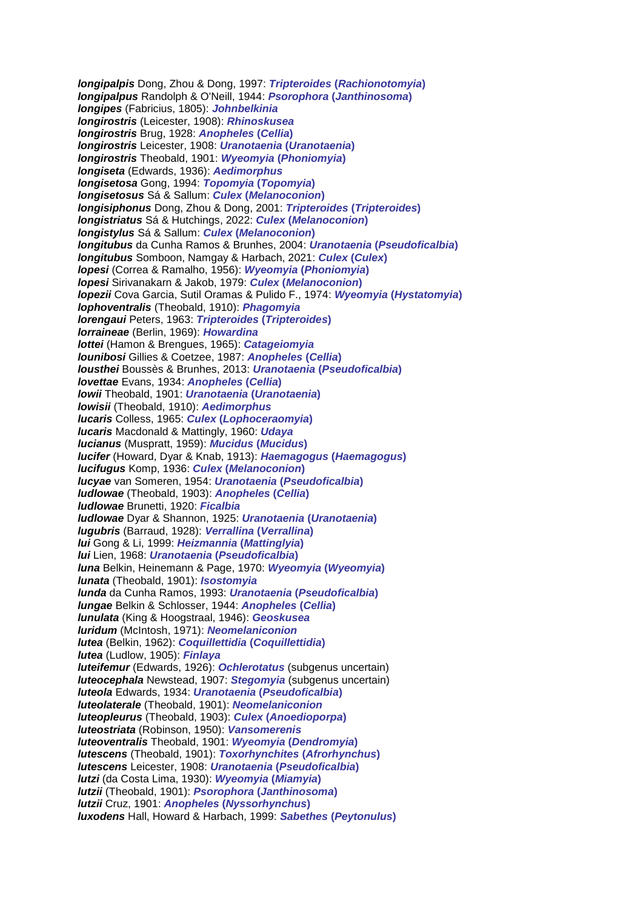***longipalpis*** Dong, Zhou & Dong, 1997: ***Tripteroides* (*Rachionotomyia*)**
***longipalpus*** Randolph & O'Neill, 1944: ***Psorophora* (*Janthinosoma*)**
***longipes*** (Fabricius, 1805): ***Johnbelkinia***
***longirostris*** (Leicester, 1908): ***Rhinoskusea***
***longirostris*** Brug, 1928: ***Anopheles* (*Cellia*)**
***longirostris*** Leicester, 1908: ***Uranotaenia* (*Uranotaenia*)**
***longirostris*** Theobald, 1901: ***Wyeomyia* (*Phoniomyia*)**
***longiseta*** (Edwards, 1936): ***Aedimorphus***
***longisetosa*** Gong, 1994: ***Topomyia* (*Topomyia*)**
***longisetosus*** Sá & Sallum: ***Culex* (*Melanoconion*)**
***longisiphonus*** Dong, Zhou & Dong, 2001: ***Tripteroides* (*Tripteroides*)**
***longistriatus*** Sá & Hutchings, 2022: ***Culex* (*Melanoconion*)**
***longistylus*** Sá & Sallum: ***Culex* (*Melanoconion*)**
***longitubus*** da Cunha Ramos & Brunhes, 2004: ***Uranotaenia* (*Pseudoficalbia*)**
***longitubus*** Somboon, Namgay & Harbach, 2021: ***Culex* (*Culex*)**
***lopesi*** (Correa & Ramalho, 1956): ***Wyeomyia* (*Phoniomyia*)**
***lopesi*** Sirivanakarn & Jakob, 1979: ***Culex* (*Melanoconion*)**
***lopezii*** Cova Garcia, Sutil Oramas & Pulido F., 1974: ***Wyeomyia* (*Hystatomyia*)**
***lophoventralis*** (Theobald, 1910): ***Phagomyia***
***lorengaui*** Peters, 1963: ***Tripteroides* (*Tripteroides*)**
***lorraineae*** (Berlin, 1969): ***Howardina***
***lottei*** (Hamon & Brengues, 1965): ***Catageiomyia***
***lounibosi*** Gillies & Coetzee, 1987: ***Anopheles* (*Cellia*)**
***lousthei*** Boussès & Brunhes, 2013: ***Uranotaenia* (*Pseudoficalbia*)**
***lovettae*** Evans, 1934: ***Anopheles* (*Cellia*)**
***lowii*** Theobald, 1901: ***Uranotaenia* (*Uranotaenia*)**
***lowisii*** (Theobald, 1910): ***Aedimorphus***
***lucaris*** Colless, 1965: ***Culex* (*Lophoceraomyia*)**
***lucaris*** Macdonald & Mattingly, 1960: ***Udaya***
***lucianus*** (Muspratt, 1959): ***Mucidus* (*Mucidus*)**
***lucifer*** (Howard, Dyar & Knab, 1913): ***Haemagogus* (*Haemagogus*)**
***lucifugus*** Komp, 1936: ***Culex* (*Melanoconion*)**
***lucyae*** van Someren, 1954: ***Uranotaenia* (*Pseudoficalbia*)**
***ludlowae*** (Theobald, 1903): ***Anopheles* (*Cellia*)**
***ludlowae*** Brunetti, 1920: ***Ficalbia***
***ludlowae*** Dyar & Shannon, 1925: ***Uranotaenia* (*Uranotaenia*)**
***lugubris*** (Barraud, 1928): ***Verrallina* (*Verrallina*)**
***lui*** Gong & Li, 1999: ***Heizmannia* (*Mattinglyia*)**
***lui*** Lien, 1968: ***Uranotaenia* (*Pseudoficalbia*)**
***luna*** Belkin, Heinemann & Page, 1970: ***Wyeomyia* (*Wyeomyia*)**
***lunata*** (Theobald, 1901): ***Isostomyia***
***lunda*** da Cunha Ramos, 1993: ***Uranotaenia* (*Pseudoficalbia*)**
***lungae*** Belkin & Schlosser, 1944: ***Anopheles* (*Cellia*)**
***lunulata*** (King & Hoogstraal, 1946): ***Geoskusea***
***luridum*** (McIntosh, 1971): ***Neomelaniconion***
***lutea*** (Belkin, 1962): ***Coquillettidia* (*Coquillettidia*)**
***lutea*** (Ludlow, 1905): ***Finlaya***
***luteifemur*** (Edwards, 1926): ***Ochlerotatus*** (subgenus uncertain)
***luteocephala*** Newstead, 1907: ***Stegomyia*** (subgenus uncertain)
***luteola*** Edwards, 1934: ***Uranotaenia* (*Pseudoficalbia*)**
***luteolaterale*** (Theobald, 1901): ***Neomelaniconion***
***luteopleurus*** (Theobald, 1903): ***Culex* (*Anoedioporpa*)**
***luteostriata*** (Robinson, 1950): ***Vansomerenis***
***luteoventralis*** Theobald, 1901: ***Wyeomyia* (*Dendromyia*)**
***lutescens*** (Theobald, 1901): ***Toxorhynchites* (*Afrorhynchus*)**
***lutescens*** Leicester, 1908: ***Uranotaenia* (*Pseudoficalbia*)**
***lutzi*** (da Costa Lima, 1930): ***Wyeomyia* (*Miamyia*)**
***lutzii*** (Theobald, 1901): ***Psorophora* (*Janthinosoma*)**
***lutzii*** Cruz, 1901: ***Anopheles* (*Nyssorhynchus*)**
***luxodens*** Hall, Howard & Harbach, 1999: ***Sabethes* (*Peytonulus*)**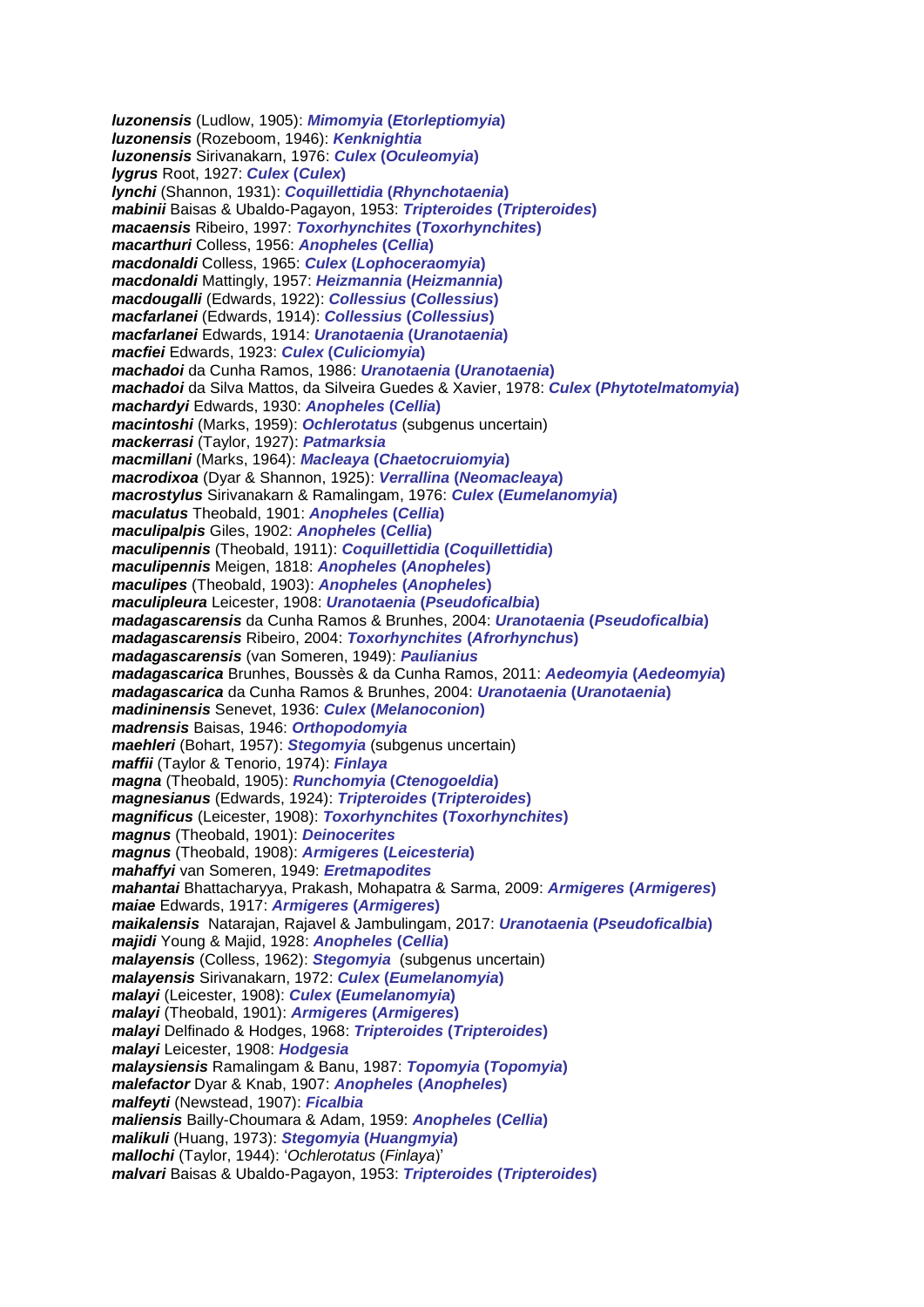***luzonensis*** (Ludlow, 1905): ***Mimomyia* (*Etorleptiomyia*)**
***luzonensis*** (Rozeboom, 1946): ***Kenknightia***
***luzonensis*** Sirivanakarn, 1976: ***Culex* (*Oculeomyia*)**
***lygrus*** Root, 1927: ***Culex* (*Culex*)**
***lynchi*** (Shannon, 1931): ***Coquillettidia* (*Rhynchotaenia*)**
***mabinii*** Baisas & Ubaldo-Pagayon, 1953: ***Tripteroides* (*Tripteroides*)**
***macaensis*** Ribeiro, 1997: ***Toxorhynchites* (*Toxorhynchites*)**
***macarthuri*** Colless, 1956: ***Anopheles* (*Cellia*)**
***macdonaldi*** Colless, 1965: ***Culex* (*Lophoceraomyia*)**
***macdonaldi*** Mattingly, 1957: ***Heizmannia* (*Heizmannia*)**
***macdougalli*** (Edwards, 1922): ***Collessius* (*Collessius*)**
***macfarlanei*** (Edwards, 1914): ***Collessius* (*Collessius*)**
***macfarlanei*** Edwards, 1914: ***Uranotaenia* (*Uranotaenia*)**
***macfiei*** Edwards, 1923: ***Culex* (*Culiciomyia*)**
***machadoi*** da Cunha Ramos, 1986: ***Uranotaenia* (*Uranotaenia*)**
***machadoi*** da Silva Mattos, da Silveira Guedes & Xavier, 1978: ***Culex* (*Phytotelmatomyia*)**
***machardyi*** Edwards, 1930: ***Anopheles* (*Cellia*)**
***macintoshi*** (Marks, 1959): ***Ochlerotatus*** (subgenus uncertain)
***mackerrasi*** (Taylor, 1927): ***Patmarksia***
***macmillani*** (Marks, 1964): ***Macleaya* (*Chaetocruiomyia*)**
***macrodixoa*** (Dyar & Shannon, 1925): ***Verrallina* (*Neomacleaya*)**
***macrostylus*** Sirivanakarn & Ramalingam, 1976: ***Culex* (*Eumelanomyia*)**
***maculatus*** Theobald, 1901: ***Anopheles* (*Cellia*)**
***maculipalpis*** Giles, 1902: ***Anopheles* (*Cellia*)**
***maculipennis*** (Theobald, 1911): ***Coquillettidia* (*Coquillettidia*)**
***maculipennis*** Meigen, 1818: ***Anopheles* (*Anopheles*)**
***maculipes*** (Theobald, 1903): ***Anopheles* (*Anopheles*)**
***maculipleura*** Leicester, 1908: ***Uranotaenia* (*Pseudoficalbia*)**
***madagascarensis*** da Cunha Ramos & Brunhes, 2004: ***Uranotaenia* (*Pseudoficalbia*)**
***madagascarensis*** Ribeiro, 2004: ***Toxorhynchites* (*Afrorhynchus*)**
***madagascarensis*** (van Someren, 1949): ***Paulianius***
***madagascarica*** Brunhes, Boussès & da Cunha Ramos, 2011: ***Aedeomyia* (*Aedeomyia*)**
***madagascarica*** da Cunha Ramos & Brunhes, 2004: ***Uranotaenia* (*Uranotaenia*)**
***madininensis*** Senevet, 1936: ***Culex* (*Melanoconion*)**
***madrensis*** Baisas, 1946: ***Orthopodomyia***
***maehleri*** (Bohart, 1957): ***Stegomyia*** (subgenus uncertain)
***maffii*** (Taylor & Tenorio, 1974): ***Finlaya***
***magna*** (Theobald, 1905): ***Runchomyia* (*Ctenogoeldia*)**
***magnesianus*** (Edwards, 1924): ***Tripteroides* (*Tripteroides*)**
***magnificus*** (Leicester, 1908): ***Toxorhynchites* (*Toxorhynchites*)**
***magnus*** (Theobald, 1901): ***Deinocerites***
***magnus*** (Theobald, 1908): ***Armigeres* (*Leicesteria*)**
***mahaffyi*** van Someren, 1949: ***Eretmapodites***
***mahantai*** Bhattacharyya, Prakash, Mohapatra & Sarma, 2009: ***Armigeres* (*Armigeres*)**
***maiae*** Edwards, 1917: ***Armigeres* (*Armigeres*)**
***maikalensis*** Natarajan, Rajavel & Jambulingam, 2017: ***Uranotaenia* (*Pseudoficalbia*)**
***majidi*** Young & Majid, 1928: ***Anopheles* (*Cellia*)**
***malayensis*** (Colless, 1962): ***Stegomyia*** (subgenus uncertain)
***malayensis*** Sirivanakarn, 1972: ***Culex* (*Eumelanomyia*)**
***malayi*** (Leicester, 1908): ***Culex* (*Eumelanomyia*)**
***malayi*** (Theobald, 1901): ***Armigeres* (*Armigeres*)**
***malayi*** Delfinado & Hodges, 1968: ***Tripteroides* (*Tripteroides*)**
***malayi*** Leicester, 1908: ***Hodgesia***
***malaysiensis*** Ramalingam & Banu, 1987: ***Topomyia* (*Topomyia*)**
***malefactor*** Dyar & Knab, 1907: ***Anopheles* (*Anopheles*)**
***malfeyti*** (Newstead, 1907): ***Ficalbia***
***maliensis*** Bailly-Choumara & Adam, 1959: ***Anopheles* (*Cellia*)**
***malikuli*** (Huang, 1973): ***Stegomyia* (*Huangmyia*)**
***mallochi*** (Taylor, 1944): '*Ochlerotatus* (*Finlaya*)'
***malvari*** Baisas & Ubaldo-Pagayon, 1953: ***Tripteroides* (*Tripteroides*)**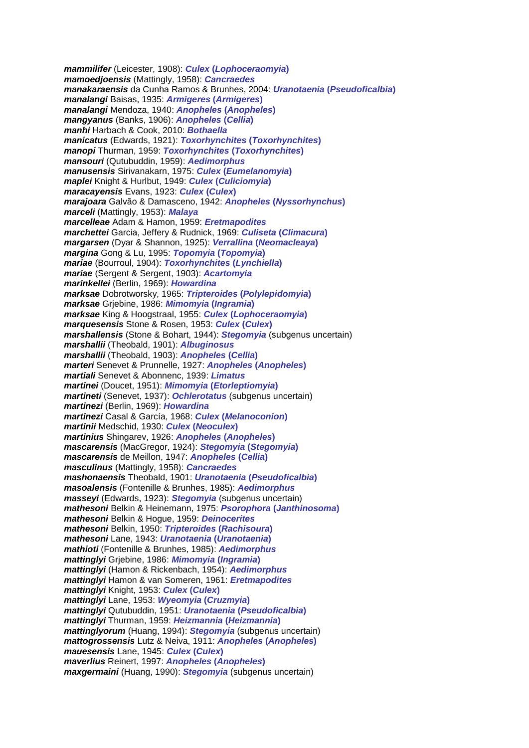***mammilifer*** (Leicester, 1908): ***Culex* (*Lophoceraomyia*)**
***mamoedjoensis*** (Mattingly, 1958): ***Cancraedes***
***manakaraensis*** da Cunha Ramos & Brunhes, 2004: ***Uranotaenia* (*Pseudoficalbia*)**
***manalangi*** Baisas, 1935: ***Armigeres* (*Armigeres*)**
***manalangi*** Mendoza, 1940: ***Anopheles* (*Anopheles*)**
***mangyanus*** (Banks, 1906): ***Anopheles* (*Cellia*)**
***manhi*** Harbach & Cook, 2010: ***Bothaella***
***manicatus*** (Edwards, 1921): ***Toxorhynchites* (*Toxorhynchites*)**
***manopi*** Thurman, 1959: ***Toxorhynchites* (*Toxorhynchites*)**
***mansouri*** (Qutubuddin, 1959): ***Aedimorphus***
***manusensis*** Sirivanakarn, 1975: ***Culex* (*Eumelanomyia*)**
***maplei*** Knight & Hurlbut, 1949: ***Culex* (*Culiciomyia*)**
***maracayensis*** Evans, 1923: ***Culex* (*Culex*)**
***marajoara*** Galvão & Damasceno, 1942: ***Anopheles* (*Nyssorhynchus*)**
***marceli*** (Mattingly, 1953): ***Malaya***
***marcelleae*** Adam & Hamon, 1959: ***Eretmapodites***
***marchettei*** Garcia, Jeffery & Rudnick, 1969: ***Culiseta* (*Climacura*)**
***margarsen*** (Dyar & Shannon, 1925): ***Verrallina* (*Neomacleaya*)**
***margina*** Gong & Lu, 1995: ***Topomyia* (*Topomyia*)**
***mariae*** (Bourroul, 1904): ***Toxorhynchites* (*Lynchiella*)**
***mariae*** (Sergent & Sergent, 1903): ***Acartomyia***
***marinkellei*** (Berlin, 1969): ***Howardina***
***marksae*** Dobrotworsky, 1965: ***Tripteroides* (*Polylepidomyia*)**
***marksae*** Grjebine, 1986: ***Mimomyia* (*Ingramia*)**
***marksae*** King & Hoogstraal, 1955: ***Culex* (*Lophoceraomyia*)**
***marquesensis*** Stone & Rosen, 1953: ***Culex* (*Culex*)**
***marshallensis*** (Stone & Bohart, 1944): ***Stegomyia*** (subgenus uncertain)
***marshallii*** (Theobald, 1901): ***Albuginosus***
***marshallii*** (Theobald, 1903): ***Anopheles* (*Cellia*)**
***marteri*** Senevet & Prunnelle, 1927: ***Anopheles* (*Anopheles*)**
***martiali*** Senevet & Abonnenc, 1939: ***Limatus***
***martinei*** (Doucet, 1951): ***Mimomyia* (*Etorleptiomyia*)**
***martineti*** (Senevet, 1937): ***Ochlerotatus*** (subgenus uncertain)
***martinezi*** (Berlin, 1969): ***Howardina***
***martinezi*** Casal & García, 1968: ***Culex* (*Melanoconion*)**
***martinii*** Medschid, 1930: ***Culex* (*Neoculex*)**
***martinius*** Shingarev, 1926: ***Anopheles* (*Anopheles*)**
***mascarensis*** (MacGregor, 1924): ***Stegomyia* (*Stegomyia*)**
***mascarensis*** de Meillon, 1947: ***Anopheles* (*Cellia*)**
***masculinus*** (Mattingly, 1958): ***Cancraedes***
***mashonaensis*** Theobald, 1901: ***Uranotaenia* (*Pseudoficalbia*)**
***masoalensis*** (Fontenille & Brunhes, 1985): ***Aedimorphus***
***masseyi*** (Edwards, 1923): ***Stegomyia*** (subgenus uncertain)
***mathesoni*** Belkin & Heinemann, 1975: ***Psorophora* (*Janthinosoma*)**
***mathesoni*** Belkin & Hogue, 1959: ***Deinocerites***
***mathesoni*** Belkin, 1950: ***Tripteroides* (*Rachisoura*)**
***mathesoni*** Lane, 1943: ***Uranotaenia* (*Uranotaenia*)**
***mathioti*** (Fontenille & Brunhes, 1985): ***Aedimorphus***
***mattinglyi*** Grjebine, 1986: ***Mimomyia* (*Ingramia*)**
***mattinglyi*** (Hamon & Rickenbach, 1954): ***Aedimorphus***
***mattinglyi*** Hamon & van Someren, 1961: ***Eretmapodites***
***mattinglyi*** Knight, 1953: ***Culex* (*Culex*)**
***mattinglyi*** Lane, 1953: ***Wyeomyia* (*Cruzmyia*)**
***mattinglyi*** Qutubuddin, 1951: ***Uranotaenia* (*Pseudoficalbia*)**
***mattinglyi*** Thurman, 1959: ***Heizmannia* (*Heizmannia*)**
***mattinglyorum*** (Huang, 1994): ***Stegomyia*** (subgenus uncertain)
***mattogrossensis*** Lutz & Neiva, 1911: ***Anopheles* (*Anopheles*)**
***mauesensis*** Lane, 1945: ***Culex* (*Culex*)**
***maverlius*** Reinert, 1997: ***Anopheles* (*Anopheles*)**
***maxgermaini*** (Huang, 1990): ***Stegomyia*** (subgenus uncertain)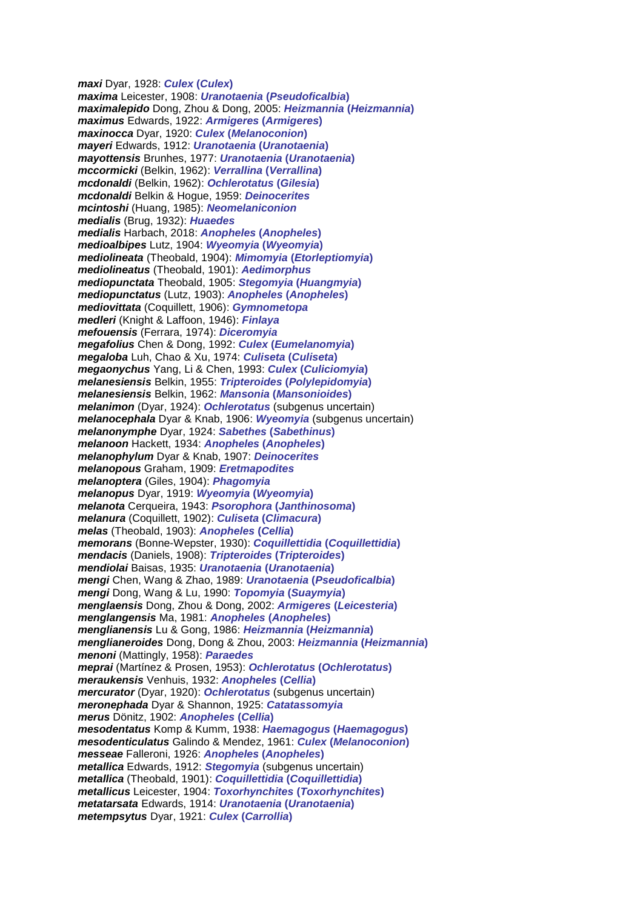***maxi*** Dyar, 1928: ***Culex* (*Culex*)**
***maxima*** Leicester, 1908: ***Uranotaenia* (*Pseudoficalbia*)**
***maximalepido*** Dong, Zhou & Dong, 2005: ***Heizmannia* (*Heizmannia*)**
***maximus*** Edwards, 1922: ***Armigeres* (*Armigeres*)**
***maxinocca*** Dyar, 1920: ***Culex* (*Melanoconion*)**
***mayeri*** Edwards, 1912: ***Uranotaenia* (*Uranotaenia*)**
***mayottensis*** Brunhes, 1977: ***Uranotaenia* (*Uranotaenia*)**
***mccormicki*** (Belkin, 1962): ***Verrallina* (*Verrallina*)**
***mcdonaldi*** (Belkin, 1962): ***Ochlerotatus* (*Gilesia*)**
***mcdonaldi*** Belkin & Hogue, 1959: ***Deinocerites***
***mcintoshi*** (Huang, 1985): ***Neomelaniconion***
***medialis*** (Brug, 1932): ***Huaedes***
***medialis*** Harbach, 2018: ***Anopheles* (*Anopheles*)**
***medioalbipes*** Lutz, 1904: ***Wyeomyia* (*Wyeomyia*)**
***mediolineata*** (Theobald, 1904): ***Mimomyia* (*Etorleptiomyia*)**
***mediolineatus*** (Theobald, 1901): ***Aedimorphus***
***mediopunctata*** Theobald, 1905: ***Stegomyia* (*Huangmyia*)**
***mediopunctatus*** (Lutz, 1903): ***Anopheles* (*Anopheles*)**
***mediovittata*** (Coquillett, 1906): ***Gymnometopa***
***medleri*** (Knight & Laffoon, 1946): ***Finlaya***
***mefouensis*** (Ferrara, 1974): ***Diceromyia***
***megafolius*** Chen & Dong, 1992: ***Culex* (*Eumelanomyia*)**
***megaloba*** Luh, Chao & Xu, 1974: ***Culiseta* (*Culiseta*)**
***megaonychus*** Yang, Li & Chen, 1993: ***Culex* (*Culiciomyia*)**
***melanesiensis*** Belkin, 1955: ***Tripteroides* (*Polylepidomyia*)**
***melanesiensis*** Belkin, 1962: ***Mansonia* (*Mansonioides*)**
***melanimon*** (Dyar, 1924): ***Ochlerotatus*** (subgenus uncertain)
***melanocephala*** Dyar & Knab, 1906: ***Wyeomyia*** (subgenus uncertain)
***melanonymphe*** Dyar, 1924: ***Sabethes* (*Sabethinus*)**
***melanoon*** Hackett, 1934: ***Anopheles* (*Anopheles*)**
***melanophylum*** Dyar & Knab, 1907: ***Deinocerites***
***melanopous*** Graham, 1909: ***Eretmapodites***
***melanoptera*** (Giles, 1904): ***Phagomyia***
***melanopus*** Dyar, 1919: ***Wyeomyia* (*Wyeomyia*)**
***melanota*** Cerqueira, 1943: ***Psorophora* (*Janthinosoma*)**
***melanura*** (Coquillett, 1902): ***Culiseta* (*Climacura*)**
***melas*** (Theobald, 1903): ***Anopheles* (*Cellia*)**
***memorans*** (Bonne-Wepster, 1930): ***Coquillettidia* (*Coquillettidia*)**
***mendacis*** (Daniels, 1908): ***Tripteroides* (*Tripteroides*)**
***mendiolai*** Baisas, 1935: ***Uranotaenia* (*Uranotaenia*)**
***mengi*** Chen, Wang & Zhao, 1989: ***Uranotaenia* (*Pseudoficalbia*)**
***mengi*** Dong, Wang & Lu, 1990: ***Topomyia* (*Suaymyia*)**
***menglaensis*** Dong, Zhou & Dong, 2002: ***Armigeres* (*Leicesteria*)**
***menglangensis*** Ma, 1981: ***Anopheles* (*Anopheles*)**
***menglianensis*** Lu & Gong, 1986: ***Heizmannia* (*Heizmannia*)**
***menglianeroides*** Dong, Dong & Zhou, 2003: ***Heizmannia* (*Heizmannia*)**
***menoni*** (Mattingly, 1958): ***Paraedes***
***meprai*** (Martínez & Prosen, 1953): ***Ochlerotatus* (*Ochlerotatus*)**
***meraukensis*** Venhuis, 1932: ***Anopheles* (*Cellia*)**
***mercurator*** (Dyar, 1920): ***Ochlerotatus*** (subgenus uncertain)
***meronephada*** Dyar & Shannon, 1925: ***Catatassomyia***
***merus*** Dönitz, 1902: ***Anopheles* (*Cellia*)**
***mesodentatus*** Komp & Kumm, 1938: ***Haemagogus* (*Haemagogus*)**
***mesodenticulatus*** Galindo & Mendez, 1961: ***Culex* (*Melanoconion*)**
***messeae*** Falleroni, 1926: ***Anopheles* (*Anopheles*)**
***metallica*** Edwards, 1912: ***Stegomyia*** (subgenus uncertain)
***metallica*** (Theobald, 1901): ***Coquillettidia* (*Coquillettidia*)**
***metallicus*** Leicester, 1904: ***Toxorhynchites* (*Toxorhynchites*)**
***metatarsata*** Edwards, 1914: ***Uranotaenia* (*Uranotaenia*)**
***metempsytus*** Dyar, 1921: ***Culex* (*Carrollia*)**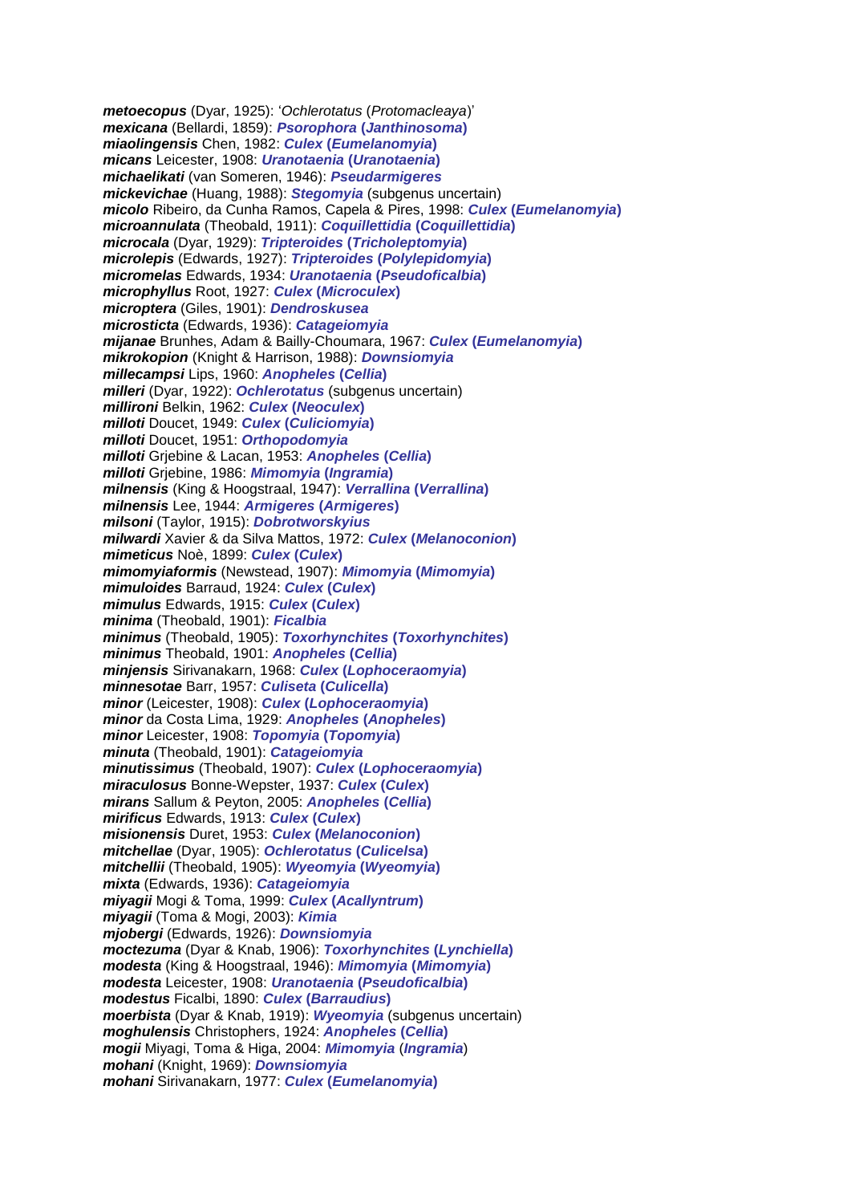***metoecopus*** (Dyar, 1925): '*Ochlerotatus* (*Protomacleaya*)'
***mexicana*** (Bellardi, 1859): ***Psorophora* (*Janthinosoma*)**
***miaolingensis*** Chen, 1982: ***Culex* (*Eumelanomyia*)**
***micans*** Leicester, 1908: ***Uranotaenia* (*Uranotaenia*)**
***michaelikati*** (van Someren, 1946): ***Pseudarmigeres***
***mickevichae*** (Huang, 1988): ***Stegomyia*** (subgenus uncertain)
***micolo*** Ribeiro, da Cunha Ramos, Capela & Pires, 1998: ***Culex* (*Eumelanomyia*)**
***microannulata*** (Theobald, 1911): ***Coquillettidia* (*Coquillettidia*)**
***microcala*** (Dyar, 1929): ***Tripteroides* (*Tricholeptomyia*)**
***microlepis*** (Edwards, 1927): ***Tripteroides* (*Polylepidomyia*)**
***micromelas*** Edwards, 1934: ***Uranotaenia* (*Pseudoficalbia*)**
***microphyllus*** Root, 1927: ***Culex* (*Microculex*)**
***microptera*** (Giles, 1901): ***Dendroskusea***
***microsticta*** (Edwards, 1936): ***Catageiomyia***
***mijanae*** Brunhes, Adam & Bailly-Choumara, 1967: ***Culex* (*Eumelanomyia*)**
***mikrokopion*** (Knight & Harrison, 1988): ***Downsiomyia***
***millecampsi*** Lips, 1960: ***Anopheles* (*Cellia*)**
***milleri*** (Dyar, 1922): ***Ochlerotatus*** (subgenus uncertain)
***millironi*** Belkin, 1962: ***Culex* (*Neoculex*)**
***milloti*** Doucet, 1949: ***Culex* (*Culiciomyia*)**
***milloti*** Doucet, 1951: ***Orthopodomyia***
***milloti*** Grjebine & Lacan, 1953: ***Anopheles* (*Cellia*)**
***milloti*** Grjebine, 1986: ***Mimomyia* (*Ingramia*)**
***milnensis*** (King & Hoogstraal, 1947): ***Verrallina* (*Verrallina*)**
***milnensis*** Lee, 1944: ***Armigeres* (*Armigeres*)**
***milsoni*** (Taylor, 1915): ***Dobrotworskyius***
***milwardi*** Xavier & da Silva Mattos, 1972: ***Culex* (*Melanoconion*)**
***mimeticus*** Noè, 1899: ***Culex* (*Culex*)**
***mimomyiaformis*** (Newstead, 1907): ***Mimomyia* (*Mimomyia*)**
***mimuloides*** Barraud, 1924: ***Culex* (*Culex*)**
***mimulus*** Edwards, 1915: ***Culex* (*Culex*)**
***minima*** (Theobald, 1901): ***Ficalbia***
***minimus*** (Theobald, 1905): ***Toxorhynchites* (*Toxorhynchites*)**
***minimus*** Theobald, 1901: ***Anopheles* (*Cellia*)**
***minjensis*** Sirivanakarn, 1968: ***Culex* (*Lophoceraomyia*)**
***minnesotae*** Barr, 1957: ***Culiseta* (*Culicella*)**
***minor*** (Leicester, 1908): ***Culex* (*Lophoceraomyia*)**
***minor*** da Costa Lima, 1929: ***Anopheles* (*Anopheles*)**
***minor*** Leicester, 1908: ***Topomyia* (*Topomyia*)**
***minuta*** (Theobald, 1901): ***Catageiomyia***
***minutissimus*** (Theobald, 1907): ***Culex* (*Lophoceraomyia*)**
***miraculosus*** Bonne-Wepster, 1937: ***Culex* (*Culex*)**
***mirans*** Sallum & Peyton, 2005: ***Anopheles* (*Cellia*)**
***mirificus*** Edwards, 1913: ***Culex* (*Culex*)**
***misionensis*** Duret, 1953: ***Culex* (*Melanoconion*)**
***mitchellae*** (Dyar, 1905): ***Ochlerotatus* (*Culicelsa*)**
***mitchellii*** (Theobald, 1905): ***Wyeomyia* (*Wyeomyia*)**
***mixta*** (Edwards, 1936): ***Catageiomyia***
***miyagii*** Mogi & Toma, 1999: ***Culex* (*Acallyntrum*)**
***miyagii*** (Toma & Mogi, 2003): ***Kimia***
***mjobergi*** (Edwards, 1926): ***Downsiomyia***
***moctezuma*** (Dyar & Knab, 1906): ***Toxorhynchites* (*Lynchiella*)**
***modesta*** (King & Hoogstraal, 1946): ***Mimomyia* (*Mimomyia*)**
***modesta*** Leicester, 1908: ***Uranotaenia* (*Pseudoficalbia*)**
***modestus*** Ficalbi, 1890: ***Culex* (*Barraudius*)**
***moerbista*** (Dyar & Knab, 1919): ***Wyeomyia*** (subgenus uncertain)
***moghulensis*** Christophers, 1924: ***Anopheles* (*Cellia*)**
***mogii*** Miyagi, Toma & Higa, 2004: ***Mimomyia*** (***Ingramia***)
***mohani*** (Knight, 1969): ***Downsiomyia***
***mohani*** Sirivanakarn, 1977: ***Culex* (*Eumelanomyia*)**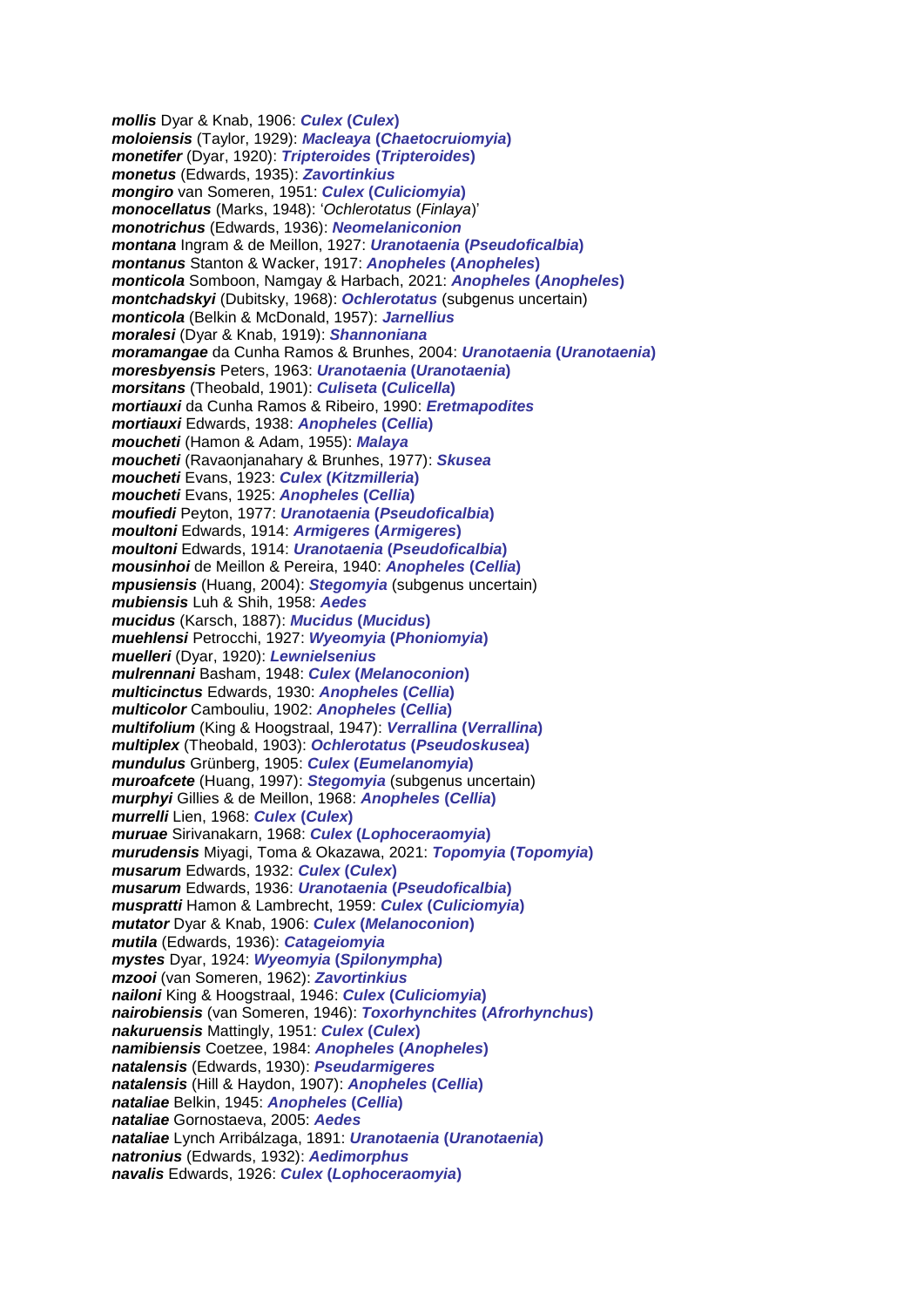***mollis*** Dyar & Knab, 1906: ***Culex* (*Culex*)**
***moloiensis*** (Taylor, 1929): ***Macleaya* (*Chaetocruiomyia*)**
***monetifer*** (Dyar, 1920): ***Tripteroides* (*Tripteroides*)**
***monetus*** (Edwards, 1935): ***Zavortinkius***
***mongiro*** van Someren, 1951: ***Culex* (*Culiciomyia*)**
***monocellatus*** (Marks, 1948): '*Ochlerotatus* (*Finlaya*)'
***monotrichus*** (Edwards, 1936): ***Neomelaniconion***
***montana*** Ingram & de Meillon, 1927: ***Uranotaenia* (*Pseudoficalbia*)**
***montanus*** Stanton & Wacker, 1917: ***Anopheles* (*Anopheles*)**
***monticola*** Somboon, Namgay & Harbach, 2021: ***Anopheles* (*Anopheles*)**
***montchadskyi*** (Dubitsky, 1968): ***Ochlerotatus*** (subgenus uncertain)
***monticola*** (Belkin & McDonald, 1957): ***Jarnellius***
***moralesi*** (Dyar & Knab, 1919): ***Shannoniana***
***moramangae*** da Cunha Ramos & Brunhes, 2004: ***Uranotaenia* (*Uranotaenia*)**
***moresbyensis*** Peters, 1963: ***Uranotaenia* (*Uranotaenia*)**
***morsitans*** (Theobald, 1901): ***Culiseta* (*Culicella*)**
***mortiauxi*** da Cunha Ramos & Ribeiro, 1990: ***Eretmapodites***
***mortiauxi*** Edwards, 1938: ***Anopheles* (*Cellia*)**
***moucheti*** (Hamon & Adam, 1955): ***Malaya***
***moucheti*** (Ravaonjanahary & Brunhes, 1977): ***Skusea***
***moucheti*** Evans, 1923: ***Culex* (*Kitzmilleria*)**
***moucheti*** Evans, 1925: ***Anopheles* (*Cellia*)**
***moufiedi*** Peyton, 1977: ***Uranotaenia* (*Pseudoficalbia*)**
***moultoni*** Edwards, 1914: ***Armigeres* (*Armigeres*)**
***moultoni*** Edwards, 1914: ***Uranotaenia* (*Pseudoficalbia*)**
***mousinhoi*** de Meillon & Pereira, 1940: ***Anopheles* (*Cellia*)**
***mpusiensis*** (Huang, 2004): ***Stegomyia*** (subgenus uncertain)
***mubiensis*** Luh & Shih, 1958: ***Aedes***
***mucidus*** (Karsch, 1887): ***Mucidus* (*Mucidus*)**
***muehlensi*** Petrocchi, 1927: ***Wyeomyia* (*Phoniomyia*)**
***muelleri*** (Dyar, 1920): ***Lewnielsenius***
***mulrennani*** Basham, 1948: ***Culex* (*Melanoconion*)**
***multicinctus*** Edwards, 1930: ***Anopheles* (*Cellia*)**
***multicolor*** Cambouliu, 1902: ***Anopheles* (*Cellia*)**
***multifolium*** (King & Hoogstraal, 1947): ***Verrallina* (*Verrallina*)**
***multiplex*** (Theobald, 1903): ***Ochlerotatus* (*Pseudoskusea*)**
***mundulus*** Grünberg, 1905: ***Culex* (*Eumelanomyia*)**
***muroafcete*** (Huang, 1997): ***Stegomyia*** (subgenus uncertain)
***murphyi*** Gillies & de Meillon, 1968: ***Anopheles* (*Cellia*)**
***murrelli*** Lien, 1968: ***Culex* (*Culex*)**
***muruae*** Sirivanakarn, 1968: ***Culex* (*Lophoceraomyia*)**
***murudensis*** Miyagi, Toma & Okazawa, 2021: ***Topomyia* (*Topomyia*)**
***musarum*** Edwards, 1932: ***Culex* (*Culex*)**
***musarum*** Edwards, 1936: ***Uranotaenia* (*Pseudoficalbia*)**
***muspratti*** Hamon & Lambrecht, 1959: ***Culex* (*Culiciomyia*)**
***mutator*** Dyar & Knab, 1906: ***Culex* (*Melanoconion*)**
***mutila*** (Edwards, 1936): ***Catageiomyia***
***mystes*** Dyar, 1924: ***Wyeomyia* (*Spilonympha*)**
***mzooi*** (van Someren, 1962): ***Zavortinkius***
***nailoni*** King & Hoogstraal, 1946: ***Culex* (*Culiciomyia*)**
***nairobiensis*** (van Someren, 1946): ***Toxorhynchites* (*Afrorhynchus*)**
***nakuruensis*** Mattingly, 1951: ***Culex* (*Culex*)**
***namibiensis*** Coetzee, 1984: ***Anopheles* (*Anopheles*)**
***natalensis*** (Edwards, 1930): ***Pseudarmigeres***
***natalensis*** (Hill & Haydon, 1907): ***Anopheles* (*Cellia*)**
***nataliae*** Belkin, 1945: ***Anopheles* (*Cellia*)**
***nataliae*** Gornostaeva, 2005: ***Aedes***
***nataliae*** Lynch Arribálzaga, 1891: ***Uranotaenia* (*Uranotaenia*)**
***natronius*** (Edwards, 1932): ***Aedimorphus***
***navalis*** Edwards, 1926: ***Culex* (*Lophoceraomyia*)**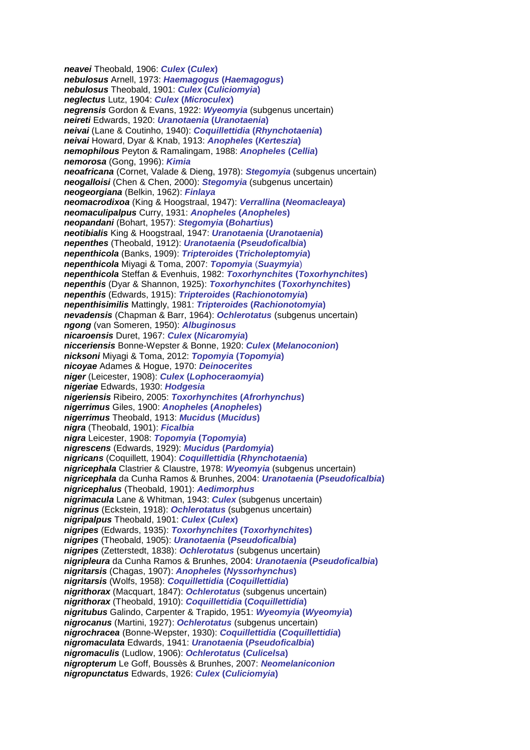***neavei*** Theobald, 1906: ***Culex* (*Culex*)**
***nebulosus*** Arnell, 1973: ***Haemagogus* (*Haemagogus*)**
***nebulosus*** Theobald, 1901: ***Culex* (*Culiciomyia*)**
***neglectus*** Lutz, 1904: ***Culex* (*Microculex*)**
***negrensis*** Gordon & Evans, 1922: ***Wyeomyia*** (subgenus uncertain)
***neireti*** Edwards, 1920: ***Uranotaenia* (*Uranotaenia*)**
***neivai*** (Lane & Coutinho, 1940): ***Coquillettidia* (*Rhynchotaenia*)**
***neivai*** Howard, Dyar & Knab, 1913: ***Anopheles* (*Kerteszia*)**
***nemophilous*** Peyton & Ramalingam, 1988: ***Anopheles* (*Cellia*)**
***nemorosa*** (Gong, 1996): ***Kimia***
***neoafricana*** (Cornet, Valade & Dieng, 1978): ***Stegomyia*** (subgenus uncertain)
***neogalloisi*** (Chen & Chen, 2000): ***Stegomyia*** (subgenus uncertain)
***neogeorgiana*** (Belkin, 1962): ***Finlaya***
***neomacrodixoa*** (King & Hoogstraal, 1947): ***Verrallina* (*Neomacleaya*)**
***neomaculipalpus*** Curry, 1931: ***Anopheles* (*Anopheles*)**
***neopandani*** (Bohart, 1957): ***Stegomyia* (*Bohartius*)**
***neotibialis*** King & Hoogstraal, 1947: ***Uranotaenia* (*Uranotaenia*)**
***nepenthes*** (Theobald, 1912): ***Uranotaenia* (*Pseudoficalbia*)**
***nepenthicola*** (Banks, 1909): ***Tripteroides* (*Tricholeptomyia*)**
***nepenthicola*** Miyagi & Toma, 2007: ***Topomyia* (*Suaymyia*)**
***nepenthicola*** Steffan & Evenhuis, 1982: ***Toxorhynchites* (*Toxorhynchites*)**
***nepenthis*** (Dyar & Shannon, 1925): ***Toxorhynchites* (*Toxorhynchites*)**
***nepenthis*** (Edwards, 1915): ***Tripteroides* (*Rachionotomyia*)**
***nepenthisimilis*** Mattingly, 1981: ***Tripteroides* (*Rachionotomyia*)**
***nevadensis*** (Chapman & Barr, 1964): ***Ochlerotatus*** (subgenus uncertain)
***ngong*** (van Someren, 1950): ***Albuginosus***
***nicaroensis*** Duret, 1967: ***Culex* (*Nicaromyia*)**
***nicceriensis*** Bonne-Wepster & Bonne, 1920: ***Culex* (*Melanoconion*)**
***nicksoni*** Miyagi & Toma, 2012: ***Topomyia* (*Topomyia*)**
***nicoyae*** Adames & Hogue, 1970: ***Deinocerites***
***niger*** (Leicester, 1908): ***Culex* (*Lophoceraomyia*)**
***nigeriae*** Edwards, 1930: ***Hodgesia***
***nigeriensis*** Ribeiro, 2005: ***Toxorhynchites* (*Afrorhynchus*)**
***nigerrimus*** Giles, 1900: ***Anopheles* (*Anopheles*)**
***nigerrimus*** Theobald, 1913: ***Mucidus* (*Mucidus*)**
***nigra*** (Theobald, 1901): ***Ficalbia***
***nigra*** Leicester, 1908: ***Topomyia* (*Topomyia*)**
***nigrescens*** (Edwards, 1929): ***Mucidus* (*Pardomyia*)**
***nigricans*** (Coquillett, 1904): ***Coquillettidia* (*Rhynchotaenia*)**
***nigricephala*** Clastrier & Claustre, 1978: ***Wyeomyia*** (subgenus uncertain)
***nigricephala*** da Cunha Ramos & Brunhes, 2004: ***Uranotaenia* (*Pseudoficalbia*)**
***nigricephalus*** (Theobald, 1901): ***Aedimorphus***
***nigrimacula*** Lane & Whitman, 1943: ***Culex*** (subgenus uncertain)
***nigrinus*** (Eckstein, 1918): ***Ochlerotatus*** (subgenus uncertain)
***nigripalpus*** Theobald, 1901: ***Culex* (*Culex*)**
***nigripes*** (Edwards, 1935): ***Toxorhynchites* (*Toxorhynchites*)**
***nigripes*** (Theobald, 1905): ***Uranotaenia* (*Pseudoficalbia*)**
***nigripes*** (Zetterstedt, 1838): ***Ochlerotatus*** (subgenus uncertain)
***nigripleura*** da Cunha Ramos & Brunhes, 2004: ***Uranotaenia* (*Pseudoficalbia*)**
***nigritarsis*** (Chagas, 1907): ***Anopheles* (*Nyssorhynchus*)**
***nigritarsis*** (Wolfs, 1958): ***Coquillettidia* (*Coquillettidia*)**
***nigrithorax*** (Macquart, 1847): ***Ochlerotatus*** (subgenus uncertain)
***nigrithorax*** (Theobald, 1910): ***Coquillettidia* (*Coquillettidia*)**
***nigritubus*** Galindo, Carpenter & Trapido, 1951: ***Wyeomyia* (*Wyeomyia*)**
***nigrocanus*** (Martini, 1927): ***Ochlerotatus*** (subgenus uncertain)
***nigrochracea*** (Bonne-Wepster, 1930): ***Coquillettidia* (*Coquillettidia*)**
***nigromaculata*** Edwards, 1941: ***Uranotaenia* (*Pseudoficalbia*)**
***nigromaculis*** (Ludlow, 1906): ***Ochlerotatus* (*Culicelsa*)**
***nigropterum*** Le Goff, Boussès & Brunhes, 2007: ***Neomelaniconion***
***nigropunctatus*** Edwards, 1926: ***Culex* (*Culiciomyia*)**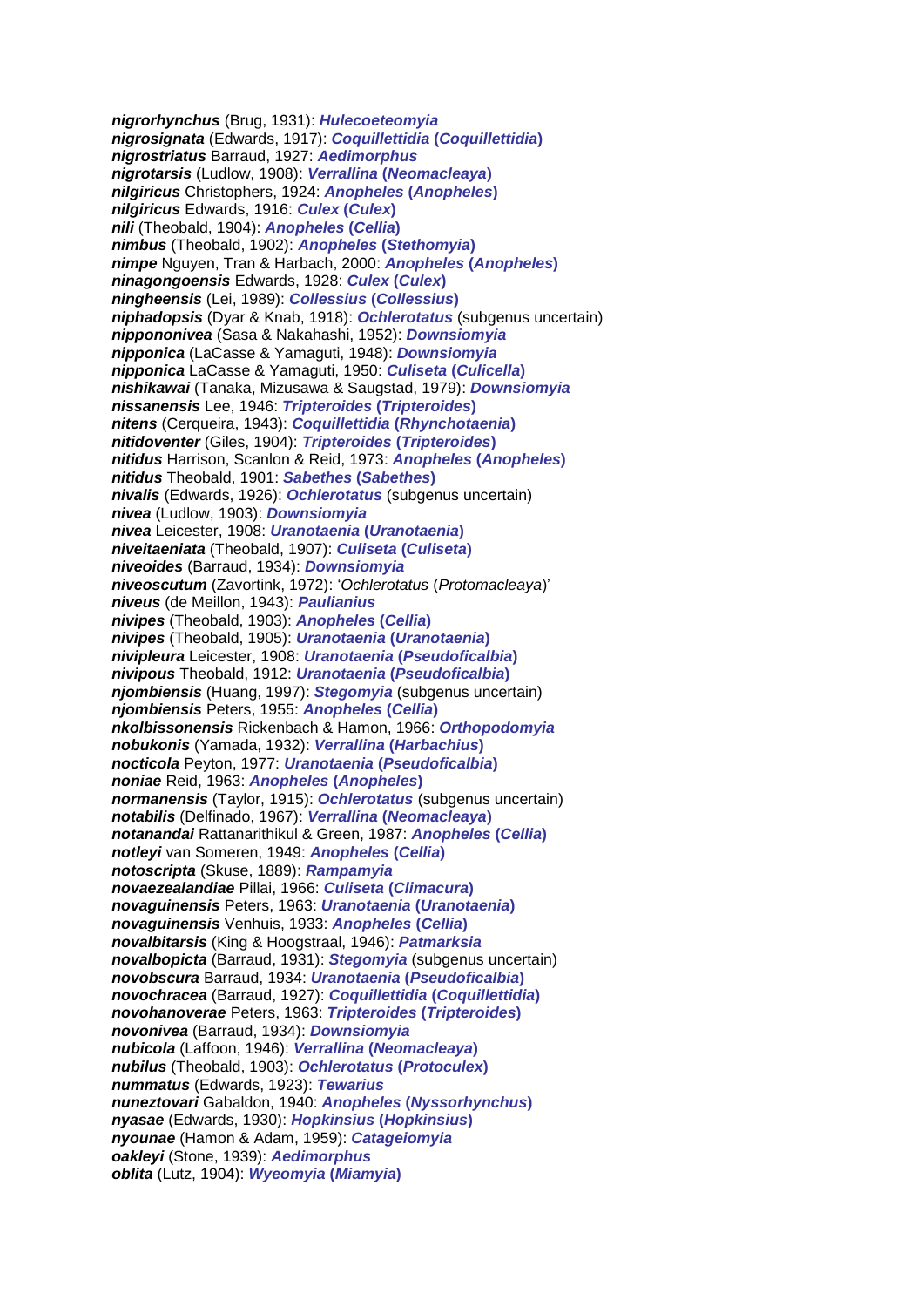***nigrorhynchus*** (Brug, 1931): ***Hulecoeteomyia***
***nigrosignata*** (Edwards, 1917): ***Coquillettidia* (*Coquillettidia*)**
***nigrostriatus*** Barraud, 1927: ***Aedimorphus***
***nigrotarsis*** (Ludlow, 1908): ***Verrallina* (*Neomacleaya*)**
***nilgiricus*** Christophers, 1924: ***Anopheles* (*Anopheles*)**
***nilgiricus*** Edwards, 1916: ***Culex* (*Culex*)**
***nili*** (Theobald, 1904): ***Anopheles* (*Cellia*)**
***nimbus*** (Theobald, 1902): ***Anopheles* (*Stethomyia*)**
***nimpe*** Nguyen, Tran & Harbach, 2000: ***Anopheles* (*Anopheles*)**
***ninagongoensis*** Edwards, 1928: ***Culex* (*Culex*)**
***ningheensis*** (Lei, 1989): ***Collessius* (*Collessius*)**
***niphadopsis*** (Dyar & Knab, 1918): ***Ochlerotatus*** (subgenus uncertain)
***nippononivea*** (Sasa & Nakahashi, 1952): ***Downsiomyia***
***nipponica*** (LaCasse & Yamaguti, 1948): ***Downsiomyia***
***nipponica*** LaCasse & Yamaguti, 1950: ***Culiseta* (*Culicella*)**
***nishikawai*** (Tanaka, Mizusawa & Saugstad, 1979): ***Downsiomyia***
***nissanensis*** Lee, 1946: ***Tripteroides* (*Tripteroides*)**
***nitens*** (Cerqueira, 1943): ***Coquillettidia* (*Rhynchotaenia*)**
***nitidoventer*** (Giles, 1904): ***Tripteroides* (*Tripteroides*)**
***nitidus*** Harrison, Scanlon & Reid, 1973: ***Anopheles* (*Anopheles*)**
***nitidus*** Theobald, 1901: ***Sabethes* (*Sabethes*)**
***nivalis*** (Edwards, 1926): ***Ochlerotatus*** (subgenus uncertain)
***nivea*** (Ludlow, 1903): ***Downsiomyia***
***nivea*** Leicester, 1908: ***Uranotaenia* (*Uranotaenia*)**
***niveitaeniata*** (Theobald, 1907): ***Culiseta* (*Culiseta*)**
***niveoides*** (Barraud, 1934): ***Downsiomyia***
***niveoscutum*** (Zavortink, 1972): '*Ochlerotatus* (*Protomacleaya*)'
***niveus*** (de Meillon, 1943): ***Paulianius***
***nivipes*** (Theobald, 1903): ***Anopheles* (*Cellia*)**
***nivipes*** (Theobald, 1905): ***Uranotaenia* (*Uranotaenia*)**
***nivipleura*** Leicester, 1908: ***Uranotaenia* (*Pseudoficalbia*)**
***nivipous*** Theobald, 1912: ***Uranotaenia* (*Pseudoficalbia*)**
***njombiensis*** (Huang, 1997): ***Stegomyia*** (subgenus uncertain)
***njombiensis*** Peters, 1955: ***Anopheles* (*Cellia*)**
***nkolbissonensis*** Rickenbach & Hamon, 1966: ***Orthopodomyia***
***nobukonis*** (Yamada, 1932): ***Verrallina* (*Harbachius*)**
***nocticola*** Peyton, 1977: ***Uranotaenia* (*Pseudoficalbia*)**
***noniae*** Reid, 1963: ***Anopheles* (*Anopheles*)**
***normanensis*** (Taylor, 1915): ***Ochlerotatus*** (subgenus uncertain)
***notabilis*** (Delfinado, 1967): ***Verrallina* (*Neomacleaya*)**
***notanandai*** Rattanarithikul & Green, 1987: ***Anopheles* (*Cellia*)**
***notleyi*** van Someren, 1949: ***Anopheles* (*Cellia*)**
***notoscripta*** (Skuse, 1889): ***Rampamyia***
***novaezealandiae*** Pillai, 1966: ***Culiseta* (*Climacura*)**
***novaguinensis*** Peters, 1963: ***Uranotaenia* (*Uranotaenia*)**
***novaguinensis*** Venhuis, 1933: ***Anopheles* (*Cellia*)**
***novalbitarsis*** (King & Hoogstraal, 1946): ***Patmarksia***
***novalbopicta*** (Barraud, 1931): ***Stegomyia*** (subgenus uncertain)
***novobscura*** Barraud, 1934: ***Uranotaenia* (*Pseudoficalbia*)**
***novochracea*** (Barraud, 1927): ***Coquillettidia* (*Coquillettidia*)**
***novohanoverae*** Peters, 1963: ***Tripteroides* (*Tripteroides*)**
***novonivea*** (Barraud, 1934): ***Downsiomyia***
***nubicola*** (Laffoon, 1946): ***Verrallina* (*Neomacleaya*)**
***nubilus*** (Theobald, 1903): ***Ochlerotatus* (*Protoculex*)**
***nummatus*** (Edwards, 1923): ***Tewarius***
***nuneztovari*** Gabaldon, 1940: ***Anopheles* (*Nyssorhynchus*)**
***nyasae*** (Edwards, 1930): ***Hopkinsius* (*Hopkinsius*)**
***nyounae*** (Hamon & Adam, 1959): ***Catageiomyia***
***oakleyi*** (Stone, 1939): ***Aedimorphus***
***oblita*** (Lutz, 1904): ***Wyeomyia* (*Miamyia*)**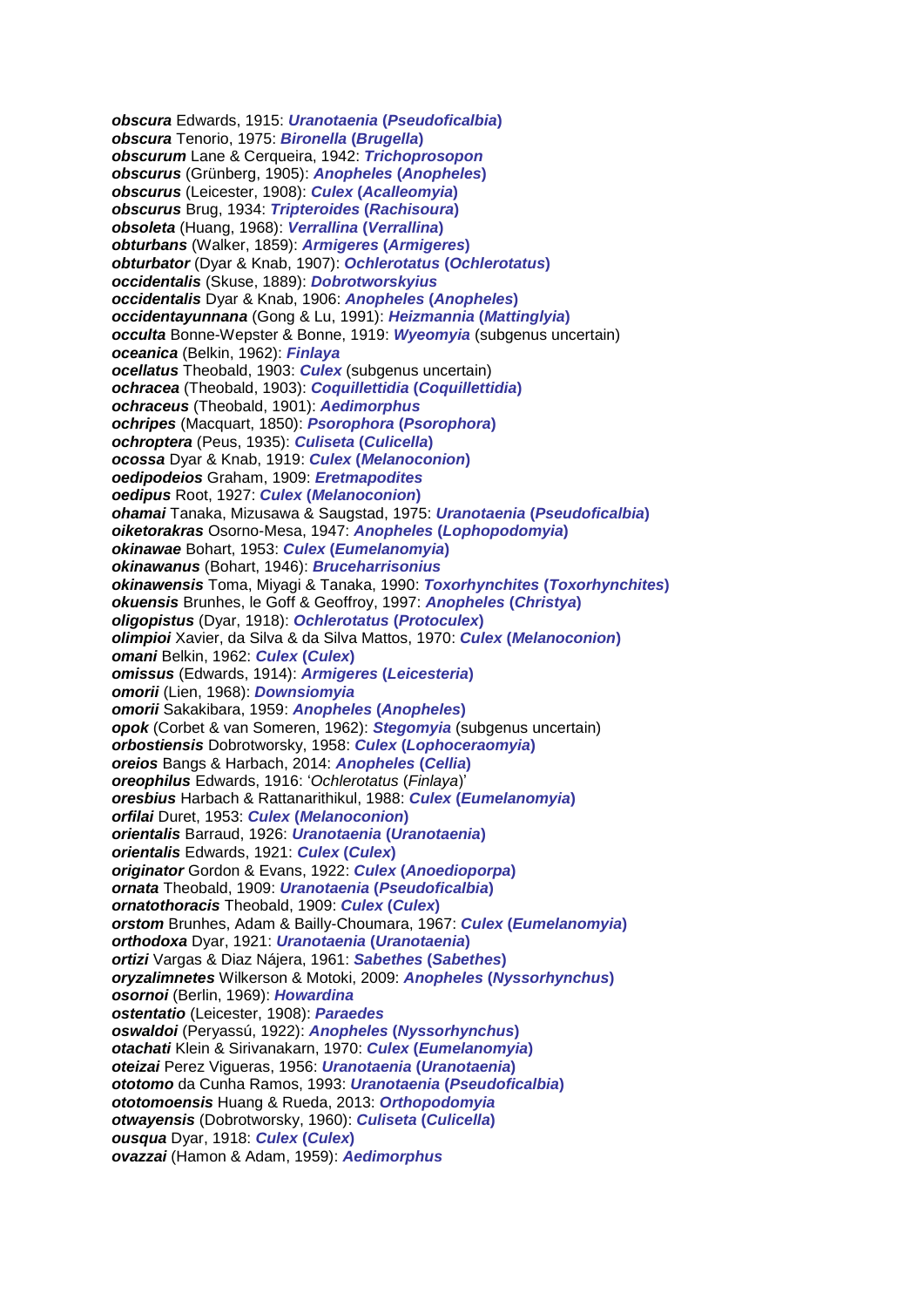***obscura*** Edwards, 1915: ***Uranotaenia* (*Pseudoficalbia*)**
***obscura*** Tenorio, 1975: ***Bironella* (*Brugella*)**
***obscurum*** Lane & Cerqueira, 1942: ***Trichoprosopon***
***obscurus*** (Grünberg, 1905): ***Anopheles* (*Anopheles*)**
***obscurus*** (Leicester, 1908): ***Culex* (*Acalleomyia*)**
***obscurus*** Brug, 1934: ***Tripteroides* (*Rachisoura*)**
***obsoleta*** (Huang, 1968): ***Verrallina* (*Verrallina*)**
***obturbans*** (Walker, 1859): ***Armigeres* (*Armigeres*)**
***obturbator*** (Dyar & Knab, 1907): ***Ochlerotatus* (*Ochlerotatus*)**
***occidentalis*** (Skuse, 1889): ***Dobrotworskyius***
***occidentalis*** Dyar & Knab, 1906: ***Anopheles* (*Anopheles*)**
***occidentayunnana*** (Gong & Lu, 1991): ***Heizmannia* (*Mattinglyia*)**
***occulta*** Bonne-Wepster & Bonne, 1919: ***Wyeomyia*** (subgenus uncertain)
***oceanica*** (Belkin, 1962): ***Finlaya***
***ocellatus*** Theobald, 1903: ***Culex*** (subgenus uncertain)
***ochracea*** (Theobald, 1903): ***Coquillettidia* (*Coquillettidia*)**
***ochraceus*** (Theobald, 1901): ***Aedimorphus***
***ochripes*** (Macquart, 1850): ***Psorophora* (*Psorophora*)**
***ochroptera*** (Peus, 1935): ***Culiseta* (*Culicella*)**
***ocossa*** Dyar & Knab, 1919: ***Culex* (*Melanoconion*)**
***oedipodeios*** Graham, 1909: ***Eretmapodites***
***oedipus*** Root, 1927: ***Culex* (*Melanoconion*)**
***ohamai*** Tanaka, Mizusawa & Saugstad, 1975: ***Uranotaenia* (*Pseudoficalbia*)**
***oiketorakras*** Osorno-Mesa, 1947: ***Anopheles* (*Lophopodomyia*)**
***okinawae*** Bohart, 1953: ***Culex* (*Eumelanomyia*)**
***okinawanus*** (Bohart, 1946): ***Bruceharrisonius***
***okinawensis*** Toma, Miyagi & Tanaka, 1990: ***Toxorhynchites* (*Toxorhynchites*)**
***okuensis*** Brunhes, le Goff & Geoffroy, 1997: ***Anopheles* (*Christya*)**
***oligopistus*** (Dyar, 1918): ***Ochlerotatus* (*Protoculex*)**
***olimpioi*** Xavier, da Silva & da Silva Mattos, 1970: ***Culex* (*Melanoconion*)**
***omani*** Belkin, 1962: ***Culex* (*Culex*)**
***omissus*** (Edwards, 1914): ***Armigeres* (*Leicesteria*)**
***omorii*** (Lien, 1968): ***Downsiomyia***
***omorii*** Sakakibara, 1959: ***Anopheles* (*Anopheles*)**
***opok*** (Corbet & van Someren, 1962): ***Stegomyia*** (subgenus uncertain)
***orbostiensis*** Dobrotworsky, 1958: ***Culex* (*Lophoceraomyia*)**
***oreios*** Bangs & Harbach, 2014: ***Anopheles* (*Cellia*)**
***oreophilus*** Edwards, 1916: '*Ochlerotatus* (*Finlaya*)'
***oresbius*** Harbach & Rattanarithikul, 1988: ***Culex* (*Eumelanomyia*)**
***orfilai*** Duret, 1953: ***Culex* (*Melanoconion*)**
***orientalis*** Barraud, 1926: ***Uranotaenia* (*Uranotaenia*)**
***orientalis*** Edwards, 1921: ***Culex* (*Culex*)**
***originator*** Gordon & Evans, 1922: ***Culex* (*Anoedioporpa*)**
***ornata*** Theobald, 1909: ***Uranotaenia* (*Pseudoficalbia*)**
***ornatothoracis*** Theobald, 1909: ***Culex* (*Culex*)**
***orstom*** Brunhes, Adam & Bailly-Choumara, 1967: ***Culex* (*Eumelanomyia*)**
***orthodoxa*** Dyar, 1921: ***Uranotaenia* (*Uranotaenia*)**
***ortizi*** Vargas & Diaz Nájera, 1961: ***Sabethes* (*Sabethes*)**
***oryzalimnetes*** Wilkerson & Motoki, 2009: ***Anopheles* (*Nyssorhynchus*)**
***osornoi*** (Berlin, 1969): ***Howardina***
***ostentatio*** (Leicester, 1908): ***Paraedes***
***oswaldoi*** (Peryassú, 1922): ***Anopheles* (*Nyssorhynchus*)**
***otachati*** Klein & Sirivanakarn, 1970: ***Culex* (*Eumelanomyia*)**
***oteizai*** Perez Vigueras, 1956: ***Uranotaenia* (*Uranotaenia*)**
***ototomo*** da Cunha Ramos, 1993: ***Uranotaenia* (*Pseudoficalbia*)**
***ototomoensis*** Huang & Rueda, 2013: ***Orthopodomyia***
***otwayensis*** (Dobrotworsky, 1960): ***Culiseta* (*Culicella*)**
***ousqua*** Dyar, 1918: ***Culex* (*Culex*)**
***ovazzai*** (Hamon & Adam, 1959): ***Aedimorphus***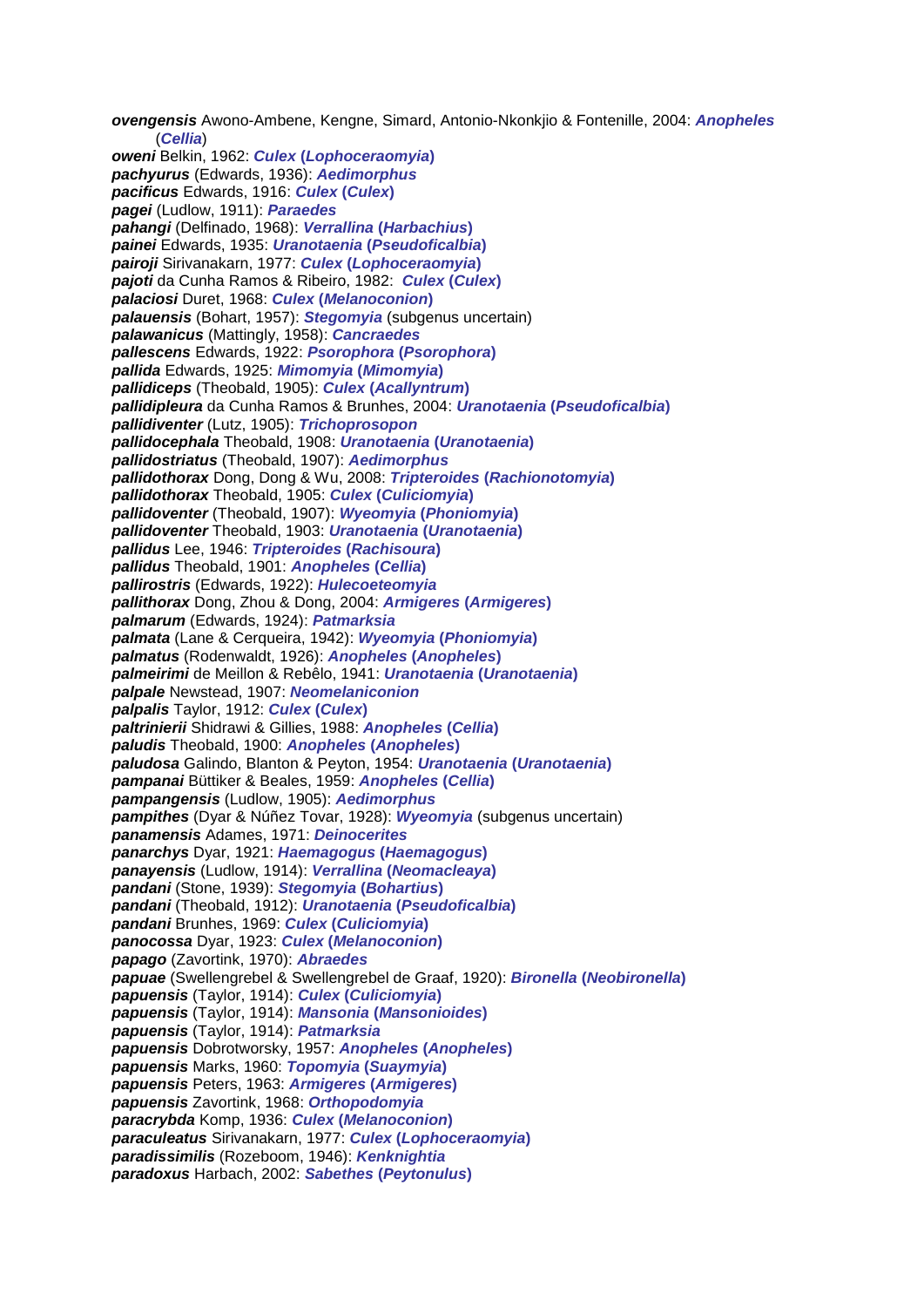***ovengensis*** Awono-Ambene, Kengne, Simard, Antonio-Nkonkjio & Fontenille, 2004: ***Anopheles*** (***Cellia***)
***oweni*** Belkin, 1962: ***Culex*** **(*Lophoceraomyia*)**
***pachyurus*** (Edwards, 1936): ***Aedimorphus***
***pacificus*** Edwards, 1916: ***Culex*** **(*Culex*)**
***pagei*** (Ludlow, 1911): ***Paraedes***
***pahangi*** (Delfinado, 1968): ***Verrallina*** **(*Harbachius*)**
***painei*** Edwards, 1935: ***Uranotaenia*** **(*Pseudoficalbia*)**
***pairoji*** Sirivanakarn, 1977: ***Culex*** **(*Lophoceraomyia*)**
***pajoti*** da Cunha Ramos & Ribeiro, 1982: ***Culex*** **(*Culex*)**
***palaciosi*** Duret, 1968: ***Culex*** **(*Melanoconion*)**
***palauensis*** (Bohart, 1957): ***Stegomyia*** (subgenus uncertain)
***palawanicus*** (Mattingly, 1958): ***Cancraedes***
***pallescens*** Edwards, 1922: ***Psorophora*** **(*Psorophora*)**
***pallida*** Edwards, 1925: ***Mimomyia*** **(*Mimomyia*)**
***pallidiceps*** (Theobald, 1905): ***Culex*** **(*Acallyntrum*)**
***pallidipleura*** da Cunha Ramos & Brunhes, 2004: ***Uranotaenia*** **(*Pseudoficalbia*)**
***pallidiventer*** (Lutz, 1905): ***Trichoprosopon***
***pallidocephala*** Theobald, 1908: ***Uranotaenia*** **(*Uranotaenia*)**
***pallidostriatus*** (Theobald, 1907): ***Aedimorphus***
***pallidothorax*** Dong, Dong & Wu, 2008: ***Tripteroides*** **(*Rachionotomyia*)**
***pallidothorax*** Theobald, 1905: ***Culex*** **(*Culiciomyia*)**
***pallidoventer*** (Theobald, 1907): ***Wyeomyia*** **(*Phoniomyia*)**
***pallidoventer*** Theobald, 1903: ***Uranotaenia*** **(*Uranotaenia*)**
***pallidus*** Lee, 1946: ***Tripteroides*** **(*Rachisoura*)**
***pallidus*** Theobald, 1901: ***Anopheles*** **(*Cellia*)**
***pallirostris*** (Edwards, 1922): ***Hulecoeteomyia***
***pallithorax*** Dong, Zhou & Dong, 2004: ***Armigeres*** **(*Armigeres*)**
***palmarum*** (Edwards, 1924): ***Patmarksia***
***palmata*** (Lane & Cerqueira, 1942): ***Wyeomyia*** **(*Phoniomyia*)**
***palmatus*** (Rodenwaldt, 1926): ***Anopheles*** **(*Anopheles*)**
***palmeirimi*** de Meillon & Rebêlo, 1941: ***Uranotaenia*** **(*Uranotaenia*)**
***palpale*** Newstead, 1907: ***Neomelaniconion***
***palpalis*** Taylor, 1912: ***Culex*** **(*Culex*)**
***paltrinierii*** Shidrawi & Gillies, 1988: ***Anopheles*** **(*Cellia*)**
***paludis*** Theobald, 1900: ***Anopheles*** **(*Anopheles*)**
***paludosa*** Galindo, Blanton & Peyton, 1954: ***Uranotaenia*** **(*Uranotaenia*)**
***pampanai*** Büttiker & Beales, 1959: ***Anopheles*** **(*Cellia*)**
***pampangensis*** (Ludlow, 1905): ***Aedimorphus***
***pampithes*** (Dyar & Núñez Tovar, 1928): ***Wyeomyia*** (subgenus uncertain)
***panamensis*** Adames, 1971: ***Deinocerites***
***panarchys*** Dyar, 1921: ***Haemagogus*** **(*Haemagogus*)**
***panayensis*** (Ludlow, 1914): ***Verrallina*** **(*Neomacleaya*)**
***pandani*** (Stone, 1939): ***Stegomyia*** **(*Bohartius*)**
***pandani*** (Theobald, 1912): ***Uranotaenia*** **(*Pseudoficalbia*)**
***pandani*** Brunhes, 1969: ***Culex*** **(*Culiciomyia*)**
***panocossa*** Dyar, 1923: ***Culex*** **(*Melanoconion*)**
***papago*** (Zavortink, 1970): ***Abraedes***
***papuae*** (Swellengrebel & Swellengrebel de Graaf, 1920): ***Bironella*** **(*Neobironella*)**
***papuensis*** (Taylor, 1914): ***Culex*** **(*Culiciomyia*)**
***papuensis*** (Taylor, 1914): ***Mansonia*** **(*Mansonioides*)**
***papuensis*** (Taylor, 1914): ***Patmarksia***
***papuensis*** Dobrotworsky, 1957: ***Anopheles*** **(*Anopheles*)**
***papuensis*** Marks, 1960: ***Topomyia*** **(*Suaymyia*)**
***papuensis*** Peters, 1963: ***Armigeres*** **(*Armigeres*)**
***papuensis*** Zavortink, 1968: ***Orthopodomyia***
***paracrybda*** Komp, 1936: ***Culex*** **(*Melanoconion*)**
***paraculeatus*** Sirivanakarn, 1977: ***Culex*** **(*Lophoceraomyia*)**
***paradissimilis*** (Rozeboom, 1946): ***Kenknightia***
***paradoxus*** Harbach, 2002: ***Sabethes*** **(*Peytonulus*)**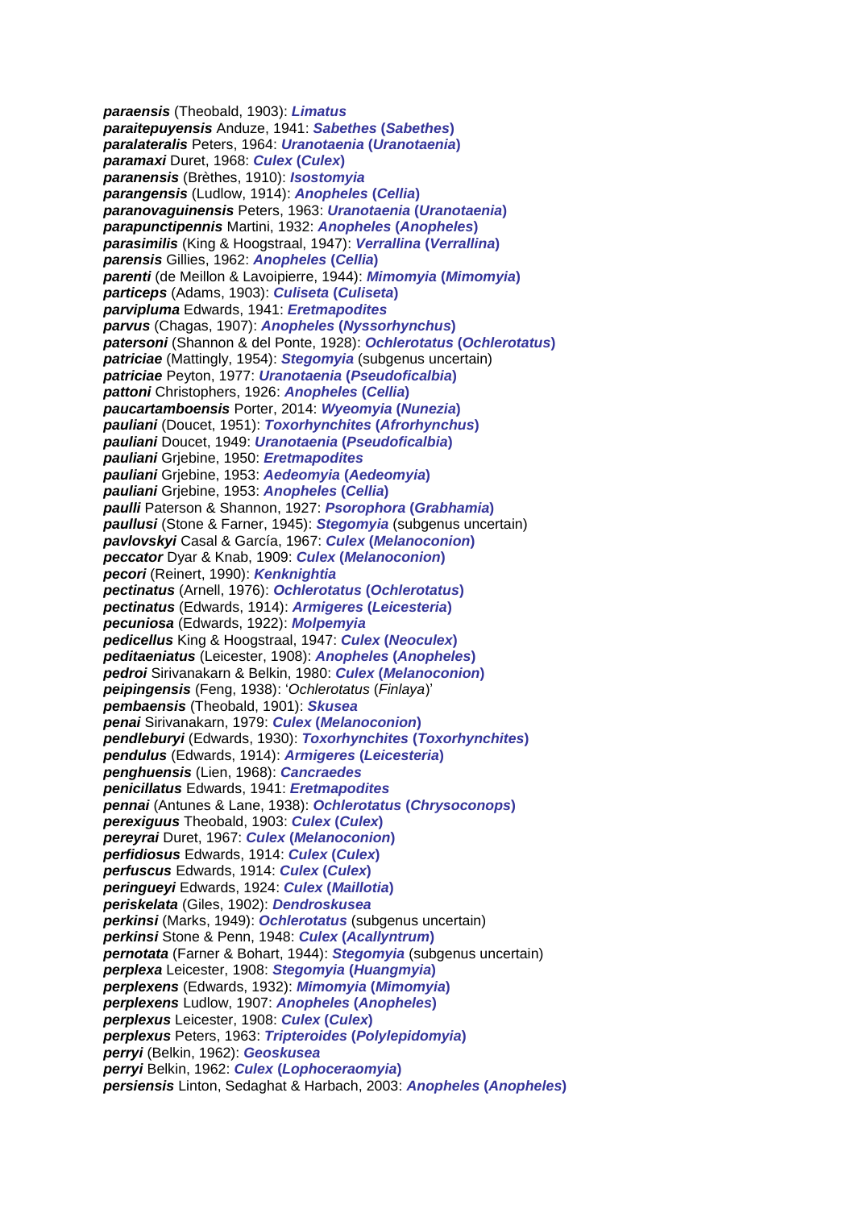***paraensis*** (Theobald, 1903): ***Limatus***
***paraitepuyensis*** Anduze, 1941: ***Sabethes* (*Sabethes*)**
***paralateralis*** Peters, 1964: ***Uranotaenia* (*Uranotaenia*)**
***paramaxi*** Duret, 1968: ***Culex* (*Culex*)**
***paranensis*** (Brèthes, 1910): ***Isostomyia***
***parangensis*** (Ludlow, 1914): ***Anopheles* (*Cellia*)**
***paranovaguinensis*** Peters, 1963: ***Uranotaenia* (*Uranotaenia*)**
***parapunctipennis*** Martini, 1932: ***Anopheles* (*Anopheles*)**
***parasimilis*** (King & Hoogstraal, 1947): ***Verrallina* (*Verrallina*)**
***parensis*** Gillies, 1962: ***Anopheles* (*Cellia*)**
***parenti*** (de Meillon & Lavoipierre, 1944): ***Mimomyia* (*Mimomyia*)**
***particeps*** (Adams, 1903): ***Culiseta* (*Culiseta*)**
***parvipluma*** Edwards, 1941: ***Eretmapodites***
***parvus*** (Chagas, 1907): ***Anopheles* (*Nyssorhynchus*)**
***patersoni*** (Shannon & del Ponte, 1928): ***Ochlerotatus* (*Ochlerotatus*)**
***patriciae*** (Mattingly, 1954): ***Stegomyia*** (subgenus uncertain)
***patriciae*** Peyton, 1977: ***Uranotaenia* (*Pseudoficalbia*)**
***pattoni*** Christophers, 1926: ***Anopheles* (*Cellia*)**
***paucartamboensis*** Porter, 2014: ***Wyeomyia* (*Nunezia*)**
***pauliani*** (Doucet, 1951): ***Toxorhynchites* (*Afrorhynchus*)**
***pauliani*** Doucet, 1949: ***Uranotaenia* (*Pseudoficalbia*)**
***pauliani*** Grjebine, 1950: ***Eretmapodites***
***pauliani*** Grjebine, 1953: ***Aedeomyia* (*Aedeomyia*)**
***pauliani*** Grjebine, 1953: ***Anopheles* (*Cellia*)**
***paulli*** Paterson & Shannon, 1927: ***Psorophora* (*Grabhamia*)**
***paullusi*** (Stone & Farner, 1945): ***Stegomyia*** (subgenus uncertain)
***pavlovskyi*** Casal & García, 1967: ***Culex* (*Melanoconion*)**
***peccator*** Dyar & Knab, 1909: ***Culex* (*Melanoconion*)**
***pecori*** (Reinert, 1990): ***Kenknightia***
***pectinatus*** (Arnell, 1976): ***Ochlerotatus* (*Ochlerotatus*)**
***pectinatus*** (Edwards, 1914): ***Armigeres* (*Leicesteria*)**
***pecuniosa*** (Edwards, 1922): ***Molpemyia***
***pedicellus*** King & Hoogstraal, 1947: ***Culex* (*Neoculex*)**
***peditaeniatus*** (Leicester, 1908): ***Anopheles* (*Anopheles*)**
***pedroi*** Sirivanakarn & Belkin, 1980: ***Culex* (*Melanoconion*)**
***peipingensis*** (Feng, 1938): '*Ochlerotatus* (*Finlaya*)'
***pembaensis*** (Theobald, 1901): ***Skusea***
***penai*** Sirivanakarn, 1979: ***Culex* (*Melanoconion*)**
***pendleburyi*** (Edwards, 1930): ***Toxorhynchites* (*Toxorhynchites*)**
***pendulus*** (Edwards, 1914): ***Armigeres* (*Leicesteria*)**
***penghuensis*** (Lien, 1968): ***Cancraedes***
***penicillatus*** Edwards, 1941: ***Eretmapodites***
***pennai*** (Antunes & Lane, 1938): ***Ochlerotatus* (*Chrysoconops*)**
***perexiguus*** Theobald, 1903: ***Culex* (*Culex*)**
***pereyrai*** Duret, 1967: ***Culex* (*Melanoconion*)**
***perfidiosus*** Edwards, 1914: ***Culex* (*Culex*)**
***perfuscus*** Edwards, 1914: ***Culex* (*Culex*)**
***peringueyi*** Edwards, 1924: ***Culex* (*Maillotia*)**
***periskelata*** (Giles, 1902): ***Dendroskusea***
***perkinsi*** (Marks, 1949): ***Ochlerotatus*** (subgenus uncertain)
***perkinsi*** Stone & Penn, 1948: ***Culex* (*Acallyntrum*)**
***pernotata*** (Farner & Bohart, 1944): ***Stegomyia*** (subgenus uncertain)
***perplexa*** Leicester, 1908: ***Stegomyia* (*Huangmyia*)**
***perplexens*** (Edwards, 1932): ***Mimomyia* (*Mimomyia*)**
***perplexens*** Ludlow, 1907: ***Anopheles* (*Anopheles*)**
***perplexus*** Leicester, 1908: ***Culex* (*Culex*)**
***perplexus*** Peters, 1963: ***Tripteroides* (*Polylepidomyia*)**
***perryi*** (Belkin, 1962): ***Geoskusea***
***perryi*** Belkin, 1962: ***Culex* (*Lophoceraomyia*)**
***persiensis*** Linton, Sedaghat & Harbach, 2003: ***Anopheles* (*Anopheles*)**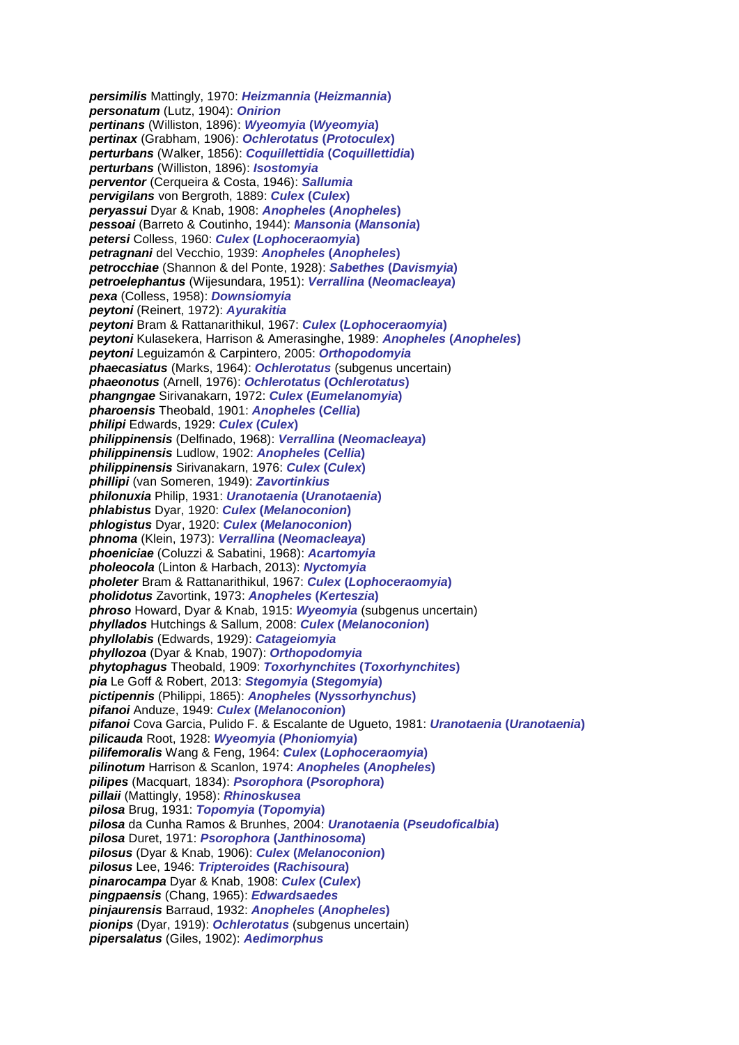***persimilis*** Mattingly, 1970: ***Heizmannia* (*Heizmannia*)**
***personatum*** (Lutz, 1904): ***Onirion***
***pertinans*** (Williston, 1896): ***Wyeomyia* (*Wyeomyia*)**
***pertinax*** (Grabham, 1906): ***Ochlerotatus* (*Protoculex*)**
***perturbans*** (Walker, 1856): ***Coquillettidia* (*Coquillettidia*)**
***perturbans*** (Williston, 1896): ***Isostomyia***
***perventor*** (Cerqueira & Costa, 1946): ***Sallumia***
***pervigilans*** von Bergroth, 1889: ***Culex* (*Culex*)**
***peryassui*** Dyar & Knab, 1908: ***Anopheles* (*Anopheles*)**
***pessoai*** (Barreto & Coutinho, 1944): ***Mansonia* (*Mansonia*)**
***petersi*** Colless, 1960: ***Culex* (*Lophoceraomyia*)**
***petragnani*** del Vecchio, 1939: ***Anopheles* (*Anopheles*)**
***petrocchiae*** (Shannon & del Ponte, 1928): ***Sabethes* (*Davismyia*)**
***petroelephantus*** (Wijesundara, 1951): ***Verrallina* (*Neomacleaya*)**
***pexa*** (Colless, 1958): ***Downsiomyia***
***peytoni*** (Reinert, 1972): ***Ayurakitia***
***peytoni*** Bram & Rattanarithikul, 1967: ***Culex* (*Lophoceraomyia*)**
***peytoni*** Kulasekera, Harrison & Amerasinghe, 1989: ***Anopheles* (*Anopheles*)**
***peytoni*** Leguizamón & Carpintero, 2005: ***Orthopodomyia***
***phaecasiatus*** (Marks, 1964): ***Ochlerotatus*** (subgenus uncertain)
***phaeonotus*** (Arnell, 1976): ***Ochlerotatus* (*Ochlerotatus*)**
***phangngae*** Sirivanakarn, 1972: ***Culex* (*Eumelanomyia*)**
***pharoensis*** Theobald, 1901: ***Anopheles* (*Cellia*)**
***philipi*** Edwards, 1929: ***Culex* (*Culex*)**
***philippinensis*** (Delfinado, 1968): ***Verrallina* (*Neomacleaya*)**
***philippinensis*** Ludlow, 1902: ***Anopheles* (*Cellia*)**
***philippinensis*** Sirivanakarn, 1976: ***Culex* (*Culex*)**
***phillipi*** (van Someren, 1949): ***Zavortinkius***
***philonuxia*** Philip, 1931: ***Uranotaenia* (*Uranotaenia*)**
***phlabistus*** Dyar, 1920: ***Culex* (*Melanoconion*)**
***phlogistus*** Dyar, 1920: ***Culex* (*Melanoconion*)**
***phnoma*** (Klein, 1973): ***Verrallina* (*Neomacleaya*)**
***phoeniciae*** (Coluzzi & Sabatini, 1968): ***Acartomyia***
***pholeocola*** (Linton & Harbach, 2013): ***Nyctomyia***
***pholeter*** Bram & Rattanarithikul, 1967: ***Culex* (*Lophoceraomyia*)**
***pholidotus*** Zavortink, 1973: ***Anopheles* (*Kerteszia*)**
***phroso*** Howard, Dyar & Knab, 1915: ***Wyeomyia*** (subgenus uncertain)
***phyllados*** Hutchings & Sallum, 2008: ***Culex* (*Melanoconion*)**
***phyllolabis*** (Edwards, 1929): ***Catageiomyia***
***phyllozoa*** (Dyar & Knab, 1907): ***Orthopodomyia***
***phytophagus*** Theobald, 1909: ***Toxorhynchites* (*Toxorhynchites*)**
***pia*** Le Goff & Robert, 2013: ***Stegomyia* (*Stegomyia*)**
***pictipennis*** (Philippi, 1865): ***Anopheles* (*Nyssorhynchus*)**
***pifanoi*** Anduze, 1949: ***Culex* (*Melanoconion*)**
***pifanoi*** Cova Garcia, Pulido F. & Escalante de Ugueto, 1981: ***Uranotaenia* (*Uranotaenia*)**
***pilicauda*** Root, 1928: ***Wyeomyia* (*Phoniomyia*)**
***pilifemoralis*** Wang & Feng, 1964: ***Culex* (*Lophoceraomyia*)**
***pilinotum*** Harrison & Scanlon, 1974: ***Anopheles* (*Anopheles*)**
***pilipes*** (Macquart, 1834): ***Psorophora* (*Psorophora*)**
***pillaii*** (Mattingly, 1958): ***Rhinoskusea***
***pilosa*** Brug, 1931: ***Topomyia* (*Topomyia*)**
***pilosa*** da Cunha Ramos & Brunhes, 2004: ***Uranotaenia* (*Pseudoficalbia*)**
***pilosa*** Duret, 1971: ***Psorophora* (*Janthinosoma*)**
***pilosus*** (Dyar & Knab, 1906): ***Culex* (*Melanoconion*)**
***pilosus*** Lee, 1946: ***Tripteroides* (*Rachisoura*)**
***pinarocampa*** Dyar & Knab, 1908: ***Culex* (*Culex*)**
***pingpaensis*** (Chang, 1965): ***Edwardsaedes***
***pinjaurensis*** Barraud, 1932: ***Anopheles* (*Anopheles*)**
***pionips*** (Dyar, 1919): ***Ochlerotatus*** (subgenus uncertain)
***pipersalatus*** (Giles, 1902): ***Aedimorphus***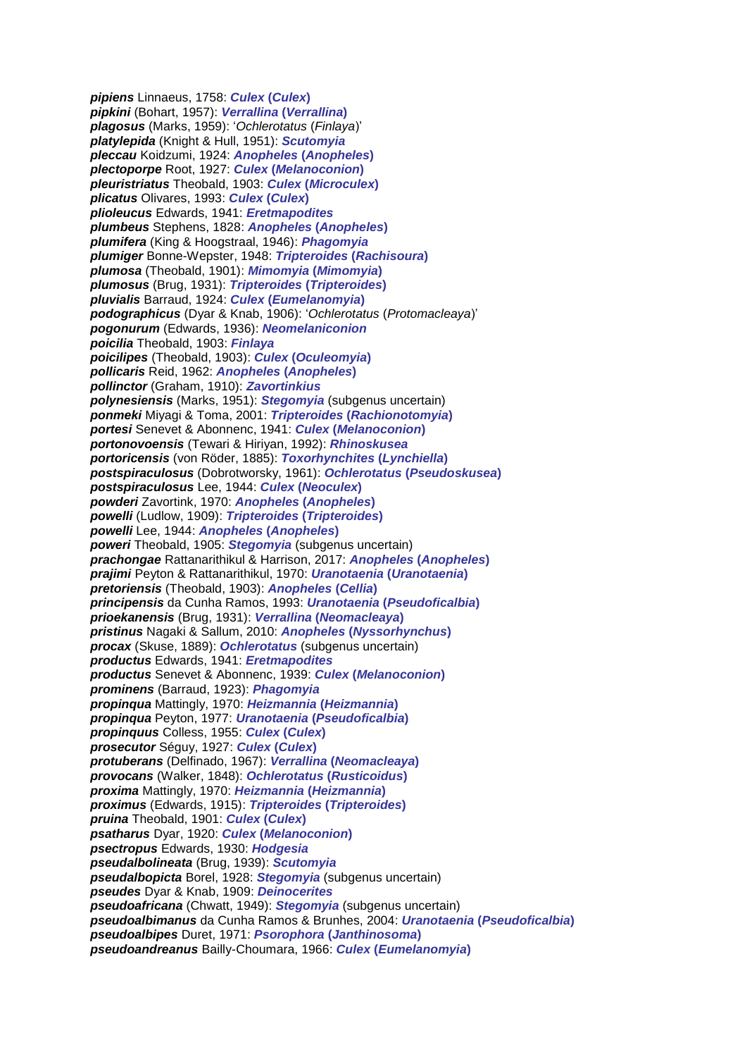***pipiens*** Linnaeus, 1758: ***Culex* (*Culex*)**
***pipkini*** (Bohart, 1957): ***Verrallina* (*Verrallina*)**
***plagosus*** (Marks, 1959): '*Ochlerotatus* (*Finlaya*)'
***platylepida*** (Knight & Hull, 1951): ***Scutomyia***
***pleccau*** Koidzumi, 1924: ***Anopheles* (*Anopheles*)**
***plectoporpe*** Root, 1927: ***Culex* (*Melanoconion*)**
***pleuristriatus*** Theobald, 1903: ***Culex* (*Microculex*)**
***plicatus*** Olivares, 1993: ***Culex* (*Culex*)**
***plioleucus*** Edwards, 1941: ***Eretmapodites***
***plumbeus*** Stephens, 1828: ***Anopheles* (*Anopheles*)**
***plumifera*** (King & Hoogstraal, 1946): ***Phagomyia***
***plumiger*** Bonne-Wepster, 1948: ***Tripteroides* (*Rachisoura*)**
***plumosa*** (Theobald, 1901): ***Mimomyia* (*Mimomyia*)**
***plumosus*** (Brug, 1931): ***Tripteroides* (*Tripteroides*)**
***pluvialis*** Barraud, 1924: ***Culex* (*Eumelanomyia*)**
***podographicus*** (Dyar & Knab, 1906): '*Ochlerotatus* (*Protomacleaya*)'
***pogonurum*** (Edwards, 1936): ***Neomelaniconion***
***poicilia*** Theobald, 1903: ***Finlaya***
***poicilipes*** (Theobald, 1903): ***Culex* (*Oculeomyia*)**
***pollicaris*** Reid, 1962: ***Anopheles* (*Anopheles*)**
***pollinctor*** (Graham, 1910): ***Zavortinkius***
***polynesiensis*** (Marks, 1951): ***Stegomyia*** (subgenus uncertain)
***ponmeki*** Miyagi & Toma, 2001: ***Tripteroides* (*Rachionotomyia*)**
***portesi*** Senevet & Abonnenc, 1941: ***Culex* (*Melanoconion*)**
***portonovoensis*** (Tewari & Hiriyan, 1992): ***Rhinoskusea***
***portoricensis*** (von Röder, 1885): ***Toxorhynchites* (*Lynchiella*)**
***postspiraculosus*** (Dobrotworsky, 1961): ***Ochlerotatus* (*Pseudoskusea*)**
***postspiraculosus*** Lee, 1944: ***Culex* (*Neoculex*)**
***powderi*** Zavortink, 1970: ***Anopheles* (*Anopheles*)**
***powelli*** (Ludlow, 1909): ***Tripteroides* (*Tripteroides*)**
***powelli*** Lee, 1944: ***Anopheles* (*Anopheles*)**
***poweri*** Theobald, 1905: ***Stegomyia*** (subgenus uncertain)
***prachongae*** Rattanarithikul & Harrison, 2017: ***Anopheles* (*Anopheles*)**
***prajimi*** Peyton & Rattanarithikul, 1970: ***Uranotaenia* (*Uranotaenia*)**
***pretoriensis*** (Theobald, 1903): ***Anopheles* (*Cellia*)**
***principensis*** da Cunha Ramos, 1993: ***Uranotaenia* (*Pseudoficalbia*)**
***prioekanensis*** (Brug, 1931): ***Verrallina* (*Neomacleaya*)**
***pristinus*** Nagaki & Sallum, 2010: ***Anopheles* (*Nyssorhynchus*)**
***procax*** (Skuse, 1889): ***Ochlerotatus*** (subgenus uncertain)
***productus*** Edwards, 1941: ***Eretmapodites***
***productus*** Senevet & Abonnenc, 1939: ***Culex* (*Melanoconion*)**
***prominens*** (Barraud, 1923): ***Phagomyia***
***propinqua*** Mattingly, 1970: ***Heizmannia* (*Heizmannia*)**
***propinqua*** Peyton, 1977: ***Uranotaenia* (*Pseudoficalbia*)**
***propinquus*** Colless, 1955: ***Culex* (*Culex*)**
***prosecutor*** Séguy, 1927: ***Culex* (*Culex*)**
***protuberans*** (Delfinado, 1967): ***Verrallina* (*Neomacleaya*)**
***provocans*** (Walker, 1848): ***Ochlerotatus* (*Rusticoidus*)**
***proxima*** Mattingly, 1970: ***Heizmannia* (*Heizmannia*)**
***proximus*** (Edwards, 1915): ***Tripteroides* (*Tripteroides*)**
***pruina*** Theobald, 1901: ***Culex* (*Culex*)**
***psatharus*** Dyar, 1920: ***Culex* (*Melanoconion*)**
***psectropus*** Edwards, 1930: ***Hodgesia***
***pseudalbolineata*** (Brug, 1939): ***Scutomyia***
***pseudalbopicta*** Borel, 1928: ***Stegomyia*** (subgenus uncertain)
***pseudes*** Dyar & Knab, 1909: ***Deinocerites***
***pseudoafricana*** (Chwatt, 1949): ***Stegomyia*** (subgenus uncertain)
***pseudoalbimanus*** da Cunha Ramos & Brunhes, 2004: ***Uranotaenia* (*Pseudoficalbia*)**
***pseudoalbipes*** Duret, 1971: ***Psorophora* (*Janthinosoma*)**
***pseudoandreanus*** Bailly-Choumara, 1966: ***Culex* (*Eumelanomyia*)**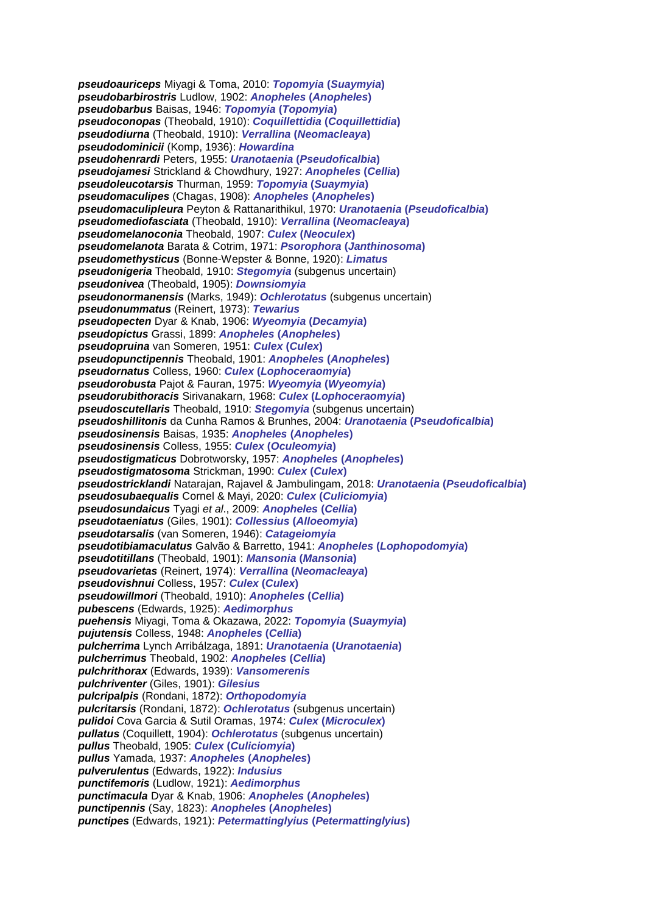***pseudoauriceps*** Miyagi & Toma, 2010: ***Topomyia* (*Suaymyia*)**
***pseudobarbirostris*** Ludlow, 1902: ***Anopheles* (*Anopheles*)**
***pseudobarbus*** Baisas, 1946: ***Topomyia* (*Topomyia*)**
***pseudoconopas*** (Theobald, 1910): ***Coquillettidia* (*Coquillettidia*)**
***pseudodiurna*** (Theobald, 1910): ***Verrallina* (*Neomacleaya*)**
***pseudodominicii*** (Komp, 1936): ***Howardina***
***pseudohenrardi*** Peters, 1955: ***Uranotaenia* (*Pseudoficalbia*)**
***pseudojamesi*** Strickland & Chowdhury, 1927: ***Anopheles* (*Cellia*)**
***pseudoleucotarsis*** Thurman, 1959: ***Topomyia* (*Suaymyia*)**
***pseudomaculipes*** (Chagas, 1908): ***Anopheles* (*Anopheles*)**
***pseudomaculipleura*** Peyton & Rattanarithikul, 1970: ***Uranotaenia* (*Pseudoficalbia*)**
***pseudomediofasciata*** (Theobald, 1910): ***Verrallina* (*Neomacleaya*)**
***pseudomelanoconia*** Theobald, 1907: ***Culex* (*Neoculex*)**
***pseudomelanota*** Barata & Cotrim, 1971: ***Psorophora* (*Janthinosoma*)**
***pseudomethysticus*** (Bonne-Wepster & Bonne, 1920): ***Limatus***
***pseudonigeria*** Theobald, 1910: ***Stegomyia*** (subgenus uncertain)
***pseudonivea*** (Theobald, 1905): ***Downsiomyia***
***pseudonormanensis*** (Marks, 1949): ***Ochlerotatus*** (subgenus uncertain)
***pseudonummatus*** (Reinert, 1973): ***Tewarius***
***pseudopecten*** Dyar & Knab, 1906: ***Wyeomyia* (*Decamyia*)**
***pseudopictus*** Grassi, 1899: ***Anopheles* (*Anopheles*)**
***pseudopruina*** van Someren, 1951: ***Culex* (*Culex*)**
***pseudopunctipennis*** Theobald, 1901: ***Anopheles* (*Anopheles*)**
***pseudornatus*** Colless, 1960: ***Culex* (*Lophoceraomyia*)**
***pseudorobusta*** Pajot & Fauran, 1975: ***Wyeomyia* (*Wyeomyia*)**
***pseudorubithoracis*** Sirivanakarn, 1968: ***Culex* (*Lophoceraomyia*)**
***pseudoscutellaris*** Theobald, 1910: ***Stegomyia*** (subgenus uncertain)
***pseudoshillitonis*** da Cunha Ramos & Brunhes, 2004: ***Uranotaenia* (*Pseudoficalbia*)**
***pseudosinensis*** Baisas, 1935: ***Anopheles* (*Anopheles*)**
***pseudosinensis*** Colless, 1955: ***Culex* (*Oculeomyia*)**
***pseudostigmaticus*** Dobrotworsky, 1957: ***Anopheles* (*Anopheles*)**
***pseudostigmatosoma*** Strickman, 1990: ***Culex* (*Culex*)**
***pseudostricklandi*** Natarajan, Rajavel & Jambulingam, 2018: ***Uranotaenia* (*Pseudoficalbia*)**
***pseudosubaequalis*** Cornel & Mayi, 2020: ***Culex* (*Culiciomyia*)**
***pseudosundaicus*** Tyagi *et al*., 2009: ***Anopheles* (*Cellia*)**
***pseudotaeniatus*** (Giles, 1901): ***Collessius* (*Alloeomyia*)**
***pseudotarsalis*** (van Someren, 1946): ***Catageiomyia***
***pseudotibiamaculatus*** Galvão & Barretto, 1941: ***Anopheles* (*Lophopodomyia*)**
***pseudotitillans*** (Theobald, 1901): ***Mansonia* (*Mansonia*)**
***pseudovarietas*** (Reinert, 1974): ***Verrallina* (*Neomacleaya*)**
***pseudovishnui*** Colless, 1957: ***Culex* (*Culex*)**
***pseudowillmori*** (Theobald, 1910): ***Anopheles* (*Cellia*)**
***pubescens*** (Edwards, 1925): ***Aedimorphus***
***puehensis*** Miyagi, Toma & Okazawa, 2022: ***Topomyia* (*Suaymyia*)**
***pujutensis*** Colless, 1948: ***Anopheles* (*Cellia*)**
***pulcherrima*** Lynch Arribálzaga, 1891: ***Uranotaenia* (*Uranotaenia*)**
***pulcherrimus*** Theobald, 1902: ***Anopheles* (*Cellia*)**
***pulchrithorax*** (Edwards, 1939): ***Vansomerenis***
***pulchriventer*** (Giles, 1901): ***Gilesius***
***pulcripalpis*** (Rondani, 1872): ***Orthopodomyia***
***pulcritarsis*** (Rondani, 1872): ***Ochlerotatus*** (subgenus uncertain)
***pulidoi*** Cova Garcia & Sutil Oramas, 1974: ***Culex* (*Microculex*)**
***pullatus*** (Coquillett, 1904): ***Ochlerotatus*** (subgenus uncertain)
***pullus*** Theobald, 1905: ***Culex* (*Culiciomyia*)**
***pullus*** Yamada, 1937: ***Anopheles* (*Anopheles*)**
***pulverulentus*** (Edwards, 1922): ***Indusius***
***punctifemoris*** (Ludlow, 1921): ***Aedimorphus***
***punctimacula*** Dyar & Knab, 1906: ***Anopheles* (*Anopheles*)**
***punctipennis*** (Say, 1823): ***Anopheles* (*Anopheles*)**
***punctipes*** (Edwards, 1921): ***Petermattinglyius* (*Petermattinglyius*)**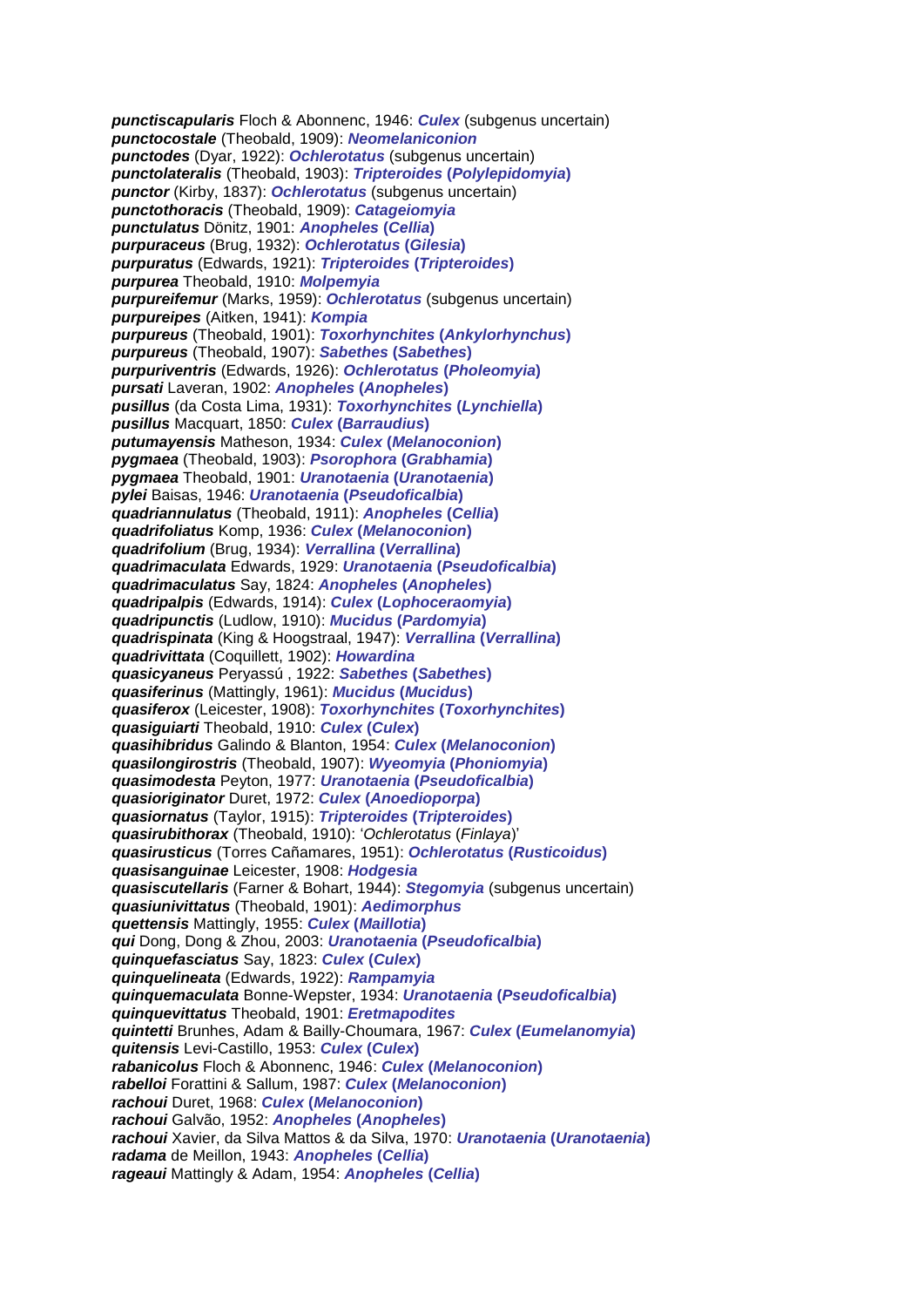***punctiscapularis*** Floch & Abonnenc, 1946: ***Culex*** (subgenus uncertain)
***punctocostale*** (Theobald, 1909): ***Neomelaniconion***
***punctodes*** (Dyar, 1922): ***Ochlerotatus*** (subgenus uncertain)
***punctolateralis*** (Theobald, 1903): ***Tripteroides* (*Polylepidomyia*)**
***punctor*** (Kirby, 1837): ***Ochlerotatus*** (subgenus uncertain)
***punctothoracis*** (Theobald, 1909): ***Catageiomyia***
***punctulatus*** Dönitz, 1901: ***Anopheles* (*Cellia*)**
***purpuraceus*** (Brug, 1932): ***Ochlerotatus* (*Gilesia*)**
***purpuratus*** (Edwards, 1921): ***Tripteroides* (*Tripteroides*)**
***purpurea*** Theobald, 1910: ***Molpemyia***
***purpureifemur*** (Marks, 1959): ***Ochlerotatus*** (subgenus uncertain)
***purpureipes*** (Aitken, 1941): ***Kompia***
***purpureus*** (Theobald, 1901): ***Toxorhynchites* (*Ankylorhynchus*)**
***purpureus*** (Theobald, 1907): ***Sabethes* (*Sabethes*)**
***purpuriventris*** (Edwards, 1926): ***Ochlerotatus* (*Pholeomyia*)**
***pursati*** Laveran, 1902: ***Anopheles* (*Anopheles*)**
***pusillus*** (da Costa Lima, 1931): ***Toxorhynchites* (*Lynchiella*)**
***pusillus*** Macquart, 1850: ***Culex* (*Barraudius*)**
***putumayensis*** Matheson, 1934: ***Culex* (*Melanoconion*)**
***pygmaea*** (Theobald, 1903): ***Psorophora* (*Grabhamia*)**
***pygmaea*** Theobald, 1901: ***Uranotaenia* (*Uranotaenia*)**
***pylei*** Baisas, 1946: ***Uranotaenia* (*Pseudoficalbia*)**
***quadriannulatus*** (Theobald, 1911): ***Anopheles* (*Cellia*)**
***quadrifoliatus*** Komp, 1936: ***Culex* (*Melanoconion*)**
***quadrifolium*** (Brug, 1934): ***Verrallina* (*Verrallina*)**
***quadrimaculata*** Edwards, 1929: ***Uranotaenia* (*Pseudoficalbia*)**
***quadrimaculatus*** Say, 1824: ***Anopheles* (*Anopheles*)**
***quadripalpis*** (Edwards, 1914): ***Culex* (*Lophoceraomyia*)**
***quadripunctis*** (Ludlow, 1910): ***Mucidus* (*Pardomyia*)**
***quadrispinata*** (King & Hoogstraal, 1947): ***Verrallina* (*Verrallina*)**
***quadrivittata*** (Coquillett, 1902): ***Howardina***
***quasicyaneus*** Peryassú , 1922: ***Sabethes* (*Sabethes*)**
***quasiferinus*** (Mattingly, 1961): ***Mucidus* (*Mucidus*)**
***quasiferox*** (Leicester, 1908): ***Toxorhynchites* (*Toxorhynchites*)**
***quasiguiarti*** Theobald, 1910: ***Culex* (*Culex*)**
***quasihibridus*** Galindo & Blanton, 1954: ***Culex* (*Melanoconion*)**
***quasilongirostris*** (Theobald, 1907): ***Wyeomyia* (*Phoniomyia*)**
***quasimodesta*** Peyton, 1977: ***Uranotaenia* (*Pseudoficalbia*)**
***quasioriginator*** Duret, 1972: ***Culex* (*Anoedioporpa*)**
***quasiornatus*** (Taylor, 1915): ***Tripteroides* (*Tripteroides*)**
***quasirubithorax*** (Theobald, 1910): '*Ochlerotatus* (*Finlaya*)'
***quasirusticus*** (Torres Cañamares, 1951): ***Ochlerotatus* (*Rusticoidus*)**
***quasisanguinae*** Leicester, 1908: ***Hodgesia***
***quasiscutellaris*** (Farner & Bohart, 1944): ***Stegomyia*** (subgenus uncertain)
***quasiunivittatus*** (Theobald, 1901): ***Aedimorphus***
***quettensis*** Mattingly, 1955: ***Culex* (*Maillotia*)**
***qui*** Dong, Dong & Zhou, 2003: ***Uranotaenia* (*Pseudoficalbia*)**
***quinquefasciatus*** Say, 1823: ***Culex* (*Culex*)**
***quinquelineata*** (Edwards, 1922): ***Rampamyia***
***quinquemaculata*** Bonne-Wepster, 1934: ***Uranotaenia* (*Pseudoficalbia*)**
***quinquevittatus*** Theobald, 1901: ***Eretmapodites***
***quintetti*** Brunhes, Adam & Bailly-Choumara, 1967: ***Culex* (*Eumelanomyia*)**
***quitensis*** Levi-Castillo, 1953: ***Culex* (*Culex*)**
***rabanicolus*** Floch & Abonnenc, 1946: ***Culex* (*Melanoconion*)**
***rabelloi*** Forattini & Sallum, 1987: ***Culex* (*Melanoconion*)**
***rachoui*** Duret, 1968: ***Culex* (*Melanoconion*)**
***rachoui*** Galvão, 1952: ***Anopheles* (*Anopheles*)**
***rachoui*** Xavier, da Silva Mattos & da Silva, 1970: ***Uranotaenia* (*Uranotaenia*)**
***radama*** de Meillon, 1943: ***Anopheles* (*Cellia*)**
***rageaui*** Mattingly & Adam, 1954: ***Anopheles* (*Cellia*)**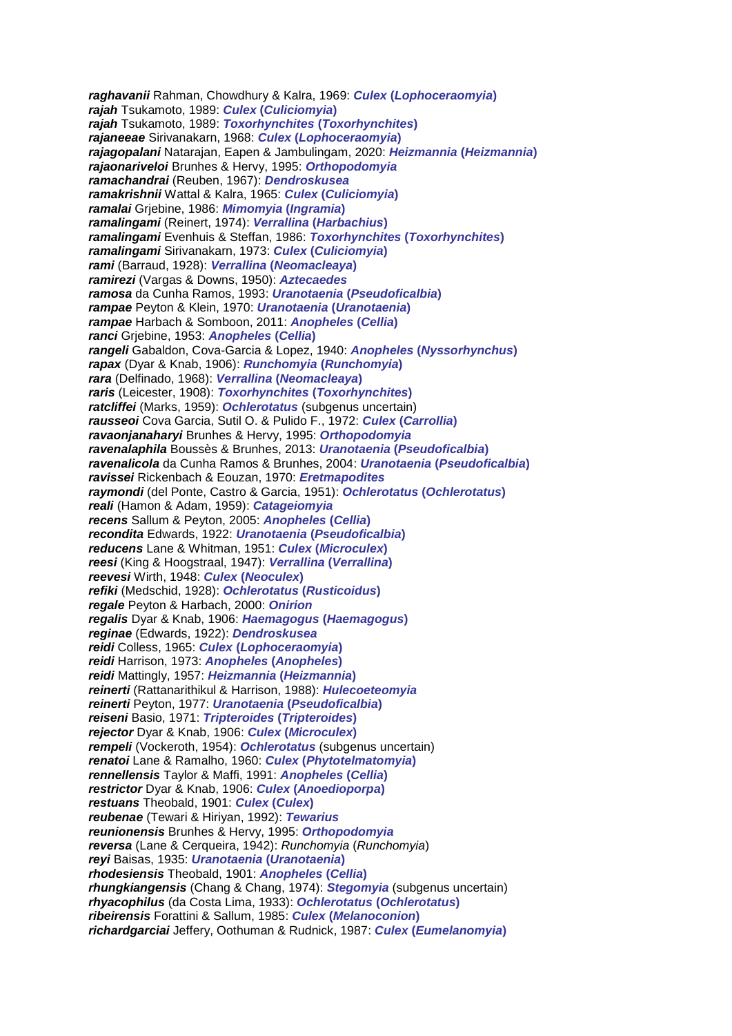***raghavanii*** Rahman, Chowdhury & Kalra, 1969: ***Culex* (*Lophoceraomyia*)**
***rajah*** Tsukamoto, 1989: ***Culex* (*Culiciomyia*)**
***rajah*** Tsukamoto, 1989: ***Toxorhynchites* (*Toxorhynchites*)**
***rajaneeae*** Sirivanakarn, 1968: ***Culex* (*Lophoceraomyia*)**
***rajagopalani*** Natarajan, Eapen & Jambulingam, 2020: ***Heizmannia* (*Heizmannia*)**
***rajaonariveloi*** Brunhes & Hervy, 1995: ***Orthopodomyia***
***ramachandrai*** (Reuben, 1967): ***Dendroskusea***
***ramakrishnii*** Wattal & Kalra, 1965: ***Culex* (*Culiciomyia*)**
***ramalai*** Grjebine, 1986: ***Mimomyia* (*Ingramia*)**
***ramalingami*** (Reinert, 1974): ***Verrallina* (*Harbachius*)**
***ramalingami*** Evenhuis & Steffan, 1986: ***Toxorhynchites* (*Toxorhynchites*)**
***ramalingami*** Sirivanakarn, 1973: ***Culex* (*Culiciomyia*)**
***rami*** (Barraud, 1928): ***Verrallina* (*Neomacleaya*)**
***ramirezi*** (Vargas & Downs, 1950): ***Aztecaedes***
***ramosa*** da Cunha Ramos, 1993: ***Uranotaenia* (*Pseudoficalbia*)**
***rampae*** Peyton & Klein, 1970: ***Uranotaenia* (*Uranotaenia*)**
***rampae*** Harbach & Somboon, 2011: ***Anopheles* (*Cellia*)**
***ranci*** Grjebine, 1953: ***Anopheles* (*Cellia*)**
***rangeli*** Gabaldon, Cova-Garcia & Lopez, 1940: ***Anopheles* (*Nyssorhynchus*)**
***rapax*** (Dyar & Knab, 1906): ***Runchomyia* (*Runchomyia*)**
***rara*** (Delfinado, 1968): ***Verrallina* (*Neomacleaya*)**
***raris*** (Leicester, 1908): ***Toxorhynchites* (*Toxorhynchites*)**
***ratcliffei*** (Marks, 1959): ***Ochlerotatus*** (subgenus uncertain)
***rausseoi*** Cova Garcia, Sutil O. & Pulido F., 1972: ***Culex* (*Carrollia*)**
***ravaonjanaharyi*** Brunhes & Hervy, 1995: ***Orthopodomyia***
***ravenalaphila*** Boussès & Brunhes, 2013: ***Uranotaenia* (*Pseudoficalbia*)**
***ravenalicola*** da Cunha Ramos & Brunhes, 2004: ***Uranotaenia* (*Pseudoficalbia*)**
***ravissei*** Rickenbach & Eouzan, 1970: ***Eretmapodites***
***raymondi*** (del Ponte, Castro & Garcia, 1951): ***Ochlerotatus* (*Ochlerotatus*)**
***reali*** (Hamon & Adam, 1959): ***Catageiomyia***
***recens*** Sallum & Peyton, 2005: ***Anopheles* (*Cellia*)**
***recondita*** Edwards, 1922: ***Uranotaenia* (*Pseudoficalbia*)**
***reducens*** Lane & Whitman, 1951: ***Culex* (*Microculex*)**
***reesi*** (King & Hoogstraal, 1947): ***Verrallina* (*Verrallina*)**
***reevesi*** Wirth, 1948: ***Culex* (*Neoculex*)**
***refiki*** (Medschid, 1928): ***Ochlerotatus* (*Rusticoidus*)**
***regale*** Peyton & Harbach, 2000: ***Onirion***
***regalis*** Dyar & Knab, 1906: ***Haemagogus* (*Haemagogus*)**
***reginae*** (Edwards, 1922): ***Dendroskusea***
***reidi*** Colless, 1965: ***Culex* (*Lophoceraomyia*)**
***reidi*** Harrison, 1973: ***Anopheles* (*Anopheles*)**
***reidi*** Mattingly, 1957: ***Heizmannia* (*Heizmannia*)**
***reinerti*** (Rattanarithikul & Harrison, 1988): ***Hulecoeteomyia***
***reinerti*** Peyton, 1977: ***Uranotaenia* (*Pseudoficalbia*)**
***reiseni*** Basio, 1971: ***Tripteroides* (*Tripteroides*)**
***rejector*** Dyar & Knab, 1906: ***Culex* (*Microculex*)**
***rempeli*** (Vockeroth, 1954): ***Ochlerotatus*** (subgenus uncertain)
***renatoi*** Lane & Ramalho, 1960: ***Culex* (*Phytotelmatomyia*)**
***rennellensis*** Taylor & Maffi, 1991: ***Anopheles* (*Cellia*)**
***restrictor*** Dyar & Knab, 1906: ***Culex* (*Anoedioporpa*)**
***restuans*** Theobald, 1901: ***Culex* (*Culex*)**
***reubenae*** (Tewari & Hiriyan, 1992): ***Tewarius***
***reunionensis*** Brunhes & Hervy, 1995: ***Orthopodomyia***
***reversa*** (Lane & Cerqueira, 1942): *Runchomyia* (*Runchomyia*)
***reyi*** Baisas, 1935: ***Uranotaenia* (*Uranotaenia*)**
***rhodesiensis*** Theobald, 1901: ***Anopheles* (*Cellia*)**
***rhungkiangensis*** (Chang & Chang, 1974): ***Stegomyia*** (subgenus uncertain)
***rhyacophilus*** (da Costa Lima, 1933): ***Ochlerotatus* (*Ochlerotatus*)**
***ribeirensis*** Forattini & Sallum, 1985: ***Culex* (*Melanoconion*)**
***richardgarciai*** Jeffery, Oothuman & Rudnick, 1987: ***Culex* (*Eumelanomyia*)**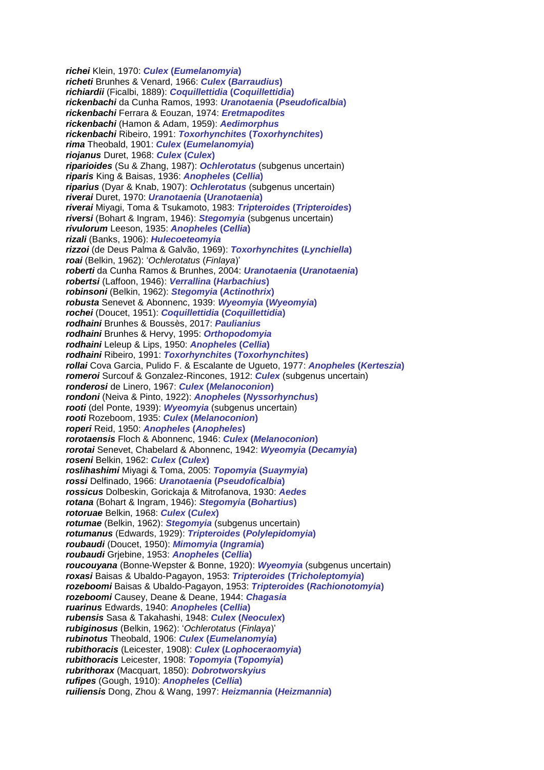***richei*** Klein, 1970: ***Culex* (*Eumelanomyia*)**
***richeti*** Brunhes & Venard, 1966: ***Culex* (*Barraudius*)**
***richiardii*** (Ficalbi, 1889): ***Coquillettidia* (*Coquillettidia*)**
***rickenbachi*** da Cunha Ramos, 1993: ***Uranotaenia* (*Pseudoficalbia*)**
***rickenbachi*** Ferrara & Eouzan, 1974: ***Eretmapodites***
***rickenbachi*** (Hamon & Adam, 1959): ***Aedimorphus***
***rickenbachi*** Ribeiro, 1991: ***Toxorhynchites* (*Toxorhynchites*)**
***rima*** Theobald, 1901: ***Culex* (*Eumelanomyia*)**
***riojanus*** Duret, 1968: ***Culex* (*Culex*)**
***riparioides*** (Su & Zhang, 1987): ***Ochlerotatus*** (subgenus uncertain)
***riparis*** King & Baisas, 1936: ***Anopheles* (*Cellia*)**
***riparius*** (Dyar & Knab, 1907): ***Ochlerotatus*** (subgenus uncertain)
***riverai*** Duret, 1970: ***Uranotaenia* (*Uranotaenia*)**
***riverai*** Miyagi, Toma & Tsukamoto, 1983: ***Tripteroides* (*Tripteroides*)**
***riversi*** (Bohart & Ingram, 1946): ***Stegomyia*** (subgenus uncertain)
***rivulorum*** Leeson, 1935: ***Anopheles* (*Cellia*)**
***rizali*** (Banks, 1906): ***Hulecoeteomyia***
***rizzoi*** (de Deus Palma & Galvão, 1969): ***Toxorhynchites* (*Lynchiella*)**
***roai*** (Belkin, 1962): '*Ochlerotatus* (*Finlaya*)'
***roberti*** da Cunha Ramos & Brunhes, 2004: ***Uranotaenia* (*Uranotaenia*)**
***robertsi*** (Laffoon, 1946): ***Verrallina* (*Harbachius*)**
***robinsoni*** (Belkin, 1962): ***Stegomyia* (*Actinothrix*)**
***robusta*** Senevet & Abonnenc, 1939: ***Wyeomyia* (*Wyeomyia*)**
***rochei*** (Doucet, 1951): ***Coquillettidia* (*Coquillettidia*)**
***rodhaini*** Brunhes & Boussès, 2017: ***Paulianius***
***rodhaini*** Brunhes & Hervy, 1995: ***Orthopodomyia***
***rodhaini*** Leleup & Lips, 1950: ***Anopheles* (*Cellia*)**
***rodhaini*** Ribeiro, 1991: ***Toxorhynchites* (*Toxorhynchites*)**
***rollai*** Cova Garcia, Pulido F. & Escalante de Ugueto, 1977: ***Anopheles* (*Kerteszia*)**
***romeroi*** Surcouf & Gonzalez-Rincones, 1912: ***Culex*** (subgenus uncertain)
***ronderosi*** de Linero, 1967: ***Culex* (*Melanoconion*)**
***rondoni*** (Neiva & Pinto, 1922): ***Anopheles* (*Nyssorhynchus*)**
***rooti*** (del Ponte, 1939): ***Wyeomyia*** (subgenus uncertain)
***rooti*** Rozeboom, 1935: ***Culex* (*Melanoconion*)**
***roperi*** Reid, 1950: ***Anopheles* (*Anopheles*)**
***rorotaensis*** Floch & Abonnenc, 1946: ***Culex* (*Melanoconion*)**
***rorotai*** Senevet, Chabelard & Abonnenc, 1942: ***Wyeomyia* (*Decamyia*)**
***roseni*** Belkin, 1962: ***Culex* (*Culex*)**
***roslihashimi*** Miyagi & Toma, 2005: ***Topomyia* (*Suaymyia*)**
***rossi*** Delfinado, 1966: ***Uranotaenia* (*Pseudoficalbia*)**
***rossicus*** Dolbeskin, Gorickaja & Mitrofanova, 1930: ***Aedes***
***rotana*** (Bohart & Ingram, 1946): ***Stegomyia* (*Bohartius*)**
***rotoruae*** Belkin, 1968: ***Culex* (*Culex*)**
***rotumae*** (Belkin, 1962): ***Stegomyia*** (subgenus uncertain)
***rotumanus*** (Edwards, 1929): ***Tripteroides* (*Polylepidomyia*)**
***roubaudi*** (Doucet, 1950): ***Mimomyia* (*Ingramia*)**
***roubaudi*** Grjebine, 1953: ***Anopheles* (*Cellia*)**
***roucouyana*** (Bonne-Wepster & Bonne, 1920): ***Wyeomyia*** (subgenus uncertain)
***roxasi*** Baisas & Ubaldo-Pagayon, 1953: ***Tripteroides* (*Tricholeptomyia*)**
***rozeboomi*** Baisas & Ubaldo-Pagayon, 1953: ***Tripteroides* (*Rachionotomyia*)**
***rozeboomi*** Causey, Deane & Deane, 1944: ***Chagasia***
***ruarinus*** Edwards, 1940: ***Anopheles* (*Cellia*)**
***rubensis*** Sasa & Takahashi, 1948: ***Culex* (*Neoculex*)**
***rubiginosus*** (Belkin, 1962): '*Ochlerotatus* (*Finlaya*)'
***rubinotus*** Theobald, 1906: ***Culex* (*Eumelanomyia*)**
***rubithoracis*** (Leicester, 1908): ***Culex* (*Lophoceraomyia*)**
***rubithoracis*** Leicester, 1908: ***Topomyia* (*Topomyia*)**
***rubrithorax*** (Macquart, 1850): ***Dobrotworskyius***
***rufipes*** (Gough, 1910): ***Anopheles* (*Cellia*)**
***ruiliensis*** Dong, Zhou & Wang, 1997: ***Heizmannia* (*Heizmannia*)**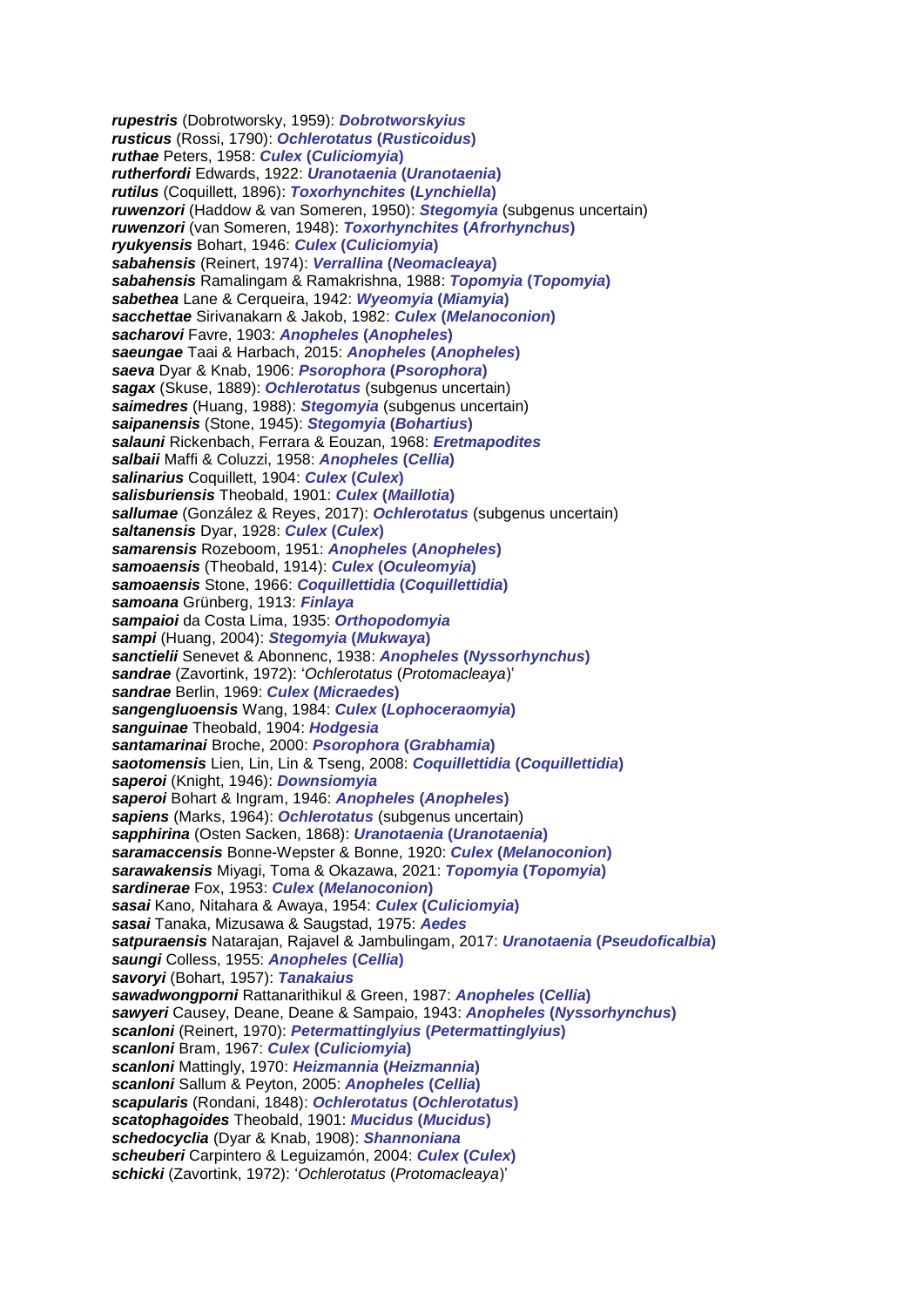***rupestris*** (Dobrotworsky, 1959): ***Dobrotworskyius***
***rusticus*** (Rossi, 1790): ***Ochlerotatus* (*Rusticoidus*)**
***ruthae*** Peters, 1958: ***Culex* (*Culiciomyia*)**
***rutherfordi*** Edwards, 1922: ***Uranotaenia* (*Uranotaenia*)**
***rutilus*** (Coquillett, 1896): ***Toxorhynchites* (*Lynchiella*)**
***ruwenzori*** (Haddow & van Someren, 1950): ***Stegomyia*** (subgenus uncertain)
***ruwenzori*** (van Someren, 1948): ***Toxorhynchites* (*Afrorhynchus*)**
***ryukyensis*** Bohart, 1946: ***Culex* (*Culiciomyia*)**
***sabahensis*** (Reinert, 1974): ***Verrallina* (*Neomacleaya*)**
***sabahensis*** Ramalingam & Ramakrishna, 1988: ***Topomyia* (*Topomyia*)**
***sabethea*** Lane & Cerqueira, 1942: ***Wyeomyia* (*Miamyia*)**
***sacchettae*** Sirivanakarn & Jakob, 1982: ***Culex* (*Melanoconion*)**
***sacharovi*** Favre, 1903: ***Anopheles* (*Anopheles*)**
***saeungae*** Taai & Harbach, 2015: ***Anopheles* (*Anopheles*)**
***saeva*** Dyar & Knab, 1906: ***Psorophora* (*Psorophora*)**
***sagax*** (Skuse, 1889): ***Ochlerotatus*** (subgenus uncertain)
***saimedres*** (Huang, 1988): ***Stegomyia*** (subgenus uncertain)
***saipanensis*** (Stone, 1945): ***Stegomyia* (*Bohartius*)**
***salauni*** Rickenbach, Ferrara & Eouzan, 1968: ***Eretmapodites***
***salbaii*** Maffi & Coluzzi, 1958: ***Anopheles* (*Cellia*)**
***salinarius*** Coquillett, 1904: ***Culex* (*Culex*)**
***salisburiensis*** Theobald, 1901: ***Culex* (*Maillotia*)**
***sallumae*** (González & Reyes, 2017): ***Ochlerotatus*** (subgenus uncertain)
***saltanensis*** Dyar, 1928: ***Culex* (*Culex*)**
***samarensis*** Rozeboom, 1951: ***Anopheles* (*Anopheles*)**
***samoaensis*** (Theobald, 1914): ***Culex* (*Oculeomyia*)**
***samoaensis*** Stone, 1966: ***Coquillettidia* (*Coquillettidia*)**
***samoana*** Grünberg, 1913: ***Finlaya***
***sampaioi*** da Costa Lima, 1935: ***Orthopodomyia***
***sampi*** (Huang, 2004): ***Stegomyia* (*Mukwaya*)**
***sanctielii*** Senevet & Abonnenc, 1938: ***Anopheles* (*Nyssorhynchus*)**
***sandrae*** (Zavortink, 1972): '*Ochlerotatus* (*Protomacleaya*)'
***sandrae*** Berlin, 1969: ***Culex* (*Micraedes*)**
***sangengluoensis*** Wang, 1984: ***Culex* (*Lophoceraomyia*)**
***sanguinae*** Theobald, 1904: ***Hodgesia***
***santamarinai*** Broche, 2000: ***Psorophora* (*Grabhamia*)**
***saotomensis*** Lien, Lin, Lin & Tseng, 2008: ***Coquillettidia* (*Coquillettidia*)**
***saperoi*** (Knight, 1946): ***Downsiomyia***
***saperoi*** Bohart & Ingram, 1946: ***Anopheles* (*Anopheles*)**
***sapiens*** (Marks, 1964): ***Ochlerotatus*** (subgenus uncertain)
***sapphirina*** (Osten Sacken, 1868): ***Uranotaenia* (*Uranotaenia*)**
***saramaccensis*** Bonne-Wepster & Bonne, 1920: ***Culex* (*Melanoconion*)**
***sarawakensis*** Miyagi, Toma & Okazawa, 2021: ***Topomyia* (*Topomyia*)**
***sardinerae*** Fox, 1953: ***Culex* (*Melanoconion*)**
***sasai*** Kano, Nitahara & Awaya, 1954: ***Culex* (*Culiciomyia*)**
***sasai*** Tanaka, Mizusawa & Saugstad, 1975: ***Aedes***
***satpuraensis*** Natarajan, Rajavel & Jambulingam, 2017: ***Uranotaenia* (*Pseudoficalbia*)**
***saungi*** Colless, 1955: ***Anopheles* (*Cellia*)**
***savoryi*** (Bohart, 1957): ***Tanakaius***
***sawadwongporni*** Rattanarithikul & Green, 1987: ***Anopheles* (*Cellia*)**
***sawyeri*** Causey, Deane, Deane & Sampaio, 1943: ***Anopheles* (*Nyssorhynchus*)**
***scanloni*** (Reinert, 1970): ***Petermattinglyius* (*Petermattinglyius*)**
***scanloni*** Bram, 1967: ***Culex* (*Culiciomyia*)**
***scanloni*** Mattingly, 1970: ***Heizmannia* (*Heizmannia*)**
***scanloni*** Sallum & Peyton, 2005: ***Anopheles* (*Cellia*)**
***scapularis*** (Rondani, 1848): ***Ochlerotatus* (*Ochlerotatus*)**
***scatophagoides*** Theobald, 1901: ***Mucidus* (*Mucidus*)**
***schedocyclia*** (Dyar & Knab, 1908): ***Shannoniana***
***scheuberi*** Carpintero & Leguizamón, 2004: ***Culex* (*Culex*)**
***schicki*** (Zavortink, 1972): '*Ochlerotatus* (*Protomacleaya*)'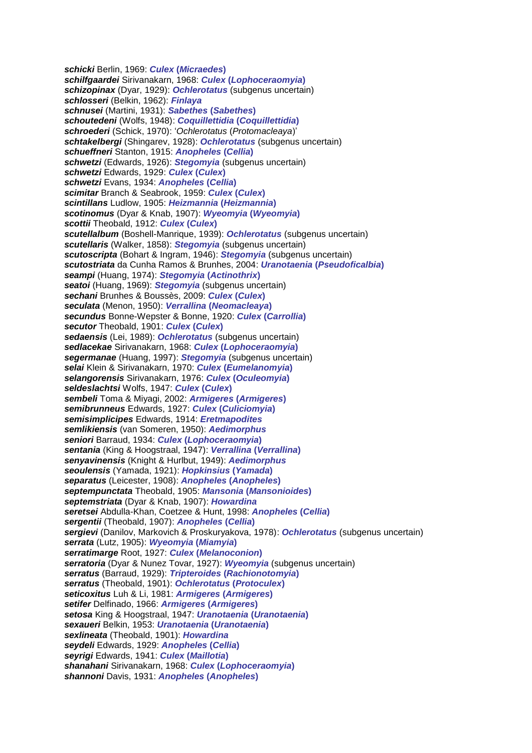***schicki*** Berlin, 1969: ***Culex* (*Micraedes*)**
***schilfgaardei*** Sirivanakarn, 1968: ***Culex* (*Lophoceraomyia*)**
***schizopinax*** (Dyar, 1929): ***Ochlerotatus*** (subgenus uncertain)
***schlosseri*** (Belkin, 1962): ***Finlaya***
***schnusei*** (Martini, 1931): ***Sabethes* (*Sabethes*)**
***schoutedeni*** (Wolfs, 1948): ***Coquillettidia* (*Coquillettidia*)**
***schroederi*** (Schick, 1970): '*Ochlerotatus* (*Protomacleaya*)'
***schtakelbergi*** (Shingarev, 1928): ***Ochlerotatus*** (subgenus uncertain)
***schueffneri*** Stanton, 1915: ***Anopheles* (*Cellia*)**
***schwetzi*** (Edwards, 1926): ***Stegomyia*** (subgenus uncertain)
***schwetzi*** Edwards, 1929: ***Culex* (*Culex*)**
***schwetzi*** Evans, 1934: ***Anopheles* (*Cellia*)**
***scimitar*** Branch & Seabrook, 1959: ***Culex* (*Culex*)**
***scintillans*** Ludlow, 1905: ***Heizmannia* (*Heizmannia*)**
***scotinomus*** (Dyar & Knab, 1907): ***Wyeomyia* (*Wyeomyia*)**
***scottii*** Theobald, 1912: ***Culex* (*Culex*)**
***scutellalbum*** (Boshell-Manrique, 1939): ***Ochlerotatus*** (subgenus uncertain)
***scutellaris*** (Walker, 1858): ***Stegomyia*** (subgenus uncertain)
***scutoscripta*** (Bohart & Ingram, 1946): ***Stegomyia*** (subgenus uncertain)
***scutostriata*** da Cunha Ramos & Brunhes, 2004: ***Uranotaenia* (*Pseudoficalbia*)**
***seampi*** (Huang, 1974): ***Stegomyia* (*Actinothrix*)**
***seatoi*** (Huang, 1969): ***Stegomyia*** (subgenus uncertain)
***sechani*** Brunhes & Boussès, 2009: ***Culex* (*Culex*)**
***seculata*** (Menon, 1950): ***Verrallina* (*Neomacleaya*)**
***secundus*** Bonne-Wepster & Bonne, 1920: ***Culex* (*Carrollia*)**
***secutor*** Theobald, 1901: ***Culex* (*Culex*)**
***sedaensis*** (Lei, 1989): ***Ochlerotatus*** (subgenus uncertain)
***sedlacekae*** Sirivanakarn, 1968: ***Culex* (*Lophoceraomyia*)**
***segermanae*** (Huang, 1997): ***Stegomyia*** (subgenus uncertain)
***selai*** Klein & Sirivanakarn, 1970: ***Culex* (*Eumelanomyia*)**
***selangorensis*** Sirivanakarn, 1976: ***Culex* (*Oculeomyia*)**
***seldeslachtsi*** Wolfs, 1947: ***Culex* (*Culex*)**
***sembeli*** Toma & Miyagi, 2002: ***Armigeres* (*Armigeres*)**
***semibrunneus*** Edwards, 1927: ***Culex* (*Culiciomyia*)**
***semisimplicipes*** Edwards, 1914: ***Eretmapodites***
***semlikiensis*** (van Someren, 1950): ***Aedimorphus***
***seniori*** Barraud, 1934: ***Culex* (*Lophoceraomyia*)**
***sentania*** (King & Hoogstraal, 1947): ***Verrallina* (*Verrallina*)**
***senyavinensis*** (Knight & Hurlbut, 1949): ***Aedimorphus***
***seoulensis*** (Yamada, 1921): ***Hopkinsius* (*Yamada*)**
***separatus*** (Leicester, 1908): ***Anopheles* (*Anopheles*)**
***septempunctata*** Theobald, 1905: ***Mansonia* (*Mansonioides*)**
***septemstriata*** (Dyar & Knab, 1907): ***Howardina***
***seretsei*** Abdulla-Khan, Coetzee & Hunt, 1998: ***Anopheles* (*Cellia*)**
***sergentii*** (Theobald, 1907): ***Anopheles* (*Cellia*)**
***sergievi*** (Danilov, Markovich & Proskuryakova, 1978): ***Ochlerotatus*** (subgenus uncertain)
***serrata*** (Lutz, 1905): ***Wyeomyia* (*Miamyia*)**
***serratimarge*** Root, 1927: ***Culex* (*Melanoconion*)**
***serratoria*** (Dyar & Nunez Tovar, 1927): ***Wyeomyia*** (subgenus uncertain)
***serratus*** (Barraud, 1929): ***Tripteroides* (*Rachionotomyia*)**
***serratus*** (Theobald, 1901): ***Ochlerotatus* (*Protoculex*)**
***seticoxitus*** Luh & Li, 1981: ***Armigeres* (*Armigeres*)**
***setifer*** Delfinado, 1966: ***Armigeres* (*Armigeres*)**
***setosa*** King & Hoogstraal, 1947: ***Uranotaenia* (*Uranotaenia*)**
***sexaueri*** Belkin, 1953: ***Uranotaenia* (*Uranotaenia*)**
***sexlineata*** (Theobald, 1901): ***Howardina***
***seydeli*** Edwards, 1929: ***Anopheles* (*Cellia*)**
***seyrigi*** Edwards, 1941: ***Culex* (*Maillotia*)**
***shanahani*** Sirivanakarn, 1968: ***Culex* (*Lophoceraomyia*)**
***shannoni*** Davis, 1931: ***Anopheles* (*Anopheles*)**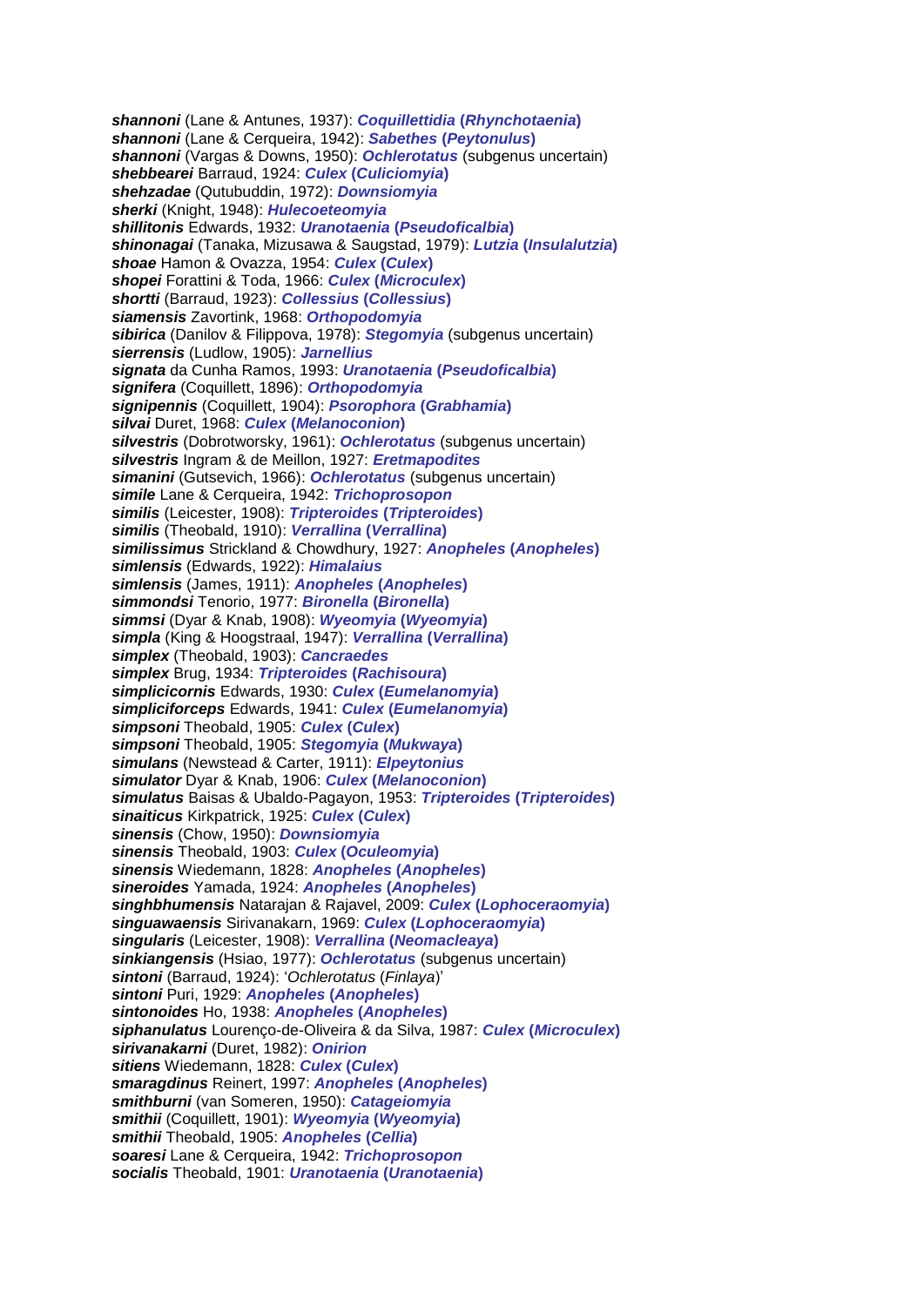***shannoni*** (Lane & Antunes, 1937): ***Coquillettidia* (*Rhynchotaenia*)**
***shannoni*** (Lane & Cerqueira, 1942): ***Sabethes* (*Peytonulus*)**
***shannoni*** (Vargas & Downs, 1950): ***Ochlerotatus*** (subgenus uncertain)
***shebbearei*** Barraud, 1924: ***Culex* (*Culiciomyia*)**
***shehzadae*** (Qutubuddin, 1972): ***Downsiomyia***
***sherki*** (Knight, 1948): ***Hulecoeteomyia***
***shillitonis*** Edwards, 1932: ***Uranotaenia* (*Pseudoficalbia*)**
***shinonagai*** (Tanaka, Mizusawa & Saugstad, 1979): ***Lutzia* (*Insulalutzia*)**
***shoae*** Hamon & Ovazza, 1954: ***Culex* (*Culex*)**
***shopei*** Forattini & Toda, 1966: ***Culex* (*Microculex*)**
***shortti*** (Barraud, 1923): ***Collessius* (*Collessius*)**
***siamensis*** Zavortink, 1968: ***Orthopodomyia***
***sibirica*** (Danilov & Filippova, 1978): ***Stegomyia*** (subgenus uncertain)
***sierrensis*** (Ludlow, 1905): ***Jarnellius***
***signata*** da Cunha Ramos, 1993: ***Uranotaenia* (*Pseudoficalbia*)**
***signifera*** (Coquillett, 1896): ***Orthopodomyia***
***signipennis*** (Coquillett, 1904): ***Psorophora* (*Grabhamia*)**
***silvai*** Duret, 1968: ***Culex* (*Melanoconion*)**
***silvestris*** (Dobrotworsky, 1961): ***Ochlerotatus*** (subgenus uncertain)
***silvestris*** Ingram & de Meillon, 1927: ***Eretmapodites***
***simanini*** (Gutsevich, 1966): ***Ochlerotatus*** (subgenus uncertain)
***simile*** Lane & Cerqueira, 1942: ***Trichoprosopon***
***similis*** (Leicester, 1908): ***Tripteroides* (*Tripteroides*)**
***similis*** (Theobald, 1910): ***Verrallina* (*Verrallina*)**
***similissimus*** Strickland & Chowdhury, 1927: ***Anopheles* (*Anopheles*)**
***simlensis*** (Edwards, 1922): ***Himalaius***
***simlensis*** (James, 1911): ***Anopheles* (*Anopheles*)**
***simmondsi*** Tenorio, 1977: ***Bironella* (*Bironella*)**
***simmsi*** (Dyar & Knab, 1908): ***Wyeomyia* (*Wyeomyia*)**
***simpla*** (King & Hoogstraal, 1947): ***Verrallina* (*Verrallina*)**
***simplex*** (Theobald, 1903): ***Cancraedes***
***simplex*** Brug, 1934: ***Tripteroides* (*Rachisoura*)**
***simplicicornis*** Edwards, 1930: ***Culex* (*Eumelanomyia*)**
***simpliciforceps*** Edwards, 1941: ***Culex* (*Eumelanomyia*)**
***simpsoni*** Theobald, 1905: ***Culex* (*Culex*)**
***simpsoni*** Theobald, 1905: ***Stegomyia* (*Mukwaya*)**
***simulans*** (Newstead & Carter, 1911): ***Elpeytonius***
***simulator*** Dyar & Knab, 1906: ***Culex* (*Melanoconion*)**
***simulatus*** Baisas & Ubaldo-Pagayon, 1953: ***Tripteroides* (*Tripteroides*)**
***sinaiticus*** Kirkpatrick, 1925: ***Culex* (*Culex*)**
***sinensis*** (Chow, 1950): ***Downsiomyia***
***sinensis*** Theobald, 1903: ***Culex* (*Oculeomyia*)**
***sinensis*** Wiedemann, 1828: ***Anopheles* (*Anopheles*)**
***sineroides*** Yamada, 1924: ***Anopheles* (*Anopheles*)**
***singhbhumensis*** Natarajan & Rajavel, 2009: ***Culex* (*Lophoceraomyia*)**
***singuawaensis*** Sirivanakarn, 1969: ***Culex* (*Lophoceraomyia*)**
***singularis*** (Leicester, 1908): ***Verrallina* (*Neomacleaya*)**
***sinkiangensis*** (Hsiao, 1977): ***Ochlerotatus*** (subgenus uncertain)
***sintoni*** (Barraud, 1924): '*Ochlerotatus* (*Finlaya*)'
***sintoni*** Puri, 1929: ***Anopheles* (*Anopheles*)**
***sintonoides*** Ho, 1938: ***Anopheles* (*Anopheles*)**
***siphanulatus*** Lourenço-de-Oliveira & da Silva, 1987: ***Culex* (*Microculex*)**
***sirivanakarni*** (Duret, 1982): ***Onirion***
***sitiens*** Wiedemann, 1828: ***Culex* (*Culex*)**
***smaragdinus*** Reinert, 1997: ***Anopheles* (*Anopheles*)**
***smithburni*** (van Someren, 1950): ***Catageiomyia***
***smithii*** (Coquillett, 1901): ***Wyeomyia* (*Wyeomyia*)**
***smithii*** Theobald, 1905: ***Anopheles* (*Cellia*)**
***soaresi*** Lane & Cerqueira, 1942: ***Trichoprosopon***
***socialis*** Theobald, 1901: ***Uranotaenia* (*Uranotaenia*)**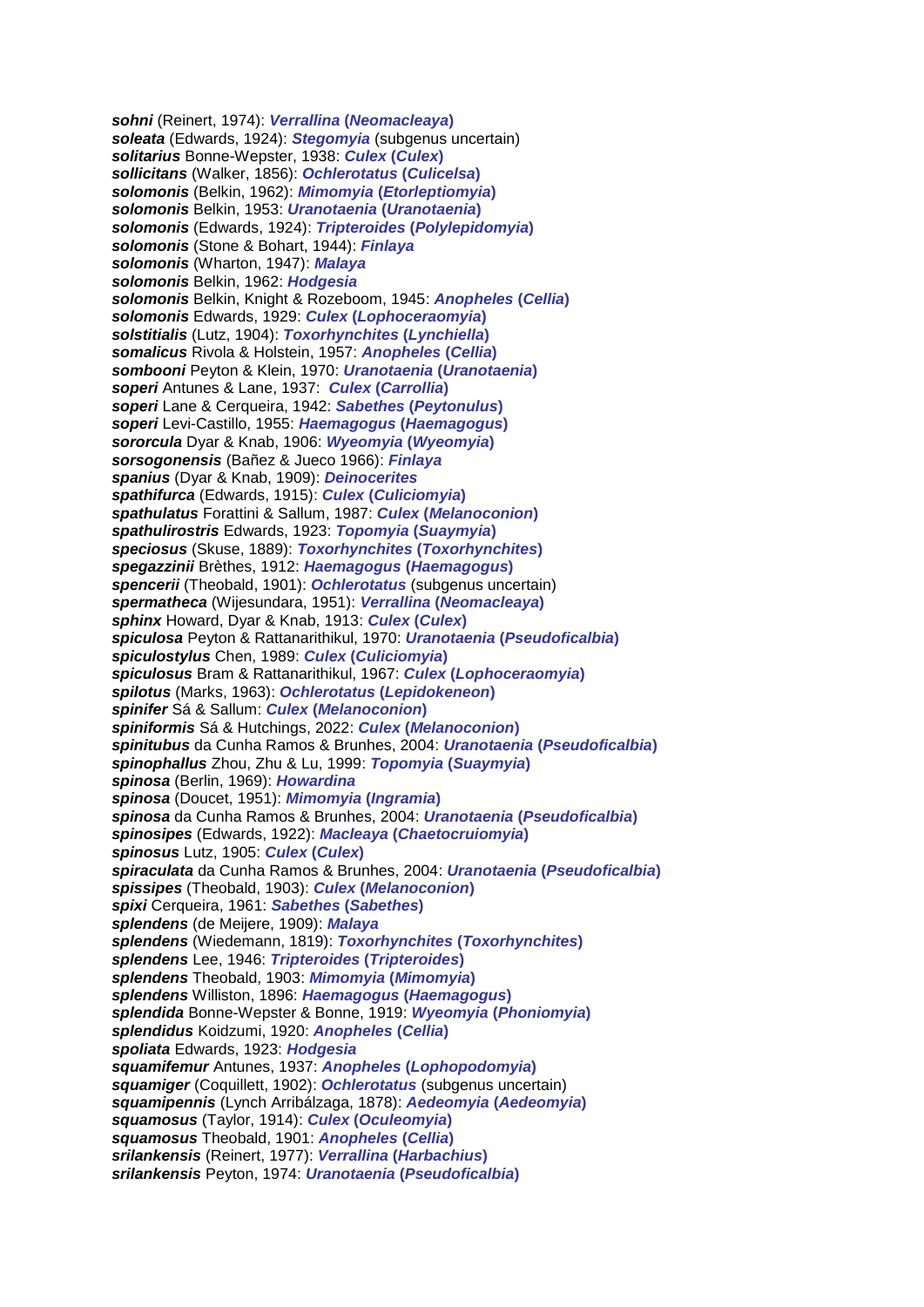***sohni*** (Reinert, 1974): ***Verrallina* (*Neomacleaya*)**
***soleata*** (Edwards, 1924): ***Stegomyia*** (subgenus uncertain)
***solitarius*** Bonne-Wepster, 1938: ***Culex* (*Culex*)**
***sollicitans*** (Walker, 1856): ***Ochlerotatus* (*Culicelsa*)**
***solomonis*** (Belkin, 1962): ***Mimomyia* (*Etorleptiomyia*)**
***solomonis*** Belkin, 1953: ***Uranotaenia* (*Uranotaenia*)**
***solomonis*** (Edwards, 1924): ***Tripteroides* (*Polylepidomyia*)**
***solomonis*** (Stone & Bohart, 1944): ***Finlaya***
***solomonis*** (Wharton, 1947): ***Malaya***
***solomonis*** Belkin, 1962: ***Hodgesia***
***solomonis*** Belkin, Knight & Rozeboom, 1945: ***Anopheles* (*Cellia*)**
***solomonis*** Edwards, 1929: ***Culex* (*Lophoceraomyia*)**
***solstitialis*** (Lutz, 1904): ***Toxorhynchites* (*Lynchiella*)**
***somalicus*** Rivola & Holstein, 1957: ***Anopheles* (*Cellia*)**
***sombooni*** Peyton & Klein, 1970: ***Uranotaenia* (*Uranotaenia*)**
***soperi*** Antunes & Lane, 1937: ***Culex* (*Carrollia*)**
***soperi*** Lane & Cerqueira, 1942: ***Sabethes* (*Peytonulus*)**
***soperi*** Levi-Castillo, 1955: ***Haemagogus* (*Haemagogus*)**
***sororcula*** Dyar & Knab, 1906: ***Wyeomyia* (*Wyeomyia*)**
***sorsogonensis*** (Bañez & Jueco 1966): ***Finlaya***
***spanius*** (Dyar & Knab, 1909): ***Deinocerites***
***spathifurca*** (Edwards, 1915): ***Culex* (*Culiciomyia*)**
***spathulatus*** Forattini & Sallum, 1987: ***Culex* (*Melanoconion*)**
***spathulirostris*** Edwards, 1923: ***Topomyia* (*Suaymyia*)**
***speciosus*** (Skuse, 1889): ***Toxorhynchites* (*Toxorhynchites*)**
***spegazzinii*** Brèthes, 1912: ***Haemagogus* (*Haemagogus*)**
***spencerii*** (Theobald, 1901): ***Ochlerotatus*** (subgenus uncertain)
***spermatheca*** (Wijesundara, 1951): ***Verrallina* (*Neomacleaya*)**
***sphinx*** Howard, Dyar & Knab, 1913: ***Culex* (*Culex*)**
***spiculosa*** Peyton & Rattanarithikul, 1970: ***Uranotaenia* (*Pseudoficalbia*)**
***spiculostylus*** Chen, 1989: ***Culex* (*Culiciomyia*)**
***spiculosus*** Bram & Rattanarithikul, 1967: ***Culex* (*Lophoceraomyia*)**
***spilotus*** (Marks, 1963): ***Ochlerotatus* (*Lepidokeneon*)**
***spinifer*** Sá & Sallum: ***Culex* (*Melanoconion*)**
***spiniformis*** Sá & Hutchings, 2022: ***Culex* (*Melanoconion*)**
***spinitubus*** da Cunha Ramos & Brunhes, 2004: ***Uranotaenia* (*Pseudoficalbia*)**
***spinophallus*** Zhou, Zhu & Lu, 1999: ***Topomyia* (*Suaymyia*)**
***spinosa*** (Berlin, 1969): ***Howardina***
***spinosa*** (Doucet, 1951): ***Mimomyia* (*Ingramia*)**
***spinosa*** da Cunha Ramos & Brunhes, 2004: ***Uranotaenia* (*Pseudoficalbia*)**
***spinosipes*** (Edwards, 1922): ***Macleaya* (*Chaetocruiomyia*)**
***spinosus*** Lutz, 1905: ***Culex* (*Culex*)**
***spiraculata*** da Cunha Ramos & Brunhes, 2004: ***Uranotaenia* (*Pseudoficalbia*)**
***spissipes*** (Theobald, 1903): ***Culex* (*Melanoconion*)**
***spixi*** Cerqueira, 1961: ***Sabethes* (*Sabethes*)**
***splendens*** (de Meijere, 1909): ***Malaya***
***splendens*** (Wiedemann, 1819): ***Toxorhynchites* (*Toxorhynchites*)**
***splendens*** Lee, 1946: ***Tripteroides* (*Tripteroides*)**
***splendens*** Theobald, 1903: ***Mimomyia* (*Mimomyia*)**
***splendens*** Williston, 1896: ***Haemagogus* (*Haemagogus*)**
***splendida*** Bonne-Wepster & Bonne, 1919: ***Wyeomyia* (*Phoniomyia*)**
***splendidus*** Koidzumi, 1920: ***Anopheles* (*Cellia*)**
***spoliata*** Edwards, 1923: ***Hodgesia***
***squamifemur*** Antunes, 1937: ***Anopheles* (*Lophopodomyia*)**
***squamiger*** (Coquillett, 1902): ***Ochlerotatus*** (subgenus uncertain)
***squamipennis*** (Lynch Arribálzaga, 1878): ***Aedeomyia* (*Aedeomyia*)**
***squamosus*** (Taylor, 1914): ***Culex* (*Oculeomyia*)**
***squamosus*** Theobald, 1901: ***Anopheles* (*Cellia*)**
***srilankensis*** (Reinert, 1977): ***Verrallina* (*Harbachius*)**
***srilankensis*** Peyton, 1974: ***Uranotaenia* (*Pseudoficalbia*)**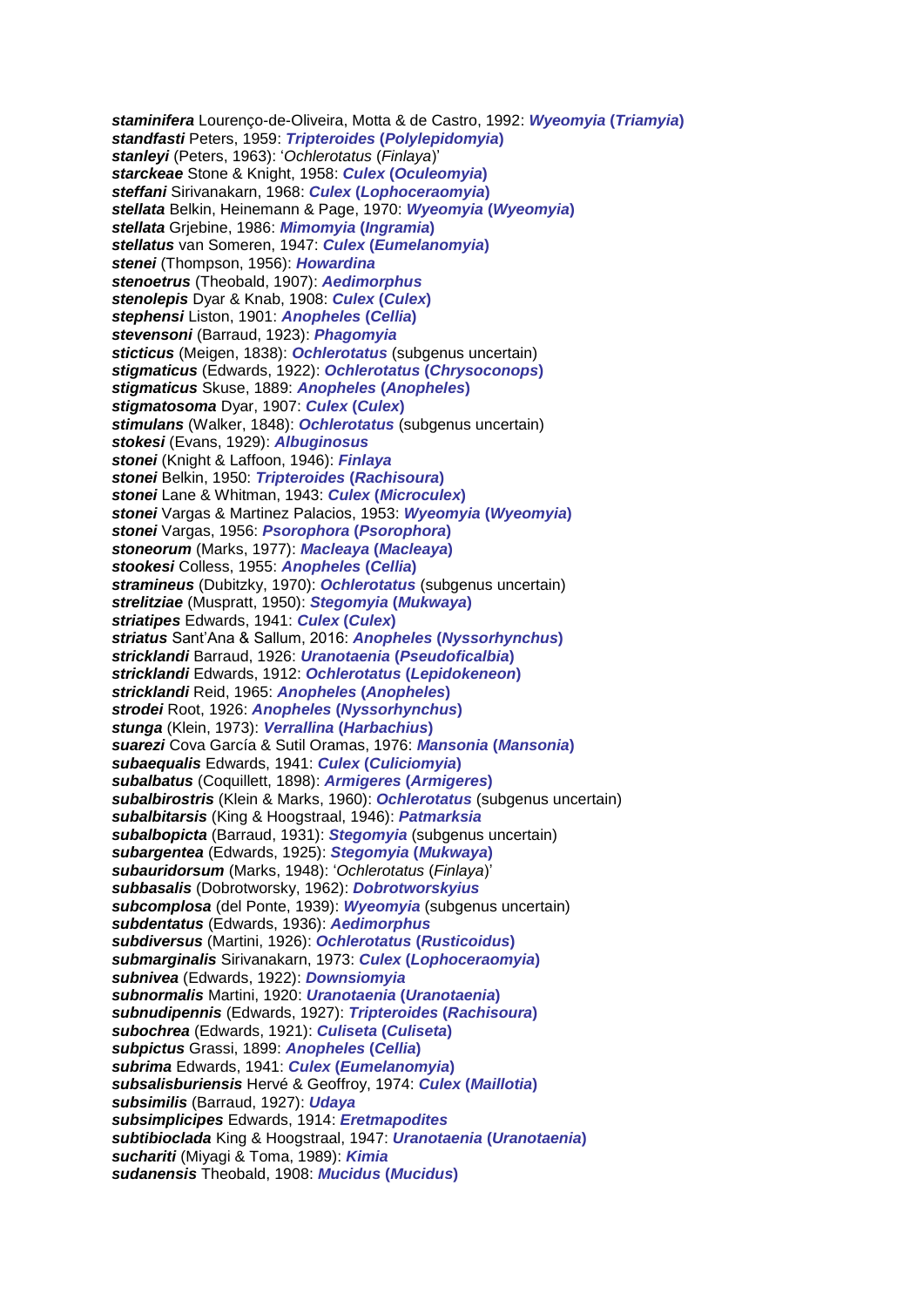***staminifera*** Lourenço-de-Oliveira, Motta & de Castro, 1992: ***Wyeomyia* (*Triamyia*)**
***standfasti*** Peters, 1959: ***Tripteroides* (*Polylepidomyia*)**
***stanleyi*** (Peters, 1963): '*Ochlerotatus* (*Finlaya*)'
***starckeae*** Stone & Knight, 1958: ***Culex* (*Oculeomyia*)**
***steffani*** Sirivanakarn, 1968: ***Culex* (*Lophoceraomyia*)**
***stellata*** Belkin, Heinemann & Page, 1970: ***Wyeomyia* (*Wyeomyia*)**
***stellata*** Grjebine, 1986: ***Mimomyia* (*Ingramia*)**
***stellatus*** van Someren, 1947: ***Culex* (*Eumelanomyia*)**
***stenei*** (Thompson, 1956): ***Howardina***
***stenoetrus*** (Theobald, 1907): ***Aedimorphus***
***stenolepis*** Dyar & Knab, 1908: ***Culex* (*Culex*)**
***stephensi*** Liston, 1901: ***Anopheles* (*Cellia*)**
***stevensoni*** (Barraud, 1923): ***Phagomyia***
***sticticus*** (Meigen, 1838): ***Ochlerotatus*** (subgenus uncertain)
***stigmaticus*** (Edwards, 1922): ***Ochlerotatus* (*Chrysoconops*)**
***stigmaticus*** Skuse, 1889: ***Anopheles* (*Anopheles*)**
***stigmatosoma*** Dyar, 1907: ***Culex* (*Culex*)**
***stimulans*** (Walker, 1848): ***Ochlerotatus*** (subgenus uncertain)
***stokesi*** (Evans, 1929): ***Albuginosus***
***stonei*** (Knight & Laffoon, 1946): ***Finlaya***
***stonei*** Belkin, 1950: ***Tripteroides* (*Rachisoura*)**
***stonei*** Lane & Whitman, 1943: ***Culex* (*Microculex*)**
***stonei*** Vargas & Martinez Palacios, 1953: ***Wyeomyia* (*Wyeomyia*)**
***stonei*** Vargas, 1956: ***Psorophora* (*Psorophora*)**
***stoneorum*** (Marks, 1977): ***Macleaya* (*Macleaya*)**
***stookesi*** Colless, 1955: ***Anopheles* (*Cellia*)**
***stramineus*** (Dubitzky, 1970): ***Ochlerotatus*** (subgenus uncertain)
***strelitziae*** (Muspratt, 1950): ***Stegomyia* (*Mukwaya*)**
***striatipes*** Edwards, 1941: ***Culex* (*Culex*)**
***striatus*** Sant'Ana & Sallum, 2016: ***Anopheles* (*Nyssorhynchus*)**
***stricklandi*** Barraud, 1926: ***Uranotaenia* (*Pseudoficalbia*)**
***stricklandi*** Edwards, 1912: ***Ochlerotatus* (*Lepidokeneon*)**
***stricklandi*** Reid, 1965: ***Anopheles* (*Anopheles*)**
***strodei*** Root, 1926: ***Anopheles* (*Nyssorhynchus*)**
***stunga*** (Klein, 1973): ***Verrallina* (*Harbachius*)**
***suarezi*** Cova García & Sutil Oramas, 1976: ***Mansonia* (*Mansonia*)**
***subaequalis*** Edwards, 1941: ***Culex* (*Culiciomyia*)**
***subalbatus*** (Coquillett, 1898): ***Armigeres* (*Armigeres*)**
***subalbirostris*** (Klein & Marks, 1960): ***Ochlerotatus*** (subgenus uncertain)
***subalbitarsis*** (King & Hoogstraal, 1946): ***Patmarksia***
***subalbopicta*** (Barraud, 1931): ***Stegomyia*** (subgenus uncertain)
***subargentea*** (Edwards, 1925): ***Stegomyia* (*Mukwaya*)**
***subauridorsum*** (Marks, 1948): '*Ochlerotatus* (*Finlaya*)'
***subbasalis*** (Dobrotworsky, 1962): ***Dobrotworskyius***
***subcomplosa*** (del Ponte, 1939): ***Wyeomyia*** (subgenus uncertain)
***subdentatus*** (Edwards, 1936): ***Aedimorphus***
***subdiversus*** (Martini, 1926): ***Ochlerotatus* (*Rusticoidus*)**
***submarginalis*** Sirivanakarn, 1973: ***Culex* (*Lophoceraomyia*)**
***subnivea*** (Edwards, 1922): ***Downsiomyia***
***subnormalis*** Martini, 1920: ***Uranotaenia* (*Uranotaenia*)**
***subnudipennis*** (Edwards, 1927): ***Tripteroides* (*Rachisoura*)**
***subochrea*** (Edwards, 1921): ***Culiseta* (*Culiseta*)**
***subpictus*** Grassi, 1899: ***Anopheles* (*Cellia*)**
***subrima*** Edwards, 1941: ***Culex* (*Eumelanomyia*)**
***subsalisburiensis*** Hervé & Geoffroy, 1974: ***Culex* (*Maillotia*)**
***subsimilis*** (Barraud, 1927): ***Udaya***
***subsimplicipes*** Edwards, 1914: ***Eretmapodites***
***subtibioclada*** King & Hoogstraal, 1947: ***Uranotaenia* (*Uranotaenia*)**
***suchariti*** (Miyagi & Toma, 1989): ***Kimia***
***sudanensis*** Theobald, 1908: ***Mucidus* (*Mucidus*)**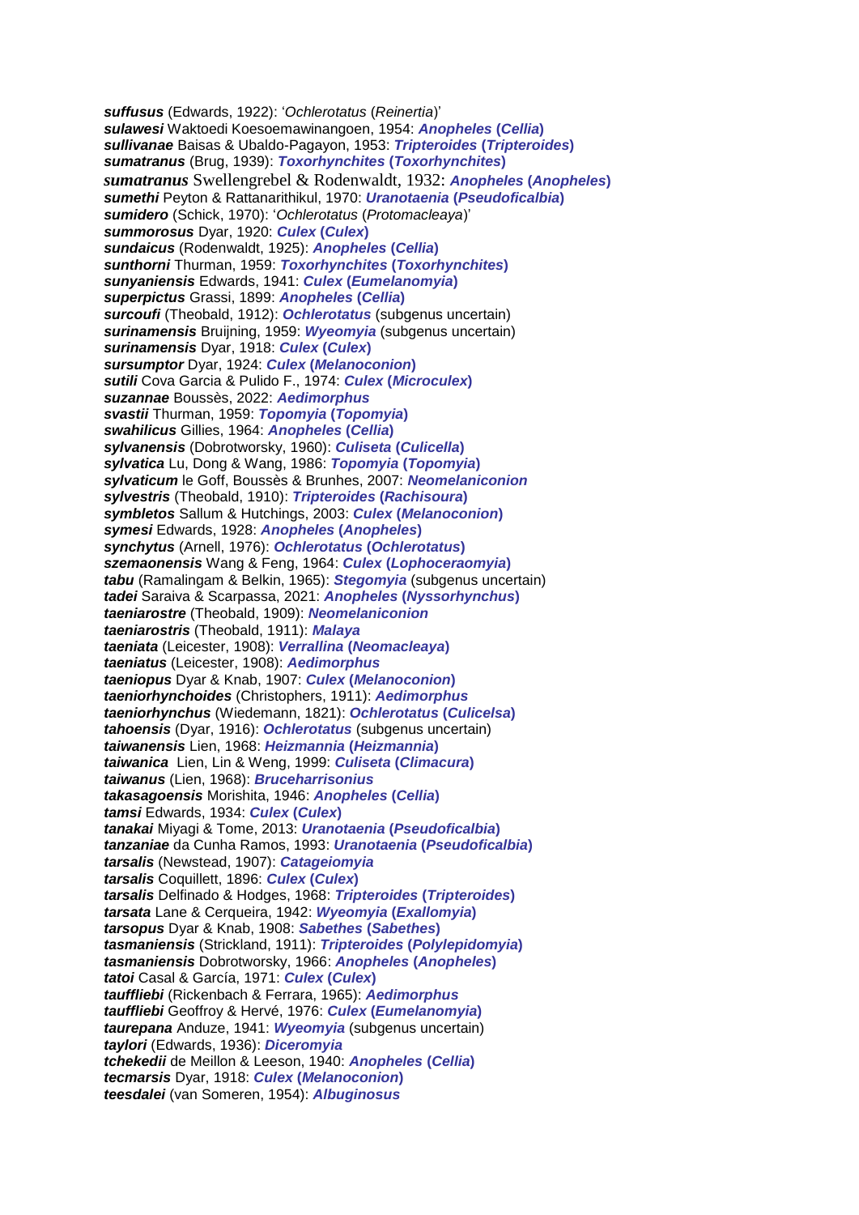***suffusus*** (Edwards, 1922): '*Ochlerotatus* (*Reinertia*)'
***sulawesi*** Waktoedi Koesoemawinangoen, 1954: ***Anopheles* (*Cellia*)**
***sullivanae*** Baisas & Ubaldo-Pagayon, 1953: ***Tripteroides* (*Tripteroides*)**
***sumatranus*** (Brug, 1939): ***Toxorhynchites* (*Toxorhynchites*)**
***sumatranus*** Swellengrebel & Rodenwaldt, 1932: ***Anopheles* (*Anopheles*)**
***sumethi*** Peyton & Rattanarithikul, 1970: ***Uranotaenia* (*Pseudoficalbia*)**
***sumidero*** (Schick, 1970): '*Ochlerotatus* (*Protomacleaya*)'
***summorosus*** Dyar, 1920: ***Culex* (*Culex*)**
***sundaicus*** (Rodenwaldt, 1925): ***Anopheles* (*Cellia*)**
***sunthorni*** Thurman, 1959: ***Toxorhynchites* (*Toxorhynchites*)**
***sunyaniensis*** Edwards, 1941: ***Culex* (*Eumelanomyia*)**
***superpictus*** Grassi, 1899: ***Anopheles* (*Cellia*)**
***surcoufi*** (Theobald, 1912): ***Ochlerotatus*** (subgenus uncertain)
***surinamensis*** Bruijning, 1959: ***Wyeomyia*** (subgenus uncertain)
***surinamensis*** Dyar, 1918: ***Culex* (*Culex*)**
***sursumptor*** Dyar, 1924: ***Culex* (*Melanoconion*)**
***sutili*** Cova Garcia & Pulido F., 1974: ***Culex* (*Microculex*)**
***suzannae*** Boussès, 2022: ***Aedimorphus***
***svastii*** Thurman, 1959: ***Topomyia* (*Topomyia*)**
***swahilicus*** Gillies, 1964: ***Anopheles* (*Cellia*)**
***sylvanensis*** (Dobrotworsky, 1960): ***Culiseta* (*Culicella*)**
***sylvatica*** Lu, Dong & Wang, 1986: ***Topomyia* (*Topomyia*)**
***sylvaticum*** le Goff, Boussès & Brunhes, 2007: ***Neomelaniconion***
***sylvestris*** (Theobald, 1910): ***Tripteroides* (*Rachisoura*)**
***symbletos*** Sallum & Hutchings, 2003: ***Culex* (*Melanoconion*)**
***symesi*** Edwards, 1928: ***Anopheles* (*Anopheles*)**
***synchytus*** (Arnell, 1976): ***Ochlerotatus* (*Ochlerotatus*)**
***szemaonensis*** Wang & Feng, 1964: ***Culex* (*Lophoceraomyia*)**
***tabu*** (Ramalingam & Belkin, 1965): ***Stegomyia*** (subgenus uncertain)
***tadei*** Saraiva & Scarpassa, 2021: ***Anopheles* (*Nyssorhynchus*)**
***taeniarostre*** (Theobald, 1909): ***Neomelaniconion***
***taeniarostris*** (Theobald, 1911): ***Malaya***
***taeniata*** (Leicester, 1908): ***Verrallina* (*Neomacleaya*)**
***taeniatus*** (Leicester, 1908): ***Aedimorphus***
***taeniopus*** Dyar & Knab, 1907: ***Culex* (*Melanoconion*)**
***taeniorhynchoides*** (Christophers, 1911): ***Aedimorphus***
***taeniorhynchus*** (Wiedemann, 1821): ***Ochlerotatus* (*Culicelsa*)**
***tahoensis*** (Dyar, 1916): ***Ochlerotatus*** (subgenus uncertain)
***taiwanensis*** Lien, 1968: ***Heizmannia* (*Heizmannia*)**
***taiwanica*** Lien, Lin & Weng, 1999: ***Culiseta* (*Climacura*)**
***taiwanus*** (Lien, 1968): ***Bruceharrisonius***
***takasagoensis*** Morishita, 1946: ***Anopheles* (*Cellia*)**
***tamsi*** Edwards, 1934: ***Culex* (*Culex*)**
***tanakai*** Miyagi & Tome, 2013: ***Uranotaenia* (*Pseudoficalbia*)**
***tanzaniae*** da Cunha Ramos, 1993: ***Uranotaenia* (*Pseudoficalbia*)**
***tarsalis*** (Newstead, 1907): ***Catageiomyia***
***tarsalis*** Coquillett, 1896: ***Culex* (*Culex*)**
***tarsalis*** Delfinado & Hodges, 1968: ***Tripteroides* (*Tripteroides*)**
***tarsata*** Lane & Cerqueira, 1942: ***Wyeomyia* (*Exallomyia*)**
***tarsopus*** Dyar & Knab, 1908: ***Sabethes* (*Sabethes*)**
***tasmaniensis*** (Strickland, 1911): ***Tripteroides* (*Polylepidomyia*)**
***tasmaniensis*** Dobrotworsky, 1966: ***Anopheles* (*Anopheles*)**
***tatoi*** Casal & García, 1971: ***Culex* (*Culex*)**
***tauffliebi*** (Rickenbach & Ferrara, 1965): ***Aedimorphus***
***tauffliebi*** Geoffroy & Hervé, 1976: ***Culex* (*Eumelanomyia*)**
***taurepana*** Anduze, 1941: ***Wyeomyia*** (subgenus uncertain)
***taylori*** (Edwards, 1936): ***Diceromyia***
***tchekedii*** de Meillon & Leeson, 1940: ***Anopheles* (*Cellia*)**
***tecmarsis*** Dyar, 1918: ***Culex* (*Melanoconion*)**
***teesdalei*** (van Someren, 1954): ***Albuginosus***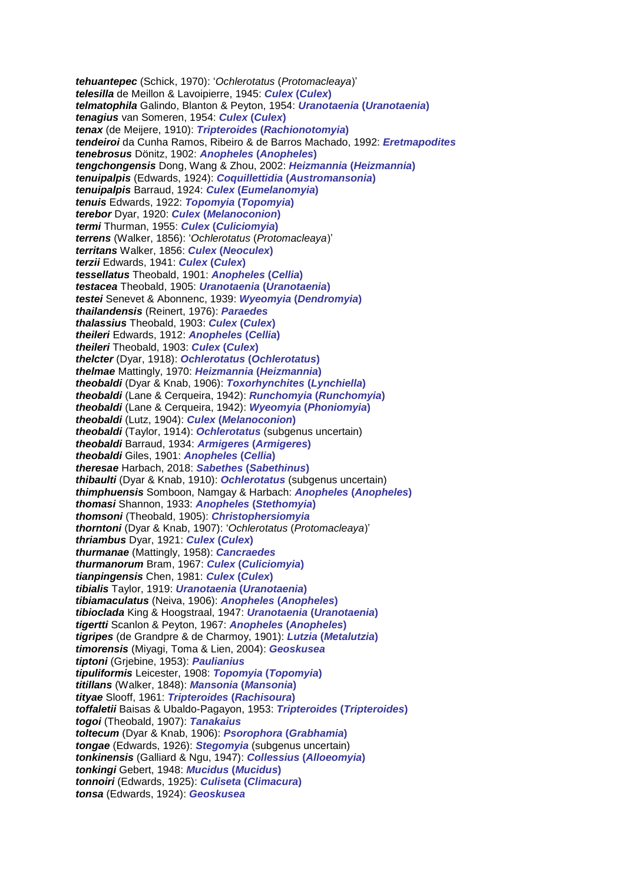***tehuantepec*** (Schick, 1970): '*Ochlerotatus* (*Protomacleaya*)'
***telesilla*** de Meillon & Lavoipierre, 1945: ***Culex* (*Culex*)**
***telmatophila*** Galindo, Blanton & Peyton, 1954: ***Uranotaenia* (*Uranotaenia*)**
***tenagius*** van Someren, 1954: ***Culex* (*Culex*)**
***tenax*** (de Meijere, 1910): ***Tripteroides* (*Rachionotomyia*)**
***tendeiroi*** da Cunha Ramos, Ribeiro & de Barros Machado, 1992: ***Eretmapodites***
***tenebrosus*** Dönitz, 1902: ***Anopheles* (*Anopheles*)**
***tengchongensis*** Dong, Wang & Zhou, 2002: ***Heizmannia* (*Heizmannia*)**
***tenuipalpis*** (Edwards, 1924): ***Coquillettidia* (*Austromansonia*)**
***tenuipalpis*** Barraud, 1924: ***Culex* (*Eumelanomyia*)**
***tenuis*** Edwards, 1922: ***Topomyia* (*Topomyia*)**
***terebor*** Dyar, 1920: ***Culex* (*Melanoconion*)**
***termi*** Thurman, 1955: ***Culex* (*Culiciomyia*)**
***terrens*** (Walker, 1856): '*Ochlerotatus* (*Protomacleaya*)'
***territans*** Walker, 1856: ***Culex* (*Neoculex*)**
***terzii*** Edwards, 1941: ***Culex* (*Culex*)**
***tessellatus*** Theobald, 1901: ***Anopheles* (*Cellia*)**
***testacea*** Theobald, 1905: ***Uranotaenia* (*Uranotaenia*)**
***testei*** Senevet & Abonnenc, 1939: ***Wyeomyia* (*Dendromyia*)**
***thailandensis*** (Reinert, 1976): ***Paraedes***
***thalassius*** Theobald, 1903: ***Culex* (*Culex*)**
***theileri*** Edwards, 1912: ***Anopheles* (*Cellia*)**
***theileri*** Theobald, 1903: ***Culex* (*Culex*)**
***thelcter*** (Dyar, 1918): ***Ochlerotatus* (*Ochlerotatus*)**
***thelmae*** Mattingly, 1970: ***Heizmannia* (*Heizmannia*)**
***theobaldi*** (Dyar & Knab, 1906): ***Toxorhynchites* (*Lynchiella*)**
***theobaldi*** (Lane & Cerqueira, 1942): ***Runchomyia* (*Runchomyia*)**
***theobaldi*** (Lane & Cerqueira, 1942): ***Wyeomyia* (*Phoniomyia*)**
***theobaldi*** (Lutz, 1904): ***Culex* (*Melanoconion*)**
***theobaldi*** (Taylor, 1914): ***Ochlerotatus*** (subgenus uncertain)
***theobaldi*** Barraud, 1934: ***Armigeres* (*Armigeres*)**
***theobaldi*** Giles, 1901: ***Anopheles* (*Cellia*)**
***theresae*** Harbach, 2018: ***Sabethes* (*Sabethinus*)**
***thibaulti*** (Dyar & Knab, 1910): ***Ochlerotatus*** (subgenus uncertain)
***thimphuensis*** Somboon, Namgay & Harbach: ***Anopheles* (*Anopheles*)**
***thomasi*** Shannon, 1933: ***Anopheles* (*Stethomyia*)**
***thomsoni*** (Theobald, 1905): ***Christophersiomyia***
***thorntoni*** (Dyar & Knab, 1907): '*Ochlerotatus* (*Protomacleaya*)'
***thriambus*** Dyar, 1921: ***Culex* (*Culex*)**
***thurmanae*** (Mattingly, 1958): ***Cancraedes***
***thurmanorum*** Bram, 1967: ***Culex* (*Culiciomyia*)**
***tianpingensis*** Chen, 1981: ***Culex* (*Culex*)**
***tibialis*** Taylor, 1919: ***Uranotaenia* (*Uranotaenia*)**
***tibiamaculatus*** (Neiva, 1906): ***Anopheles* (*Anopheles*)**
***tibioclada*** King & Hoogstraal, 1947: ***Uranotaenia* (*Uranotaenia*)**
***tigertti*** Scanlon & Peyton, 1967: ***Anopheles* (*Anopheles*)**
***tigripes*** (de Grandpre & de Charmoy, 1901): ***Lutzia* (*Metalutzia*)**
***timorensis*** (Miyagi, Toma & Lien, 2004): ***Geoskusea***
***tiptoni*** (Grjebine, 1953): ***Paulianius***
***tipuliformis*** Leicester, 1908: ***Topomyia* (*Topomyia*)**
***titillans*** (Walker, 1848): ***Mansonia* (*Mansonia*)**
***tityae*** Slooff, 1961: ***Tripteroides* (*Rachisoura*)**
***toffaletii*** Baisas & Ubaldo-Pagayon, 1953: ***Tripteroides* (*Tripteroides*)**
***togoi*** (Theobald, 1907): ***Tanakaius***
***toltecum*** (Dyar & Knab, 1906): ***Psorophora* (*Grabhamia*)**
***tongae*** (Edwards, 1926): ***Stegomyia*** (subgenus uncertain)
***tonkinensis*** (Galliard & Ngu, 1947): ***Collessius* (*Alloeomyia*)**
***tonkingi*** Gebert, 1948: ***Mucidus* (*Mucidus*)**
***tonnoiri*** (Edwards, 1925): ***Culiseta* (*Climacura*)**
***tonsa*** (Edwards, 1924): ***Geoskusea***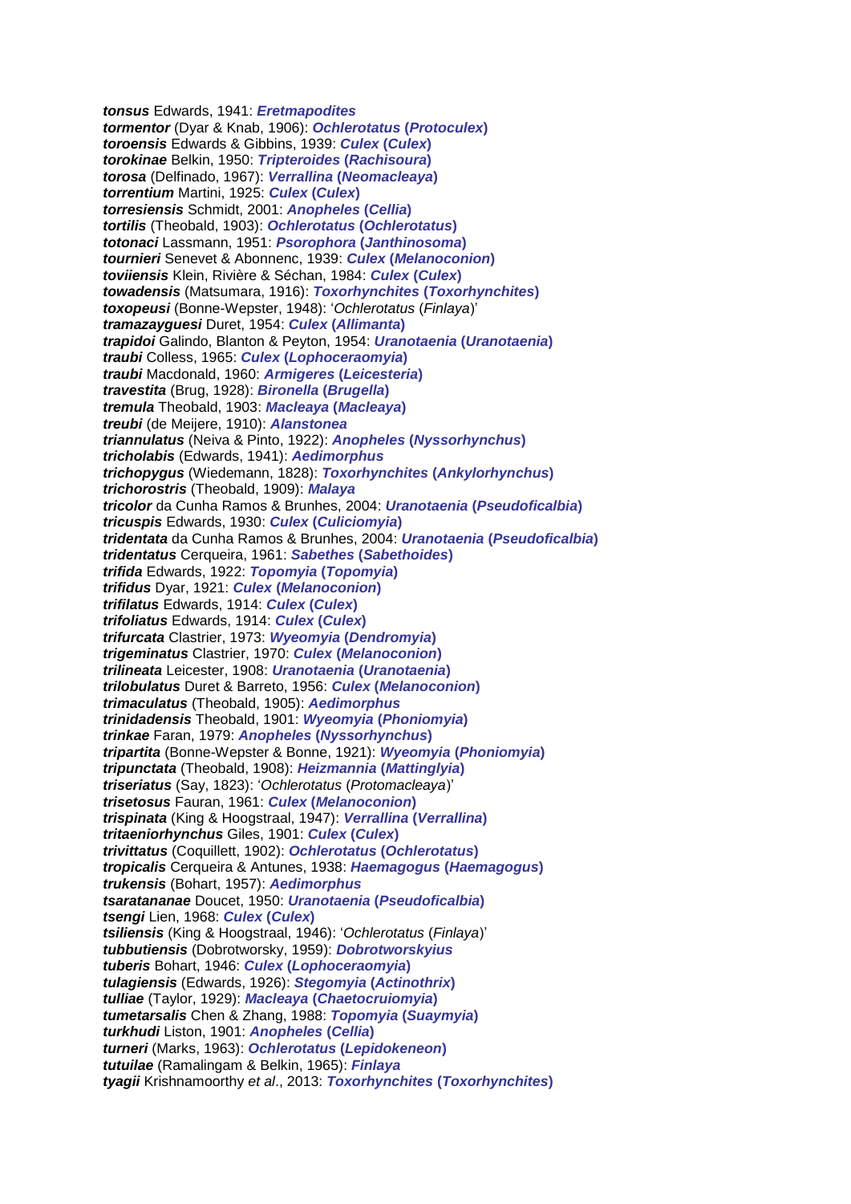***tonsus*** Edwards, 1941: ***Eretmapodites***
***tormentor*** (Dyar & Knab, 1906): ***Ochlerotatus* (*Protoculex*)**
***toroensis*** Edwards & Gibbins, 1939: ***Culex* (*Culex*)**
***torokinae*** Belkin, 1950: ***Tripteroides* (*Rachisoura*)**
***torosa*** (Delfinado, 1967): ***Verrallina* (*Neomacleaya*)**
***torrentium*** Martini, 1925: ***Culex* (*Culex*)**
***torresiensis*** Schmidt, 2001: ***Anopheles* (*Cellia*)**
***tortilis*** (Theobald, 1903): ***Ochlerotatus* (*Ochlerotatus*)**
***totonaci*** Lassmann, 1951: ***Psorophora* (*Janthinosoma*)**
***tournieri*** Senevet & Abonnenc, 1939: ***Culex* (*Melanoconion*)**
***toviiensis*** Klein, Rivière & Séchan, 1984: ***Culex* (*Culex*)**
***towadensis*** (Matsumara, 1916): ***Toxorhynchites* (*Toxorhynchites*)**
***toxopeusi*** (Bonne-Wepster, 1948): '*Ochlerotatus* (*Finlaya*)'
***tramazayguesi*** Duret, 1954: ***Culex* (*Allimanta*)**
***trapidoi*** Galindo, Blanton & Peyton, 1954: ***Uranotaenia* (*Uranotaenia*)**
***traubi*** Colless, 1965: ***Culex* (*Lophoceraomyia*)**
***traubi*** Macdonald, 1960: ***Armigeres* (*Leicesteria*)**
***travestita*** (Brug, 1928): ***Bironella* (*Brugella*)**
***tremula*** Theobald, 1903: ***Macleaya* (*Macleaya*)**
***treubi*** (de Meijere, 1910): ***Alanstonea***
***triannulatus*** (Neiva & Pinto, 1922): ***Anopheles* (*Nyssorhynchus*)**
***tricholabis*** (Edwards, 1941): ***Aedimorphus***
***trichopygus*** (Wiedemann, 1828): ***Toxorhynchites* (*Ankylorhynchus*)**
***trichorostris*** (Theobald, 1909): ***Malaya***
***tricolor*** da Cunha Ramos & Brunhes, 2004: ***Uranotaenia* (*Pseudoficalbia*)**
***tricuspis*** Edwards, 1930: ***Culex* (*Culiciomyia*)**
***tridentata*** da Cunha Ramos & Brunhes, 2004: ***Uranotaenia* (*Pseudoficalbia*)**
***tridentatus*** Cerqueira, 1961: ***Sabethes* (*Sabethoides*)**
***trifida*** Edwards, 1922: ***Topomyia* (*Topomyia*)**
***trifidus*** Dyar, 1921: ***Culex* (*Melanoconion*)**
***trifilatus*** Edwards, 1914: ***Culex* (*Culex*)**
***trifoliatus*** Edwards, 1914: ***Culex* (*Culex*)**
***trifurcata*** Clastrier, 1973: ***Wyeomyia* (*Dendromyia*)**
***trigeminatus*** Clastrier, 1970: ***Culex* (*Melanoconion*)**
***trilineata*** Leicester, 1908: ***Uranotaenia* (*Uranotaenia*)**
***trilobulatus*** Duret & Barreto, 1956: ***Culex* (*Melanoconion*)**
***trimaculatus*** (Theobald, 1905): ***Aedimorphus***
***trinidadensis*** Theobald, 1901: ***Wyeomyia* (*Phoniomyia*)**
***trinkae*** Faran, 1979: ***Anopheles* (*Nyssorhynchus*)**
***tripartita*** (Bonne-Wepster & Bonne, 1921): ***Wyeomyia* (*Phoniomyia*)**
***tripunctata*** (Theobald, 1908): ***Heizmannia* (*Mattinglyia*)**
***triseriatus*** (Say, 1823): '*Ochlerotatus* (*Protomacleaya*)'
***trisetosus*** Fauran, 1961: ***Culex* (*Melanoconion*)**
***trispinata*** (King & Hoogstraal, 1947): ***Verrallina* (*Verrallina*)**
***tritaeniorhynchus*** Giles, 1901: ***Culex* (*Culex*)**
***trivittatus*** (Coquillett, 1902): ***Ochlerotatus* (*Ochlerotatus*)**
***tropicalis*** Cerqueira & Antunes, 1938: ***Haemagogus* (*Haemagogus*)**
***trukensis*** (Bohart, 1957): ***Aedimorphus***
***tsaratananae*** Doucet, 1950: ***Uranotaenia* (*Pseudoficalbia*)**
***tsengi*** Lien, 1968: ***Culex* (*Culex*)**
***tsiliensis*** (King & Hoogstraal, 1946): '*Ochlerotatus* (*Finlaya*)'
***tubbutiensis*** (Dobrotworsky, 1959): ***Dobrotworskyius***
***tuberis*** Bohart, 1946: ***Culex* (*Lophoceraomyia*)**
***tulagiensis*** (Edwards, 1926): ***Stegomyia* (*Actinothrix*)**
***tulliae*** (Taylor, 1929): ***Macleaya* (*Chaetocruiomyia*)**
***tumetarsalis*** Chen & Zhang, 1988: ***Topomyia* (*Suaymyia*)**
***turkhudi*** Liston, 1901: ***Anopheles* (*Cellia*)**
***turneri*** (Marks, 1963): ***Ochlerotatus* (*Lepidokeneon*)**
***tutuilae*** (Ramalingam & Belkin, 1965): ***Finlaya***
***tyagii*** Krishnamoorthy *et al*., 2013: ***Toxorhynchites* (*Toxorhynchites*)**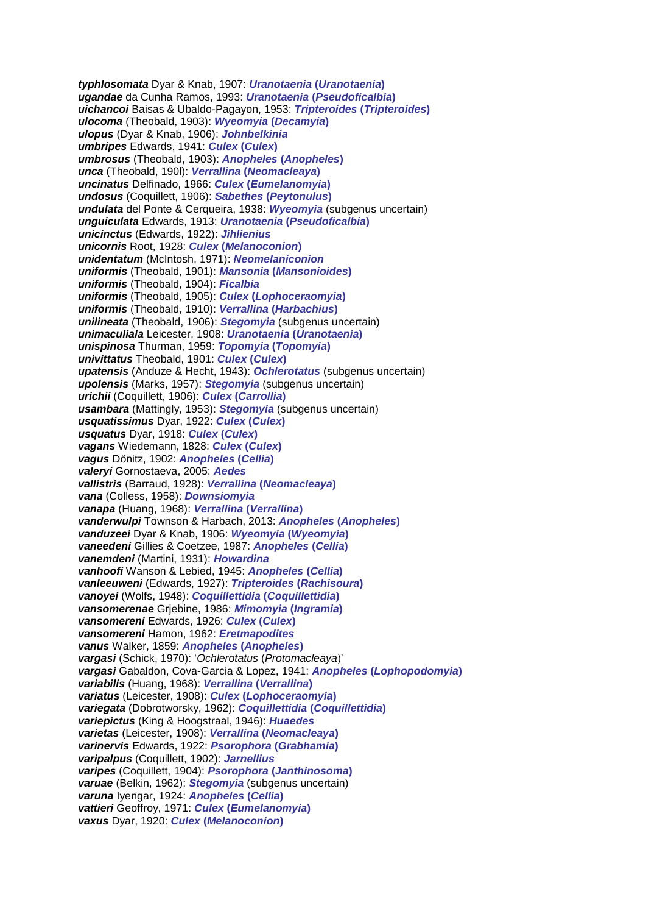***typhlosomata*** Dyar & Knab, 1907: ***Uranotaenia* (*Uranotaenia*)**
***ugandae*** da Cunha Ramos, 1993: ***Uranotaenia* (*Pseudoficalbia*)**
***uichancoi*** Baisas & Ubaldo-Pagayon, 1953: ***Tripteroides* (*Tripteroides*)**
***ulocoma*** (Theobald, 1903): ***Wyeomyia* (*Decamyia*)**
***ulopus*** (Dyar & Knab, 1906): ***Johnbelkinia***
***umbripes*** Edwards, 1941: ***Culex* (*Culex*)**
***umbrosus*** (Theobald, 1903): ***Anopheles* (*Anopheles*)**
***unca*** (Theobald, 190l): ***Verrallina* (*Neomacleaya*)**
***uncinatus*** Delfinado, 1966: ***Culex* (*Eumelanomyia*)**
***undosus*** (Coquillett, 1906): ***Sabethes* (*Peytonulus*)**
***undulata*** del Ponte & Cerqueira, 1938: ***Wyeomyia*** (subgenus uncertain)
***unguiculata*** Edwards, 1913: ***Uranotaenia* (*Pseudoficalbia*)**
***unicinctus*** (Edwards, 1922): ***Jihlienius***
***unicornis*** Root, 1928: ***Culex* (*Melanoconion*)**
***unidentatum*** (McIntosh, 1971): ***Neomelaniconion***
***uniformis*** (Theobald, 1901): ***Mansonia* (*Mansonioides*)**
***uniformis*** (Theobald, 1904): ***Ficalbia***
***uniformis*** (Theobald, 1905): ***Culex* (*Lophoceraomyia*)**
***uniformis*** (Theobald, 1910): ***Verrallina* (*Harbachius*)**
***unilineata*** (Theobald, 1906): ***Stegomyia*** (subgenus uncertain)
***unimaculiala*** Leicester, 1908: ***Uranotaenia* (*Uranotaenia*)**
***unispinosa*** Thurman, 1959: ***Topomyia* (*Topomyia*)**
***univittatus*** Theobald, 1901: ***Culex* (*Culex*)**
***upatensis*** (Anduze & Hecht, 1943): ***Ochlerotatus*** (subgenus uncertain)
***upolensis*** (Marks, 1957): ***Stegomyia*** (subgenus uncertain)
***urichii*** (Coquillett, 1906): ***Culex* (*Carrollia*)**
***usambara*** (Mattingly, 1953): ***Stegomyia*** (subgenus uncertain)
***usquatissimus*** Dyar, 1922: ***Culex* (*Culex*)**
***usquatus*** Dyar, 1918: ***Culex* (*Culex*)**
***vagans*** Wiedemann, 1828: ***Culex* (*Culex*)**
***vagus*** Dönitz, 1902: ***Anopheles* (*Cellia*)**
***valeryi*** Gornostaeva, 2005: ***Aedes***
***vallistris*** (Barraud, 1928): ***Verrallina* (*Neomacleaya*)**
***vana*** (Colless, 1958): ***Downsiomyia***
***vanapa*** (Huang, 1968): ***Verrallina* (*Verrallina*)**
***vanderwulpi*** Townson & Harbach, 2013: ***Anopheles* (*Anopheles*)**
***vanduzeei*** Dyar & Knab, 1906: ***Wyeomyia* (*Wyeomyia*)**
***vaneedeni*** Gillies & Coetzee, 1987: ***Anopheles* (*Cellia*)**
***vanemdeni*** (Martini, 1931): ***Howardina***
***vanhoofi*** Wanson & Lebied, 1945: ***Anopheles* (*Cellia*)**
***vanleeuweni*** (Edwards, 1927): ***Tripteroides* (*Rachisoura*)**
***vanoyei*** (Wolfs, 1948): ***Coquillettidia* (*Coquillettidia*)**
***vansomerenae*** Grjebine, 1986: ***Mimomyia* (*Ingramia*)**
***vansomereni*** Edwards, 1926: ***Culex* (*Culex*)**
***vansomereni*** Hamon, 1962: ***Eretmapodites***
***vanus*** Walker, 1859: ***Anopheles* (*Anopheles*)**
***vargasi*** (Schick, 1970): '*Ochlerotatus* (*Protomacleaya*)'
***vargasi*** Gabaldon, Cova-Garcia & Lopez, 1941: ***Anopheles* (*Lophopodomyia*)**
***variabilis*** (Huang, 1968): ***Verrallina* (*Verrallina*)**
***variatus*** (Leicester, 1908): ***Culex* (*Lophoceraomyia*)**
***variegata*** (Dobrotworsky, 1962): ***Coquillettidia* (*Coquillettidia*)**
***variepictus*** (King & Hoogstraal, 1946): ***Huaedes***
***varietas*** (Leicester, 1908): ***Verrallina* (*Neomacleaya*)**
***varinervis*** Edwards, 1922: ***Psorophora* (*Grabhamia*)**
***varipalpus*** (Coquillett, 1902): ***Jarnellius***
***varipes*** (Coquillett, 1904): ***Psorophora* (*Janthinosoma*)**
***varuae*** (Belkin, 1962): ***Stegomyia*** (subgenus uncertain)
***varuna*** Iyengar, 1924: ***Anopheles* (*Cellia*)**
***vattieri*** Geoffroy, 1971: ***Culex* (*Eumelanomyia*)**
***vaxus*** Dyar, 1920: ***Culex* (*Melanoconion*)**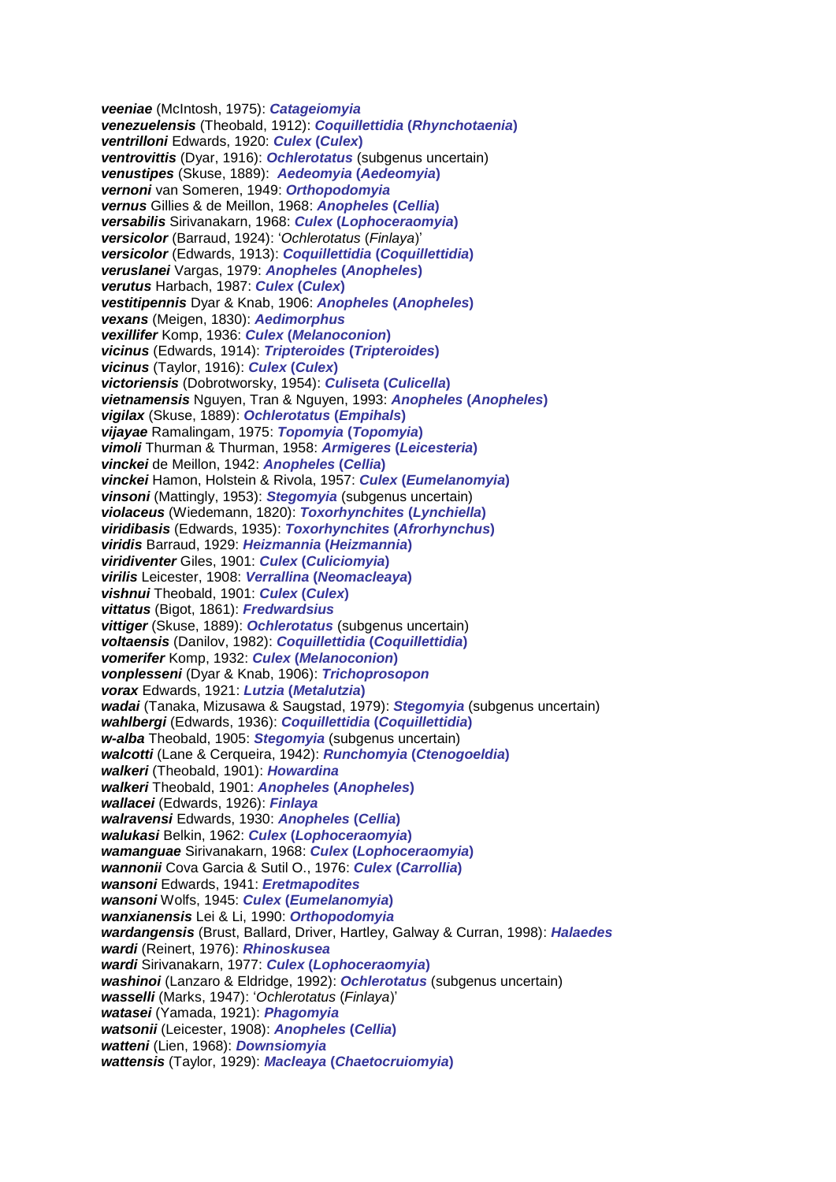***veeniae*** (McIntosh, 1975): ***Catageiomyia***
***venezuelensis*** (Theobald, 1912): ***Coquillettidia* (*Rhynchotaenia*)**
***ventrilloni*** Edwards, 1920: ***Culex* (*Culex*)**
***ventrovittis*** (Dyar, 1916): ***Ochlerotatus*** (subgenus uncertain)
***venustipes*** (Skuse, 1889): ***Aedeomyia* (*Aedeomyia*)**
***vernoni*** van Someren, 1949: ***Orthopodomyia***
***vernus*** Gillies & de Meillon, 1968: ***Anopheles* (*Cellia*)**
***versabilis*** Sirivanakarn, 1968: ***Culex* (*Lophoceraomyia*)**
***versicolor*** (Barraud, 1924): '*Ochlerotatus* (*Finlaya*)'
***versicolor*** (Edwards, 1913): ***Coquillettidia* (*Coquillettidia*)**
***veruslanei*** Vargas, 1979: ***Anopheles* (*Anopheles*)**
***verutus*** Harbach, 1987: ***Culex* (*Culex*)**
***vestitipennis*** Dyar & Knab, 1906: ***Anopheles* (*Anopheles*)**
***vexans*** (Meigen, 1830): ***Aedimorphus***
***vexillifer*** Komp, 1936: ***Culex* (*Melanoconion*)**
***vicinus*** (Edwards, 1914): ***Tripteroides* (*Tripteroides*)**
***vicinus*** (Taylor, 1916): ***Culex* (*Culex*)**
***victoriensis*** (Dobrotworsky, 1954): ***Culiseta* (*Culicella*)**
***vietnamensis*** Nguyen, Tran & Nguyen, 1993: ***Anopheles* (*Anopheles*)**
***vigilax*** (Skuse, 1889): ***Ochlerotatus* (*Empihals*)**
***vijayae*** Ramalingam, 1975: ***Topomyia* (*Topomyia*)**
***vimoli*** Thurman & Thurman, 1958: ***Armigeres* (*Leicesteria*)**
***vinckei*** de Meillon, 1942: ***Anopheles* (*Cellia*)**
***vinckei*** Hamon, Holstein & Rivola, 1957: ***Culex* (*Eumelanomyia*)**
***vinsoni*** (Mattingly, 1953): ***Stegomyia*** (subgenus uncertain)
***violaceus*** (Wiedemann, 1820): ***Toxorhynchites* (*Lynchiella*)**
***viridibasis*** (Edwards, 1935): ***Toxorhynchites* (*Afrorhynchus*)**
***viridis*** Barraud, 1929: ***Heizmannia* (*Heizmannia*)**
***viridiventer*** Giles, 1901: ***Culex* (*Culiciomyia*)**
***virilis*** Leicester, 1908: ***Verrallina* (*Neomacleaya*)**
***vishnui*** Theobald, 1901: ***Culex* (*Culex*)**
***vittatus*** (Bigot, 1861): ***Fredwardsius***
***vittiger*** (Skuse, 1889): ***Ochlerotatus*** (subgenus uncertain)
***voltaensis*** (Danilov, 1982): ***Coquillettidia* (*Coquillettidia*)**
***vomerifer*** Komp, 1932: ***Culex* (*Melanoconion*)**
***vonplesseni*** (Dyar & Knab, 1906): ***Trichoprosopon***
***vorax*** Edwards, 1921: ***Lutzia* (*Metalutzia*)**
***wadai*** (Tanaka, Mizusawa & Saugstad, 1979): ***Stegomyia*** (subgenus uncertain)
***wahlbergi*** (Edwards, 1936): ***Coquillettidia* (*Coquillettidia*)**
***w-alba*** Theobald, 1905: ***Stegomyia*** (subgenus uncertain)
***walcotti*** (Lane & Cerqueira, 1942): ***Runchomyia* (*Ctenogoeldia*)**
***walkeri*** (Theobald, 1901): ***Howardina***
***walkeri*** Theobald, 1901: ***Anopheles* (*Anopheles*)**
***wallacei*** (Edwards, 1926): ***Finlaya***
***walravensi*** Edwards, 1930: ***Anopheles* (*Cellia*)**
***walukasi*** Belkin, 1962: ***Culex* (*Lophoceraomyia*)**
***wamanguae*** Sirivanakarn, 1968: ***Culex* (*Lophoceraomyia*)**
***wannonii*** Cova Garcia & Sutil O., 1976: ***Culex* (*Carrollia*)**
***wansoni*** Edwards, 1941: ***Eretmapodites***
***wansoni*** Wolfs, 1945: ***Culex* (*Eumelanomyia*)**
***wanxianensis*** Lei & Li, 1990: ***Orthopodomyia***
***wardangensis*** (Brust, Ballard, Driver, Hartley, Galway & Curran, 1998): ***Halaedes***
***wardi*** (Reinert, 1976): ***Rhinoskusea***
***wardi*** Sirivanakarn, 1977: ***Culex* (*Lophoceraomyia*)**
***washinoi*** (Lanzaro & Eldridge, 1992): ***Ochlerotatus*** (subgenus uncertain)
***wasselli*** (Marks, 1947): '*Ochlerotatus* (*Finlaya*)'
***watasei*** (Yamada, 1921): ***Phagomyia***
***watsonii*** (Leicester, 1908): ***Anopheles* (*Cellia*)**
***watteni*** (Lien, 1968): ***Downsiomyia***
***wattensis*** (Taylor, 1929): ***Macleaya* (*Chaetocruiomyia*)**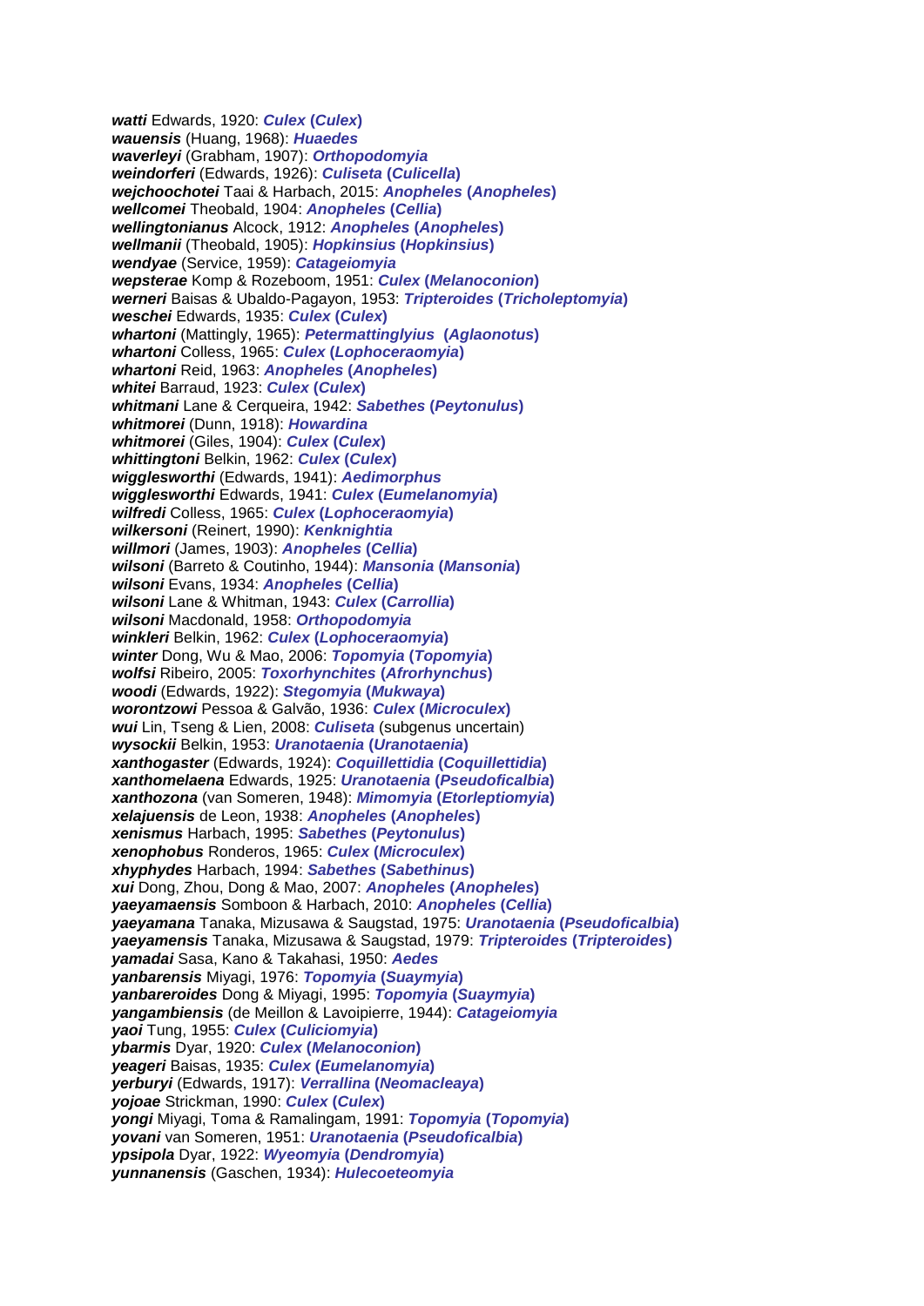***watti*** Edwards, 1920: ***Culex* (*Culex*)**
***wauensis*** (Huang, 1968): ***Huaedes***
***waverleyi*** (Grabham, 1907): ***Orthopodomyia***
***weindorferi*** (Edwards, 1926): ***Culiseta* (*Culicella*)**
***wejchoochotei*** Taai & Harbach, 2015: ***Anopheles* (*Anopheles*)**
***wellcomei*** Theobald, 1904: ***Anopheles* (*Cellia*)**
***wellingtonianus*** Alcock, 1912: ***Anopheles* (*Anopheles*)**
***wellmanii*** (Theobald, 1905): ***Hopkinsius* (*Hopkinsius*)**
***wendyae*** (Service, 1959): ***Catageiomyia***
***wepsterae*** Komp & Rozeboom, 1951: ***Culex* (*Melanoconion*)**
***werneri*** Baisas & Ubaldo-Pagayon, 1953: ***Tripteroides* (*Tricholeptomyia*)**
***weschei*** Edwards, 1935: ***Culex* (*Culex*)**
***whartoni*** (Mattingly, 1965): ***Petermattinglyius* (*Aglaonotus*)**
***whartoni*** Colless, 1965: ***Culex* (*Lophoceraomyia*)**
***whartoni*** Reid, 1963: ***Anopheles* (*Anopheles*)**
***whitei*** Barraud, 1923: ***Culex* (*Culex*)**
***whitmani*** Lane & Cerqueira, 1942: ***Sabethes* (*Peytonulus*)**
***whitmorei*** (Dunn, 1918): ***Howardina***
***whitmorei*** (Giles, 1904): ***Culex* (*Culex*)**
***whittingtoni*** Belkin, 1962: ***Culex* (*Culex*)**
***wigglesworthi*** (Edwards, 1941): ***Aedimorphus***
***wigglesworthi*** Edwards, 1941: ***Culex* (*Eumelanomyia*)**
***wilfredi*** Colless, 1965: ***Culex* (*Lophoceraomyia*)**
***wilkersoni*** (Reinert, 1990): ***Kenknightia***
***willmori*** (James, 1903): ***Anopheles* (*Cellia*)**
***wilsoni*** (Barreto & Coutinho, 1944): ***Mansonia* (*Mansonia*)**
***wilsoni*** Evans, 1934: ***Anopheles* (*Cellia*)**
***wilsoni*** Lane & Whitman, 1943: ***Culex* (*Carrollia*)**
***wilsoni*** Macdonald, 1958: ***Orthopodomyia***
***winkleri*** Belkin, 1962: ***Culex* (*Lophoceraomyia*)**
***winter*** Dong, Wu & Mao, 2006: ***Topomyia* (*Topomyia*)**
***wolfsi*** Ribeiro, 2005: ***Toxorhynchites* (*Afrorhynchus*)**
***woodi*** (Edwards, 1922): ***Stegomyia* (*Mukwaya*)**
***worontzowi*** Pessoa & Galvão, 1936: ***Culex* (*Microculex*)**
***wui*** Lin, Tseng & Lien, 2008: ***Culiseta*** (subgenus uncertain)
***wysockii*** Belkin, 1953: ***Uranotaenia* (*Uranotaenia*)**
***xanthogaster*** (Edwards, 1924): ***Coquillettidia* (*Coquillettidia*)**
***xanthomelaena*** Edwards, 1925: ***Uranotaenia* (*Pseudoficalbia*)**
***xanthozona*** (van Someren, 1948): ***Mimomyia* (*Etorleptiomyia*)**
***xelajuensis*** de Leon, 1938: ***Anopheles* (*Anopheles*)**
***xenismus*** Harbach, 1995: ***Sabethes* (*Peytonulus*)**
***xenophobus*** Ronderos, 1965: ***Culex* (*Microculex*)**
***xhyphydes*** Harbach, 1994: ***Sabethes* (*Sabethinus*)**
***xui*** Dong, Zhou, Dong & Mao, 2007: ***Anopheles* (*Anopheles*)**
***yaeyamaensis*** Somboon & Harbach, 2010: ***Anopheles* (*Cellia*)**
***yaeyamana*** Tanaka, Mizusawa & Saugstad, 1975: ***Uranotaenia* (*Pseudoficalbia*)**
***yaeyamensis*** Tanaka, Mizusawa & Saugstad, 1979: ***Tripteroides* (*Tripteroides*)**
***yamadai*** Sasa, Kano & Takahasi, 1950: ***Aedes***
***yanbarensis*** Miyagi, 1976: ***Topomyia* (*Suaymyia*)**
***yanbareroides*** Dong & Miyagi, 1995: ***Topomyia* (*Suaymyia*)**
***yangambiensis*** (de Meillon & Lavoipierre, 1944): ***Catageiomyia***
***yaoi*** Tung, 1955: ***Culex* (*Culiciomyia*)**
***ybarmis*** Dyar, 1920: ***Culex* (*Melanoconion*)**
***yeageri*** Baisas, 1935: ***Culex* (*Eumelanomyia*)**
***yerburyi*** (Edwards, 1917): ***Verrallina* (*Neomacleaya*)**
***yojoae*** Strickman, 1990: ***Culex* (*Culex*)**
***yongi*** Miyagi, Toma & Ramalingam, 1991: ***Topomyia* (*Topomyia*)**
***yovani*** van Someren, 1951: ***Uranotaenia* (*Pseudoficalbia*)**
***ypsipola*** Dyar, 1922: ***Wyeomyia* (*Dendromyia*)**
***yunnanensis*** (Gaschen, 1934): ***Hulecoeteomyia***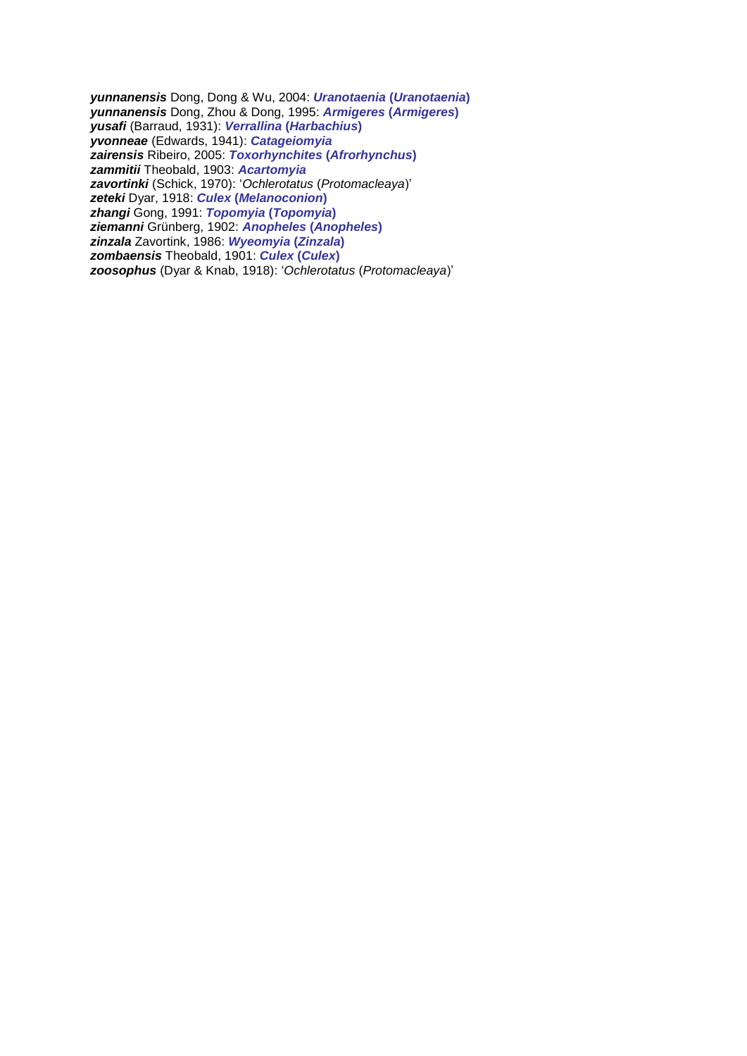***yunnanensis*** Dong, Dong & Wu, 2004: ***Uranotaenia* (*Uranotaenia*)**
***yunnanensis*** Dong, Zhou & Dong, 1995: ***Armigeres* (*Armigeres*)**
***yusafi*** (Barraud, 1931): ***Verrallina* (*Harbachius*)**
***yvonneae*** (Edwards, 1941): ***Catageiomyia***
***zairensis*** Ribeiro, 2005: ***Toxorhynchites* (*Afrorhynchus*)**
***zammitii*** Theobald, 1903: ***Acartomyia***
***zavortinki*** (Schick, 1970): '*Ochlerotatus* (*Protomacleaya*)'
***zeteki*** Dyar, 1918: ***Culex* (*Melanoconion*)**
***zhangi*** Gong, 1991: ***Topomyia* (*Topomyia*)**
***ziemanni*** Grünberg, 1902: ***Anopheles* (*Anopheles*)**
***zinzala*** Zavortink, 1986: ***Wyeomyia* (*Zinzala*)**
***zombaensis*** Theobald, 1901: ***Culex* (*Culex*)**
***zoosophus*** (Dyar & Knab, 1918): '*Ochlerotatus* (*Protomacleaya*)'